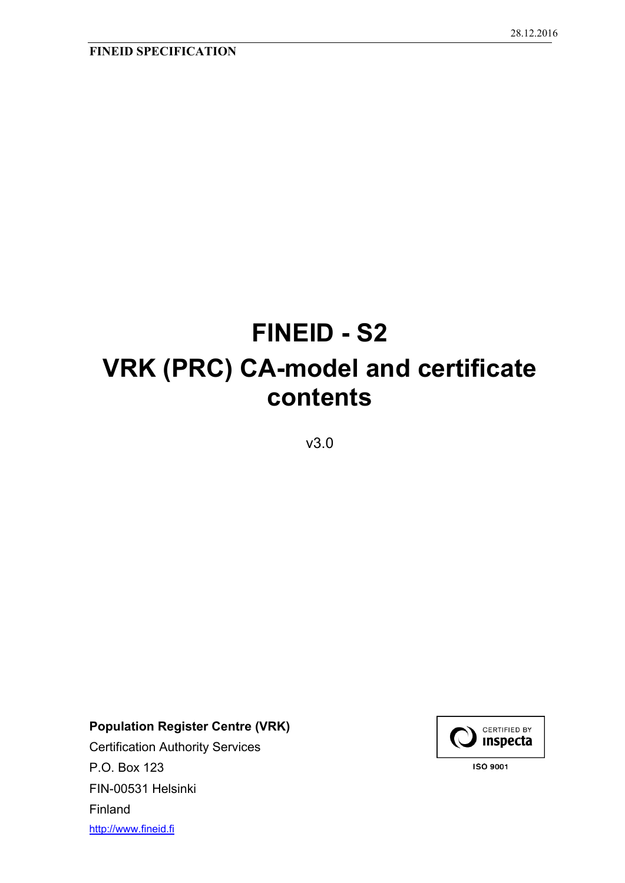28.12.2016

**FINEID SPECIFICATION**

# FINEID - S2

# VRK (PRC) CA-model and certificate contents

v3.0

**Population Register Centre (VRK)**

Certification Authority Services

P.O. Box 123

FIN-00531 Helsinki

Finland

http://www.fineid.fi

CERTIFIED BY inspecta

ISO 9001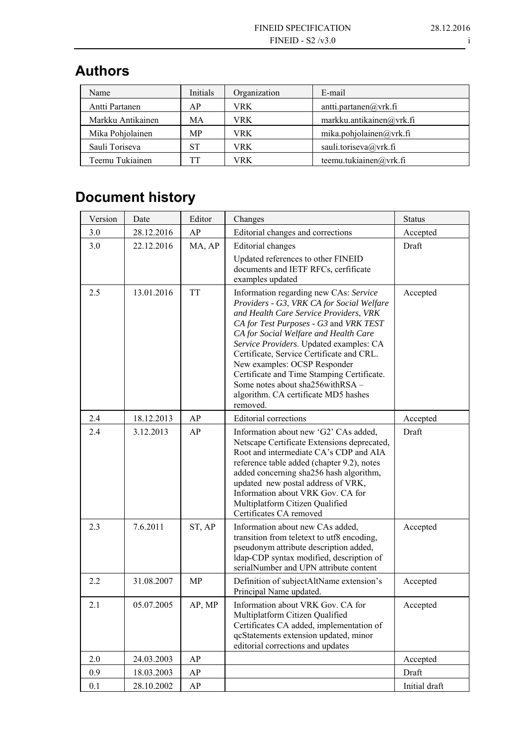## Authors

| Name | Initials | Organization | E-mail |
|---|---|---|---|
| Antti Partanen | AP | VRK | antti.partanen@vrk.fi |
| Markku Antikainen | MA | VRK | markku.antikainen@vrk.fi |
| Mika Pohjolainen | MP | VRK | mika.pohjolainen@vrk.fi |
| Sauli Toriseva | ST | VRK | sauli.toriseva@vrk.fi |
| Teemu Tukiainen | TT | VRK | teemu.tukiainen@vrk.fi |

## Document history

| Version | Date | Editor | Changes | Status |
|---|---|---|---|---|
| 3.0 | 28.12.2016 | AP | Editorial changes and corrections | Accepted |
| 3.0 | 22.12.2016 | MA, AP | Editorial changes<br>Updated references to other FINEID documents and IETF RFCs, cerfificate examples updated | Draft |
| 2.5 | 13.01.2016 | TT | Information regarding new CAs: *Service Providers - G3*, *VRK CA for Social Welfare and Health Care Service Providers*, *VRK CA for Test Purposes - G3* and *VRK TEST CA for Social Welfare and Health Care Service Providers*. Updated examples: CA Certificate, Service Certificate and CRL. New examples: OCSP Responder Certificate and Time Stamping Certificate. Some notes about sha256withRSA – algorithm. CA certificate MD5 hashes removed. | Accepted |
| 2.4 | 18.12.2013 | AP | Editorial corrections | Accepted |
| 2.4 | 3.12.2013 | AP | Information about new 'G2' CAs added, Netscape Certificate Extensions deprecated, Root and intermediate CA's CDP and AIA reference table added (chapter 9.2), notes added concerning sha256 hash algorithm, updated new postal address of VRK, Information about VRK Gov. CA for Multiplatform Citizen Qualified Certificates CA removed | Draft |
| 2.3 | 7.6.2011 | ST, AP | Information about new CAs added, transition from teletext to utf8 encoding, pseudonym attribute description added, ldap-CDP syntax modified, description of serialNumber and UPN attribute content | Accepted |
| 2.2 | 31.08.2007 | MP | Definition of subjectAltName extension's Principal Name updated. | Accepted |
| 2.1 | 05.07.2005 | AP, MP | Information about VRK Gov. CA for Multiplatform Citizen Qualified Certificates CA added, implementation of qcStatements extension updated, minor editorial corrections and updates | Accepted |
| 2.0 | 24.03.2003 | AP | | Accepted |
| 0.9 | 18.03.2003 | AP | | Draft |
| 0.1 | 28.10.2002 | AP | | Initial draft |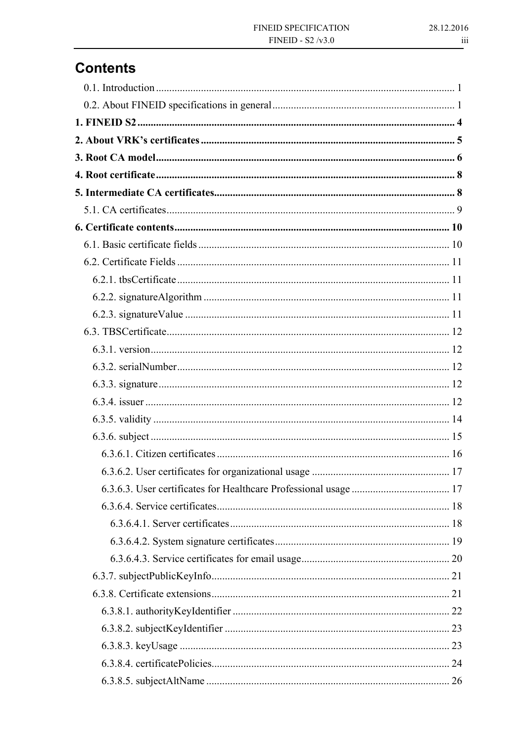# Contents

0.1. Introduction ........................................................................................................ 1

0.2. About FINEID specifications in general ........................................................... 1

**1. FINEID S2 .......................................................................................................... 4**

**2. About VRK's certificates ................................................................................... 5**

**3. Root CA model .................................................................................................. 6**

**4. Root certificate .................................................................................................. 8**

**5. Intermediate CA certificates.............................................................................. 8**

5.1. CA certificates ................................................................................................... 9

**6. Certificate contents .......................................................................................... 10**

6.1. Basic certificate fields ..................................................................................... 10

6.2. Certificate Fields ............................................................................................. 11

6.2.1. tbsCertificate ................................................................................................ 11

6.2.2. signatureAlgorithm ...................................................................................... 11

6.2.3. signatureValue ............................................................................................. 11

6.3. TBSCertificate.................................................................................................. 12

6.3.1. version .......................................................................................................... 12

6.3.2. serialNumber ................................................................................................ 12

6.3.3. signature ....................................................................................................... 12

6.3.4. issuer ............................................................................................................ 12

6.3.5. validity ......................................................................................................... 14

6.3.6. subject .......................................................................................................... 15

6.3.6.1. Citizen certificates ..................................................................................... 16

6.3.6.2. User certificates for organizational usage .................................................. 17

6.3.6.3. User certificates for Healthcare Professional usage .................................. 17

6.3.6.4. Service certificates..................................................................................... 18

6.3.6.4.1. Server certificates ................................................................................... 18

6.3.6.4.2. System signature certificates .................................................................. 19

6.3.6.4.3. Service certificates for email usage........................................................ 20

6.3.7. subjectPublicKeyInfo ................................................................................... 21

6.3.8. Certificate extensions ................................................................................... 21

6.3.8.1. authorityKeyIdentifier ............................................................................... 22

6.3.8.2. subjectKeyIdentifier .................................................................................. 23

6.3.8.3. keyUsage ................................................................................................... 23

6.3.8.4. certificatePolicies....................................................................................... 24

6.3.8.5. subjectAltName ......................................................................................... 26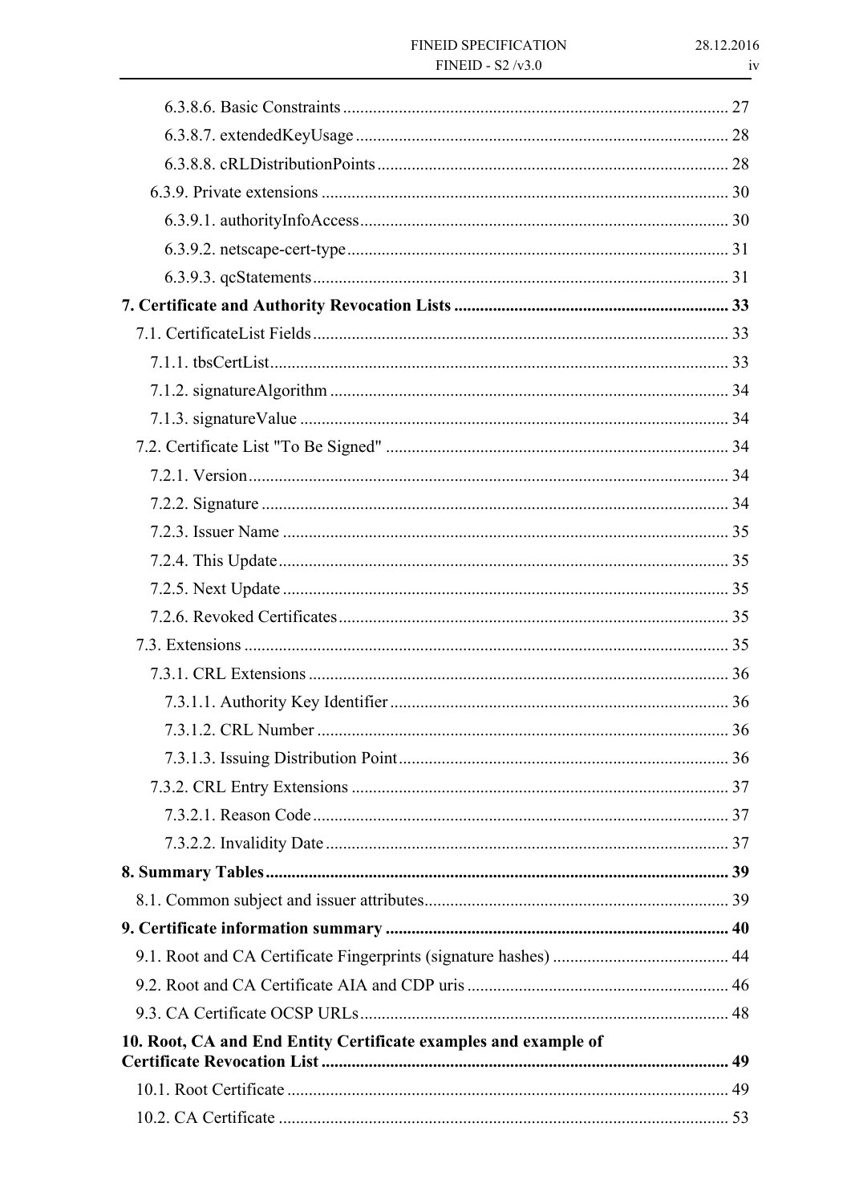6.3.8.6. Basic Constraints ........ 27

6.3.8.7. extendedKeyUsage ........ 28

6.3.8.8. cRLDistributionPoints ........ 28

6.3.9. Private extensions ........ 30

6.3.9.1. authorityInfoAccess ........ 30

6.3.9.2. netscape-cert-type ........ 31

6.3.9.3. qcStatements ........ 31

**7. Certificate and Authority Revocation Lists ........ 33**

7.1. CertificateList Fields ........ 33

7.1.1. tbsCertList ........ 33

7.1.2. signatureAlgorithm ........ 34

7.1.3. signatureValue ........ 34

7.2. Certificate List "To Be Signed" ........ 34

7.2.1. Version ........ 34

7.2.2. Signature ........ 34

7.2.3. Issuer Name ........ 35

7.2.4. This Update ........ 35

7.2.5. Next Update ........ 35

7.2.6. Revoked Certificates ........ 35

7.3. Extensions ........ 35

7.3.1. CRL Extensions ........ 36

7.3.1.1. Authority Key Identifier ........ 36

7.3.1.2. CRL Number ........ 36

7.3.1.3. Issuing Distribution Point ........ 36

7.3.2. CRL Entry Extensions ........ 37

7.3.2.1. Reason Code ........ 37

7.3.2.2. Invalidity Date ........ 37

**8. Summary Tables ........ 39**

8.1. Common subject and issuer attributes ........ 39

**9. Certificate information summary ........ 40**

9.1. Root and CA Certificate Fingerprints (signature hashes) ........ 44

9.2. Root and CA Certificate AIA and CDP uris ........ 46

9.3. CA Certificate OCSP URLs ........ 48

**10. Root, CA and End Entity Certificate examples and example of Certificate Revocation List ........ 49**

10.1. Root Certificate ........ 49

10.2. CA Certificate ........ 53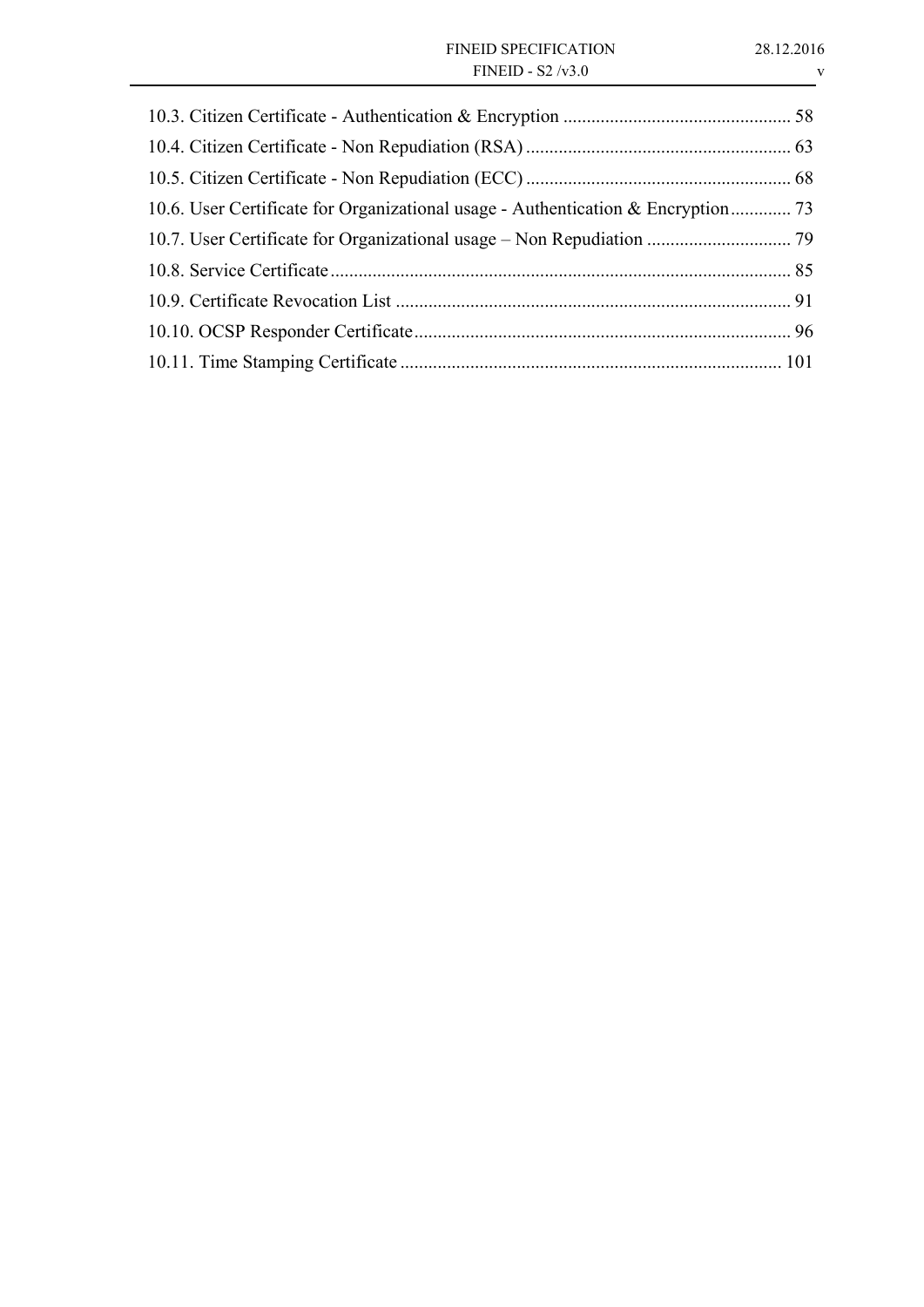10.3. Citizen Certificate - Authentication & Encryption ................................................. 58

10.4. Citizen Certificate - Non Repudiation (RSA) ......................................................... 63

10.5. Citizen Certificate - Non Repudiation (ECC) ......................................................... 68

10.6. User Certificate for Organizational usage - Authentication & Encryption............. 73

10.7. User Certificate for Organizational usage – Non Repudiation ............................... 79

10.8. Service Certificate .................................................................................................. 85

10.9. Certificate Revocation List ..................................................................................... 91

10.10. OCSP Responder Certificate................................................................................ 96

10.11. Time Stamping Certificate ................................................................................. 101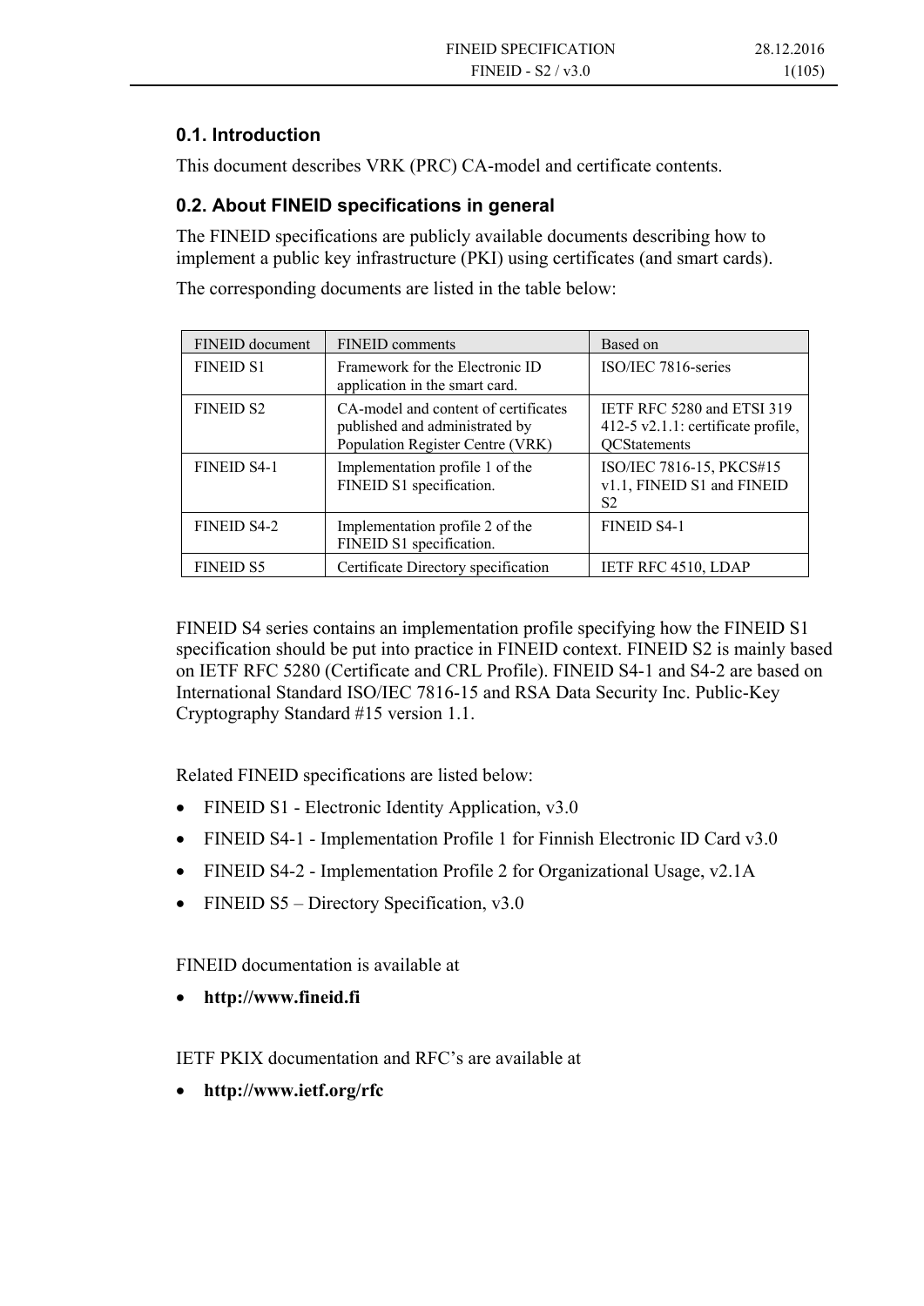### 0.1. Introduction

This document describes VRK (PRC) CA-model and certificate contents.

### 0.2. About FINEID specifications in general

The FINEID specifications are publicly available documents describing how to implement a public key infrastructure (PKI) using certificates (and smart cards).

The corresponding documents are listed in the table below:

| FINEID document | FINEID comments | Based on |
|---|---|---|
| FINEID S1 | Framework for the Electronic ID application in the smart card. | ISO/IEC 7816-series |
| FINEID S2 | CA-model and content of certificates published and administrated by Population Register Centre (VRK) | IETF RFC 5280 and ETSI 319 412-5 v2.1.1: certificate profile, QCStatements |
| FINEID S4-1 | Implementation profile 1 of the FINEID S1 specification. | ISO/IEC 7816-15, PKCS#15 v1.1, FINEID S1 and FINEID S2 |
| FINEID S4-2 | Implementation profile 2 of the FINEID S1 specification. | FINEID S4-1 |
| FINEID S5 | Certificate Directory specification | IETF RFC 4510, LDAP |

FINEID S4 series contains an implementation profile specifying how the FINEID S1 specification should be put into practice in FINEID context. FINEID S2 is mainly based on IETF RFC 5280 (Certificate and CRL Profile). FINEID S4-1 and S4-2 are based on International Standard ISO/IEC 7816-15 and RSA Data Security Inc. Public-Key Cryptography Standard #15 version 1.1.

Related FINEID specifications are listed below:

- FINEID S1 - Electronic Identity Application, v3.0
- FINEID S4-1 - Implementation Profile 1 for Finnish Electronic ID Card v3.0
- FINEID S4-2 - Implementation Profile 2 for Organizational Usage, v2.1A
- FINEID S5 – Directory Specification, v3.0

FINEID documentation is available at

- **http://www.fineid.fi**

IETF PKIX documentation and RFC's are available at

- **http://www.ietf.org/rfc**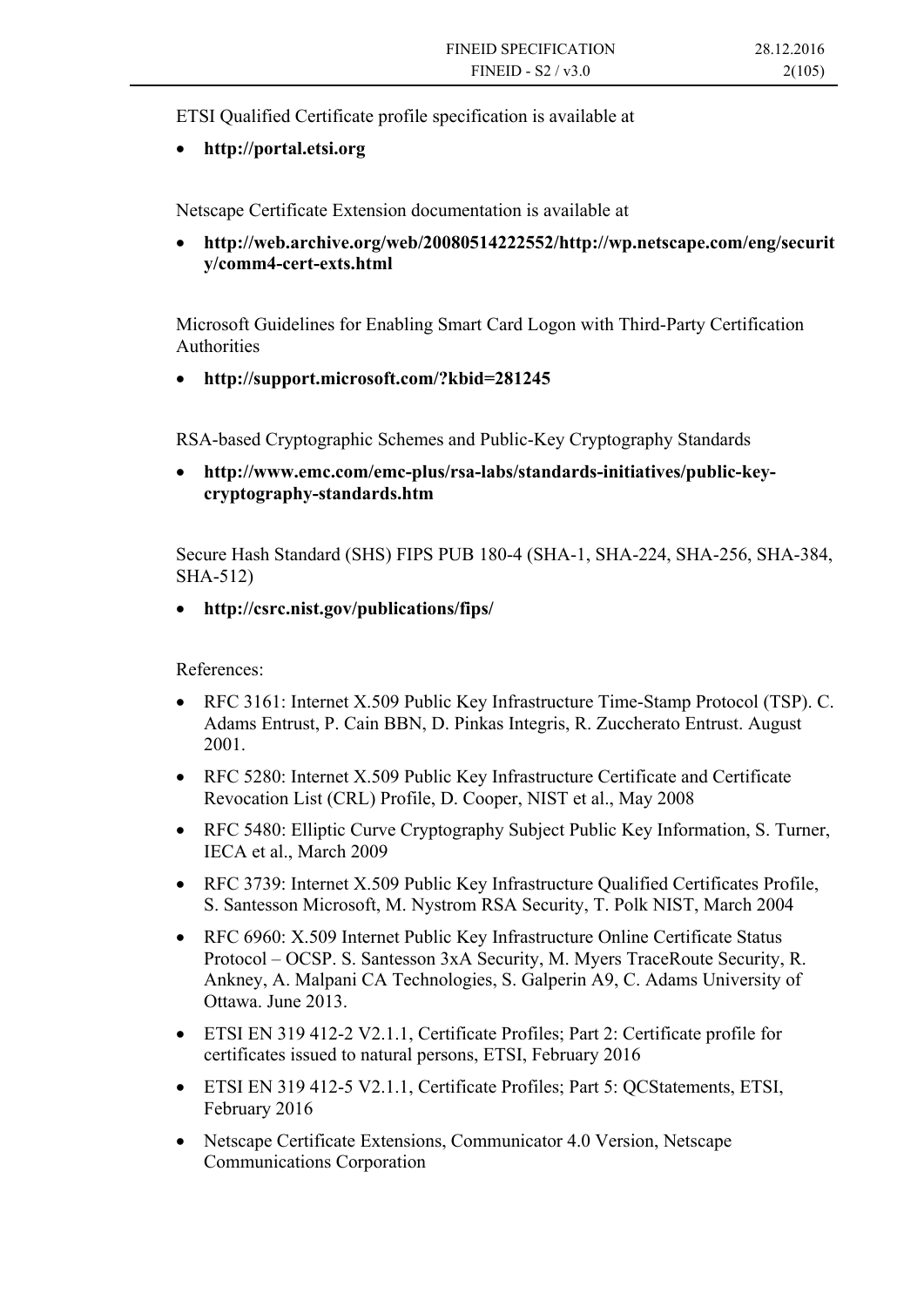ETSI Qualified Certificate profile specification is available at

- **http://portal.etsi.org**

Netscape Certificate Extension documentation is available at

- **http://web.archive.org/web/20080514222552/http://wp.netscape.com/eng/security/comm4-cert-exts.html**

Microsoft Guidelines for Enabling Smart Card Logon with Third-Party Certification Authorities

- **http://support.microsoft.com/?kbid=281245**

RSA-based Cryptographic Schemes and Public-Key Cryptography Standards

- **http://www.emc.com/emc-plus/rsa-labs/standards-initiatives/public-key-cryptography-standards.htm**

Secure Hash Standard (SHS) FIPS PUB 180-4 (SHA-1, SHA-224, SHA-256, SHA-384, SHA-512)

- **http://csrc.nist.gov/publications/fips/**

References:

- RFC 3161: Internet X.509 Public Key Infrastructure Time-Stamp Protocol (TSP). C. Adams Entrust, P. Cain BBN, D. Pinkas Integris, R. Zuccherato Entrust. August 2001.
- RFC 5280: Internet X.509 Public Key Infrastructure Certificate and Certificate Revocation List (CRL) Profile, D. Cooper, NIST et al., May 2008
- RFC 5480: Elliptic Curve Cryptography Subject Public Key Information, S. Turner, IECA et al., March 2009
- RFC 3739: Internet X.509 Public Key Infrastructure Qualified Certificates Profile, S. Santesson Microsoft, M. Nystrom RSA Security, T. Polk NIST, March 2004
- RFC 6960: X.509 Internet Public Key Infrastructure Online Certificate Status Protocol – OCSP. S. Santesson 3xA Security, M. Myers TraceRoute Security, R. Ankney, A. Malpani CA Technologies, S. Galperin A9, C. Adams University of Ottawa. June 2013.
- ETSI EN 319 412-2 V2.1.1, Certificate Profiles; Part 2: Certificate profile for certificates issued to natural persons, ETSI, February 2016
- ETSI EN 319 412-5 V2.1.1, Certificate Profiles; Part 5: QCStatements, ETSI, February 2016
- Netscape Certificate Extensions, Communicator 4.0 Version, Netscape Communications Corporation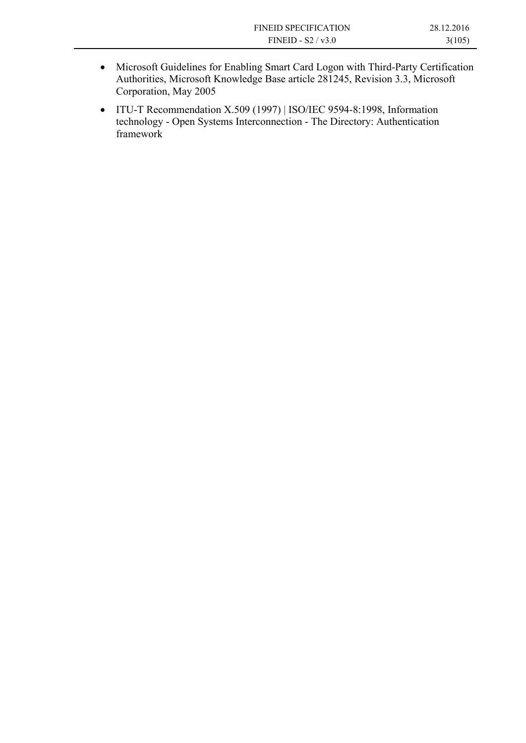- Microsoft Guidelines for Enabling Smart Card Logon with Third-Party Certification Authorities, Microsoft Knowledge Base article 281245, Revision 3.3, Microsoft Corporation, May 2005
- ITU-T Recommendation X.509 (1997) | ISO/IEC 9594-8:1998, Information technology - Open Systems Interconnection - The Directory: Authentication framework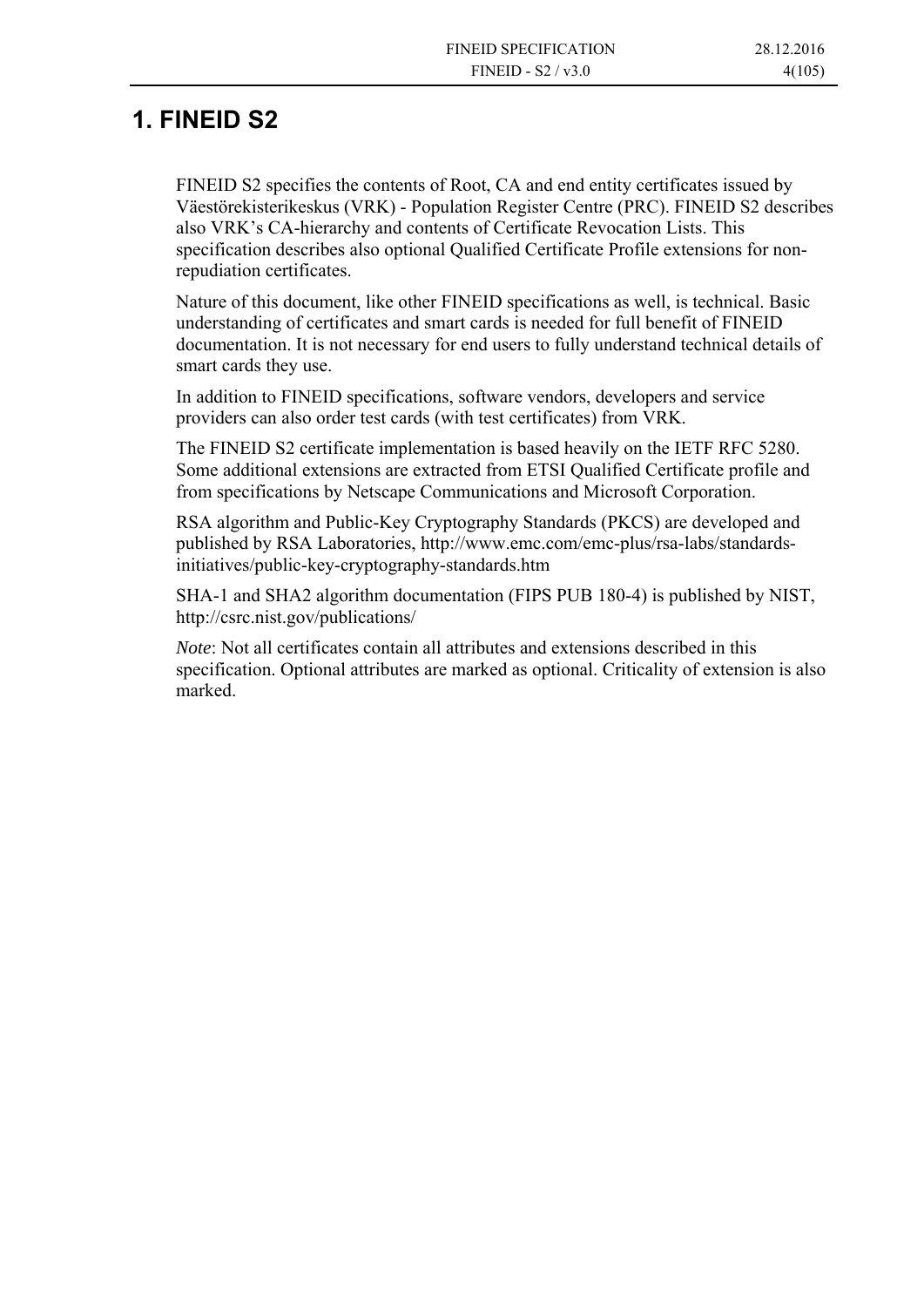# 1. FINEID S2

FINEID S2 specifies the contents of Root, CA and end entity certificates issued by Väestörekisterikeskus (VRK) - Population Register Centre (PRC). FINEID S2 describes also VRK's CA-hierarchy and contents of Certificate Revocation Lists. This specification describes also optional Qualified Certificate Profile extensions for non-repudiation certificates.

Nature of this document, like other FINEID specifications as well, is technical. Basic understanding of certificates and smart cards is needed for full benefit of FINEID documentation. It is not necessary for end users to fully understand technical details of smart cards they use.

In addition to FINEID specifications, software vendors, developers and service providers can also order test cards (with test certificates) from VRK.

The FINEID S2 certificate implementation is based heavily on the IETF RFC 5280. Some additional extensions are extracted from ETSI Qualified Certificate profile and from specifications by Netscape Communications and Microsoft Corporation.

RSA algorithm and Public-Key Cryptography Standards (PKCS) are developed and published by RSA Laboratories, http://www.emc.com/emc-plus/rsa-labs/standards-initiatives/public-key-cryptography-standards.htm

SHA-1 and SHA2 algorithm documentation (FIPS PUB 180-4) is published by NIST, http://csrc.nist.gov/publications/

*Note*: Not all certificates contain all attributes and extensions described in this specification. Optional attributes are marked as optional. Criticality of extension is also marked.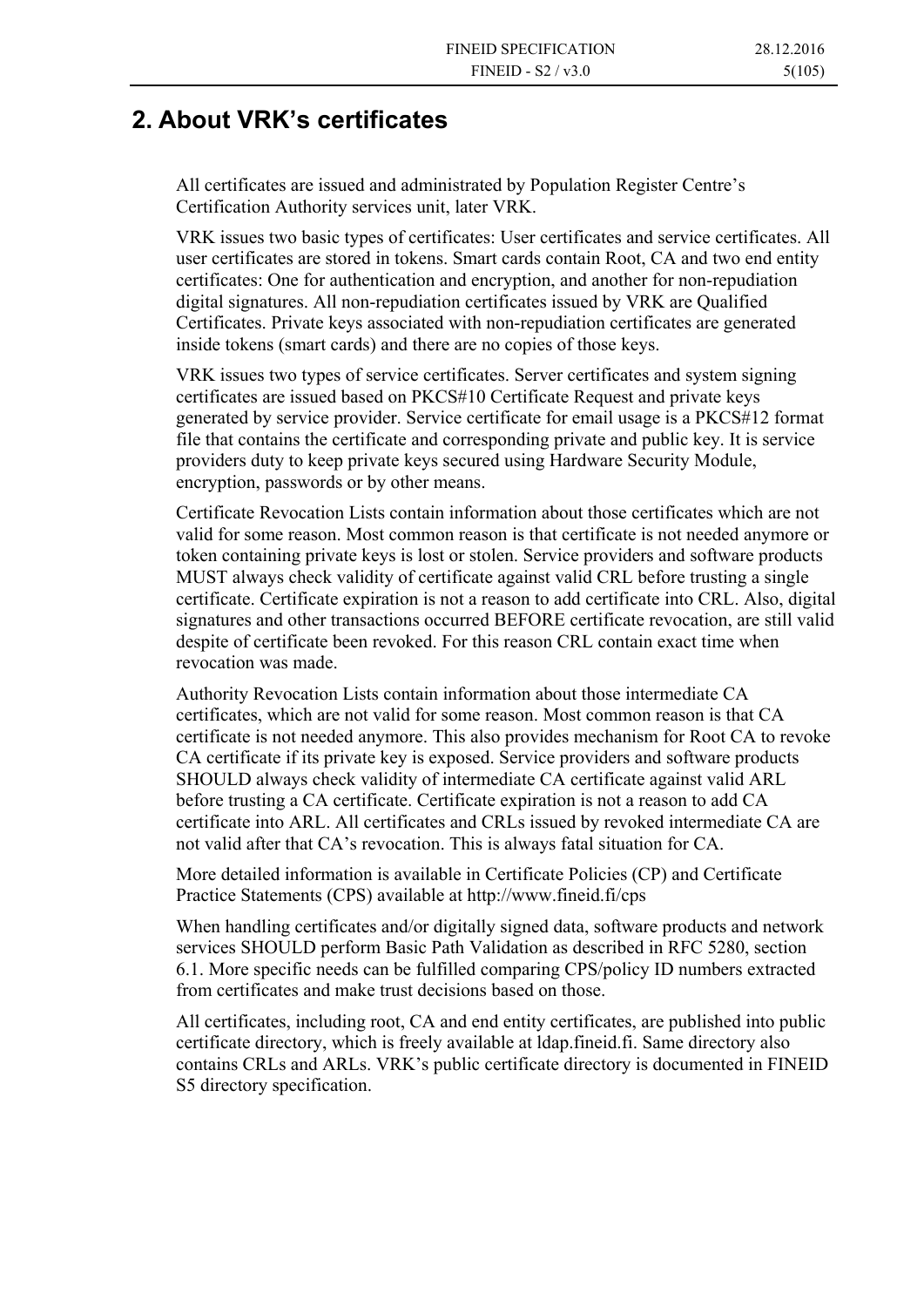# 2. About VRK's certificates

All certificates are issued and administrated by Population Register Centre's Certification Authority services unit, later VRK.

VRK issues two basic types of certificates: User certificates and service certificates. All user certificates are stored in tokens. Smart cards contain Root, CA and two end entity certificates: One for authentication and encryption, and another for non-repudiation digital signatures. All non-repudiation certificates issued by VRK are Qualified Certificates. Private keys associated with non-repudiation certificates are generated inside tokens (smart cards) and there are no copies of those keys.

VRK issues two types of service certificates. Server certificates and system signing certificates are issued based on PKCS#10 Certificate Request and private keys generated by service provider. Service certificate for email usage is a PKCS#12 format file that contains the certificate and corresponding private and public key. It is service providers duty to keep private keys secured using Hardware Security Module, encryption, passwords or by other means.

Certificate Revocation Lists contain information about those certificates which are not valid for some reason. Most common reason is that certificate is not needed anymore or token containing private keys is lost or stolen. Service providers and software products MUST always check validity of certificate against valid CRL before trusting a single certificate. Certificate expiration is not a reason to add certificate into CRL. Also, digital signatures and other transactions occurred BEFORE certificate revocation, are still valid despite of certificate been revoked. For this reason CRL contain exact time when revocation was made.

Authority Revocation Lists contain information about those intermediate CA certificates, which are not valid for some reason. Most common reason is that CA certificate is not needed anymore. This also provides mechanism for Root CA to revoke CA certificate if its private key is exposed. Service providers and software products SHOULD always check validity of intermediate CA certificate against valid ARL before trusting a CA certificate. Certificate expiration is not a reason to add CA certificate into ARL. All certificates and CRLs issued by revoked intermediate CA are not valid after that CA's revocation. This is always fatal situation for CA.

More detailed information is available in Certificate Policies (CP) and Certificate Practice Statements (CPS) available at http://www.fineid.fi/cps

When handling certificates and/or digitally signed data, software products and network services SHOULD perform Basic Path Validation as described in RFC 5280, section 6.1. More specific needs can be fulfilled comparing CPS/policy ID numbers extracted from certificates and make trust decisions based on those.

All certificates, including root, CA and end entity certificates, are published into public certificate directory, which is freely available at ldap.fineid.fi. Same directory also contains CRLs and ARLs. VRK's public certificate directory is documented in FINEID S5 directory specification.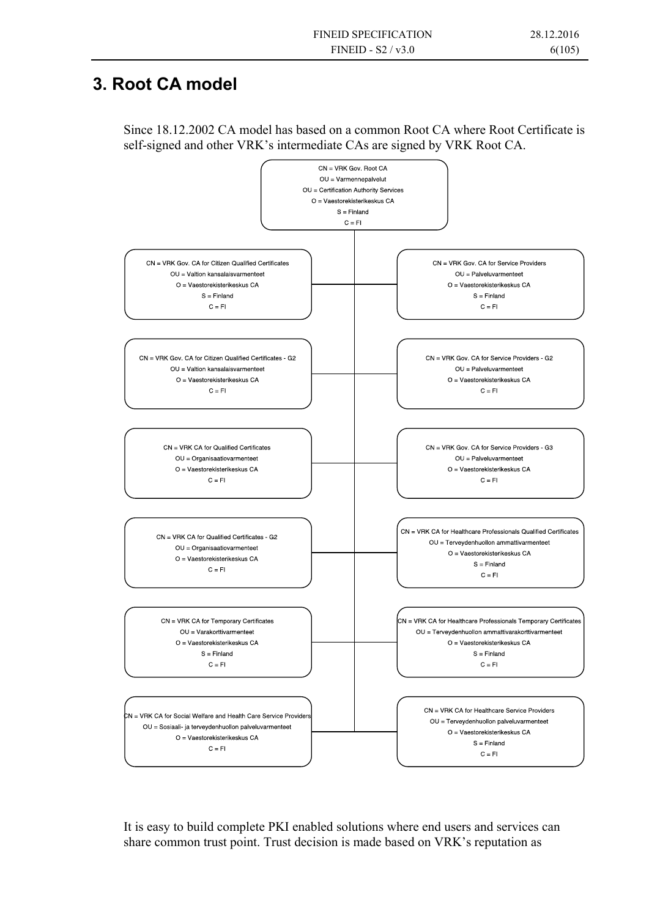# 3. Root CA model

Since 18.12.2002 CA model has based on a common Root CA where Root Certificate is self-signed and other VRK's intermediate CAs are signed by VRK Root CA.

CN = VRK Gov. Root CA
OU = Varmennepalvelut
OU = Certification Authority Services
O = Vaestorekisterikeskus CA
S = Finland
C = FI

CN = VRK Gov. CA for Citizen Qualified Certificates
OU = Valtion kansalaisvarmenteet
O = Vaestorekisterikeskus CA
S = Finland
C = FI

CN = VRK Gov. CA for Service Providers
OU = Palveluvarmenteet
O = Vaestorekisterikeskus CA
S = Finland
C = FI

CN = VRK Gov. CA for Citizen Qualified Certificates - G2
OU = Valtion kansalaisvarmenteet
O = Vaestorekisterikeskus CA
C = FI

CN = VRK Gov. CA for Service Providers - G2
OU = Palveluvarmenteet
O = Vaestorekisterikeskus CA
C = FI

CN = VRK CA for Qualified Certificates
OU = Organisaatiovarmenteet
O = Vaestorekisterikeskus CA
C = FI

CN = VRK Gov. CA for Service Providers - G3
OU = Palveluvarmenteet
O = Vaestorekisterikeskus CA
C = FI

CN = VRK CA for Qualified Certificates - G2
OU = Organisaatiovarmenteet
O = Vaestorekisterikeskus CA
C = FI

CN = VRK CA for Healthcare Professionals Qualified Certificates
OU = Terveydenhuollon ammattivarmenteet
O = Vaestorekisterikeskus CA
S = Finland
C = FI

CN = VRK CA for Temporary Certificates
OU = Varakorttivarmenteet
O = Vaestorekisterikeskus CA
S = Finland
C = FI

CN = VRK CA for Healthcare Professionals Temporary Certificates
OU = Terveydenhuollon ammattivarakorttivarmenteet
O = Vaestorekisterikeskus CA
S = Finland
C = FI

CN = VRK CA for Social Welfare and Health Care Service Providers
OU = Sosiaali- ja terveydenhuollon palveluvarmenteet
O = Vaestorekisterikeskus CA
C = FI

CN = VRK CA for Healthcare Service Providers
OU = Terveydenhuollon palveluvarmenteet
O = Vaestorekisterikeskus CA
S = Finland
C = FI

It is easy to build complete PKI enabled solutions where end users and services can share common trust point. Trust decision is made based on VRK's reputation as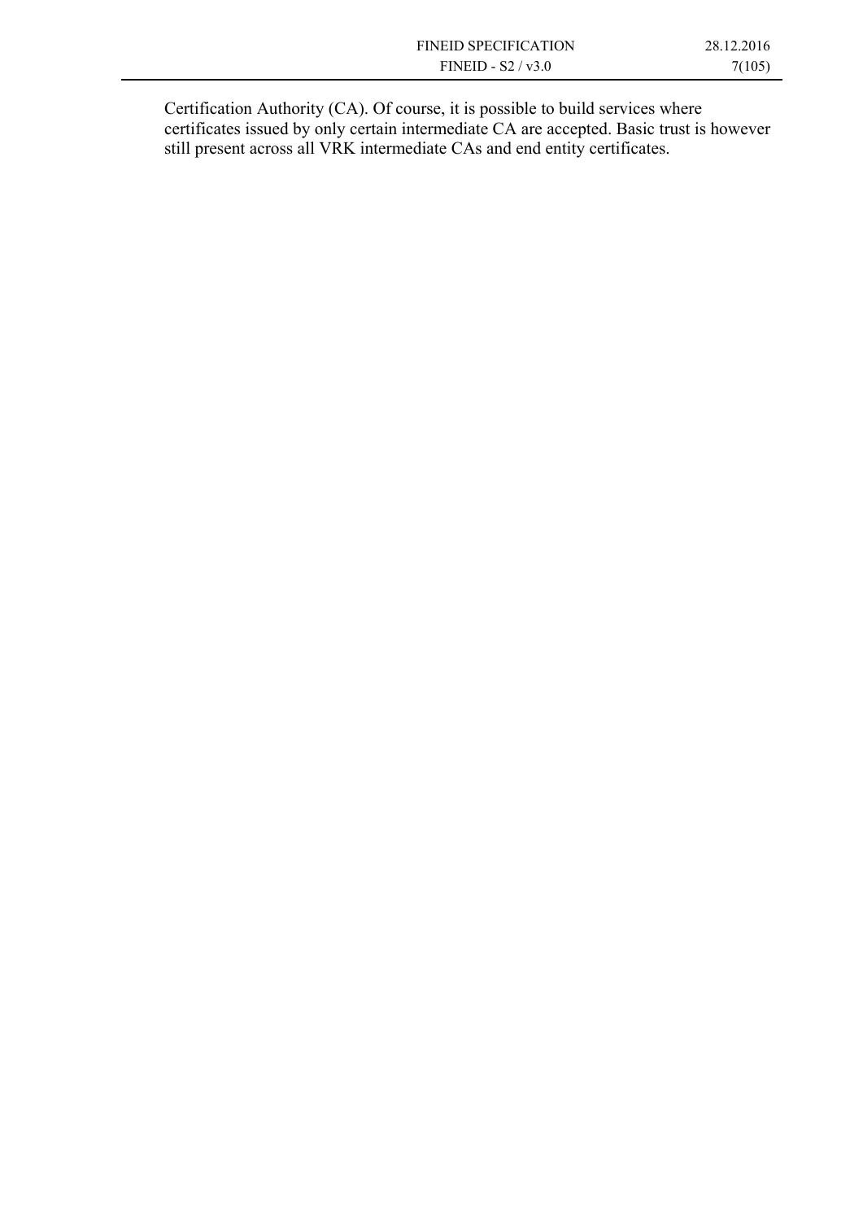Certification Authority (CA). Of course, it is possible to build services where certificates issued by only certain intermediate CA are accepted. Basic trust is however still present across all VRK intermediate CAs and end entity certificates.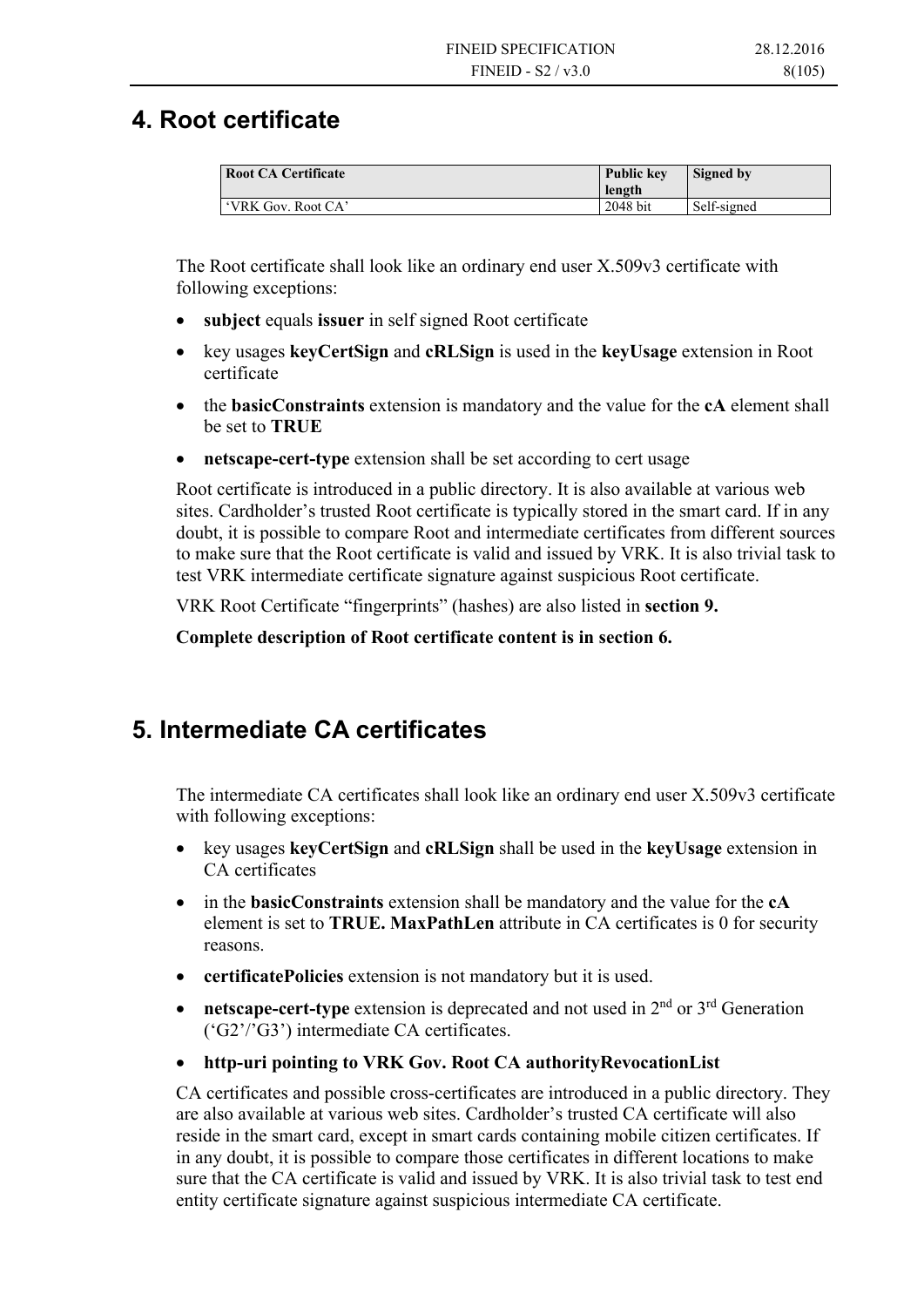# 4. Root certificate

| Root CA Certificate | Public key length | Signed by |
|---|---|---|
| 'VRK Gov. Root CA' | 2048 bit | Self-signed |

The Root certificate shall look like an ordinary end user X.509v3 certificate with following exceptions:

- **subject** equals **issuer** in self signed Root certificate
- key usages **keyCertSign** and **cRLSign** is used in the **keyUsage** extension in Root certificate
- the **basicConstraints** extension is mandatory and the value for the **cA** element shall be set to **TRUE**
- **netscape-cert-type** extension shall be set according to cert usage

Root certificate is introduced in a public directory. It is also available at various web sites. Cardholder's trusted Root certificate is typically stored in the smart card. If in any doubt, it is possible to compare Root and intermediate certificates from different sources to make sure that the Root certificate is valid and issued by VRK. It is also trivial task to test VRK intermediate certificate signature against suspicious Root certificate.

VRK Root Certificate "fingerprints" (hashes) are also listed in **section 9.**

**Complete description of Root certificate content is in section 6.**

# 5. Intermediate CA certificates

The intermediate CA certificates shall look like an ordinary end user X.509v3 certificate with following exceptions:

- key usages **keyCertSign** and **cRLSign** shall be used in the **keyUsage** extension in CA certificates
- in the **basicConstraints** extension shall be mandatory and the value for the **cA** element is set to **TRUE. MaxPathLen** attribute in CA certificates is 0 for security reasons.
- **certificatePolicies** extension is not mandatory but it is used.
- **netscape-cert-type** extension is deprecated and not used in 2nd or 3rd Generation ('G2'/'G3') intermediate CA certificates.
- **http-uri pointing to VRK Gov. Root CA authorityRevocationList**

CA certificates and possible cross-certificates are introduced in a public directory. They are also available at various web sites. Cardholder's trusted CA certificate will also reside in the smart card, except in smart cards containing mobile citizen certificates. If in any doubt, it is possible to compare those certificates in different locations to make sure that the CA certificate is valid and issued by VRK. It is also trivial task to test end entity certificate signature against suspicious intermediate CA certificate.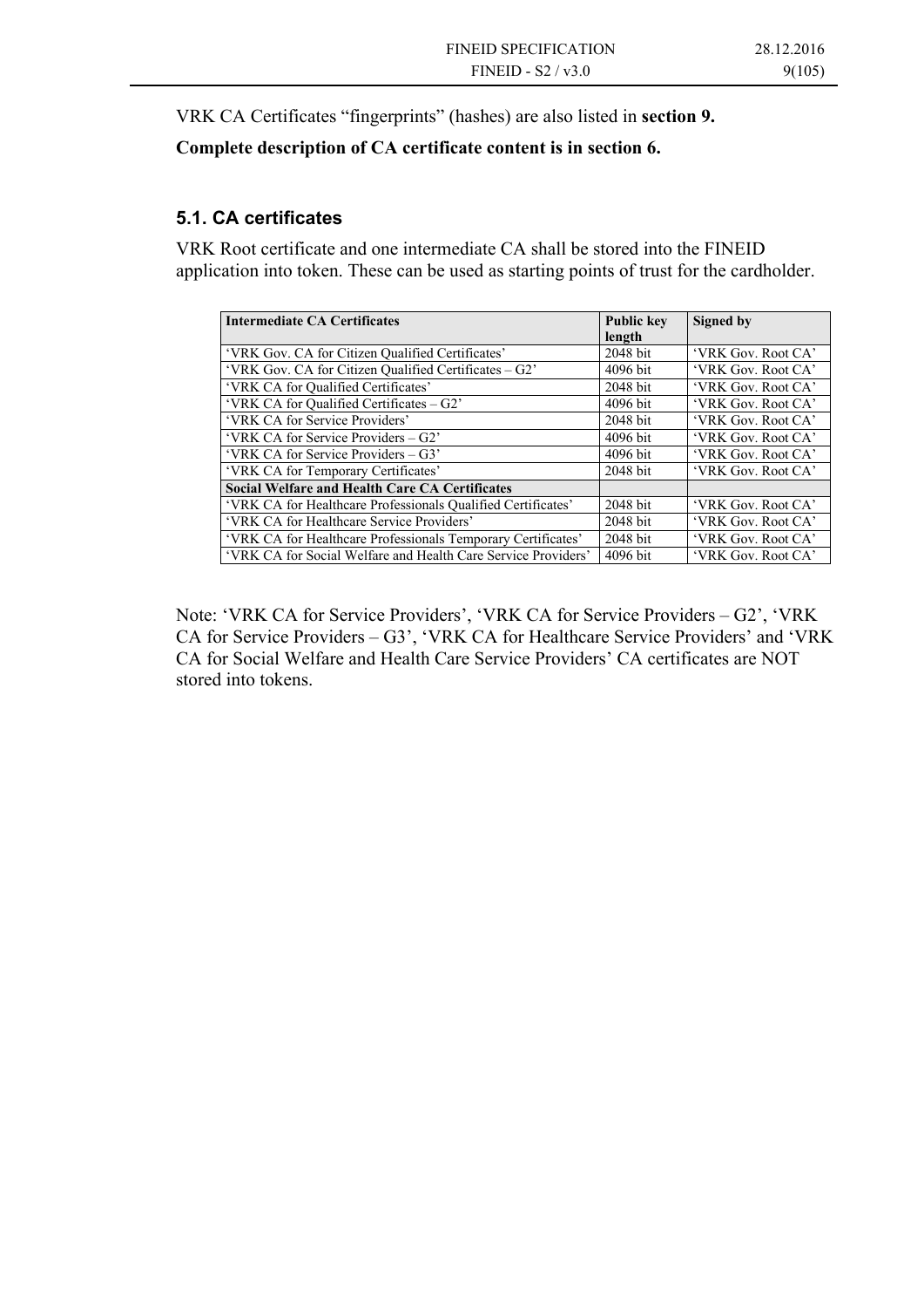VRK CA Certificates “fingerprints” (hashes) are also listed in **section 9.**

**Complete description of CA certificate content is in section 6.**

### 5.1. CA certificates

VRK Root certificate and one intermediate CA shall be stored into the FINEID application into token. These can be used as starting points of trust for the cardholder.

| Intermediate CA Certificates | Public key length | Signed by |
|---|---|---|
| ‘VRK Gov. CA for Citizen Qualified Certificates’ | 2048 bit | ‘VRK Gov. Root CA’ |
| ‘VRK Gov. CA for Citizen Qualified Certificates – G2’ | 4096 bit | ‘VRK Gov. Root CA’ |
| ‘VRK CA for Qualified Certificates’ | 2048 bit | ‘VRK Gov. Root CA’ |
| ‘VRK CA for Qualified Certificates – G2’ | 4096 bit | ‘VRK Gov. Root CA’ |
| ‘VRK CA for Service Providers’ | 2048 bit | ‘VRK Gov. Root CA’ |
| ‘VRK CA for Service Providers – G2’ | 4096 bit | ‘VRK Gov. Root CA’ |
| ‘VRK CA for Service Providers – G3’ | 4096 bit | ‘VRK Gov. Root CA’ |
| ‘VRK CA for Temporary Certificates’ | 2048 bit | ‘VRK Gov. Root CA’ |
| **Social Welfare and Health Care CA Certificates** | | |
| ‘VRK CA for Healthcare Professionals Qualified Certificates’ | 2048 bit | ‘VRK Gov. Root CA’ |
| ‘VRK CA for Healthcare Service Providers’ | 2048 bit | ‘VRK Gov. Root CA’ |
| ‘VRK CA for Healthcare Professionals Temporary Certificates’ | 2048 bit | ‘VRK Gov. Root CA’ |
| ‘VRK CA for Social Welfare and Health Care Service Providers’ | 4096 bit | ‘VRK Gov. Root CA’ |

Note: ‘VRK CA for Service Providers’, ‘VRK CA for Service Providers – G2’, ‘VRK CA for Service Providers – G3’, ‘VRK CA for Healthcare Service Providers’ and ‘VRK CA for Social Welfare and Health Care Service Providers’ CA certificates are NOT stored into tokens.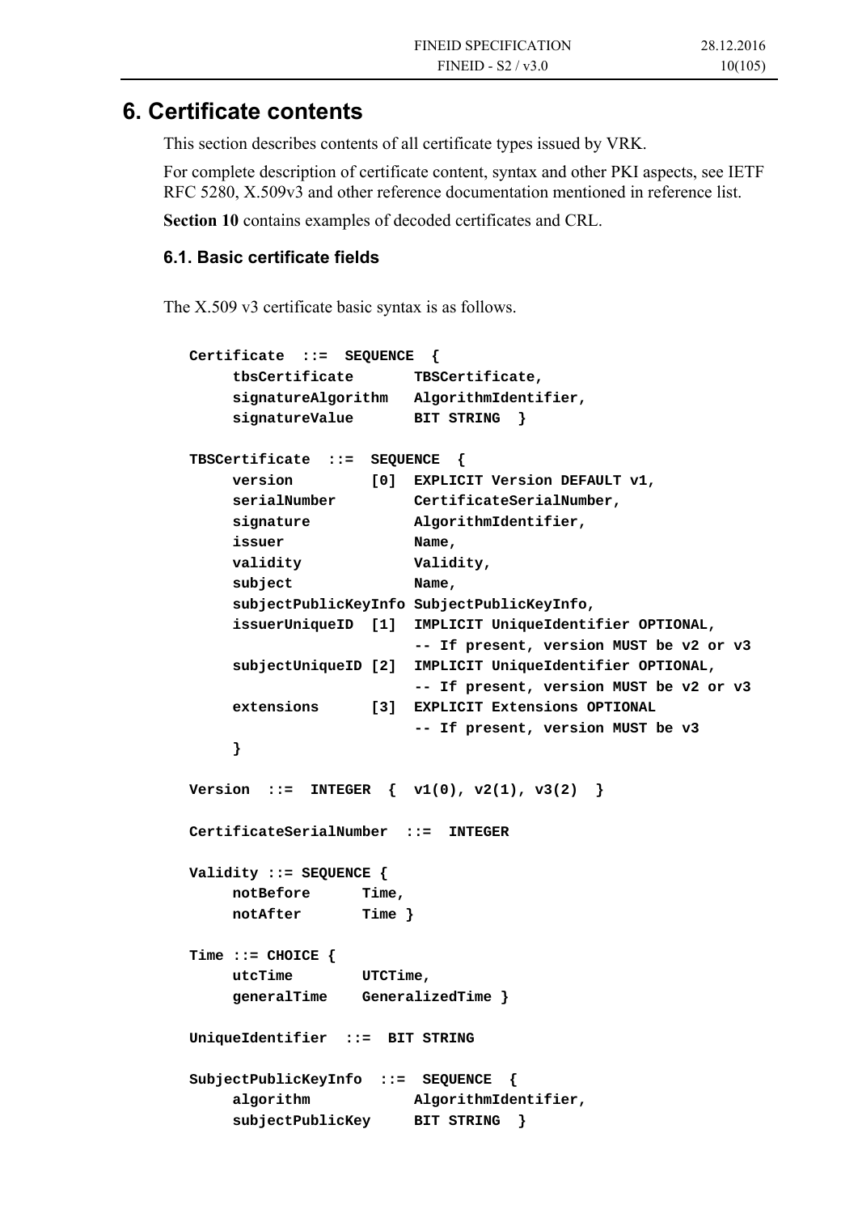# 6. Certificate contents

This section describes contents of all certificate types issued by VRK.

For complete description of certificate content, syntax and other PKI aspects, see IETF RFC 5280, X.509v3 and other reference documentation mentioned in reference list.

**Section 10** contains examples of decoded certificates and CRL.

## 6.1. Basic certificate fields

The X.509 v3 certificate basic syntax is as follows.

```
Certificate  ::=  SEQUENCE  {
     tbsCertificate       TBSCertificate,
     signatureAlgorithm   AlgorithmIdentifier,
     signatureValue       BIT STRING  }

TBSCertificate  ::=  SEQUENCE  {
     version         [0]  EXPLICIT Version DEFAULT v1,
     serialNumber         CertificateSerialNumber,
     signature            AlgorithmIdentifier,
     issuer               Name,
     validity             Validity,
     subject              Name,
     subjectPublicKeyInfo SubjectPublicKeyInfo,
     issuerUniqueID  [1]  IMPLICIT UniqueIdentifier OPTIONAL,
                          -- If present, version MUST be v2 or v3
     subjectUniqueID [2]  IMPLICIT UniqueIdentifier OPTIONAL,
                          -- If present, version MUST be v2 or v3
     extensions      [3]  EXPLICIT Extensions OPTIONAL
                          -- If present, version MUST be v3
     }

Version  ::=  INTEGER  {  v1(0), v2(1), v3(2)  }

CertificateSerialNumber  ::=  INTEGER

Validity ::= SEQUENCE {
     notBefore      Time,
     notAfter       Time }

Time ::= CHOICE {
     utcTime        UTCTime,
     generalTime    GeneralizedTime }

UniqueIdentifier  ::=  BIT STRING

SubjectPublicKeyInfo  ::=  SEQUENCE  {
     algorithm            AlgorithmIdentifier,
     subjectPublicKey     BIT STRING  }
```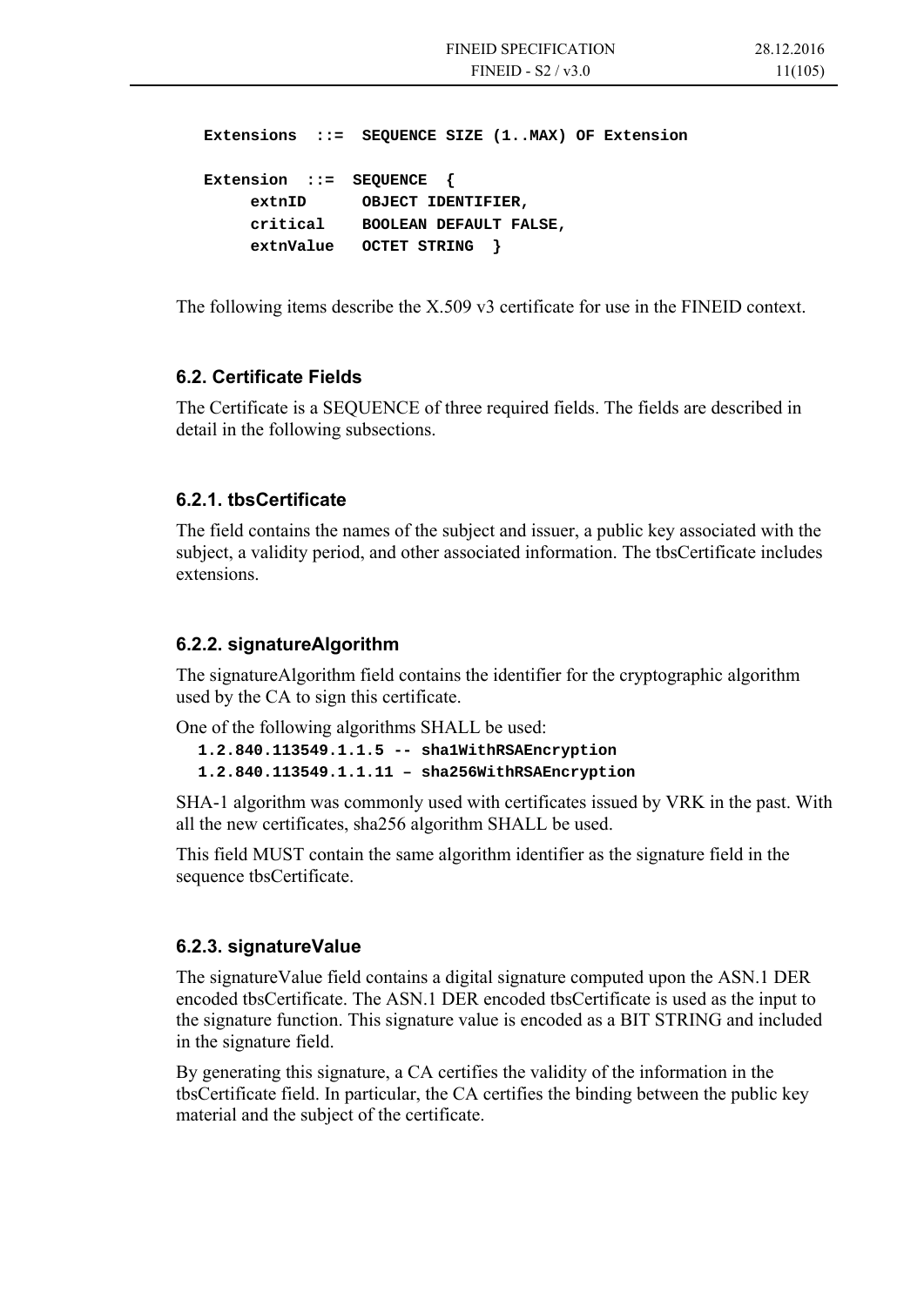```
Extensions  ::=  SEQUENCE SIZE (1..MAX) OF Extension

Extension  ::=  SEQUENCE  {
     extnID      OBJECT IDENTIFIER,
     critical    BOOLEAN DEFAULT FALSE,
     extnValue   OCTET STRING  }
```

The following items describe the X.509 v3 certificate for use in the FINEID context.

### 6.2. Certificate Fields

The Certificate is a SEQUENCE of three required fields. The fields are described in detail in the following subsections.

#### 6.2.1. tbsCertificate

The field contains the names of the subject and issuer, a public key associated with the subject, a validity period, and other associated information. The tbsCertificate includes extensions.

#### 6.2.2. signatureAlgorithm

The signatureAlgorithm field contains the identifier for the cryptographic algorithm used by the CA to sign this certificate.

One of the following algorithms SHALL be used:

```
1.2.840.113549.1.1.5 -- sha1WithRSAEncryption
1.2.840.113549.1.1.11 – sha256WithRSAEncryption
```

SHA-1 algorithm was commonly used with certificates issued by VRK in the past. With all the new certificates, sha256 algorithm SHALL be used.

This field MUST contain the same algorithm identifier as the signature field in the sequence tbsCertificate.

#### 6.2.3. signatureValue

The signatureValue field contains a digital signature computed upon the ASN.1 DER encoded tbsCertificate. The ASN.1 DER encoded tbsCertificate is used as the input to the signature function. This signature value is encoded as a BIT STRING and included in the signature field.

By generating this signature, a CA certifies the validity of the information in the tbsCertificate field. In particular, the CA certifies the binding between the public key material and the subject of the certificate.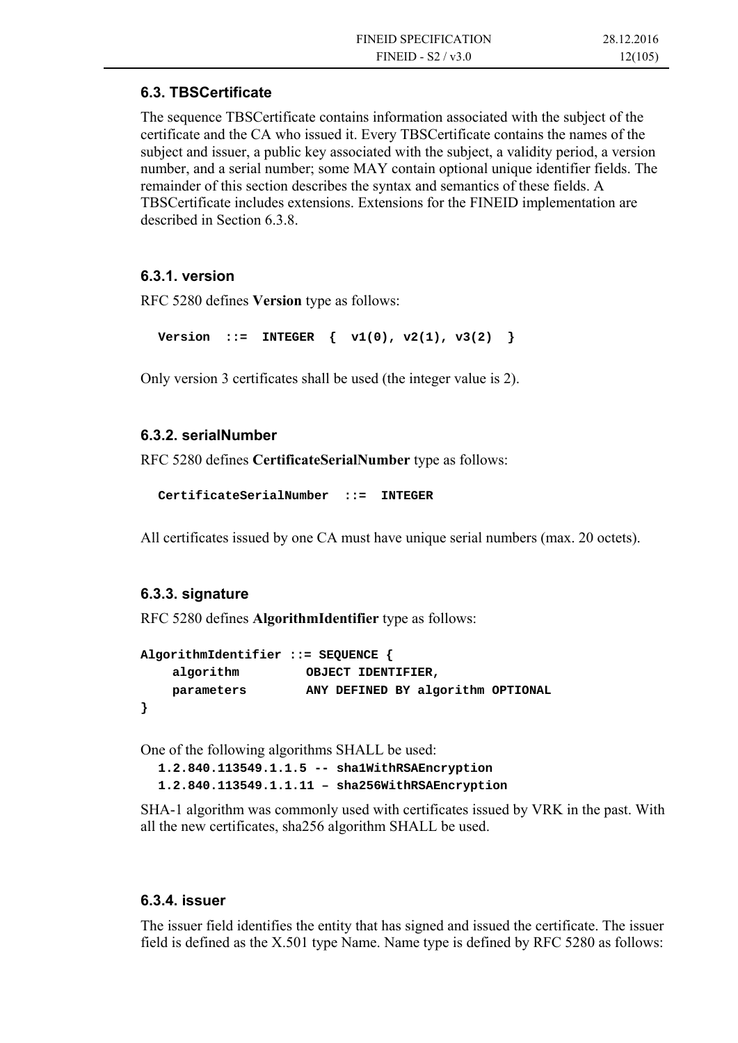## 6.3. TBSCertificate

The sequence TBSCertificate contains information associated with the subject of the certificate and the CA who issued it. Every TBSCertificate contains the names of the subject and issuer, a public key associated with the subject, a validity period, a version number, and a serial number; some MAY contain optional unique identifier fields. The remainder of this section describes the syntax and semantics of these fields. A TBSCertificate includes extensions. Extensions for the FINEID implementation are described in Section 6.3.8.

### 6.3.1. version

RFC 5280 defines **Version** type as follows:

```
Version  ::=  INTEGER  {  v1(0), v2(1), v3(2)  }
```

Only version 3 certificates shall be used (the integer value is 2).

### 6.3.2. serialNumber

RFC 5280 defines **CertificateSerialNumber** type as follows:

```
CertificateSerialNumber  ::=  INTEGER
```

All certificates issued by one CA must have unique serial numbers (max. 20 octets).

### 6.3.3. signature

RFC 5280 defines **AlgorithmIdentifier** type as follows:

```
AlgorithmIdentifier ::= SEQUENCE {
    algorithm         OBJECT IDENTIFIER,
    parameters        ANY DEFINED BY algorithm OPTIONAL
}
```

One of the following algorithms SHALL be used:

```
1.2.840.113549.1.1.5 -- sha1WithRSAEncryption
1.2.840.113549.1.1.11 – sha256WithRSAEncryption
```

SHA-1 algorithm was commonly used with certificates issued by VRK in the past. With all the new certificates, sha256 algorithm SHALL be used.

### 6.3.4. issuer

The issuer field identifies the entity that has signed and issued the certificate. The issuer field is defined as the X.501 type Name. Name type is defined by RFC 5280 as follows: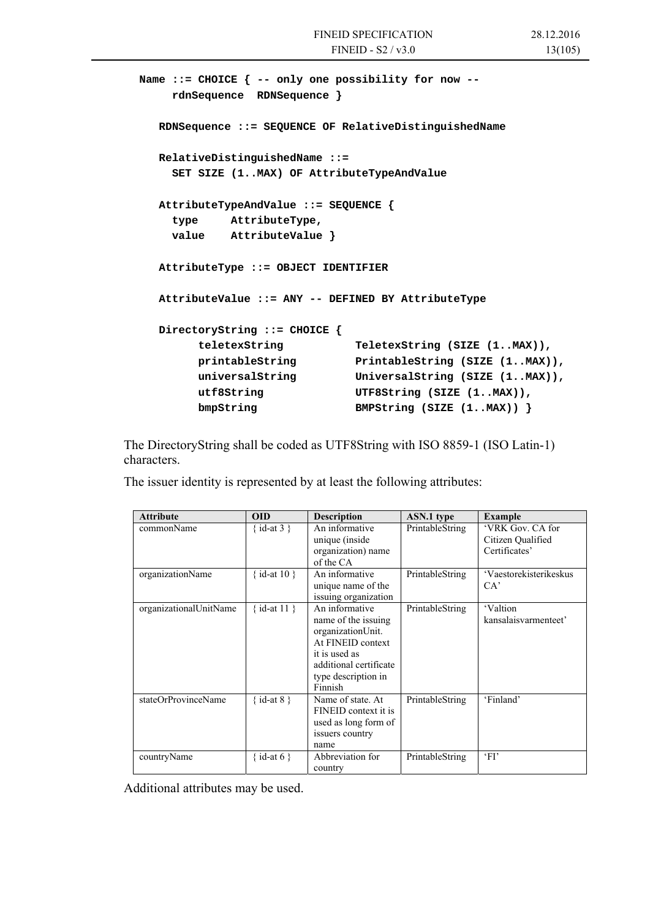```
Name ::= CHOICE { -- only one possibility for now --
     rdnSequence  RDNSequence }

   RDNSequence ::= SEQUENCE OF RelativeDistinguishedName

   RelativeDistinguishedName ::=
     SET SIZE (1..MAX) OF AttributeTypeAndValue

   AttributeTypeAndValue ::= SEQUENCE {
     type     AttributeType,
     value    AttributeValue }

   AttributeType ::= OBJECT IDENTIFIER

   AttributeValue ::= ANY -- DEFINED BY AttributeType

   DirectoryString ::= CHOICE {
         teletexString           TeletexString (SIZE (1..MAX)),
         printableString         PrintableString (SIZE (1..MAX)),
         universalString         UniversalString (SIZE (1..MAX)),
         utf8String              UTF8String (SIZE (1..MAX)),
         bmpString               BMPString (SIZE (1..MAX)) }
```

The DirectoryString shall be coded as UTF8String with ISO 8859-1 (ISO Latin-1) characters.

The issuer identity is represented by at least the following attributes:

| Attribute | OID | Description | ASN.1 type | Example |
|---|---|---|---|---|
| commonName | { id-at 3 } | An informative unique (inside organization) name of the CA | PrintableString | 'VRK Gov. CA for Citizen Qualified Certificates' |
| organizationName | { id-at 10 } | An informative unique name of the issuing organization | PrintableString | 'Vaestorekisterikeskus CA' |
| organizationalUnitName | { id-at 11 } | An informative name of the issuing organizationUnit. At FINEID context it is used as additional certificate type description in Finnish | PrintableString | 'Valtion kansalaisvarmenteet' |
| stateOrProvinceName | { id-at 8 } | Name of state. At FINEID context it is used as long form of issuers country name | PrintableString | 'Finland' |
| countryName | { id-at 6 } | Abbreviation for country | PrintableString | 'FI' |

Additional attributes may be used.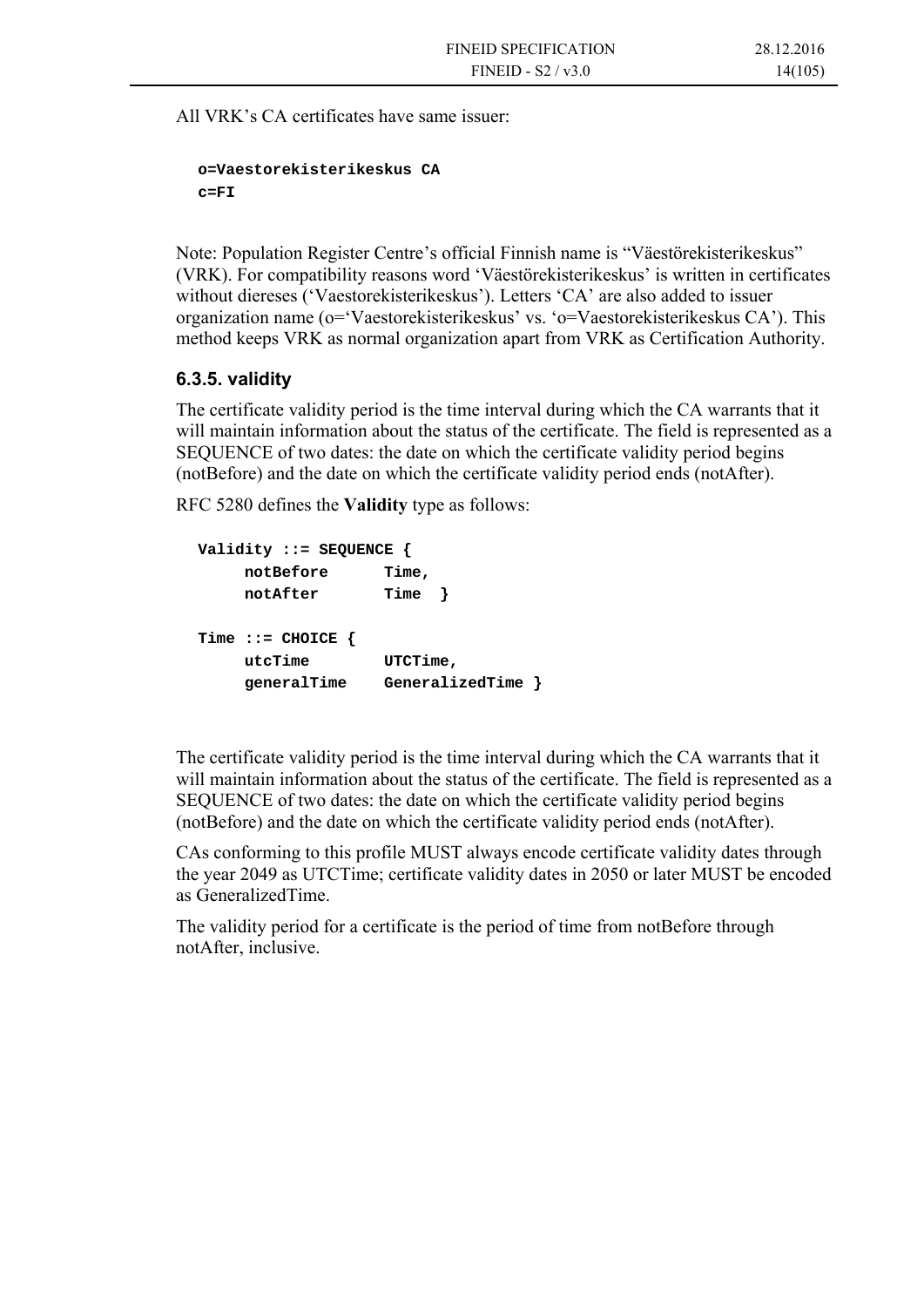All VRK's CA certificates have same issuer:

```
o=Vaestorekisterikeskus CA
c=FI
```

Note: Population Register Centre's official Finnish name is "Väestörekisterikeskus" (VRK). For compatibility reasons word 'Väestörekisterikeskus' is written in certificates without diereses ('Vaestorekisterikeskus'). Letters 'CA' are also added to issuer organization name (o='Vaestorekisterikeskus' vs. 'o=Vaestorekisterikeskus CA'). This method keeps VRK as normal organization apart from VRK as Certification Authority.

### 6.3.5. validity

The certificate validity period is the time interval during which the CA warrants that it will maintain information about the status of the certificate. The field is represented as a SEQUENCE of two dates: the date on which the certificate validity period begins (notBefore) and the date on which the certificate validity period ends (notAfter).

RFC 5280 defines the **Validity** type as follows:

```
Validity ::= SEQUENCE {
     notBefore      Time,
     notAfter       Time  }

Time ::= CHOICE {
     utcTime        UTCTime,
     generalTime    GeneralizedTime }
```

The certificate validity period is the time interval during which the CA warrants that it will maintain information about the status of the certificate. The field is represented as a SEQUENCE of two dates: the date on which the certificate validity period begins (notBefore) and the date on which the certificate validity period ends (notAfter).

CAs conforming to this profile MUST always encode certificate validity dates through the year 2049 as UTCTime; certificate validity dates in 2050 or later MUST be encoded as GeneralizedTime.

The validity period for a certificate is the period of time from notBefore through notAfter, inclusive.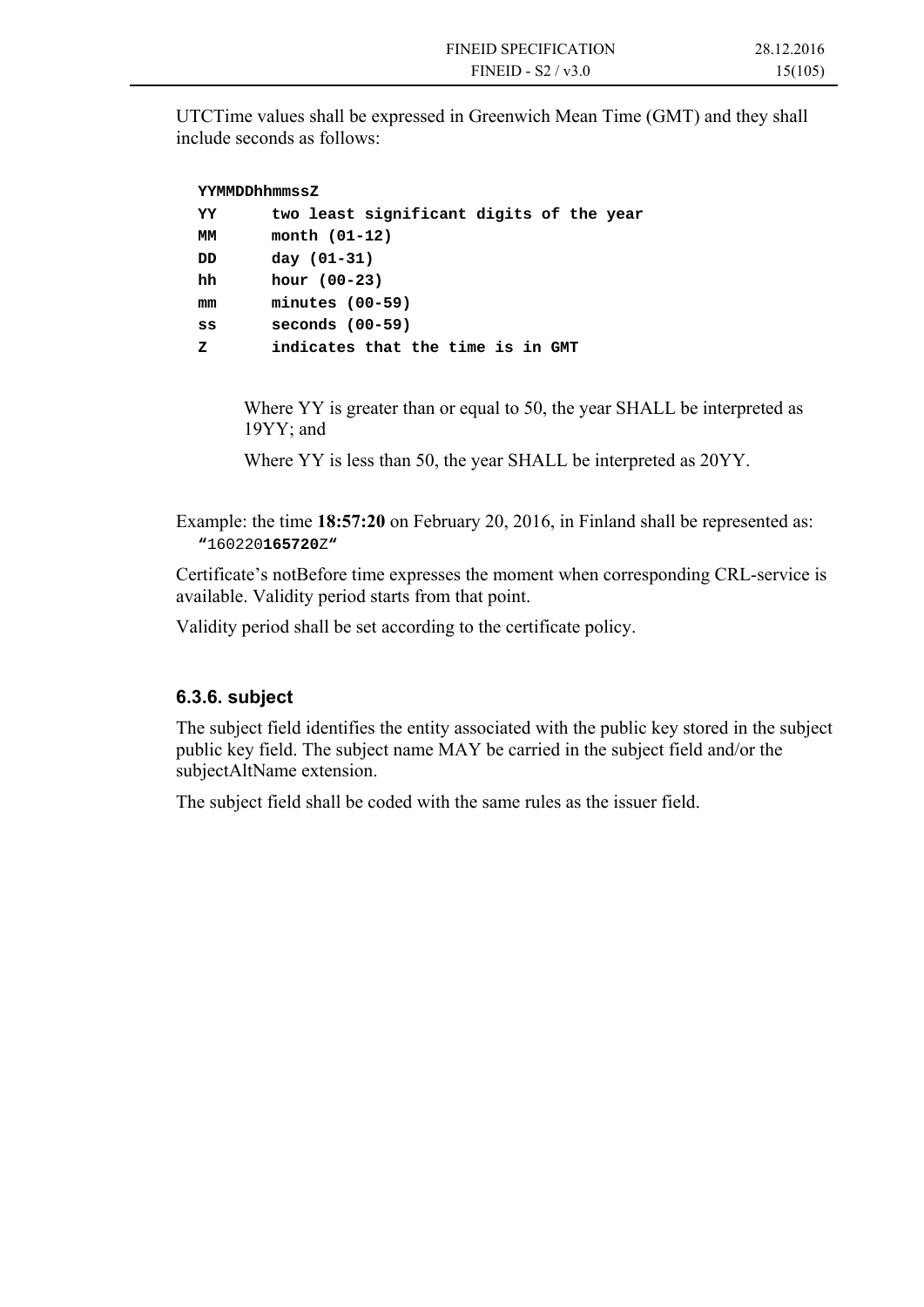UTCTime values shall be expressed in Greenwich Mean Time (GMT) and they shall include seconds as follows:

```
YYMMDDhhmmssZ
YY      two least significant digits of the year
MM      month (01-12)
DD      day (01-31)
hh      hour (00-23)
mm      minutes (00-59)
ss      seconds (00-59)
Z       indicates that the time is in GMT
```

> Where YY is greater than or equal to 50, the year SHALL be interpreted as 19YY; and
>
> Where YY is less than 50, the year SHALL be interpreted as 20YY.

Example: the time **18:57:20** on February 20, 2016, in Finland shall be represented as:
`“160220165720Z”`

Certificate’s notBefore time expresses the moment when corresponding CRL-service is available. Validity period starts from that point.

Validity period shall be set according to the certificate policy.

### 6.3.6. subject

The subject field identifies the entity associated with the public key stored in the subject public key field. The subject name MAY be carried in the subject field and/or the subjectAltName extension.

The subject field shall be coded with the same rules as the issuer field.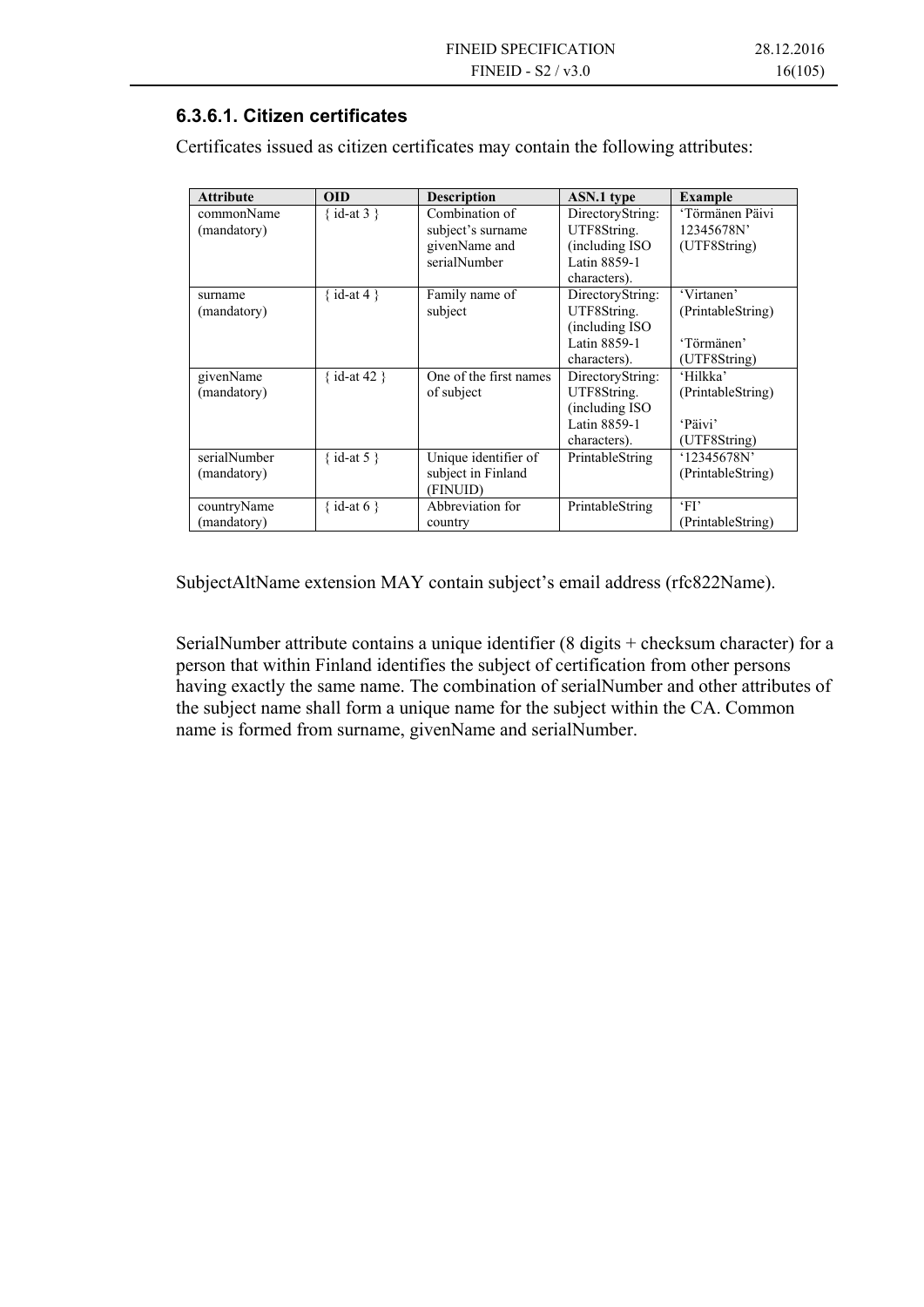### 6.3.6.1. Citizen certificates

Certificates issued as citizen certificates may contain the following attributes:

| Attribute | OID | Description | ASN.1 type | Example |
|---|---|---|---|---|
| commonName (mandatory) | { id-at 3 } | Combination of subject's surname givenName and serialNumber | DirectoryString: UTF8String. (including ISO Latin 8859-1 characters). | 'Törmänen Päivi 12345678N' (UTF8String) |
| surname (mandatory) | { id-at 4 } | Family name of subject | DirectoryString: UTF8String. (including ISO Latin 8859-1 characters). | 'Virtanen' (PrintableString)<br><br>'Törmänen' (UTF8String) |
| givenName (mandatory) | { id-at 42 } | One of the first names of subject | DirectoryString: UTF8String. (including ISO Latin 8859-1 characters). | 'Hilkka' (PrintableString)<br><br>'Päivi' (UTF8String) |
| serialNumber (mandatory) | { id-at 5 } | Unique identifier of subject in Finland (FINUID) | PrintableString | '12345678N' (PrintableString) |
| countryName (mandatory) | { id-at 6 } | Abbreviation for country | PrintableString | 'FI' (PrintableString) |

SubjectAltName extension MAY contain subject's email address (rfc822Name).

SerialNumber attribute contains a unique identifier (8 digits + checksum character) for a person that within Finland identifies the subject of certification from other persons having exactly the same name. The combination of serialNumber and other attributes of the subject name shall form a unique name for the subject within the CA. Common name is formed from surname, givenName and serialNumber.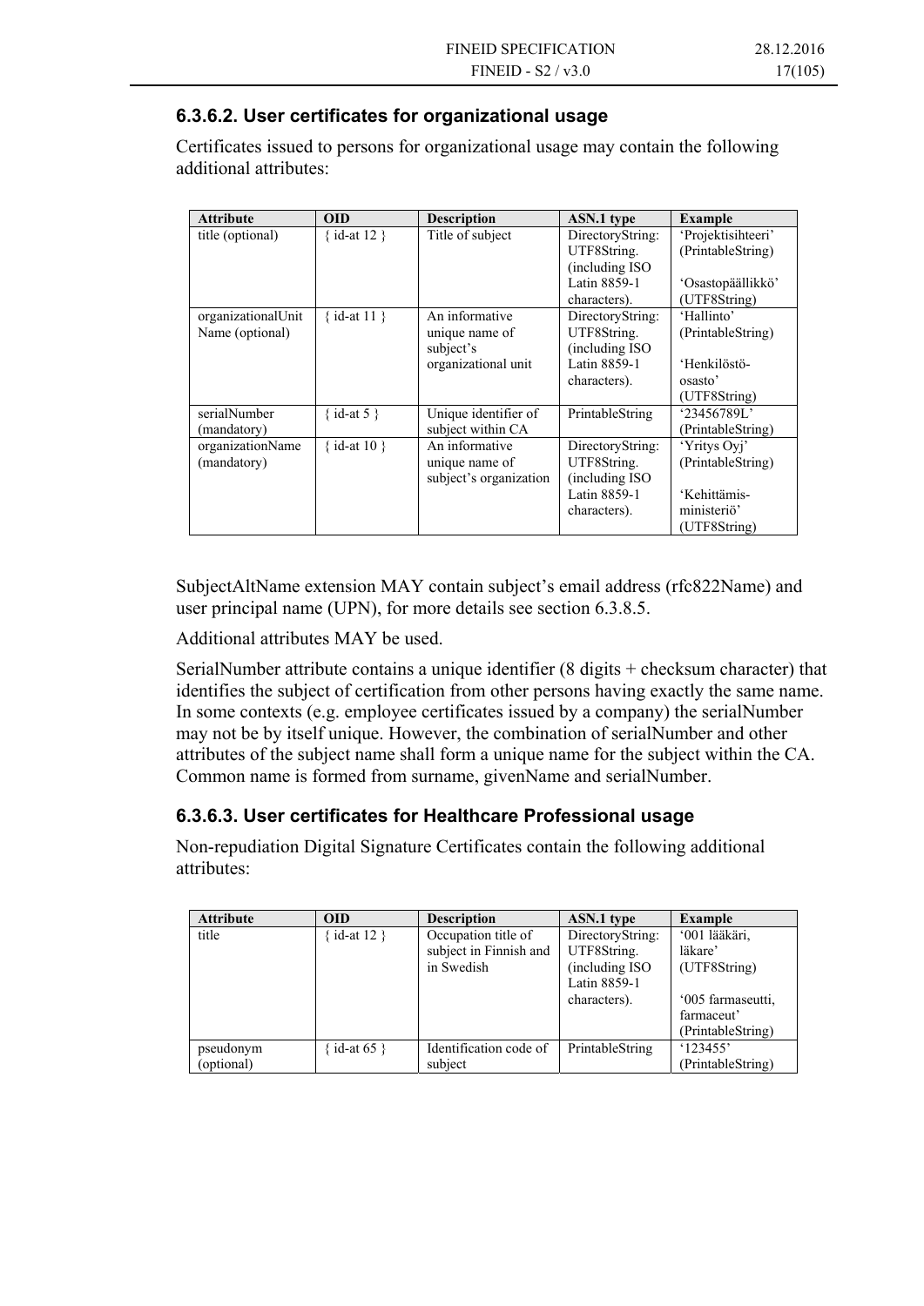### 6.3.6.2. User certificates for organizational usage

Certificates issued to persons for organizational usage may contain the following additional attributes:

| Attribute | OID | Description | ASN.1 type | Example |
| --- | --- | --- | --- | --- |
| title (optional) | { id-at 12 } | Title of subject | DirectoryString: UTF8String. (including ISO Latin 8859-1 characters). | 'Projektisihteeri' (PrintableString) 'Osastopäällikkö' (UTF8String) |
| organizationalUnit Name (optional) | { id-at 11 } | An informative unique name of subject's organizational unit | DirectoryString: UTF8String. (including ISO Latin 8859-1 characters). | 'Hallinto' (PrintableString) 'Henkilöstö-osasto' (UTF8String) |
| serialNumber (mandatory) | { id-at 5 } | Unique identifier of subject within CA | PrintableString | '23456789L' (PrintableString) |
| organizationName (mandatory) | { id-at 10 } | An informative unique name of subject's organization | DirectoryString: UTF8String. (including ISO Latin 8859-1 characters). | 'Yritys Oyj' (PrintableString) 'Kehittämis-ministeriö' (UTF8String) |

SubjectAltName extension MAY contain subject's email address (rfc822Name) and user principal name (UPN), for more details see section 6.3.8.5.

Additional attributes MAY be used.

SerialNumber attribute contains a unique identifier (8 digits + checksum character) that identifies the subject of certification from other persons having exactly the same name. In some contexts (e.g. employee certificates issued by a company) the serialNumber may not be by itself unique. However, the combination of serialNumber and other attributes of the subject name shall form a unique name for the subject within the CA. Common name is formed from surname, givenName and serialNumber.

### 6.3.6.3. User certificates for Healthcare Professional usage

Non-repudiation Digital Signature Certificates contain the following additional attributes:

| Attribute | OID | Description | ASN.1 type | Example |
| --- | --- | --- | --- | --- |
| title | { id-at 12 } | Occupation title of subject in Finnish and in Swedish | DirectoryString: UTF8String. (including ISO Latin 8859-1 characters). | '001 lääkäri, läkare' (UTF8String) '005 farmaseutti, farmaceut' (PrintableString) |
| pseudonym (optional) | { id-at 65 } | Identification code of subject | PrintableString | '123455' (PrintableString) |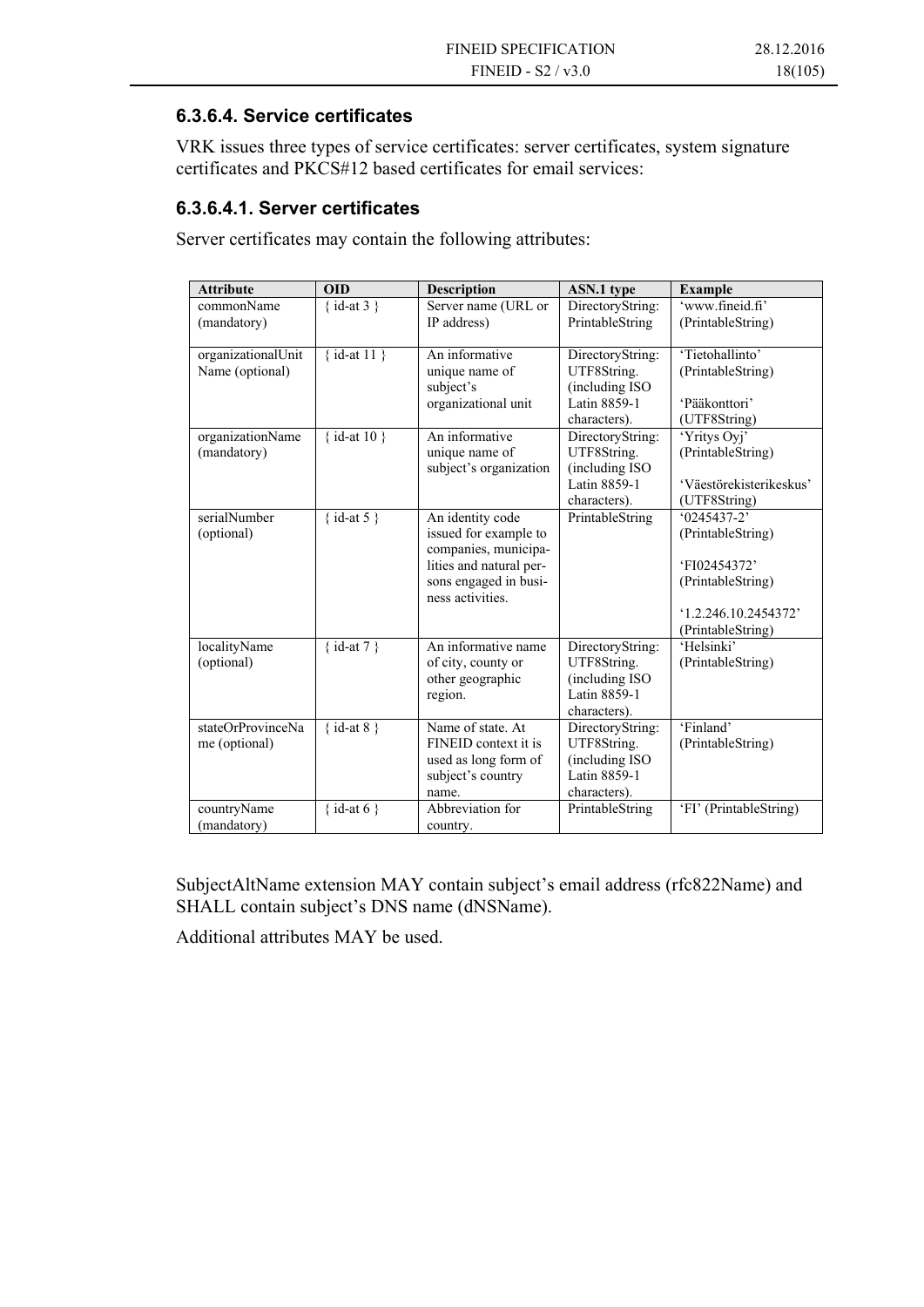### 6.3.6.4. Service certificates

VRK issues three types of service certificates: server certificates, system signature certificates and PKCS#12 based certificates for email services:

### 6.3.6.4.1. Server certificates

Server certificates may contain the following attributes:

| Attribute | OID | Description | ASN.1 type | Example |
|---|---|---|---|---|
| commonName (mandatory) | { id-at 3 } | Server name (URL or IP address) | DirectoryString: PrintableString | 'www.fineid.fi' (PrintableString) |
| organizationalUnit Name (optional) | { id-at 11 } | An informative unique name of subject's organizational unit | DirectoryString: UTF8String. (including ISO Latin 8859-1 characters). | 'Tietohallinto' (PrintableString)<br><br>'Pääkonttori' (UTF8String) |
| organizationName (mandatory) | { id-at 10 } | An informative unique name of subject's organization | DirectoryString: UTF8String. (including ISO Latin 8859-1 characters). | 'Yritys Oyj' (PrintableString)<br><br>'Väestörekisterikeskus' (UTF8String) |
| serialNumber (optional) | { id-at 5 } | An identity code issued for example to companies, municipalities and natural persons engaged in business activities. | PrintableString | '0245437-2' (PrintableString)<br><br>'FI02454372' (PrintableString)<br><br>'1.2.246.10.2454372' (PrintableString) |
| localityName (optional) | { id-at 7 } | An informative name of city, county or other geographic region. | DirectoryString: UTF8String. (including ISO Latin 8859-1 characters). | 'Helsinki' (PrintableString) |
| stateOrProvinceName (optional) | { id-at 8 } | Name of state. At FINEID context it is used as long form of subject's country name. | DirectoryString: UTF8String. (including ISO Latin 8859-1 characters). | 'Finland' (PrintableString) |
| countryName (mandatory) | { id-at 6 } | Abbreviation for country. | PrintableString | 'FI' (PrintableString) |

SubjectAltName extension MAY contain subject's email address (rfc822Name) and SHALL contain subject's DNS name (dNSName).

Additional attributes MAY be used.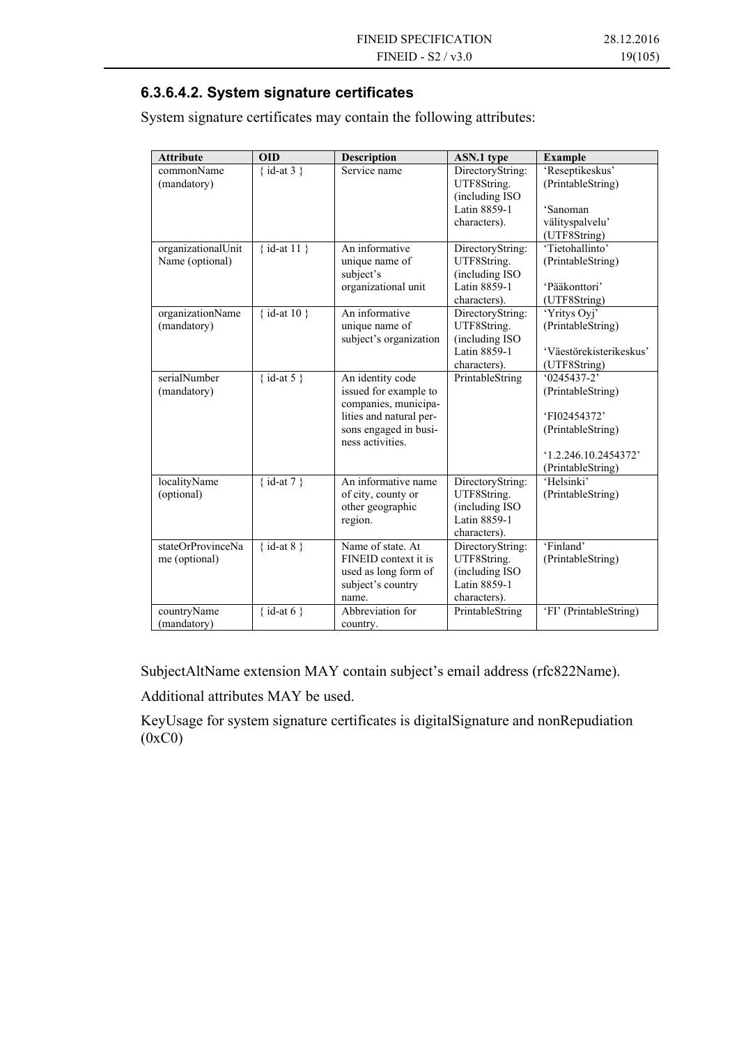### 6.3.6.4.2. System signature certificates

System signature certificates may contain the following attributes:

| Attribute | OID | Description | ASN.1 type | Example |
| --- | --- | --- | --- | --- |
| commonName (mandatory) | { id-at 3 } | Service name | DirectoryString: UTF8String. (including ISO Latin 8859-1 characters). | 'Reseptikeskus' (PrintableString)<br><br>'Sanoman välityspalvelu' (UTF8String) |
| organizationalUnit Name (optional) | { id-at 11 } | An informative unique name of subject's organizational unit | DirectoryString: UTF8String. (including ISO Latin 8859-1 characters). | 'Tietohallinto' (PrintableString)<br><br>'Pääkonttori' (UTF8String) |
| organizationName (mandatory) | { id-at 10 } | An informative unique name of subject's organization | DirectoryString: UTF8String. (including ISO Latin 8859-1 characters). | 'Yritys Oyj' (PrintableString)<br><br>'Väestörekisterikeskus' (UTF8String) |
| serialNumber (mandatory) | { id-at 5 } | An identity code issued for example to companies, municipa-lities and natural per-sons engaged in busi-ness activities. | PrintableString | '0245437-2' (PrintableString)<br><br>'FI02454372' (PrintableString)<br><br>'1.2.246.10.2454372' (PrintableString) |
| localityName (optional) | { id-at 7 } | An informative name of city, county or other geographic region. | DirectoryString: UTF8String. (including ISO Latin 8859-1 characters). | 'Helsinki' (PrintableString) |
| stateOrProvinceName (optional) | { id-at 8 } | Name of state. At FINEID context it is used as long form of subject's country name. | DirectoryString: UTF8String. (including ISO Latin 8859-1 characters). | 'Finland' (PrintableString) |
| countryName (mandatory) | { id-at 6 } | Abbreviation for country. | PrintableString | 'FI' (PrintableString) |

SubjectAltName extension MAY contain subject's email address (rfc822Name).

Additional attributes MAY be used.

KeyUsage for system signature certificates is digitalSignature and nonRepudiation (0xC0)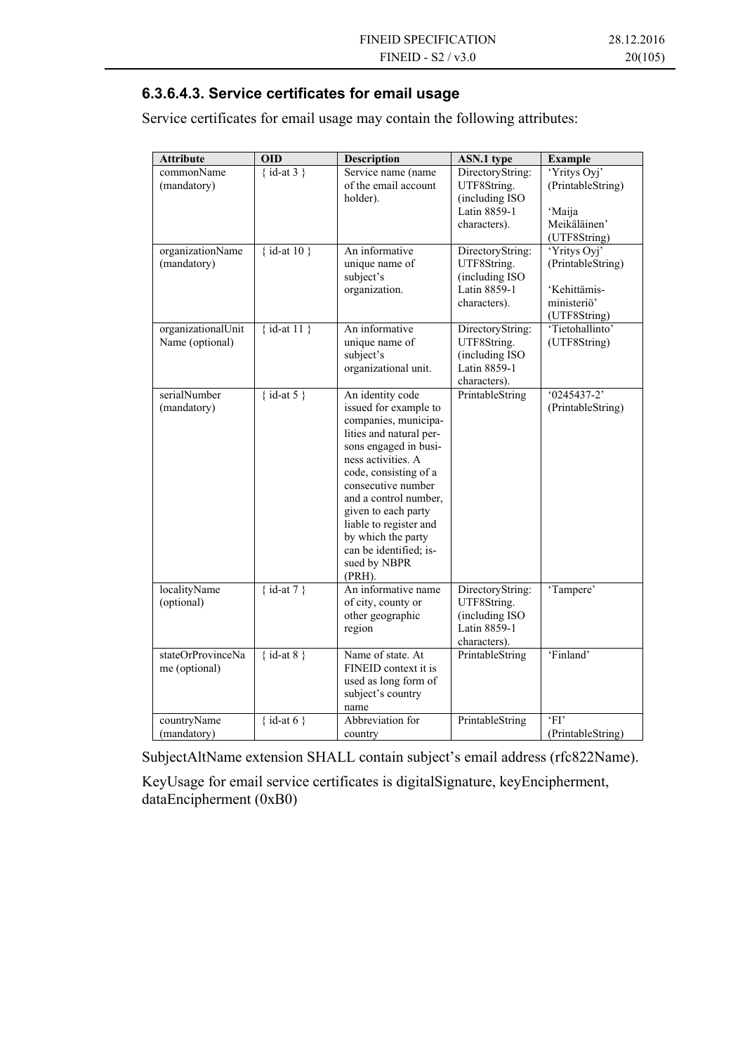### 6.3.6.4.3. Service certificates for email usage

Service certificates for email usage may contain the following attributes:

| Attribute | OID | Description | ASN.1 type | Example |
|---|---|---|---|---|
| commonName (mandatory) | { id-at 3 } | Service name (name of the email account holder). | DirectoryString: UTF8String. (including ISO Latin 8859-1 characters). | 'Yritys Oyj' (PrintableString)<br><br>'Maija Meikäläinen' (UTF8String) |
| organizationName (mandatory) | { id-at 10 } | An informative unique name of subject's organization. | DirectoryString: UTF8String. (including ISO Latin 8859-1 characters). | 'Yritys Oyj' (PrintableString)<br><br>'Kehittämis-ministeriö' (UTF8String) |
| organizationalUnit Name (optional) | { id-at 11 } | An informative unique name of subject's organizational unit. | DirectoryString: UTF8String. (including ISO Latin 8859-1 characters). | 'Tietohallinto' (UTF8String) |
| serialNumber (mandatory) | { id-at 5 } | An identity code issued for example to companies, municipalities and natural persons engaged in business activities. A code, consisting of a consecutive number and a control number, given to each party liable to register and by which the party can be identified; issued by NBPR (PRH). | PrintableString | '0245437-2' (PrintableString) |
| localityName (optional) | { id-at 7 } | An informative name of city, county or other geographic region | DirectoryString: UTF8String. (including ISO Latin 8859-1 characters). | 'Tampere' |
| stateOrProvinceName (optional) | { id-at 8 } | Name of state. At FINEID context it is used as long form of subject's country name | PrintableString | 'Finland' |
| countryName (mandatory) | { id-at 6 } | Abbreviation for country | PrintableString | 'FI' (PrintableString) |

SubjectAltName extension SHALL contain subject's email address (rfc822Name).

KeyUsage for email service certificates is digitalSignature, keyEncipherment, dataEncipherment (0xB0)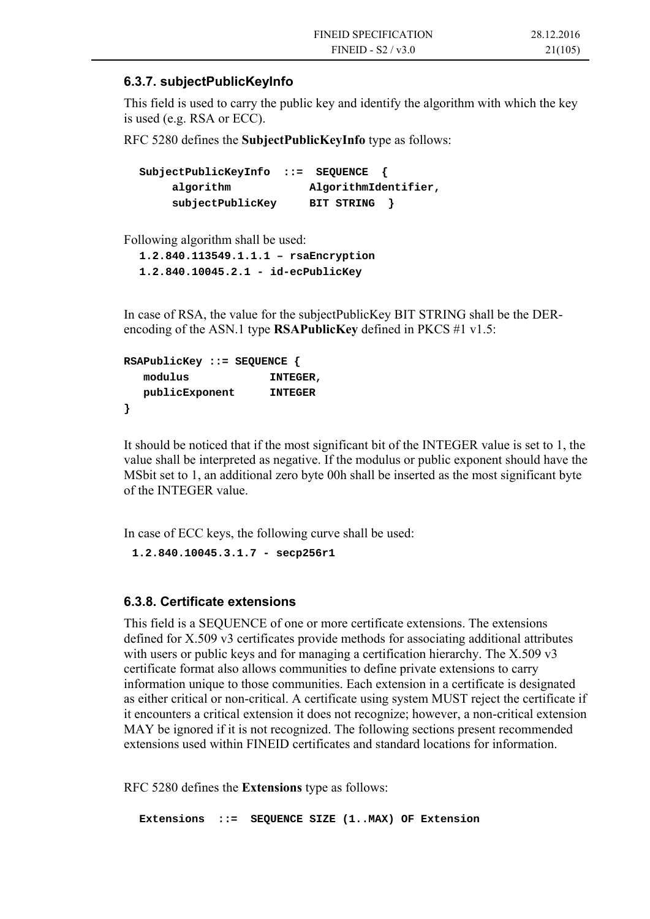### 6.3.7. subjectPublicKeyInfo

This field is used to carry the public key and identify the algorithm with which the key is used (e.g. RSA or ECC).

RFC 5280 defines the **SubjectPublicKeyInfo** type as follows:

```
SubjectPublicKeyInfo  ::=  SEQUENCE  {
     algorithm            AlgorithmIdentifier,
     subjectPublicKey     BIT STRING  }
```

Following algorithm shall be used:

```
1.2.840.113549.1.1.1 – rsaEncryption
1.2.840.10045.2.1 - id-ecPublicKey
```

In case of RSA, the value for the subjectPublicKey BIT STRING shall be the DER-encoding of the ASN.1 type **RSAPublicKey** defined in PKCS #1 v1.5:

```
RSAPublicKey ::= SEQUENCE {
   modulus            INTEGER,
   publicExponent     INTEGER
}
```

It should be noticed that if the most significant bit of the INTEGER value is set to 1, the value shall be interpreted as negative. If the modulus or public exponent should have the MSbit set to 1, an additional zero byte 00h shall be inserted as the most significant byte of the INTEGER value.

In case of ECC keys, the following curve shall be used:

```
1.2.840.10045.3.1.7 - secp256r1
```

### 6.3.8. Certificate extensions

This field is a SEQUENCE of one or more certificate extensions. The extensions defined for X.509 v3 certificates provide methods for associating additional attributes with users or public keys and for managing a certification hierarchy. The X.509 v3 certificate format also allows communities to define private extensions to carry information unique to those communities. Each extension in a certificate is designated as either critical or non-critical. A certificate using system MUST reject the certificate if it encounters a critical extension it does not recognize; however, a non-critical extension MAY be ignored if it is not recognized. The following sections present recommended extensions used within FINEID certificates and standard locations for information.

RFC 5280 defines the **Extensions** type as follows:

```
Extensions  ::=  SEQUENCE SIZE (1..MAX) OF Extension
```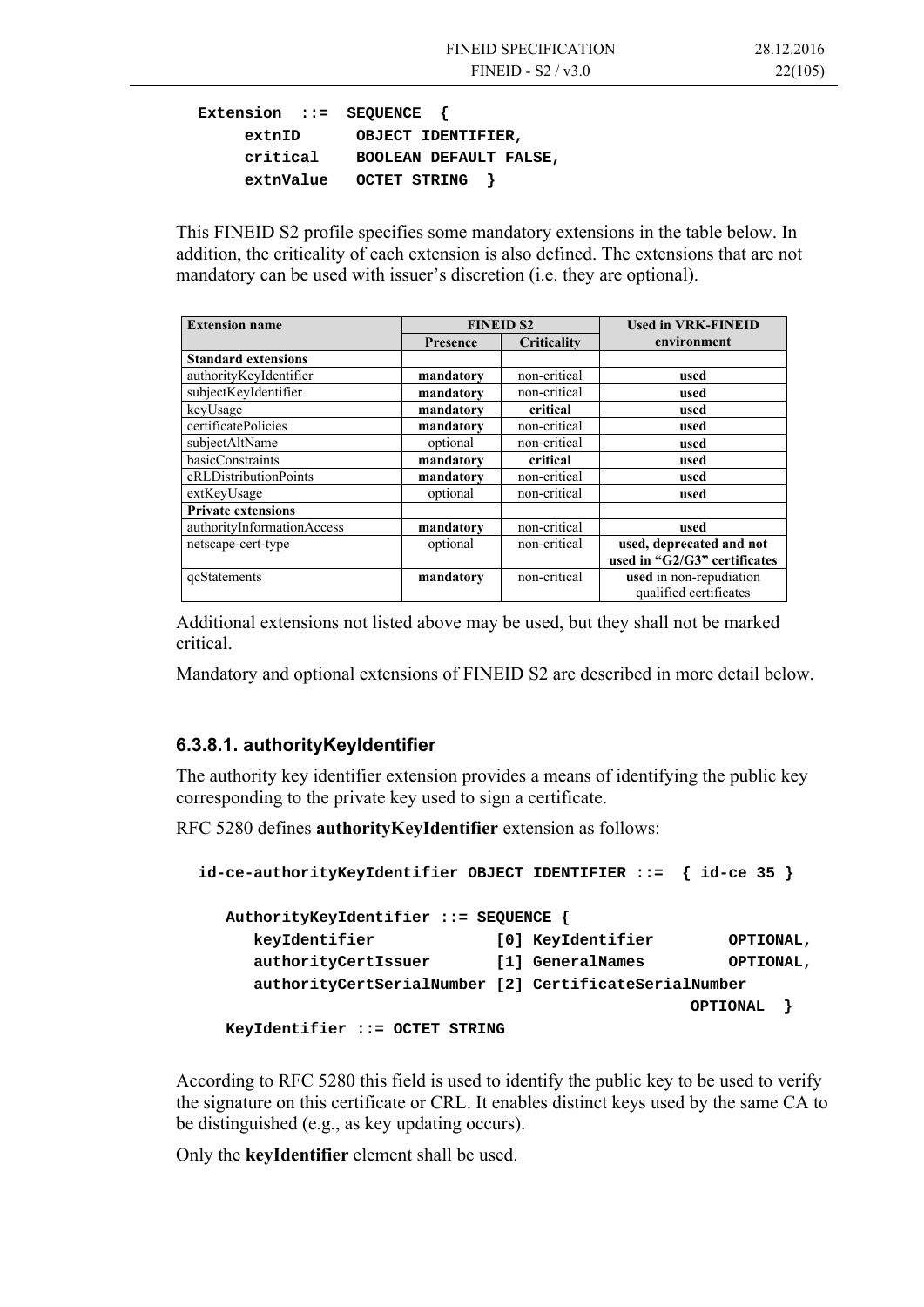```
Extension  ::=  SEQUENCE  {
     extnID      OBJECT IDENTIFIER,
     critical    BOOLEAN DEFAULT FALSE,
     extnValue   OCTET STRING  }
```

This FINEID S2 profile specifies some mandatory extensions in the table below. In addition, the criticality of each extension is also defined. The extensions that are not mandatory can be used with issuer's discretion (i.e. they are optional).

| Extension name | FINEID S2 | | Used in VRK-FINEID environment |
|---|---|---|---|
| | Presence | Criticality | |
| **Standard extensions** | | | |
| authorityKeyIdentifier | **mandatory** | non-critical | **used** |
| subjectKeyIdentifier | **mandatory** | non-critical | **used** |
| keyUsage | **mandatory** | **critical** | **used** |
| certificatePolicies | **mandatory** | non-critical | **used** |
| subjectAltName | optional | non-critical | **used** |
| basicConstraints | **mandatory** | **critical** | **used** |
| cRLDistributionPoints | **mandatory** | non-critical | **used** |
| extKeyUsage | optional | non-critical | **used** |
| **Private extensions** | | | |
| authorityInformationAccess | **mandatory** | non-critical | **used** |
| netscape-cert-type | optional | non-critical | **used, deprecated and not used in "G2/G3" certificates** |
| qcStatements | **mandatory** | non-critical | **used** in non-repudiation qualified certificates |

Additional extensions not listed above may be used, but they shall not be marked critical.

Mandatory and optional extensions of FINEID S2 are described in more detail below.

### 6.3.8.1. authorityKeyIdentifier

The authority key identifier extension provides a means of identifying the public key corresponding to the private key used to sign a certificate.

RFC 5280 defines **authorityKeyIdentifier** extension as follows:

```
id-ce-authorityKeyIdentifier OBJECT IDENTIFIER ::=  { id-ce 35 }

   AuthorityKeyIdentifier ::= SEQUENCE {
      keyIdentifier             [0] KeyIdentifier        OPTIONAL,
      authorityCertIssuer       [1] GeneralNames         OPTIONAL,
      authorityCertSerialNumber [2] CertificateSerialNumber
                                                     OPTIONAL  }
   KeyIdentifier ::= OCTET STRING
```

According to RFC 5280 this field is used to identify the public key to be used to verify the signature on this certificate or CRL. It enables distinct keys used by the same CA to be distinguished (e.g., as key updating occurs).

Only the **keyIdentifier** element shall be used.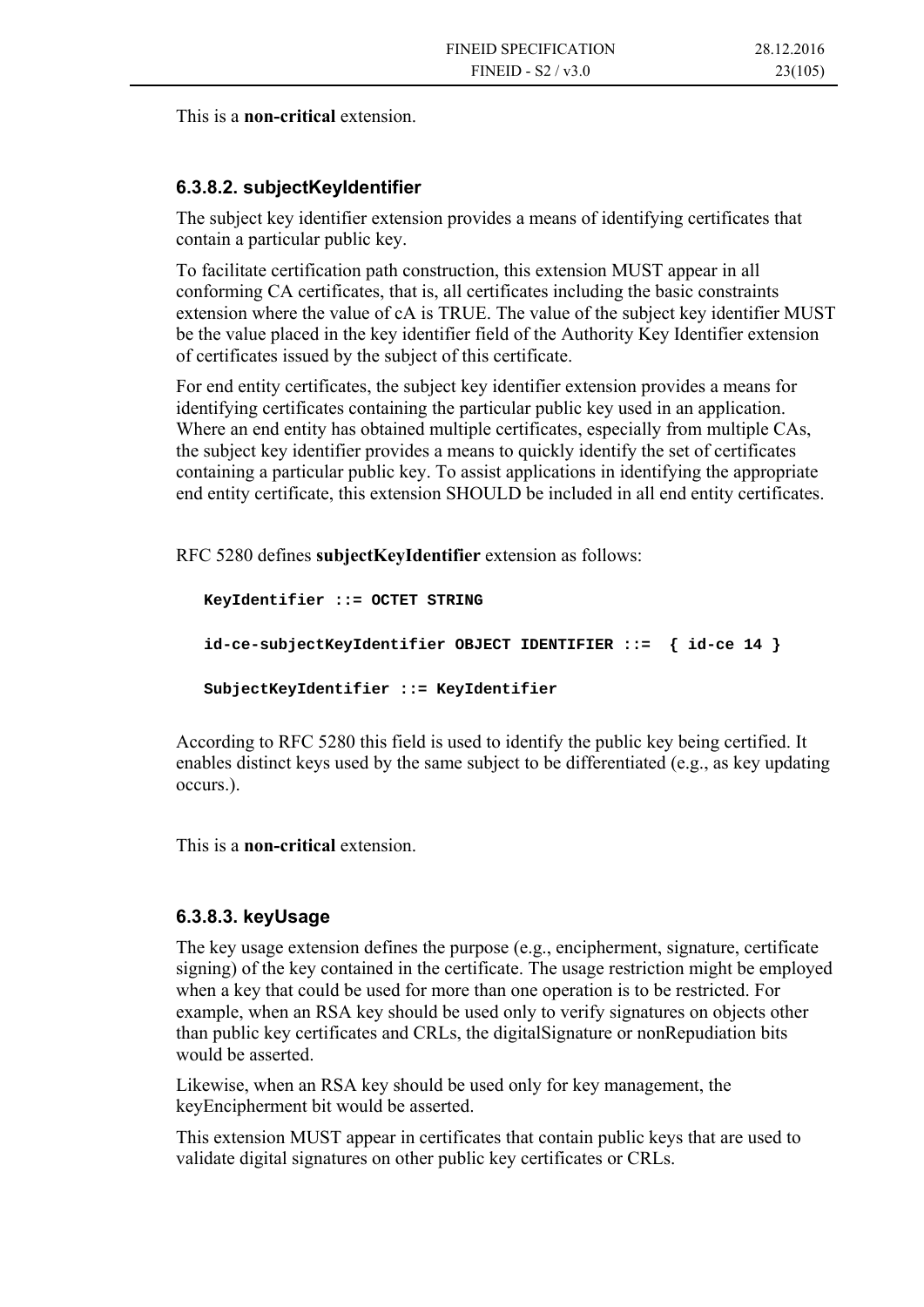This is a **non-critical** extension.

### 6.3.8.2. subjectKeyIdentifier

The subject key identifier extension provides a means of identifying certificates that contain a particular public key.

To facilitate certification path construction, this extension MUST appear in all conforming CA certificates, that is, all certificates including the basic constraints extension where the value of cA is TRUE. The value of the subject key identifier MUST be the value placed in the key identifier field of the Authority Key Identifier extension of certificates issued by the subject of this certificate.

For end entity certificates, the subject key identifier extension provides a means for identifying certificates containing the particular public key used in an application. Where an end entity has obtained multiple certificates, especially from multiple CAs, the subject key identifier provides a means to quickly identify the set of certificates containing a particular public key. To assist applications in identifying the appropriate end entity certificate, this extension SHOULD be included in all end entity certificates.

RFC 5280 defines **subjectKeyIdentifier** extension as follows:

```
KeyIdentifier ::= OCTET STRING

id-ce-subjectKeyIdentifier OBJECT IDENTIFIER ::=  { id-ce 14 }

SubjectKeyIdentifier ::= KeyIdentifier
```

According to RFC 5280 this field is used to identify the public key being certified. It enables distinct keys used by the same subject to be differentiated (e.g., as key updating occurs.).

This is a **non-critical** extension.

### 6.3.8.3. keyUsage

The key usage extension defines the purpose (e.g., encipherment, signature, certificate signing) of the key contained in the certificate. The usage restriction might be employed when a key that could be used for more than one operation is to be restricted. For example, when an RSA key should be used only to verify signatures on objects other than public key certificates and CRLs, the digitalSignature or nonRepudiation bits would be asserted.

Likewise, when an RSA key should be used only for key management, the keyEncipherment bit would be asserted.

This extension MUST appear in certificates that contain public keys that are used to validate digital signatures on other public key certificates or CRLs.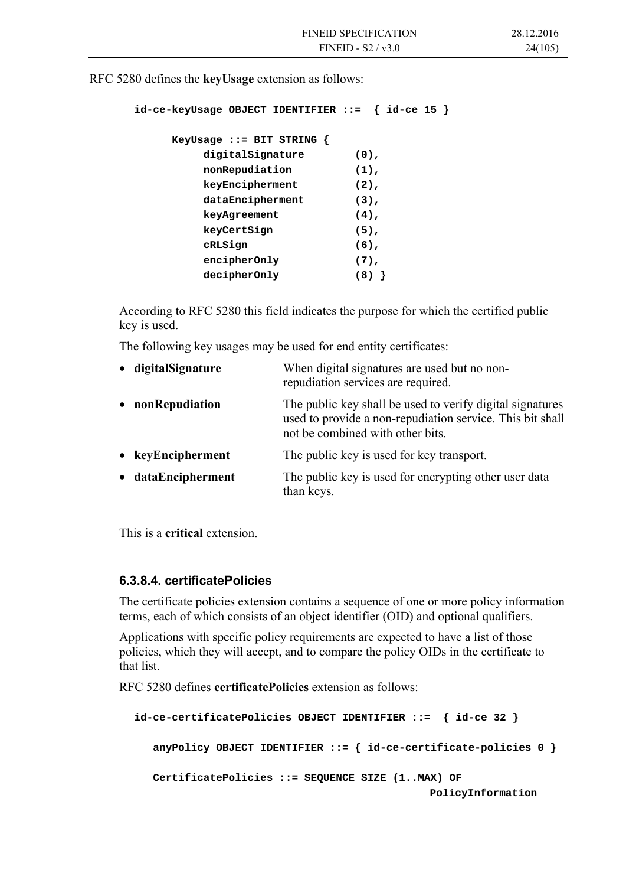RFC 5280 defines the **keyUsage** extension as follows:

```
id-ce-keyUsage OBJECT IDENTIFIER ::=  { id-ce 15 }

      KeyUsage ::= BIT STRING {
           digitalSignature        (0),
           nonRepudiation          (1),
           keyEncipherment         (2),
           dataEncipherment        (3),
           keyAgreement            (4),
           keyCertSign             (5),
           cRLSign                 (6),
           encipherOnly            (7),
           decipherOnly            (8) }
```

According to RFC 5280 this field indicates the purpose for which the certified public key is used.

The following key usages may be used for end entity certificates:

- **digitalSignature** — When digital signatures are used but no non-repudiation services are required.
- **nonRepudiation** — The public key shall be used to verify digital signatures used to provide a non-repudiation service. This bit shall not be combined with other bits.
- **keyEncipherment** — The public key is used for key transport.
- **dataEncipherment** — The public key is used for encrypting other user data than keys.

This is a **critical** extension.

### 6.3.8.4. certificatePolicies

The certificate policies extension contains a sequence of one or more policy information terms, each of which consists of an object identifier (OID) and optional qualifiers.

Applications with specific policy requirements are expected to have a list of those policies, which they will accept, and to compare the policy OIDs in the certificate to that list.

RFC 5280 defines **certificatePolicies** extension as follows:

```
id-ce-certificatePolicies OBJECT IDENTIFIER ::=  { id-ce 32 }

   anyPolicy OBJECT IDENTIFIER ::= { id-ce-certificate-policies 0 }

   CertificatePolicies ::= SEQUENCE SIZE (1..MAX) OF
                                            PolicyInformation
```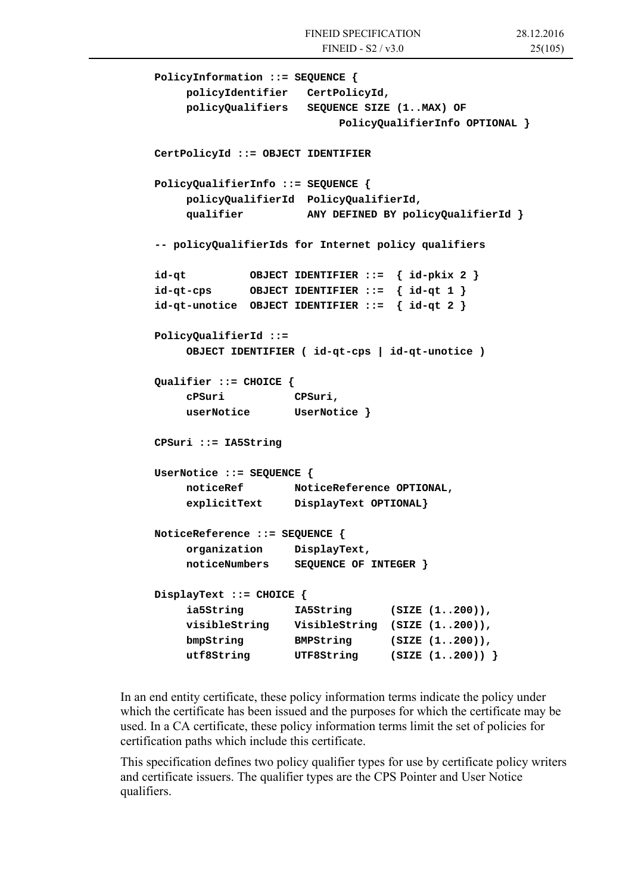```
PolicyInformation ::= SEQUENCE {
     policyIdentifier   CertPolicyId,
     policyQualifiers   SEQUENCE SIZE (1..MAX) OF
                             PolicyQualifierInfo OPTIONAL }

CertPolicyId ::= OBJECT IDENTIFIER

PolicyQualifierInfo ::= SEQUENCE {
     policyQualifierId  PolicyQualifierId,
     qualifier          ANY DEFINED BY policyQualifierId }

-- policyQualifierIds for Internet policy qualifiers

id-qt          OBJECT IDENTIFIER ::=  { id-pkix 2 }
id-qt-cps      OBJECT IDENTIFIER ::=  { id-qt 1 }
id-qt-unotice  OBJECT IDENTIFIER ::=  { id-qt 2 }

PolicyQualifierId ::=
     OBJECT IDENTIFIER ( id-qt-cps | id-qt-unotice )

Qualifier ::= CHOICE {
     cPSuri           CPSuri,
     userNotice       UserNotice }

CPSuri ::= IA5String

UserNotice ::= SEQUENCE {
     noticeRef        NoticeReference OPTIONAL,
     explicitText     DisplayText OPTIONAL}

NoticeReference ::= SEQUENCE {
     organization     DisplayText,
     noticeNumbers    SEQUENCE OF INTEGER }

DisplayText ::= CHOICE {
     ia5String        IA5String      (SIZE (1..200)),
     visibleString    VisibleString  (SIZE (1..200)),
     bmpString        BMPString      (SIZE (1..200)),
     utf8String       UTF8String     (SIZE (1..200)) }
```

In an end entity certificate, these policy information terms indicate the policy under which the certificate has been issued and the purposes for which the certificate may be used. In a CA certificate, these policy information terms limit the set of policies for certification paths which include this certificate.

This specification defines two policy qualifier types for use by certificate policy writers and certificate issuers. The qualifier types are the CPS Pointer and User Notice qualifiers.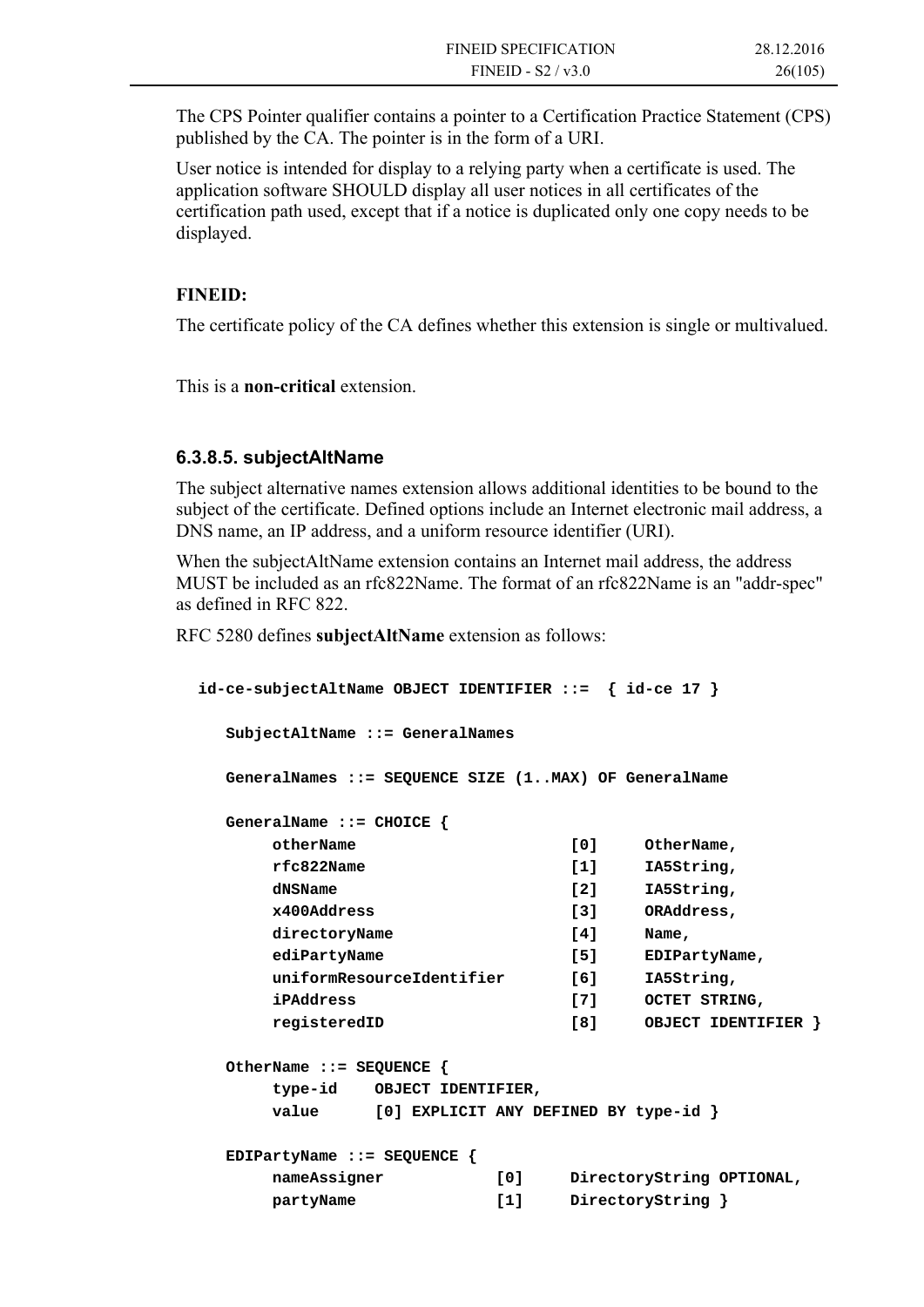The CPS Pointer qualifier contains a pointer to a Certification Practice Statement (CPS) published by the CA. The pointer is in the form of a URI.

User notice is intended for display to a relying party when a certificate is used. The application software SHOULD display all user notices in all certificates of the certification path used, except that if a notice is duplicated only one copy needs to be displayed.

**FINEID:**

The certificate policy of the CA defines whether this extension is single or multivalued.

This is a **non-critical** extension.

### 6.3.8.5. subjectAltName

The subject alternative names extension allows additional identities to be bound to the subject of the certificate. Defined options include an Internet electronic mail address, a DNS name, an IP address, and a uniform resource identifier (URI).

When the subjectAltName extension contains an Internet mail address, the address MUST be included as an rfc822Name. The format of an rfc822Name is an "addr-spec" as defined in RFC 822.

RFC 5280 defines **subjectAltName** extension as follows:

```
id-ce-subjectAltName OBJECT IDENTIFIER ::=  { id-ce 17 }

   SubjectAltName ::= GeneralNames

   GeneralNames ::= SEQUENCE SIZE (1..MAX) OF GeneralName

   GeneralName ::= CHOICE {
        otherName                       [0]     OtherName,
        rfc822Name                      [1]     IA5String,
        dNSName                         [2]     IA5String,
        x400Address                     [3]     ORAddress,
        directoryName                   [4]     Name,
        ediPartyName                    [5]     EDIPartyName,
        uniformResourceIdentifier       [6]     IA5String,
        iPAddress                       [7]     OCTET STRING,
        registeredID                    [8]     OBJECT IDENTIFIER }

   OtherName ::= SEQUENCE {
        type-id    OBJECT IDENTIFIER,
        value      [0] EXPLICIT ANY DEFINED BY type-id }

   EDIPartyName ::= SEQUENCE {
        nameAssigner            [0]     DirectoryString OPTIONAL,
        partyName               [1]     DirectoryString }
```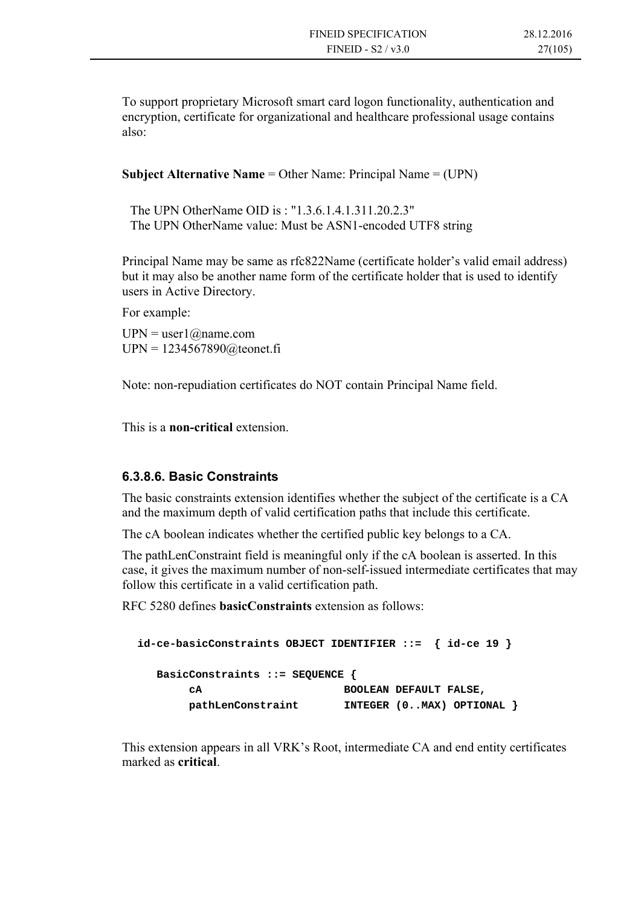To support proprietary Microsoft smart card logon functionality, authentication and encryption, certificate for organizational and healthcare professional usage contains also:

**Subject Alternative Name** = Other Name: Principal Name = (UPN)

The UPN OtherName OID is : "1.3.6.1.4.1.311.20.2.3"
The UPN OtherName value: Must be ASN1-encoded UTF8 string

Principal Name may be same as rfc822Name (certificate holder's valid email address) but it may also be another name form of the certificate holder that is used to identify users in Active Directory.

For example:

UPN = user1@name.com
UPN = 1234567890@teonet.fi

Note: non-repudiation certificates do NOT contain Principal Name field.

This is a **non-critical** extension.

#### 6.3.8.6. Basic Constraints

The basic constraints extension identifies whether the subject of the certificate is a CA and the maximum depth of valid certification paths that include this certificate.

The cA boolean indicates whether the certified public key belongs to a CA.

The pathLenConstraint field is meaningful only if the cA boolean is asserted. In this case, it gives the maximum number of non-self-issued intermediate certificates that may follow this certificate in a valid certification path.

RFC 5280 defines **basicConstraints** extension as follows:

```
id-ce-basicConstraints OBJECT IDENTIFIER ::=  { id-ce 19 }

   BasicConstraints ::= SEQUENCE {
        cA                      BOOLEAN DEFAULT FALSE,
        pathLenConstraint       INTEGER (0..MAX) OPTIONAL }
```

This extension appears in all VRK's Root, intermediate CA and end entity certificates marked as **critical**.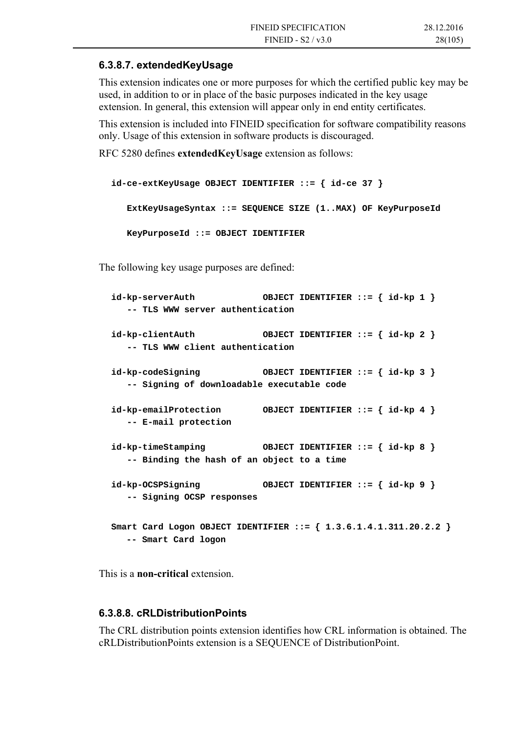### 6.3.8.7. extendedKeyUsage

This extension indicates one or more purposes for which the certified public key may be used, in addition to or in place of the basic purposes indicated in the key usage extension. In general, this extension will appear only in end entity certificates.

This extension is included into FINEID specification for software compatibility reasons only. Usage of this extension in software products is discouraged.

RFC 5280 defines **extendedKeyUsage** extension as follows:

```
id-ce-extKeyUsage OBJECT IDENTIFIER ::= { id-ce 37 }

   ExtKeyUsageSyntax ::= SEQUENCE SIZE (1..MAX) OF KeyPurposeId

   KeyPurposeId ::= OBJECT IDENTIFIER
```

The following key usage purposes are defined:

```
id-kp-serverAuth             OBJECT IDENTIFIER ::= { id-kp 1 }
   -- TLS WWW server authentication

id-kp-clientAuth             OBJECT IDENTIFIER ::= { id-kp 2 }
   -- TLS WWW client authentication

id-kp-codeSigning            OBJECT IDENTIFIER ::= { id-kp 3 }
   -- Signing of downloadable executable code

id-kp-emailProtection        OBJECT IDENTIFIER ::= { id-kp 4 }
   -- E-mail protection

id-kp-timeStamping           OBJECT IDENTIFIER ::= { id-kp 8 }
   -- Binding the hash of an object to a time

id-kp-OCSPSigning            OBJECT IDENTIFIER ::= { id-kp 9 }
   -- Signing OCSP responses

Smart Card Logon OBJECT IDENTIFIER ::= { 1.3.6.1.4.1.311.20.2.2 }
   -- Smart Card logon
```

This is a **non-critical** extension.

### 6.3.8.8. cRLDistributionPoints

The CRL distribution points extension identifies how CRL information is obtained. The cRLDistributionPoints extension is a SEQUENCE of DistributionPoint.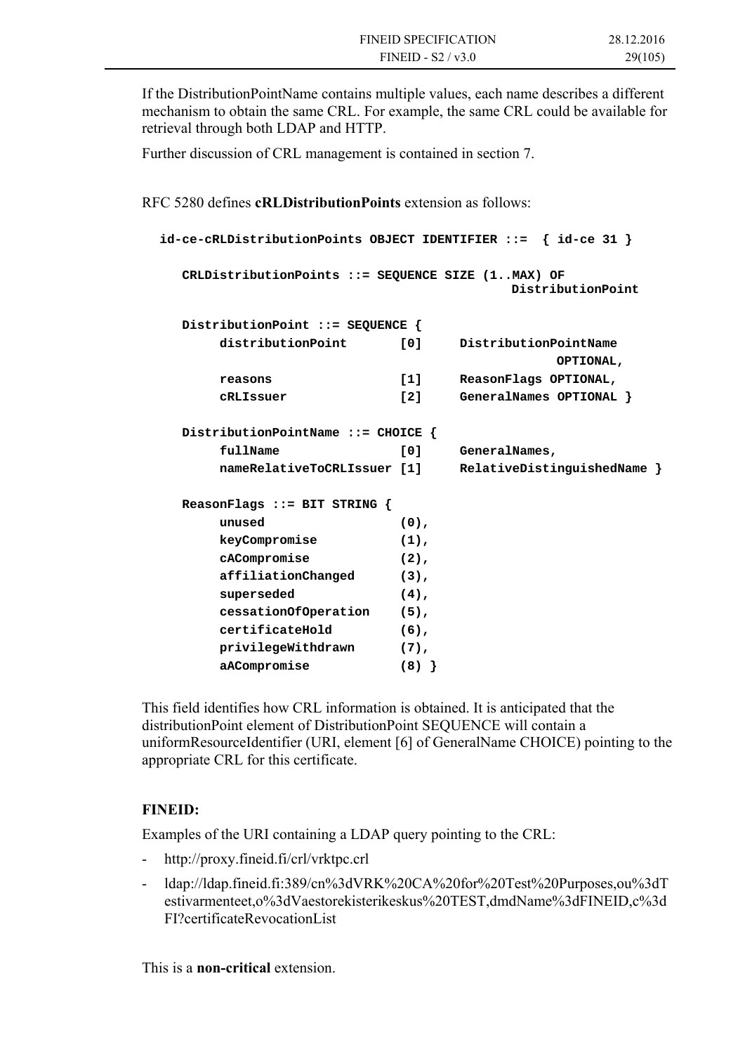If the DistributionPointName contains multiple values, each name describes a different mechanism to obtain the same CRL. For example, the same CRL could be available for retrieval through both LDAP and HTTP.

Further discussion of CRL management is contained in section 7.

RFC 5280 defines **cRLDistributionPoints** extension as follows:

```
id-ce-cRLDistributionPoints OBJECT IDENTIFIER ::=  { id-ce 31 }

   CRLDistributionPoints ::= SEQUENCE SIZE (1..MAX) OF
                                            DistributionPoint

   DistributionPoint ::= SEQUENCE {
        distributionPoint       [0]     DistributionPointName
                                              OPTIONAL,
        reasons                 [1]     ReasonFlags OPTIONAL,
        cRLIssuer               [2]     GeneralNames OPTIONAL }

   DistributionPointName ::= CHOICE {
        fullName                [0]     GeneralNames,
        nameRelativeToCRLIssuer [1]     RelativeDistinguishedName }

   ReasonFlags ::= BIT STRING {
        unused                  (0),
        keyCompromise           (1),
        cACompromise            (2),
        affiliationChanged      (3),
        superseded              (4),
        cessationOfOperation    (5),
        certificateHold         (6),
        privilegeWithdrawn      (7),
        aACompromise            (8) }
```

This field identifies how CRL information is obtained. It is anticipated that the distributionPoint element of DistributionPoint SEQUENCE will contain a uniformResourceIdentifier (URI, element [6] of GeneralName CHOICE) pointing to the appropriate CRL for this certificate.

**FINEID:**

Examples of the URI containing a LDAP query pointing to the CRL:

- http://proxy.fineid.fi/crl/vrktpc.crl
- ldap://ldap.fineid.fi:389/cn%3dVRK%20CA%20for%20Test%20Purposes,ou%3dTestivarmenteet,o%3dVaestorekisterikeskus%20TEST,dmdName%3dFINEID,c%3dFI?certificateRevocationList

This is a **non-critical** extension.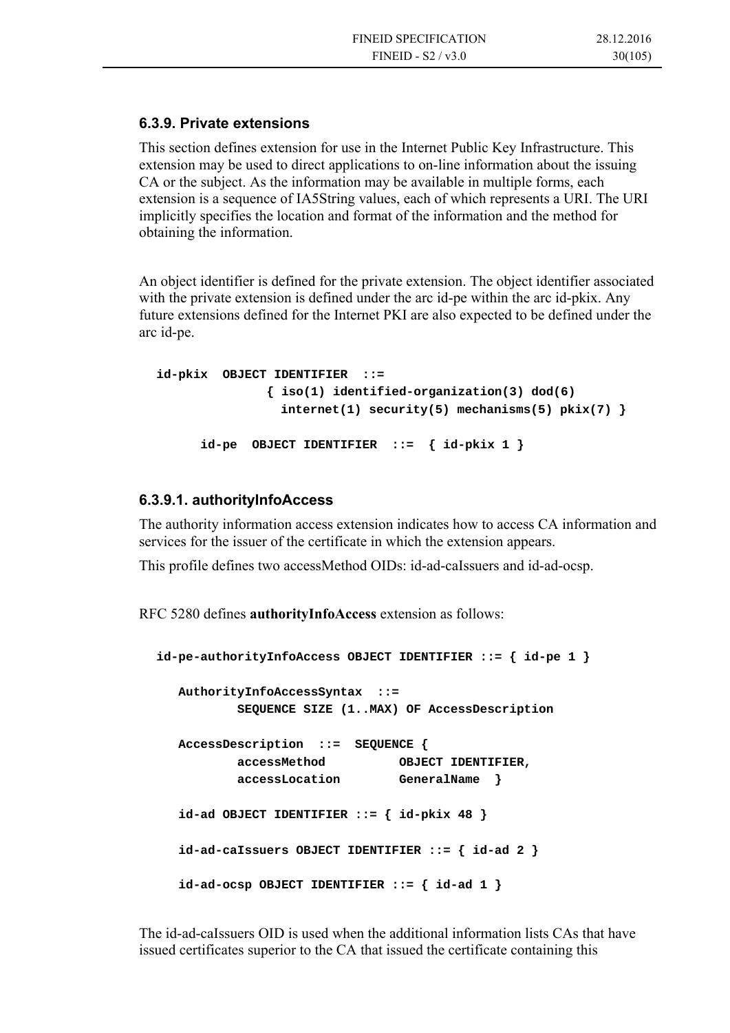### 6.3.9. Private extensions

This section defines extension for use in the Internet Public Key Infrastructure. This extension may be used to direct applications to on-line information about the issuing CA or the subject. As the information may be available in multiple forms, each extension is a sequence of IA5String values, each of which represents a URI. The URI implicitly specifies the location and format of the information and the method for obtaining the information.

An object identifier is defined for the private extension. The object identifier associated with the private extension is defined under the arc id-pe within the arc id-pkix. Any future extensions defined for the Internet PKI are also expected to be defined under the arc id-pe.

```
id-pkix  OBJECT IDENTIFIER  ::=
            { iso(1) identified-organization(3) dod(6)
              internet(1) security(5) mechanisms(5) pkix(7) }

      id-pe  OBJECT IDENTIFIER  ::=  { id-pkix 1 }
```

#### 6.3.9.1. authorityInfoAccess

The authority information access extension indicates how to access CA information and services for the issuer of the certificate in which the extension appears.

This profile defines two accessMethod OIDs: id-ad-caIssuers and id-ad-ocsp.

RFC 5280 defines **authorityInfoAccess** extension as follows:

```
id-pe-authorityInfoAccess OBJECT IDENTIFIER ::= { id-pe 1 }

   AuthorityInfoAccessSyntax  ::=
           SEQUENCE SIZE (1..MAX) OF AccessDescription

   AccessDescription  ::=  SEQUENCE {
           accessMethod          OBJECT IDENTIFIER,
           accessLocation        GeneralName  }

   id-ad OBJECT IDENTIFIER ::= { id-pkix 48 }

   id-ad-caIssuers OBJECT IDENTIFIER ::= { id-ad 2 }

   id-ad-ocsp OBJECT IDENTIFIER ::= { id-ad 1 }
```

The id-ad-caIssuers OID is used when the additional information lists CAs that have issued certificates superior to the CA that issued the certificate containing this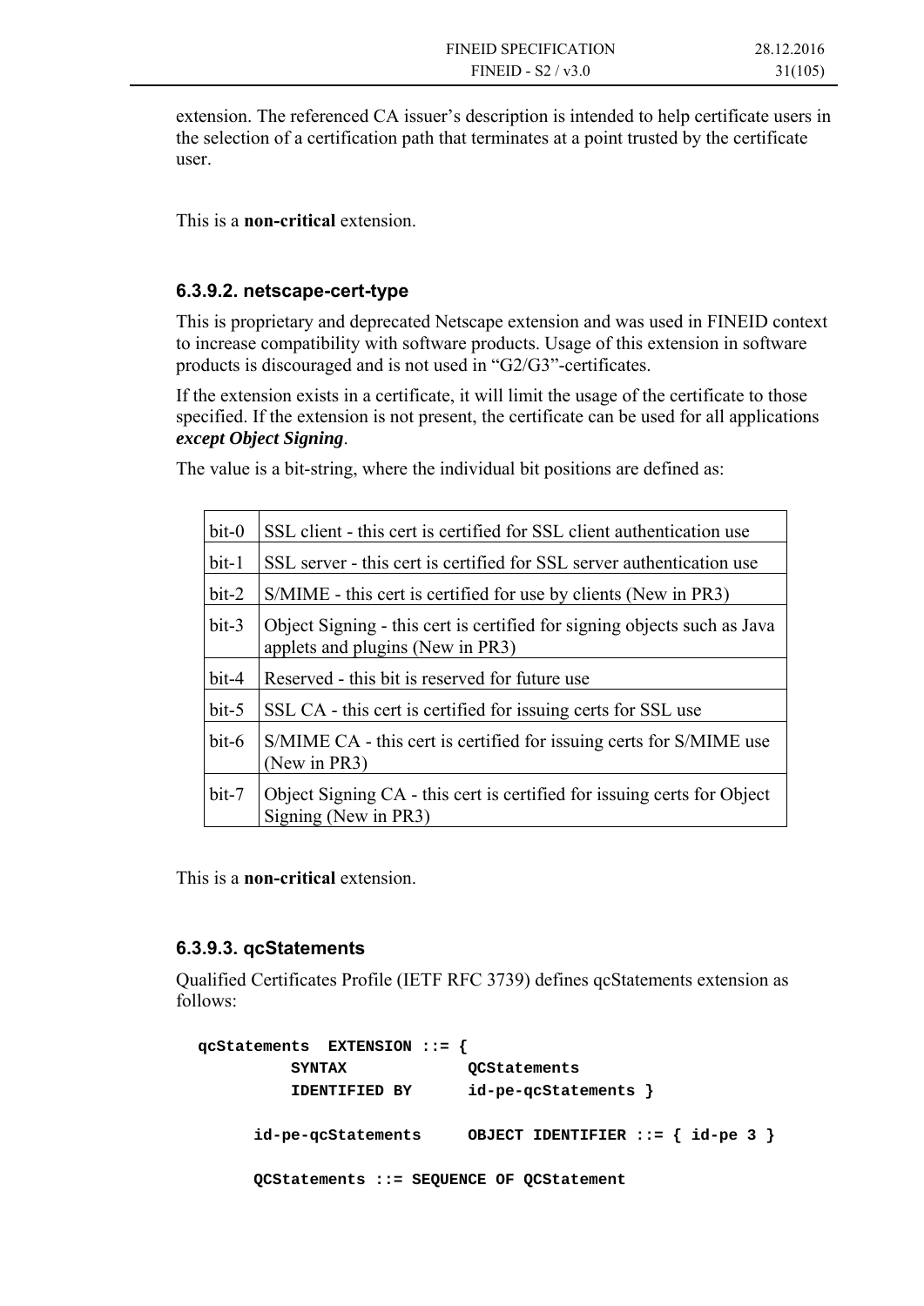extension. The referenced CA issuer's description is intended to help certificate users in the selection of a certification path that terminates at a point trusted by the certificate user.

This is a **non-critical** extension.

### 6.3.9.2. netscape-cert-type

This is proprietary and deprecated Netscape extension and was used in FINEID context to increase compatibility with software products. Usage of this extension in software products is discouraged and is not used in "G2/G3"-certificates.

If the extension exists in a certificate, it will limit the usage of the certificate to those specified. If the extension is not present, the certificate can be used for all applications ***except Object Signing***.

The value is a bit-string, where the individual bit positions are defined as:

| | |
|---|---|
| bit-0 | SSL client - this cert is certified for SSL client authentication use |
| bit-1 | SSL server - this cert is certified for SSL server authentication use |
| bit-2 | S/MIME - this cert is certified for use by clients (New in PR3) |
| bit-3 | Object Signing - this cert is certified for signing objects such as Java applets and plugins (New in PR3) |
| bit-4 | Reserved - this bit is reserved for future use |
| bit-5 | SSL CA - this cert is certified for issuing certs for SSL use |
| bit-6 | S/MIME CA - this cert is certified for issuing certs for S/MIME use (New in PR3) |
| bit-7 | Object Signing CA - this cert is certified for issuing certs for Object Signing (New in PR3) |

This is a **non-critical** extension.

### 6.3.9.3. qcStatements

Qualified Certificates Profile (IETF RFC 3739) defines qcStatements extension as follows:

```
qcStatements  EXTENSION ::= {
         SYNTAX             QCStatements
         IDENTIFIED BY      id-pe-qcStatements }

      id-pe-qcStatements     OBJECT IDENTIFIER ::= { id-pe 3 }

      QCStatements ::= SEQUENCE OF QCStatement
```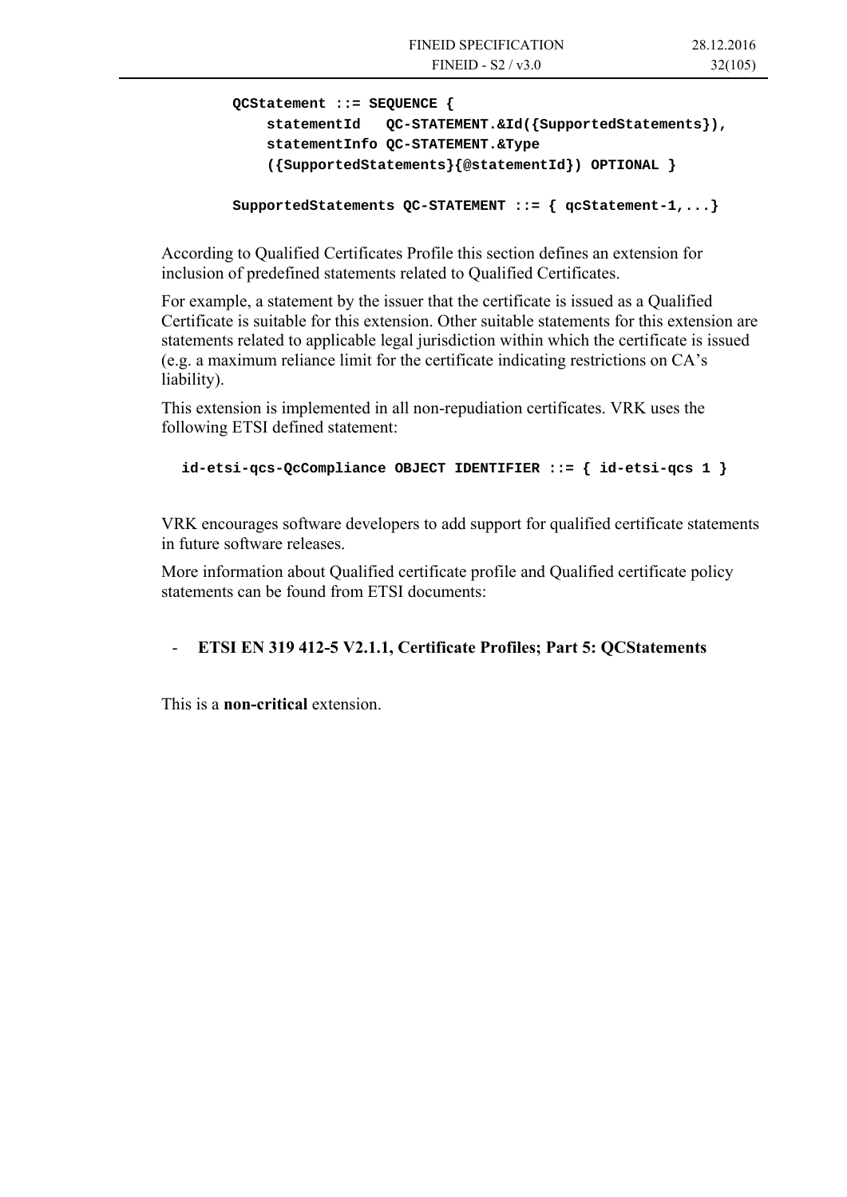```
QCStatement ::= SEQUENCE {
    statementId   QC-STATEMENT.&Id({SupportedStatements}),
    statementInfo QC-STATEMENT.&Type
    ({SupportedStatements}{@statementId}) OPTIONAL }

SupportedStatements QC-STATEMENT ::= { qcStatement-1,...}
```

According to Qualified Certificates Profile this section defines an extension for inclusion of predefined statements related to Qualified Certificates.

For example, a statement by the issuer that the certificate is issued as a Qualified Certificate is suitable for this extension. Other suitable statements for this extension are statements related to applicable legal jurisdiction within which the certificate is issued (e.g. a maximum reliance limit for the certificate indicating restrictions on CA's liability).

This extension is implemented in all non-repudiation certificates. VRK uses the following ETSI defined statement:

```
id-etsi-qcs-QcCompliance OBJECT IDENTIFIER ::= { id-etsi-qcs 1 }
```

VRK encourages software developers to add support for qualified certificate statements in future software releases.

More information about Qualified certificate profile and Qualified certificate policy statements can be found from ETSI documents:

- **ETSI EN 319 412-5 V2.1.1, Certificate Profiles; Part 5: QCStatements**

This is a **non-critical** extension.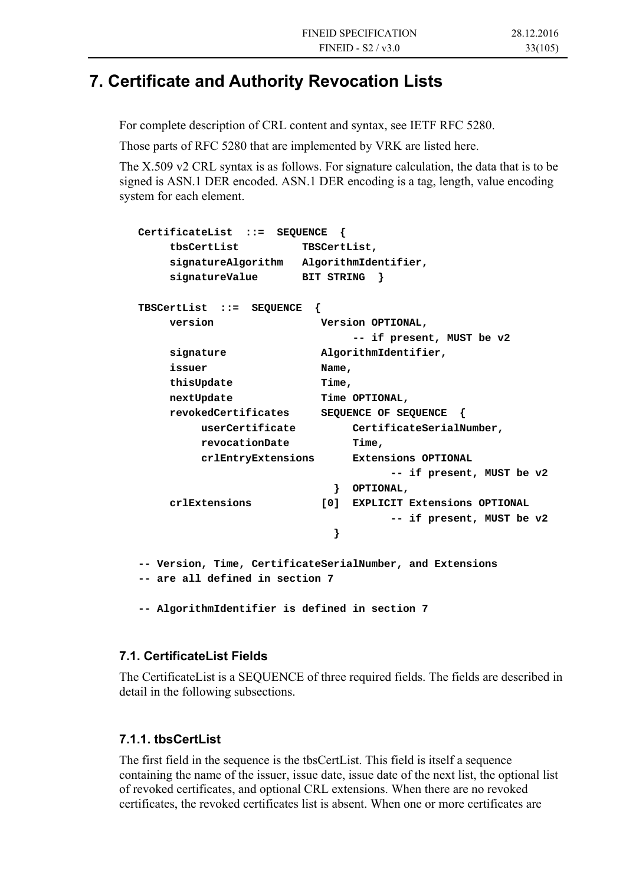# 7. Certificate and Authority Revocation Lists

For complete description of CRL content and syntax, see IETF RFC 5280.

Those parts of RFC 5280 that are implemented by VRK are listed here.

The X.509 v2 CRL syntax is as follows. For signature calculation, the data that is to be signed is ASN.1 DER encoded. ASN.1 DER encoding is a tag, length, value encoding system for each element.

```
CertificateList  ::=  SEQUENCE  {
     tbsCertList          TBSCertList,
     signatureAlgorithm   AlgorithmIdentifier,
     signatureValue       BIT STRING  }

TBSCertList  ::=  SEQUENCE  {
     version                 Version OPTIONAL,
                                  -- if present, MUST be v2
     signature               AlgorithmIdentifier,
     issuer                  Name,
     thisUpdate              Time,
     nextUpdate              Time OPTIONAL,
     revokedCertificates     SEQUENCE OF SEQUENCE  {
          userCertificate         CertificateSerialNumber,
          revocationDate          Time,
          crlEntryExtensions      Extensions OPTIONAL
                                        -- if present, MUST be v2
                               }  OPTIONAL,
     crlExtensions           [0]  EXPLICIT Extensions OPTIONAL
                                        -- if present, MUST be v2
                               }

-- Version, Time, CertificateSerialNumber, and Extensions
-- are all defined in section 7

-- AlgorithmIdentifier is defined in section 7
```

## 7.1. CertificateList Fields

The CertificateList is a SEQUENCE of three required fields. The fields are described in detail in the following subsections.

### 7.1.1. tbsCertList

The first field in the sequence is the tbsCertList. This field is itself a sequence containing the name of the issuer, issue date, issue date of the next list, the optional list of revoked certificates, and optional CRL extensions. When there are no revoked certificates, the revoked certificates list is absent. When one or more certificates are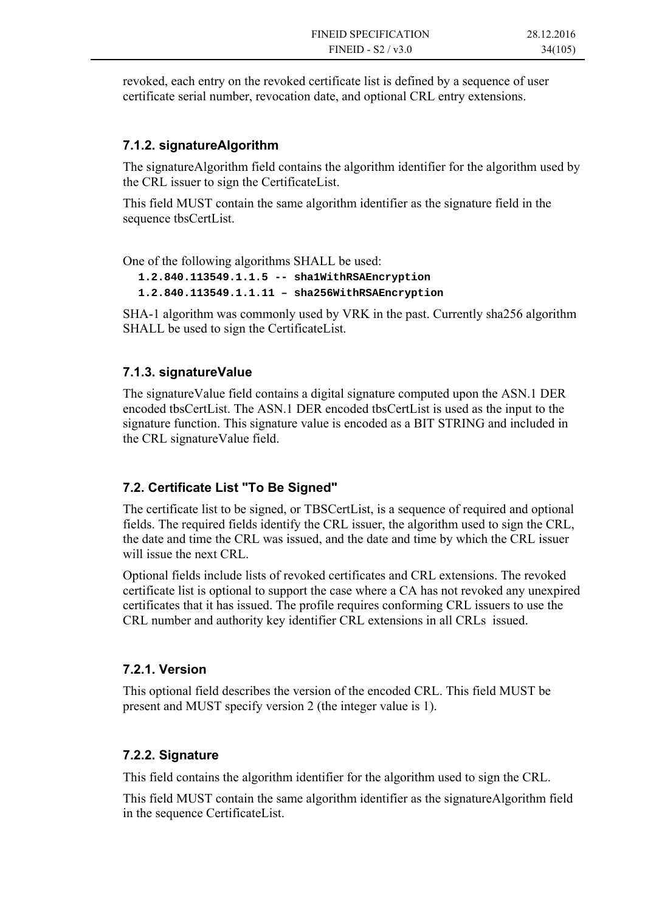revoked, each entry on the revoked certificate list is defined by a sequence of user certificate serial number, revocation date, and optional CRL entry extensions.

### 7.1.2. signatureAlgorithm

The signatureAlgorithm field contains the algorithm identifier for the algorithm used by the CRL issuer to sign the CertificateList.

This field MUST contain the same algorithm identifier as the signature field in the sequence tbsCertList.

One of the following algorithms SHALL be used:

```
1.2.840.113549.1.1.5 -- sha1WithRSAEncryption
1.2.840.113549.1.1.11 – sha256WithRSAEncryption
```

SHA-1 algorithm was commonly used by VRK in the past. Currently sha256 algorithm SHALL be used to sign the CertificateList.

### 7.1.3. signatureValue

The signatureValue field contains a digital signature computed upon the ASN.1 DER encoded tbsCertList. The ASN.1 DER encoded tbsCertList is used as the input to the signature function. This signature value is encoded as a BIT STRING and included in the CRL signatureValue field.

## 7.2. Certificate List "To Be Signed"

The certificate list to be signed, or TBSCertList, is a sequence of required and optional fields. The required fields identify the CRL issuer, the algorithm used to sign the CRL, the date and time the CRL was issued, and the date and time by which the CRL issuer will issue the next CRL.

Optional fields include lists of revoked certificates and CRL extensions. The revoked certificate list is optional to support the case where a CA has not revoked any unexpired certificates that it has issued. The profile requires conforming CRL issuers to use the CRL number and authority key identifier CRL extensions in all CRLs issued.

### 7.2.1. Version

This optional field describes the version of the encoded CRL. This field MUST be present and MUST specify version 2 (the integer value is 1).

### 7.2.2. Signature

This field contains the algorithm identifier for the algorithm used to sign the CRL.

This field MUST contain the same algorithm identifier as the signatureAlgorithm field in the sequence CertificateList.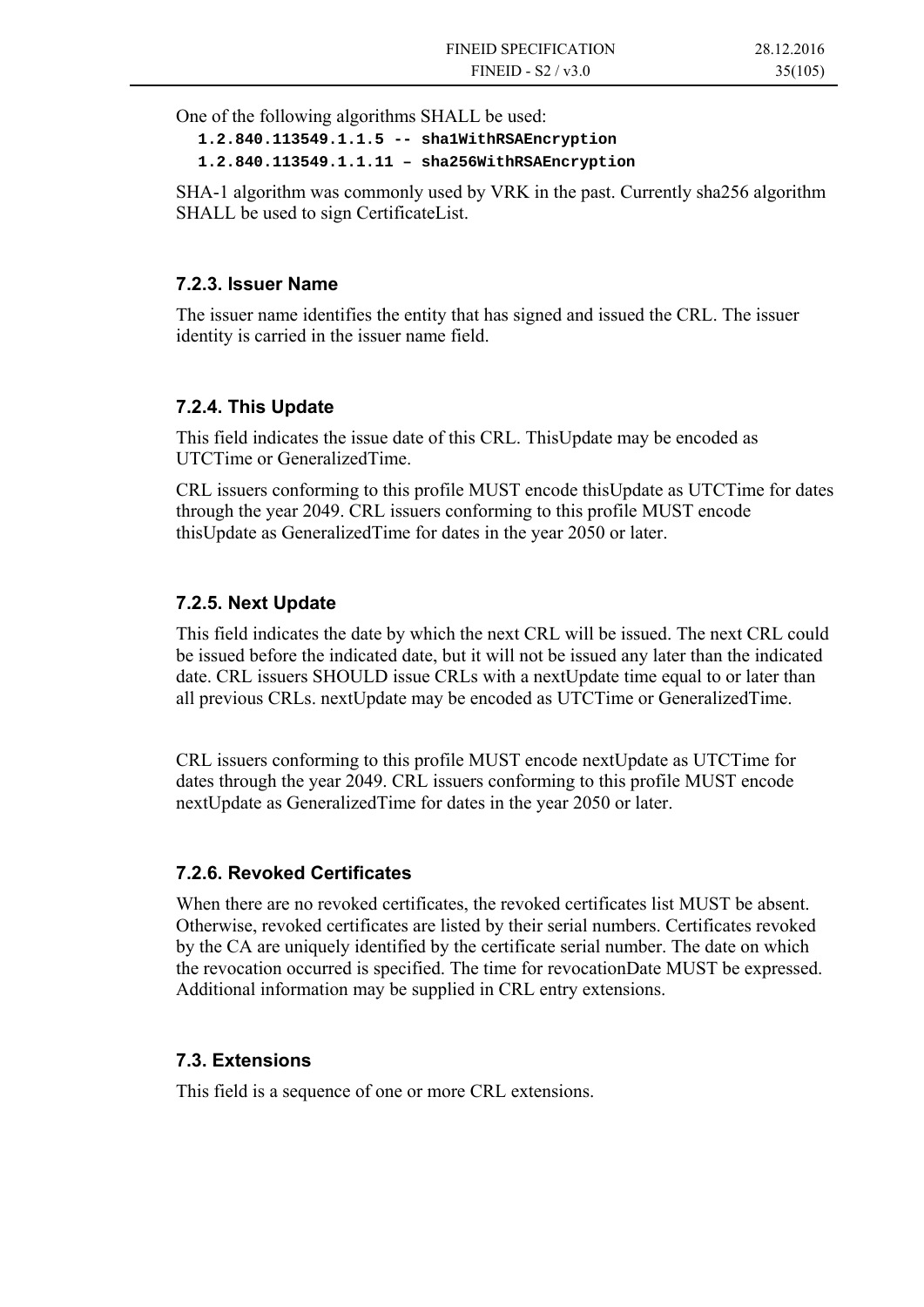One of the following algorithms SHALL be used:

```
1.2.840.113549.1.1.5 -- sha1WithRSAEncryption
1.2.840.113549.1.1.11 – sha256WithRSAEncryption
```

SHA-1 algorithm was commonly used by VRK in the past. Currently sha256 algorithm SHALL be used to sign CertificateList.

### 7.2.3. Issuer Name

The issuer name identifies the entity that has signed and issued the CRL. The issuer identity is carried in the issuer name field.

### 7.2.4. This Update

This field indicates the issue date of this CRL. ThisUpdate may be encoded as UTCTime or GeneralizedTime.

CRL issuers conforming to this profile MUST encode thisUpdate as UTCTime for dates through the year 2049. CRL issuers conforming to this profile MUST encode thisUpdate as GeneralizedTime for dates in the year 2050 or later.

### 7.2.5. Next Update

This field indicates the date by which the next CRL will be issued. The next CRL could be issued before the indicated date, but it will not be issued any later than the indicated date. CRL issuers SHOULD issue CRLs with a nextUpdate time equal to or later than all previous CRLs. nextUpdate may be encoded as UTCTime or GeneralizedTime.

CRL issuers conforming to this profile MUST encode nextUpdate as UTCTime for dates through the year 2049. CRL issuers conforming to this profile MUST encode nextUpdate as GeneralizedTime for dates in the year 2050 or later.

### 7.2.6. Revoked Certificates

When there are no revoked certificates, the revoked certificates list MUST be absent. Otherwise, revoked certificates are listed by their serial numbers. Certificates revoked by the CA are uniquely identified by the certificate serial number. The date on which the revocation occurred is specified. The time for revocationDate MUST be expressed. Additional information may be supplied in CRL entry extensions.

## 7.3. Extensions

This field is a sequence of one or more CRL extensions.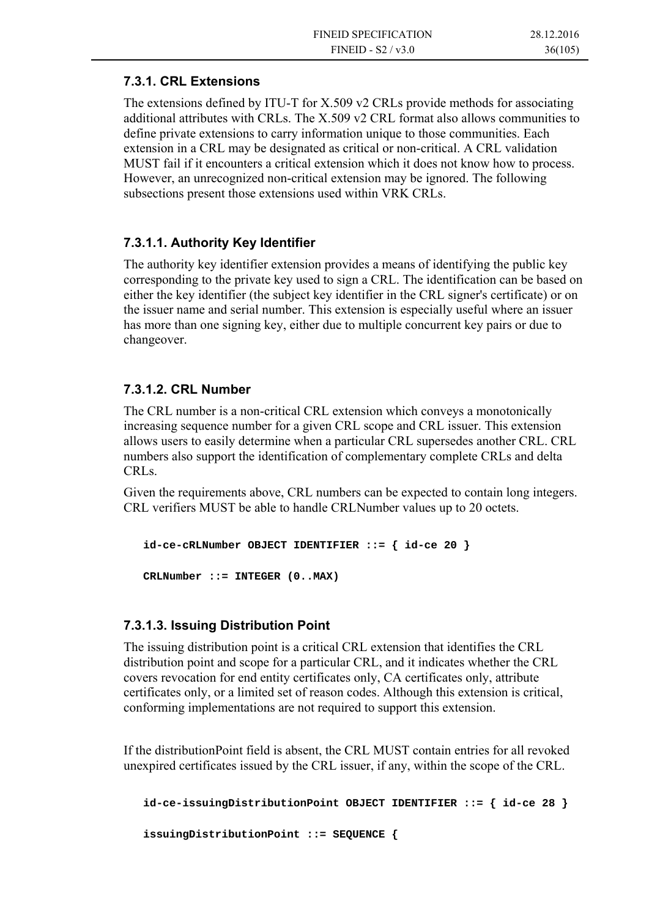### 7.3.1. CRL Extensions

The extensions defined by ITU-T for X.509 v2 CRLs provide methods for associating additional attributes with CRLs. The X.509 v2 CRL format also allows communities to define private extensions to carry information unique to those communities. Each extension in a CRL may be designated as critical or non-critical. A CRL validation MUST fail if it encounters a critical extension which it does not know how to process. However, an unrecognized non-critical extension may be ignored. The following subsections present those extensions used within VRK CRLs.

#### 7.3.1.1. Authority Key Identifier

The authority key identifier extension provides a means of identifying the public key corresponding to the private key used to sign a CRL. The identification can be based on either the key identifier (the subject key identifier in the CRL signer's certificate) or on the issuer name and serial number. This extension is especially useful where an issuer has more than one signing key, either due to multiple concurrent key pairs or due to changeover.

#### 7.3.1.2. CRL Number

The CRL number is a non-critical CRL extension which conveys a monotonically increasing sequence number for a given CRL scope and CRL issuer. This extension allows users to easily determine when a particular CRL supersedes another CRL. CRL numbers also support the identification of complementary complete CRLs and delta CRLs.

Given the requirements above, CRL numbers can be expected to contain long integers. CRL verifiers MUST be able to handle CRLNumber values up to 20 octets.

```
id-ce-cRLNumber OBJECT IDENTIFIER ::= { id-ce 20 }

CRLNumber ::= INTEGER (0..MAX)
```

#### 7.3.1.3. Issuing Distribution Point

The issuing distribution point is a critical CRL extension that identifies the CRL distribution point and scope for a particular CRL, and it indicates whether the CRL covers revocation for end entity certificates only, CA certificates only, attribute certificates only, or a limited set of reason codes. Although this extension is critical, conforming implementations are not required to support this extension.

If the distributionPoint field is absent, the CRL MUST contain entries for all revoked unexpired certificates issued by the CRL issuer, if any, within the scope of the CRL.

```
id-ce-issuingDistributionPoint OBJECT IDENTIFIER ::= { id-ce 28 }

issuingDistributionPoint ::= SEQUENCE {
```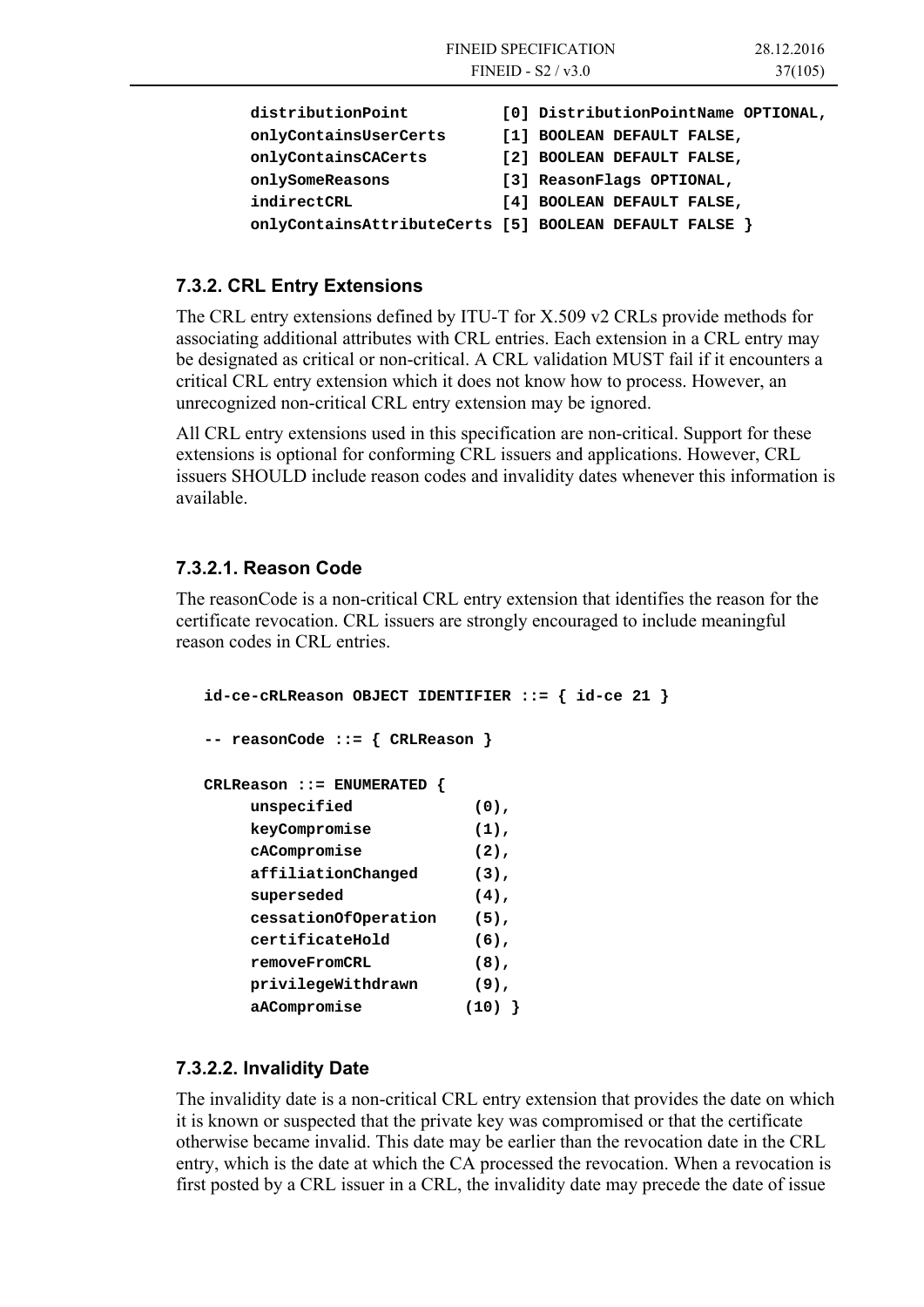```
    distributionPoint          [0] DistributionPointName OPTIONAL,
    onlyContainsUserCerts      [1] BOOLEAN DEFAULT FALSE,
    onlyContainsCACerts        [2] BOOLEAN DEFAULT FALSE,
    onlySomeReasons            [3] ReasonFlags OPTIONAL,
    indirectCRL                [4] BOOLEAN DEFAULT FALSE,
    onlyContainsAttributeCerts [5] BOOLEAN DEFAULT FALSE }
```

### 7.3.2. CRL Entry Extensions

The CRL entry extensions defined by ITU-T for X.509 v2 CRLs provide methods for associating additional attributes with CRL entries. Each extension in a CRL entry may be designated as critical or non-critical. A CRL validation MUST fail if it encounters a critical CRL entry extension which it does not know how to process. However, an unrecognized non-critical CRL entry extension may be ignored.

All CRL entry extensions used in this specification are non-critical. Support for these extensions is optional for conforming CRL issuers and applications. However, CRL issuers SHOULD include reason codes and invalidity dates whenever this information is available.

#### 7.3.2.1. Reason Code

The reasonCode is a non-critical CRL entry extension that identifies the reason for the certificate revocation. CRL issuers are strongly encouraged to include meaningful reason codes in CRL entries.

```
id-ce-cRLReason OBJECT IDENTIFIER ::= { id-ce 21 }

-- reasonCode ::= { CRLReason }

CRLReason ::= ENUMERATED {
     unspecified             (0),
     keyCompromise           (1),
     cACompromise            (2),
     affiliationChanged      (3),
     superseded              (4),
     cessationOfOperation    (5),
     certificateHold         (6),
     removeFromCRL           (8),
     privilegeWithdrawn      (9),
     aACompromise           (10) }
```

#### 7.3.2.2. Invalidity Date

The invalidity date is a non-critical CRL entry extension that provides the date on which it is known or suspected that the private key was compromised or that the certificate otherwise became invalid. This date may be earlier than the revocation date in the CRL entry, which is the date at which the CA processed the revocation. When a revocation is first posted by a CRL issuer in a CRL, the invalidity date may precede the date of issue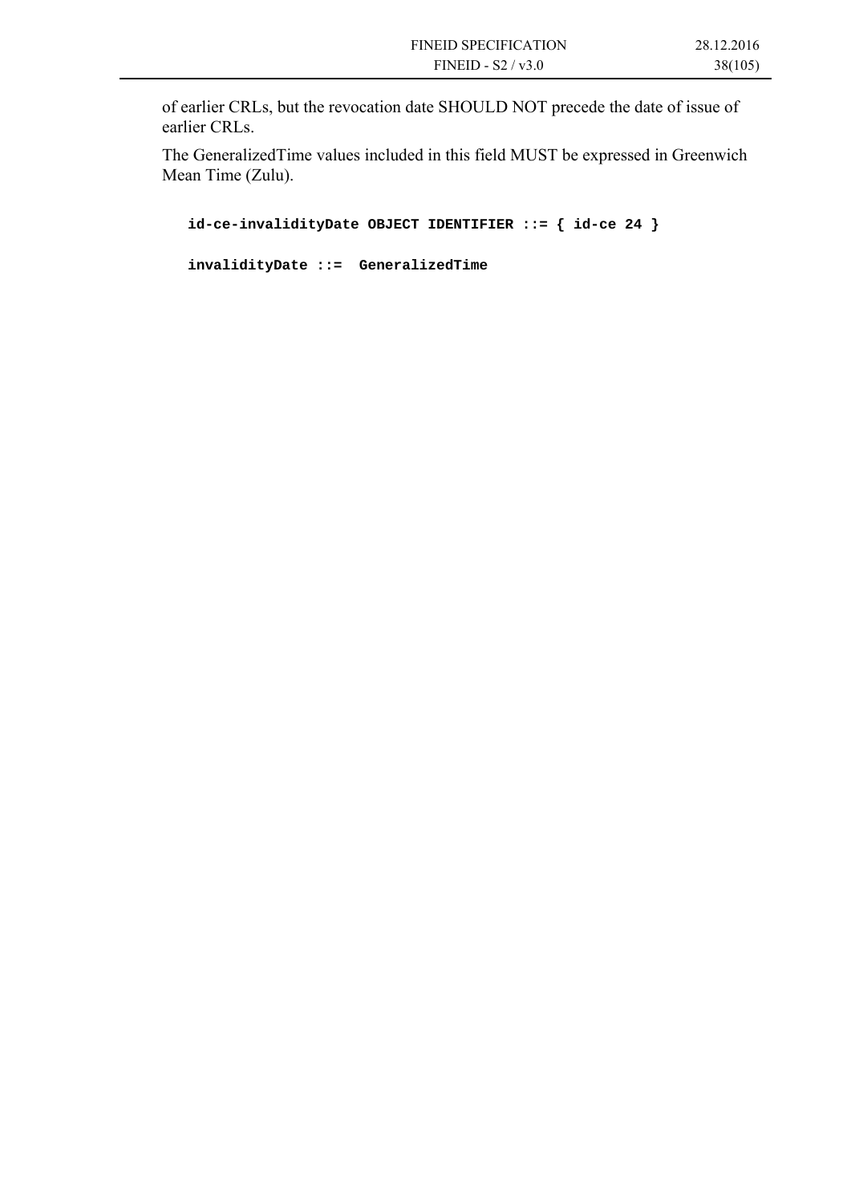of earlier CRLs, but the revocation date SHOULD NOT precede the date of issue of earlier CRLs.

The GeneralizedTime values included in this field MUST be expressed in Greenwich Mean Time (Zulu).

```
id-ce-invalidityDate OBJECT IDENTIFIER ::= { id-ce 24 }

invalidityDate ::=  GeneralizedTime
```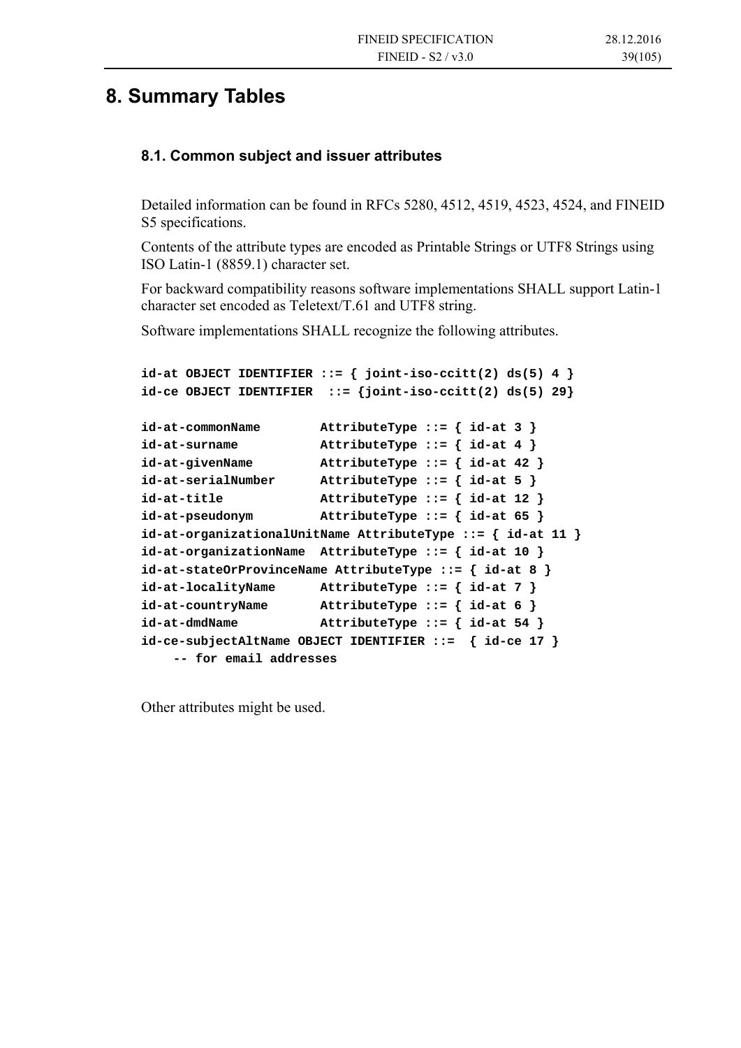# 8. Summary Tables

## 8.1. Common subject and issuer attributes

Detailed information can be found in RFCs 5280, 4512, 4519, 4523, 4524, and FINEID S5 specifications.

Contents of the attribute types are encoded as Printable Strings or UTF8 Strings using ISO Latin-1 (8859.1) character set.

For backward compatibility reasons software implementations SHALL support Latin-1 character set encoded as Teletext/T.61 and UTF8 string.

Software implementations SHALL recognize the following attributes.

```
id-at OBJECT IDENTIFIER ::= { joint-iso-ccitt(2) ds(5) 4 }
id-ce OBJECT IDENTIFIER  ::= {joint-iso-ccitt(2) ds(5) 29}

id-at-commonName        AttributeType ::= { id-at 3 }
id-at-surname           AttributeType ::= { id-at 4 }
id-at-givenName         AttributeType ::= { id-at 42 }
id-at-serialNumber      AttributeType ::= { id-at 5 }
id-at-title             AttributeType ::= { id-at 12 }
id-at-pseudonym         AttributeType ::= { id-at 65 }
id-at-organizationalUnitName AttributeType ::= { id-at 11 }
id-at-organizationName  AttributeType ::= { id-at 10 }
id-at-stateOrProvinceName AttributeType ::= { id-at 8 }
id-at-localityName      AttributeType ::= { id-at 7 }
id-at-countryName       AttributeType ::= { id-at 6 }
id-at-dmdName           AttributeType ::= { id-at 54 }
id-ce-subjectAltName OBJECT IDENTIFIER ::=  { id-ce 17 }
    -- for email addresses
```

Other attributes might be used.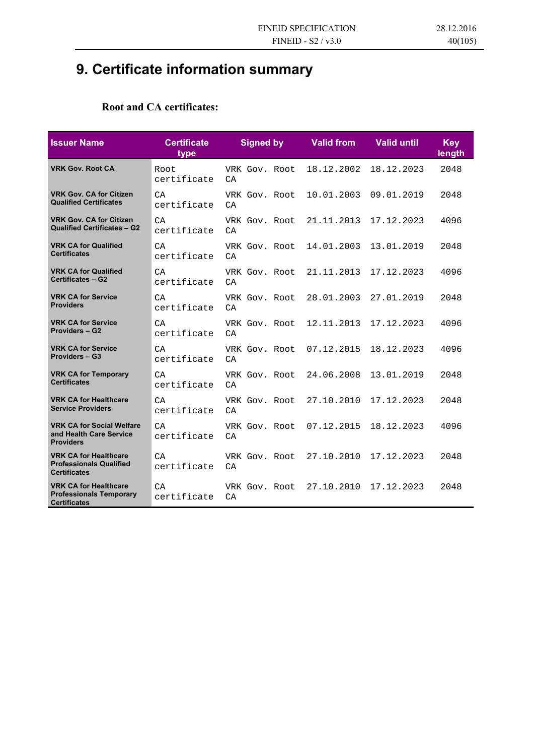# 9. Certificate information summary

**Root and CA certificates:**

| Issuer Name | Certificate type | Signed by | Valid from | Valid until | Key length |
|---|---|---|---|---|---|
| **VRK Gov. Root CA** | Root certificate | VRK Gov. Root CA | 18.12.2002 | 18.12.2023 | 2048 |
| **VRK Gov. CA for Citizen Qualified Certificates** | CA certificate | VRK Gov. Root CA | 10.01.2003 | 09.01.2019 | 2048 |
| **VRK Gov. CA for Citizen Qualified Certificates – G2** | CA certificate | VRK Gov. Root CA | 21.11.2013 | 17.12.2023 | 4096 |
| **VRK CA for Qualified Certificates** | CA certificate | VRK Gov. Root CA | 14.01.2003 | 13.01.2019 | 2048 |
| **VRK CA for Qualified Certificates – G2** | CA certificate | VRK Gov. Root CA | 21.11.2013 | 17.12.2023 | 4096 |
| **VRK CA for Service Providers** | CA certificate | VRK Gov. Root CA | 28.01.2003 | 27.01.2019 | 2048 |
| **VRK CA for Service Providers – G2** | CA certificate | VRK Gov. Root CA | 12.11.2013 | 17.12.2023 | 4096 |
| **VRK CA for Service Providers – G3** | CA certificate | VRK Gov. Root CA | 07.12.2015 | 18.12.2023 | 4096 |
| **VRK CA for Temporary Certificates** | CA certificate | VRK Gov. Root CA | 24.06.2008 | 13.01.2019 | 2048 |
| **VRK CA for Healthcare Service Providers** | CA certificate | VRK Gov. Root CA | 27.10.2010 | 17.12.2023 | 2048 |
| **VRK CA for Social Welfare and Health Care Service Providers** | CA certificate | VRK Gov. Root CA | 07.12.2015 | 18.12.2023 | 4096 |
| **VRK CA for Healthcare Professionals Qualified Certificates** | CA certificate | VRK Gov. Root CA | 27.10.2010 | 17.12.2023 | 2048 |
| **VRK CA for Healthcare Professionals Temporary Certificates** | CA certificate | VRK Gov. Root CA | 27.10.2010 | 17.12.2023 | 2048 |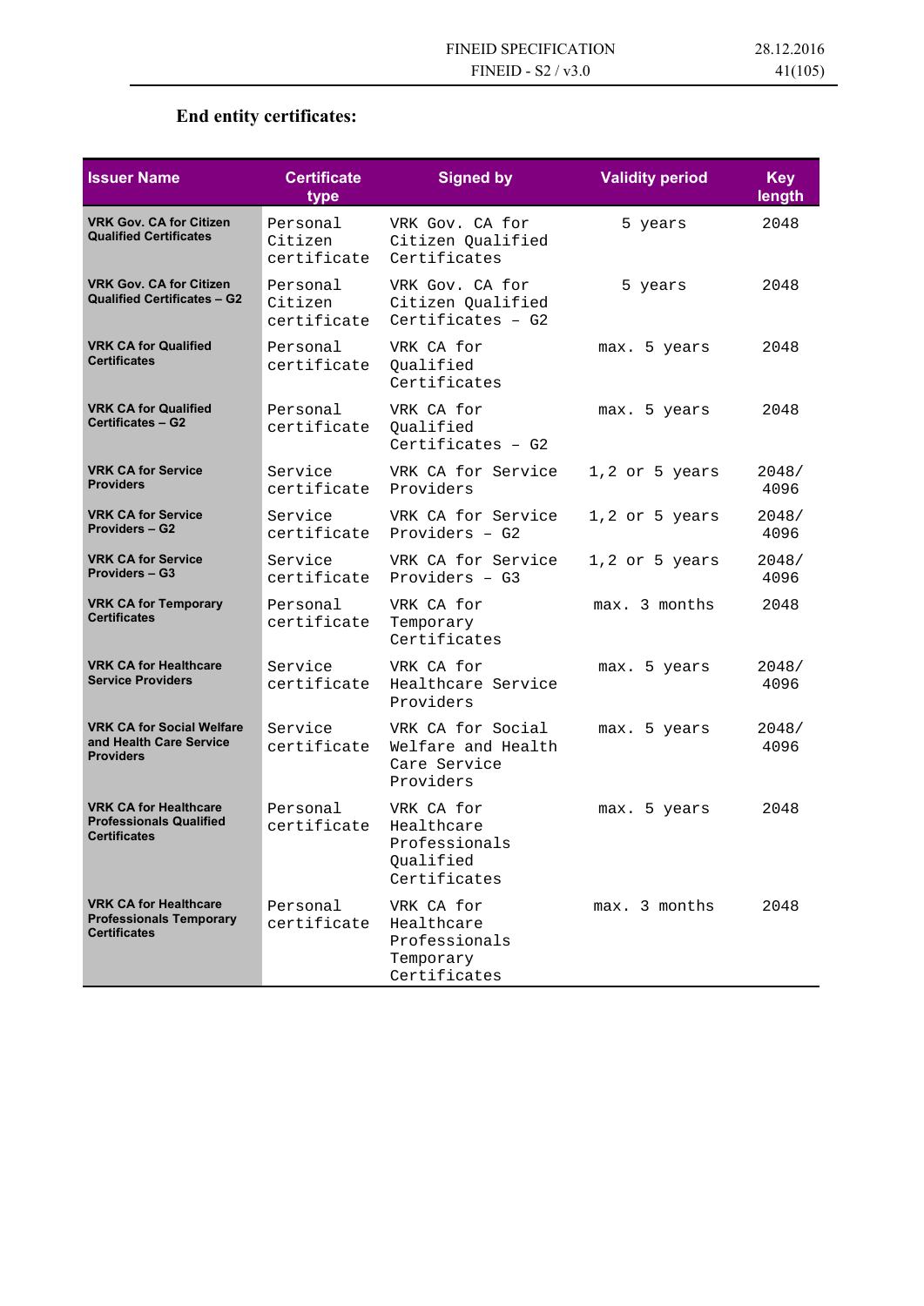### End entity certificates:

| Issuer Name | Certificate type | Signed by | Validity period | Key length |
|---|---|---|---|---|
| **VRK Gov. CA for Citizen Qualified Certificates** | Personal Citizen certificate | VRK Gov. CA for Citizen Qualified Certificates | 5 years | 2048 |
| **VRK Gov. CA for Citizen Qualified Certificates – G2** | Personal Citizen certificate | VRK Gov. CA for Citizen Qualified Certificates – G2 | 5 years | 2048 |
| **VRK CA for Qualified Certificates** | Personal certificate | VRK CA for Qualified Certificates | max. 5 years | 2048 |
| **VRK CA for Qualified Certificates – G2** | Personal certificate | VRK CA for Qualified Certificates – G2 | max. 5 years | 2048 |
| **VRK CA for Service Providers** | Service certificate | VRK CA for Service Providers | 1,2 or 5 years | 2048/ 4096 |
| **VRK CA for Service Providers – G2** | Service certificate | VRK CA for Service Providers – G2 | 1,2 or 5 years | 2048/ 4096 |
| **VRK CA for Service Providers – G3** | Service certificate | VRK CA for Service Providers – G3 | 1,2 or 5 years | 2048/ 4096 |
| **VRK CA for Temporary Certificates** | Personal certificate | VRK CA for Temporary Certificates | max. 3 months | 2048 |
| **VRK CA for Healthcare Service Providers** | Service certificate | VRK CA for Healthcare Service Providers | max. 5 years | 2048/ 4096 |
| **VRK CA for Social Welfare and Health Care Service Providers** | Service certificate | VRK CA for Social Welfare and Health Care Service Providers | max. 5 years | 2048/ 4096 |
| **VRK CA for Healthcare Professionals Qualified Certificates** | Personal certificate | VRK CA for Healthcare Professionals Qualified Certificates | max. 5 years | 2048 |
| **VRK CA for Healthcare Professionals Temporary Certificates** | Personal certificate | VRK CA for Healthcare Professionals Temporary Certificates | max. 3 months | 2048 |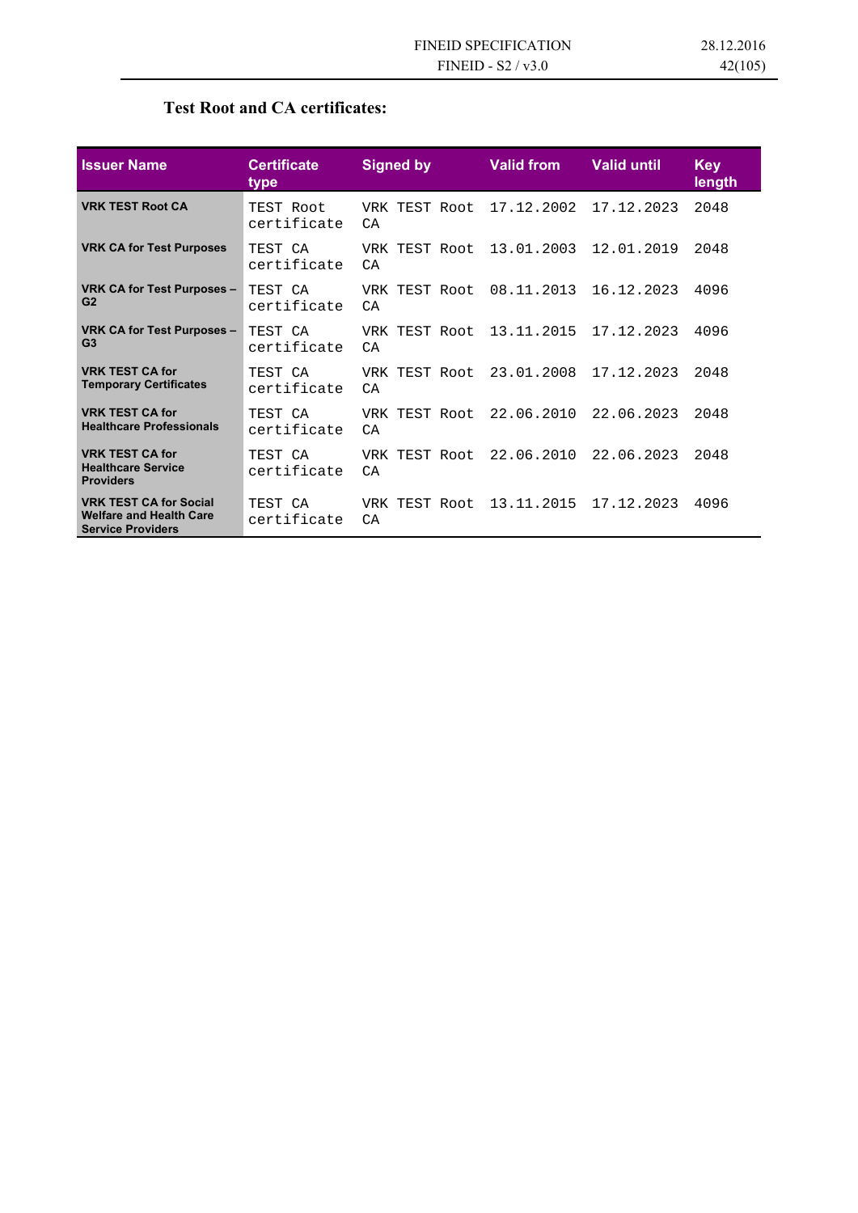**Test Root and CA certificates:**

| Issuer Name | Certificate type | Signed by | Valid from | Valid until | Key length |
|---|---|---|---|---|---|
| **VRK TEST Root CA** | TEST Root certificate | VRK TEST Root CA | 17.12.2002 | 17.12.2023 | 2048 |
| **VRK CA for Test Purposes** | TEST CA certificate | VRK TEST Root CA | 13.01.2003 | 12.01.2019 | 2048 |
| **VRK CA for Test Purposes – G2** | TEST CA certificate | VRK TEST Root CA | 08.11.2013 | 16.12.2023 | 4096 |
| **VRK CA for Test Purposes – G3** | TEST CA certificate | VRK TEST Root CA | 13.11.2015 | 17.12.2023 | 4096 |
| **VRK TEST CA for Temporary Certificates** | TEST CA certificate | VRK TEST Root CA | 23.01.2008 | 17.12.2023 | 2048 |
| **VRK TEST CA for Healthcare Professionals** | TEST CA certificate | VRK TEST Root CA | 22.06.2010 | 22.06.2023 | 2048 |
| **VRK TEST CA for Healthcare Service Providers** | TEST CA certificate | VRK TEST Root CA | 22.06.2010 | 22.06.2023 | 2048 |
| **VRK TEST CA for Social Welfare and Health Care Service Providers** | TEST CA certificate | VRK TEST Root CA | 13.11.2015 | 17.12.2023 | 4096 |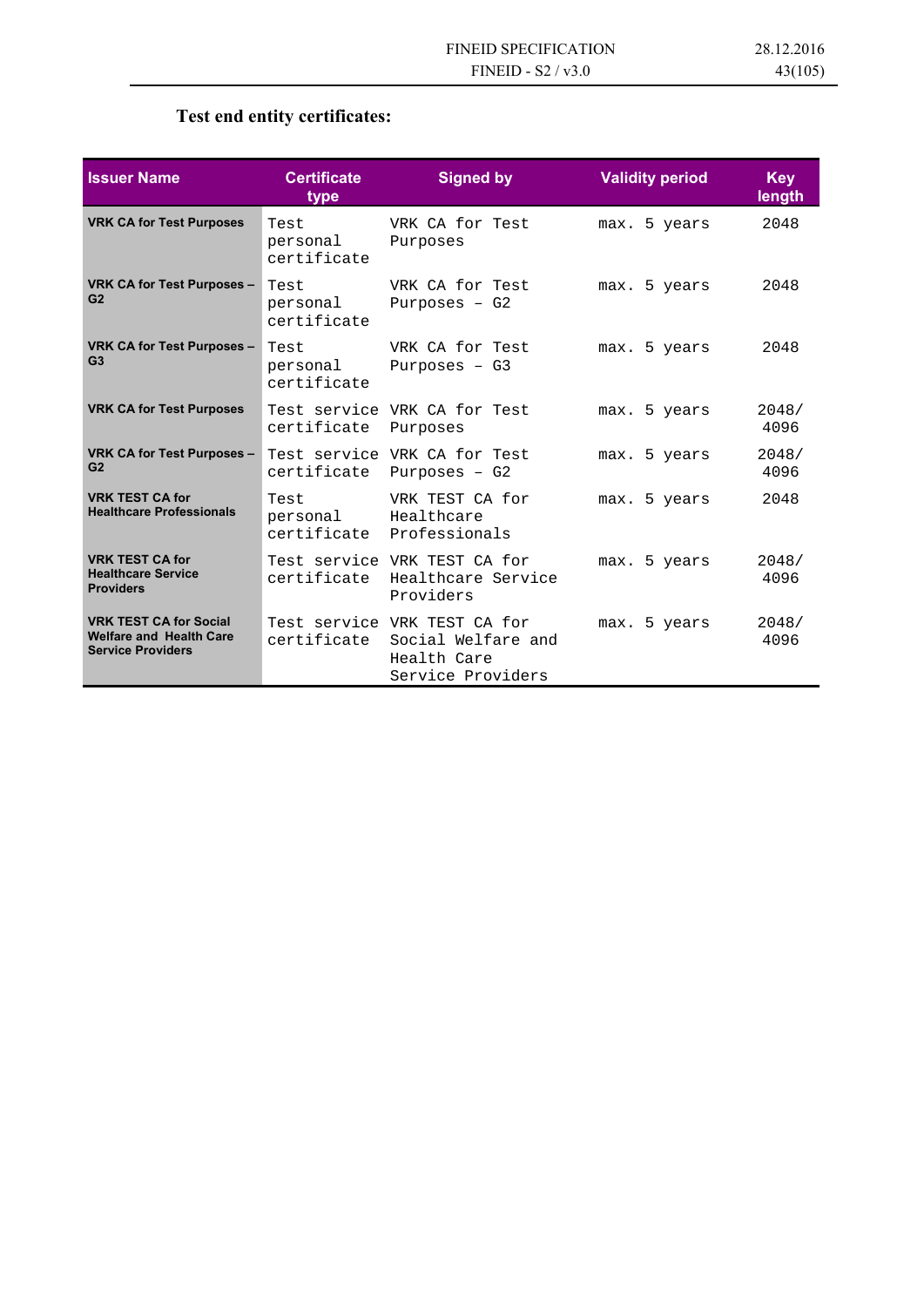**Test end entity certificates:**

| Issuer Name | Certificate type | Signed by | Validity period | Key length |
|---|---|---|---|---|
| **VRK CA for Test Purposes** | Test personal certificate | VRK CA for Test Purposes | max. 5 years | 2048 |
| **VRK CA for Test Purposes – G2** | Test personal certificate | VRK CA for Test Purposes – G2 | max. 5 years | 2048 |
| **VRK CA for Test Purposes – G3** | Test personal certificate | VRK CA for Test Purposes – G3 | max. 5 years | 2048 |
| **VRK CA for Test Purposes** | Test service certificate | VRK CA for Test Purposes | max. 5 years | 2048/ 4096 |
| **VRK CA for Test Purposes – G2** | Test service certificate | VRK CA for Test Purposes – G2 | max. 5 years | 2048/ 4096 |
| **VRK TEST CA for Healthcare Professionals** | Test personal certificate | VRK TEST CA for Healthcare Professionals | max. 5 years | 2048 |
| **VRK TEST CA for Healthcare Service Providers** | Test service certificate | VRK TEST CA for Healthcare Service Providers | max. 5 years | 2048/ 4096 |
| **VRK TEST CA for Social Welfare and Health Care Service Providers** | Test service certificate | VRK TEST CA for Social Welfare and Health Care Service Providers | max. 5 years | 2048/ 4096 |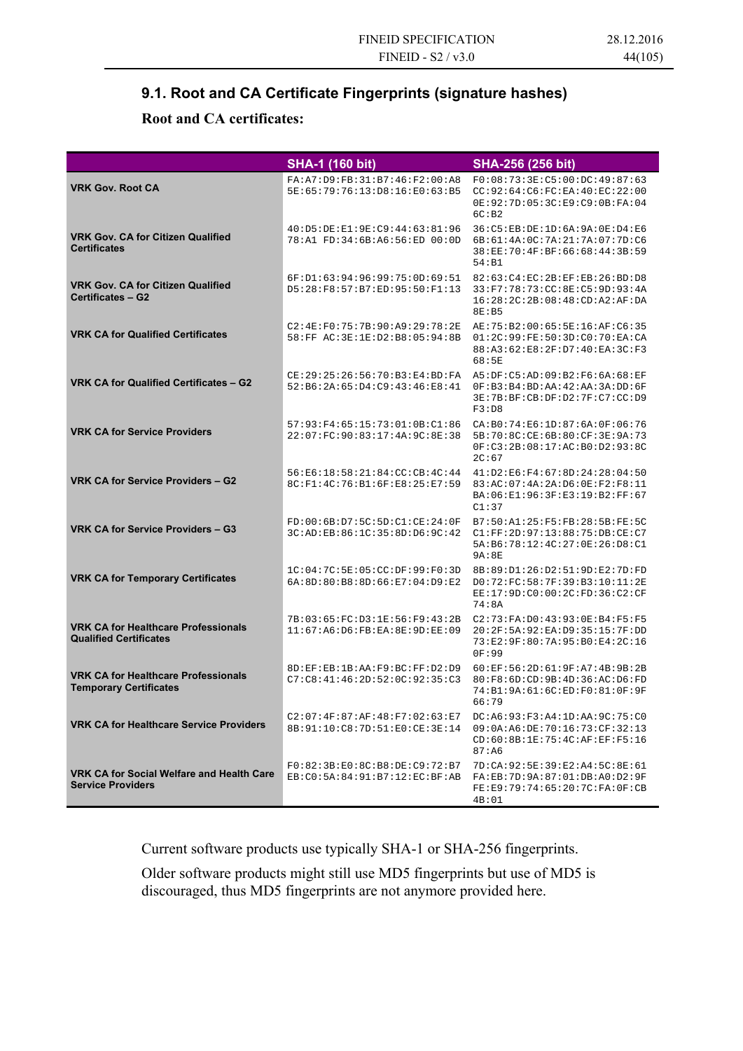## 9.1. Root and CA Certificate Fingerprints (signature hashes)

**Root and CA certificates:**

| | SHA-1 (160 bit) | SHA-256 (256 bit) |
|---|---|---|
| **VRK Gov. Root CA** | FA:A7:D9:FB:31:B7:46:F2:00:A8 5E:65:79:76:13:D8:16:E0:63:B5 | F0:08:73:3E:C5:00:DC:49:87:63 CC:92:64:C6:FC:EA:40:EC:22:00 0E:92:7D:05:3C:E9:C9:0B:FA:04 6C:B2 |
| **VRK Gov. CA for Citizen Qualified Certificates** | 40:D5:DE:E1:9E:C9:44:63:81:96 78:A1 FD:34:6B:A6:56:ED 00:0D | 36:C5:EB:DE:1D:6A:9A:0E:D4:E6 6B:61:4A:0C:7A:21:7A:07:7D:C6 38:EE:70:4F:BF:66:68:44:3B:59 54:B1 |
| **VRK Gov. CA for Citizen Qualified Certificates – G2** | 6F:D1:63:94:96:99:75:0D:69:51 D5:28:F8:57:B7:ED:95:50:F1:13 | 82:63:C4:EC:2B:EF:EB:26:BD:D8 33:F7:78:73:CC:8E:C5:9D:93:4A 16:28:2C:2B:08:48:CD:A2:AF:DA 8E:B5 |
| **VRK CA for Qualified Certificates** | C2:4E:F0:75:7B:90:A9:29:78:2E 58:FF AC:3E:1E:D2:B8:05:94:8B | AE:75:B2:00:65:5E:16:AF:C6:35 01:2C:99:FE:50:3D:C0:70:EA:CA 88:A3:62:E8:2F:D7:40:EA:3C:F3 68:5E |
| **VRK CA for Qualified Certificates – G2** | CE:29:25:26:56:70:B3:E4:BD:FA 52:B6:2A:65:D4:C9:43:46:E8:41 | A5:DF:C5:AD:09:B2:F6:6A:68:EF 0F:B3:B4:BD:AA:42:AA:3A:DD:6F 3E:7B:BF:CB:DF:D2:7F:C7:CC:D9 F3:D8 |
| **VRK CA for Service Providers** | 57:93:F4:65:15:73:01:0B:C1:86 22:07:FC:90:83:17:4A:9C:8E:38 | CA:B0:74:E6:1D:87:6A:0F:06:76 5B:70:8C:CE:6B:80:CF:3E:9A:73 0F:C3:2B:08:17:AC:B0:D2:93:8C 2C:67 |
| **VRK CA for Service Providers – G2** | 56:E6:18:58:21:84:CC:CB:4C:44 8C:F1:4C:76:B1:6F:E8:25:E7:59 | 41:D2:E6:F4:67:8D:24:28:04:50 83:AC:07:4A:2A:D6:0E:F2:F8:11 BA:06:E1:96:3F:E3:19:B2:FF:67 C1:37 |
| **VRK CA for Service Providers – G3** | FD:00:6B:D7:5C:5D:C1:CE:24:0F 3C:AD:EB:86:1C:35:8D:D6:9C:42 | B7:50:A1:25:F5:FB:28:5B:FE:5C C1:FF:2D:97:13:88:75:DB:CE:C7 5A:B6:78:12:4C:27:0E:26:D8:C1 9A:8E |
| **VRK CA for Temporary Certificates** | 1C:04:7C:5E:05:CC:DF:99:F0:3D 6A:8D:80:B8:8D:66:E7:04:D9:E2 | 8B:89:D1:26:D2:51:9D:E2:7D:FD D0:72:FC:58:7F:39:B3:10:11:2E EE:17:9D:C0:00:2C:FD:36:C2:CF 74:8A |
| **VRK CA for Healthcare Professionals Qualified Certificates** | 7B:03:65:FC:D3:1E:56:F9:43:2B 11:67:A6:D6:FB:EA:8E:9D:EE:09 | C2:73:FA:D0:43:93:0E:B4:F5:F5 20:2F:5A:92:EA:D9:35:15:7F:DD 73:E2:9F:80:7A:95:B0:E4:2C:16 0F:99 |
| **VRK CA for Healthcare Professionals Temporary Certificates** | 8D:EF:EB:1B:AA:F9:BC:FF:D2:D9 C7:C8:41:46:2D:52:0C:92:35:C3 | 60:EF:56:2D:61:9F:A7:4B:9B:2B 80:F8:6D:CD:9B:4D:36:AC:D6:FD 74:B1:9A:61:6C:ED:F0:81:0F:9F 66:79 |
| **VRK CA for Healthcare Service Providers** | C2:07:4F:87:AF:48:F7:02:63:E7 8B:91:10:C8:7D:51:E0:CE:3E:14 | DC:A6:93:F3:A4:1D:AA:9C:75:C0 09:0A:A6:DE:70:16:73:CF:32:13 CD:60:8B:1E:75:4C:AF:EF:F5:16 87:A6 |
| **VRK CA for Social Welfare and Health Care Service Providers** | F0:82:3B:E0:8C:B8:DE:C9:72:B7 EB:C0:5A:84:91:B7:12:EC:BF:AB | 7D:CA:92:5E:39:E2:A4:5C:8E:61 FA:EB:7D:9A:87:01:DB:A0:D2:9F FE:E9:79:74:65:20:7C:FA:0F:CB 4B:01 |

Current software products use typically SHA-1 or SHA-256 fingerprints.

Older software products might still use MD5 fingerprints but use of MD5 is discouraged, thus MD5 fingerprints are not anymore provided here.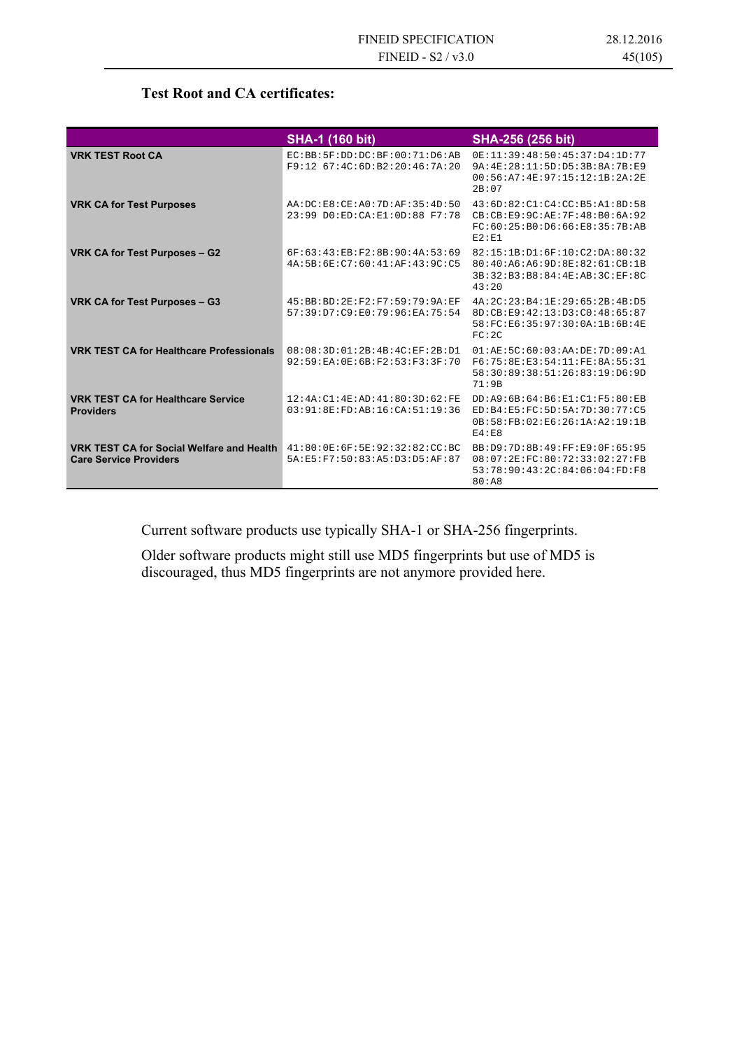**Test Root and CA certificates:**

| | SHA-1 (160 bit) | SHA-256 (256 bit) |
|---|---|---|
| **VRK TEST Root CA** | EC:BB:5F:DD:DC:BF:00:71:D6:AB F9:12 67:4C:6D:B2:20:46:7A:20 | 0E:11:39:48:50:45:37:D4:1D:77 9A:4E:28:11:5D:D5:3B:8A:7B:E9 00:56:A7:4E:97:15:12:1B:2A:2E 2B:07 |
| **VRK CA for Test Purposes** | AA:DC:E8:CE:A0:7D:AF:35:4D:50 23:99 D0:ED:CA:E1:0D:88 F7:78 | 43:6D:82:C1:C4:CC:B5:A1:8D:58 CB:CB:E9:9C:AE:7F:48:B0:6A:92 FC:60:25:B0:D6:66:E8:35:7B:AB E2:E1 |
| **VRK CA for Test Purposes – G2** | 6F:63:43:EB:F2:8B:90:4A:53:69 4A:5B:6E:C7:60:41:AF:43:9C:C5 | 82:15:1B:D1:6F:10:C2:DA:80:32 80:40:A6:A6:9D:8E:82:61:CB:1B 3B:32:B3:B8:84:4E:AB:3C:EF:8C 43:20 |
| **VRK CA for Test Purposes – G3** | 45:BB:BD:2E:F2:F7:59:79:9A:EF 57:39:D7:C9:E0:79:96:EA:75:54 | 4A:2C:23:B4:1E:29:65:2B:4B:D5 8D:CB:E9:42:13:D3:C0:48:65:87 58:FC:E6:35:97:30:0A:1B:6B:4E FC:2C |
| **VRK TEST CA for Healthcare Professionals** | 08:08:3D:01:2B:4B:4C:EF:2B:D1 92:59:EA:0E:6B:F2:53:F3:3F:70 | 01:AE:5C:60:03:AA:DE:7D:09:A1 F6:75:8E:E3:54:11:FE:8A:55:31 58:30:89:38:51:26:83:19:D6:9D 71:9B |
| **VRK TEST CA for Healthcare Service Providers** | 12:4A:C1:4E:AD:41:80:3D:62:FE 03:91:8E:FD:AB:16:CA:51:19:36 | DD:A9:6B:64:B6:E1:C1:F5:80:EB ED:B4:E5:FC:5D:5A:7D:30:77:C5 0B:58:FB:02:E6:26:1A:A2:19:1B E4:E8 |
| **VRK TEST CA for Social Welfare and Health Care Service Providers** | 41:80:0E:6F:5E:92:32:82:CC:BC 5A:E5:F7:50:83:A5:D3:D5:AF:87 | BB:D9:7D:8B:49:FF:E9:0F:65:95 08:07:2E:FC:80:72:33:02:27:FB 53:78:90:43:2C:84:06:04:FD:F8 80:A8 |

Current software products use typically SHA-1 or SHA-256 fingerprints.

Older software products might still use MD5 fingerprints but use of MD5 is discouraged, thus MD5 fingerprints are not anymore provided here.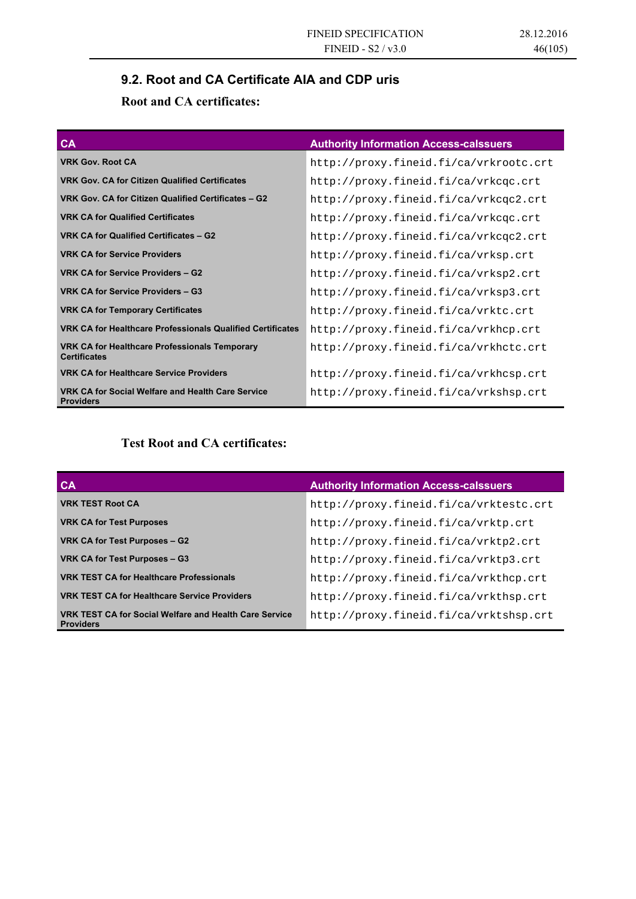## 9.2. Root and CA Certificate AIA and CDP uris

### Root and CA certificates:

| CA | Authority Information Access-calssuers |
|---|---|
| **VRK Gov. Root CA** | http://proxy.fineid.fi/ca/vrkrootc.crt |
| **VRK Gov. CA for Citizen Qualified Certificates** | http://proxy.fineid.fi/ca/vrkcqc.crt |
| **VRK Gov. CA for Citizen Qualified Certificates – G2** | http://proxy.fineid.fi/ca/vrkcqc2.crt |
| **VRK CA for Qualified Certificates** | http://proxy.fineid.fi/ca/vrkcqc.crt |
| **VRK CA for Qualified Certificates – G2** | http://proxy.fineid.fi/ca/vrkcqc2.crt |
| **VRK CA for Service Providers** | http://proxy.fineid.fi/ca/vrksp.crt |
| **VRK CA for Service Providers – G2** | http://proxy.fineid.fi/ca/vrksp2.crt |
| **VRK CA for Service Providers – G3** | http://proxy.fineid.fi/ca/vrksp3.crt |
| **VRK CA for Temporary Certificates** | http://proxy.fineid.fi/ca/vrktc.crt |
| **VRK CA for Healthcare Professionals Qualified Certificates** | http://proxy.fineid.fi/ca/vrkhcp.crt |
| **VRK CA for Healthcare Professionals Temporary Certificates** | http://proxy.fineid.fi/ca/vrkhctc.crt |
| **VRK CA for Healthcare Service Providers** | http://proxy.fineid.fi/ca/vrkhcsp.crt |
| **VRK CA for Social Welfare and Health Care Service Providers** | http://proxy.fineid.fi/ca/vrkshsp.crt |

### Test Root and CA certificates:

| CA | Authority Information Access-calssuers |
|---|---|
| **VRK TEST Root CA** | http://proxy.fineid.fi/ca/vrktestc.crt |
| **VRK CA for Test Purposes** | http://proxy.fineid.fi/ca/vrktp.crt |
| **VRK CA for Test Purposes – G2** | http://proxy.fineid.fi/ca/vrktp2.crt |
| **VRK CA for Test Purposes – G3** | http://proxy.fineid.fi/ca/vrktp3.crt |
| **VRK TEST CA for Healthcare Professionals** | http://proxy.fineid.fi/ca/vrkthcp.crt |
| **VRK TEST CA for Healthcare Service Providers** | http://proxy.fineid.fi/ca/vrkthsp.crt |
| **VRK TEST CA for Social Welfare and Health Care Service Providers** | http://proxy.fineid.fi/ca/vrktshsp.crt |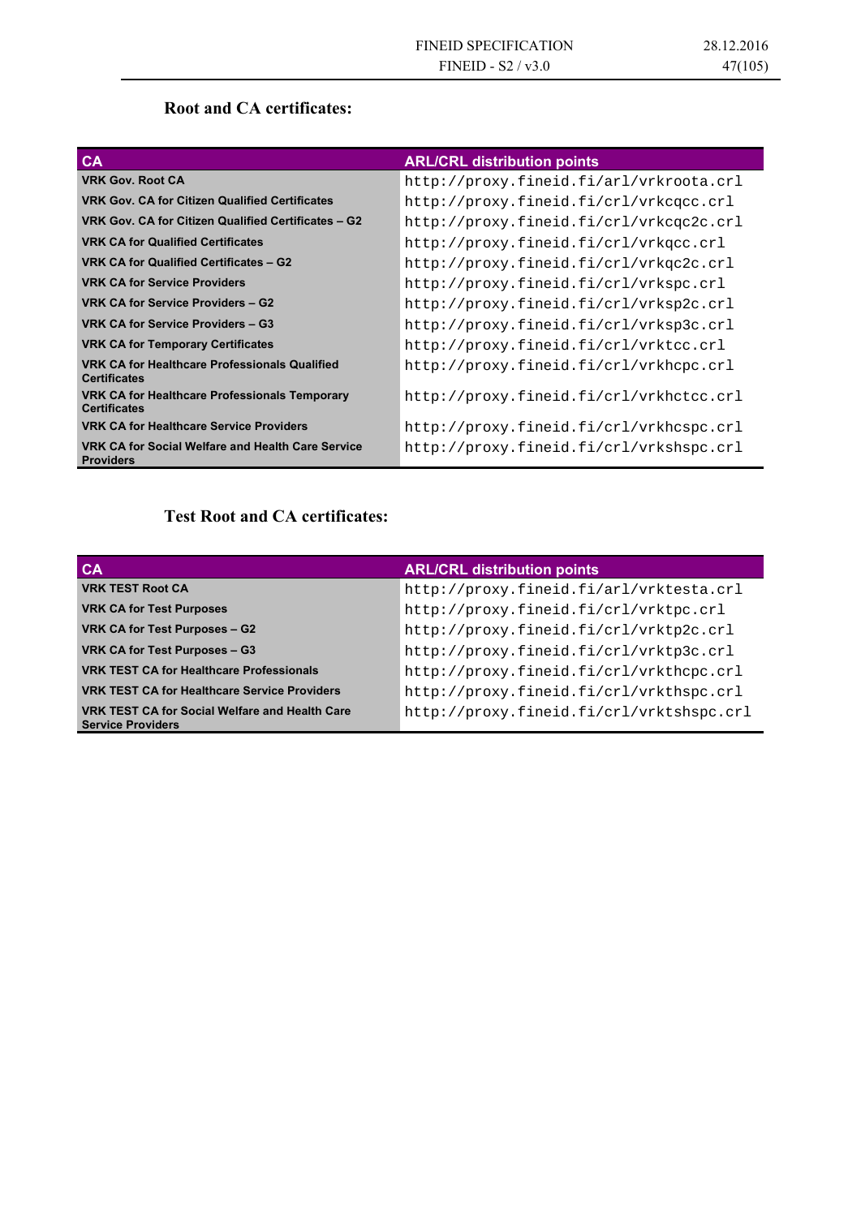**Root and CA certificates:**

| CA | ARL/CRL distribution points |
|---|---|
| VRK Gov. Root CA | http://proxy.fineid.fi/arl/vrkroota.crl |
| VRK Gov. CA for Citizen Qualified Certificates | http://proxy.fineid.fi/crl/vrkcqcc.crl |
| VRK Gov. CA for Citizen Qualified Certificates – G2 | http://proxy.fineid.fi/crl/vrkcqc2c.crl |
| VRK CA for Qualified Certificates | http://proxy.fineid.fi/crl/vrkqcc.crl |
| VRK CA for Qualified Certificates – G2 | http://proxy.fineid.fi/crl/vrkqc2c.crl |
| VRK CA for Service Providers | http://proxy.fineid.fi/crl/vrkspc.crl |
| VRK CA for Service Providers – G2 | http://proxy.fineid.fi/crl/vrksp2c.crl |
| VRK CA for Service Providers – G3 | http://proxy.fineid.fi/crl/vrksp3c.crl |
| VRK CA for Temporary Certificates | http://proxy.fineid.fi/crl/vrktcc.crl |
| VRK CA for Healthcare Professionals Qualified Certificates | http://proxy.fineid.fi/crl/vrkhcpc.crl |
| VRK CA for Healthcare Professionals Temporary Certificates | http://proxy.fineid.fi/crl/vrkhctcc.crl |
| VRK CA for Healthcare Service Providers | http://proxy.fineid.fi/crl/vrkhcspc.crl |
| VRK CA for Social Welfare and Health Care Service Providers | http://proxy.fineid.fi/crl/vrkshspc.crl |

**Test Root and CA certificates:**

| CA | ARL/CRL distribution points |
|---|---|
| VRK TEST Root CA | http://proxy.fineid.fi/arl/vrktesta.crl |
| VRK CA for Test Purposes | http://proxy.fineid.fi/crl/vrktpc.crl |
| VRK CA for Test Purposes – G2 | http://proxy.fineid.fi/crl/vrktp2c.crl |
| VRK CA for Test Purposes – G3 | http://proxy.fineid.fi/crl/vrktp3c.crl |
| VRK TEST CA for Healthcare Professionals | http://proxy.fineid.fi/crl/vrkthcpc.crl |
| VRK TEST CA for Healthcare Service Providers | http://proxy.fineid.fi/crl/vrkthspc.crl |
| VRK TEST CA for Social Welfare and Health Care Service Providers | http://proxy.fineid.fi/crl/vrktshspc.crl |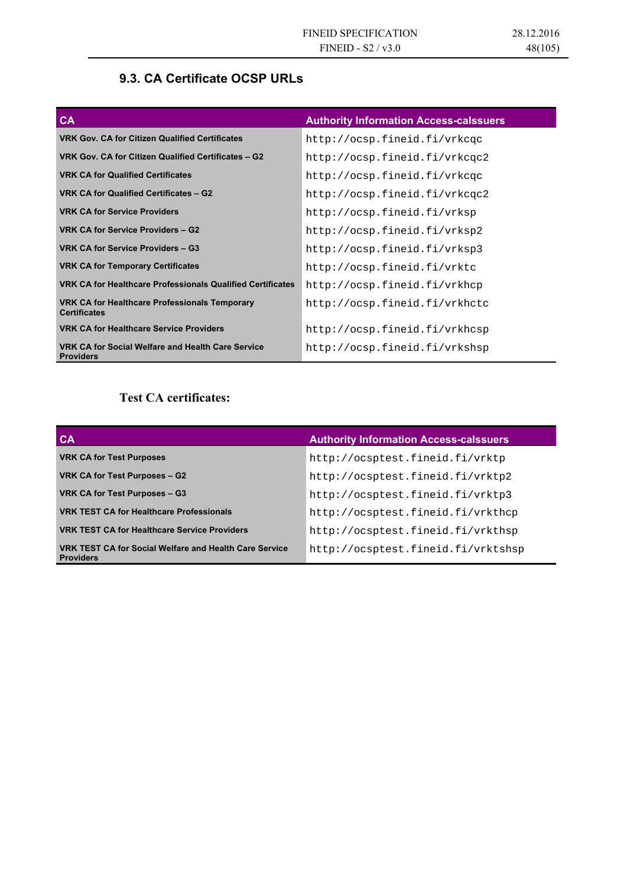### 9.3. CA Certificate OCSP URLs

| CA | Authority Information Access-calssuers |
| --- | --- |
| **VRK Gov. CA for Citizen Qualified Certificates** | `http://ocsp.fineid.fi/vrkcqc` |
| **VRK Gov. CA for Citizen Qualified Certificates – G2** | `http://ocsp.fineid.fi/vrkcqc2` |
| **VRK CA for Qualified Certificates** | `http://ocsp.fineid.fi/vrkcqc` |
| **VRK CA for Qualified Certificates – G2** | `http://ocsp.fineid.fi/vrkcqc2` |
| **VRK CA for Service Providers** | `http://ocsp.fineid.fi/vrksp` |
| **VRK CA for Service Providers – G2** | `http://ocsp.fineid.fi/vrksp2` |
| **VRK CA for Service Providers – G3** | `http://ocsp.fineid.fi/vrksp3` |
| **VRK CA for Temporary Certificates** | `http://ocsp.fineid.fi/vrktc` |
| **VRK CA for Healthcare Professionals Qualified Certificates** | `http://ocsp.fineid.fi/vrkhcp` |
| **VRK CA for Healthcare Professionals Temporary Certificates** | `http://ocsp.fineid.fi/vrkhctc` |
| **VRK CA for Healthcare Service Providers** | `http://ocsp.fineid.fi/vrkhcsp` |
| **VRK CA for Social Welfare and Health Care Service Providers** | `http://ocsp.fineid.fi/vrkshsp` |

**Test CA certificates:**

| CA | Authority Information Access-calssuers |
| --- | --- |
| **VRK CA for Test Purposes** | `http://ocsptest.fineid.fi/vrktp` |
| **VRK CA for Test Purposes – G2** | `http://ocsptest.fineid.fi/vrktp2` |
| **VRK CA for Test Purposes – G3** | `http://ocsptest.fineid.fi/vrktp3` |
| **VRK TEST CA for Healthcare Professionals** | `http://ocsptest.fineid.fi/vrkthcp` |
| **VRK TEST CA for Healthcare Service Providers** | `http://ocsptest.fineid.fi/vrkthsp` |
| **VRK TEST CA for Social Welfare and Health Care Service Providers** | `http://ocsptest.fineid.fi/vrktshsp` |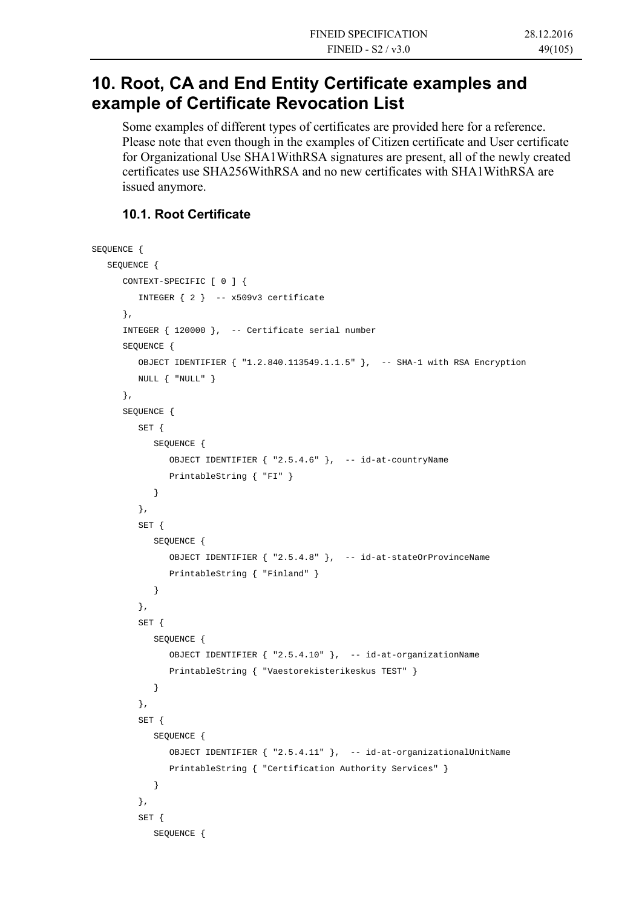# 10. Root, CA and End Entity Certificate examples and example of Certificate Revocation List

Some examples of different types of certificates are provided here for a reference. Please note that even though in the examples of Citizen certificate and User certificate for Organizational Use SHA1WithRSA signatures are present, all of the newly created certificates use SHA256WithRSA and no new certificates with SHA1WithRSA are issued anymore.

## 10.1. Root Certificate

```
SEQUENCE {
   SEQUENCE {
      CONTEXT-SPECIFIC [ 0 ] {
         INTEGER { 2 }  -- x509v3 certificate
      },
      INTEGER { 120000 },  -- Certificate serial number
      SEQUENCE {
         OBJECT IDENTIFIER { "1.2.840.113549.1.1.5" },  -- SHA-1 with RSA Encryption
         NULL { "NULL" }
      },
      SEQUENCE {
         SET {
            SEQUENCE {
               OBJECT IDENTIFIER { "2.5.4.6" },  -- id-at-countryName
               PrintableString { "FI" }
            }
         },
         SET {
            SEQUENCE {
               OBJECT IDENTIFIER { "2.5.4.8" },  -- id-at-stateOrProvinceName
               PrintableString { "Finland" }
            }
         },
         SET {
            SEQUENCE {
               OBJECT IDENTIFIER { "2.5.4.10" },  -- id-at-organizationName
               PrintableString { "Vaestorekisterikeskus TEST" }
            }
         },
         SET {
            SEQUENCE {
               OBJECT IDENTIFIER { "2.5.4.11" },  -- id-at-organizationalUnitName
               PrintableString { "Certification Authority Services" }
            }
         },
         SET {
            SEQUENCE {
```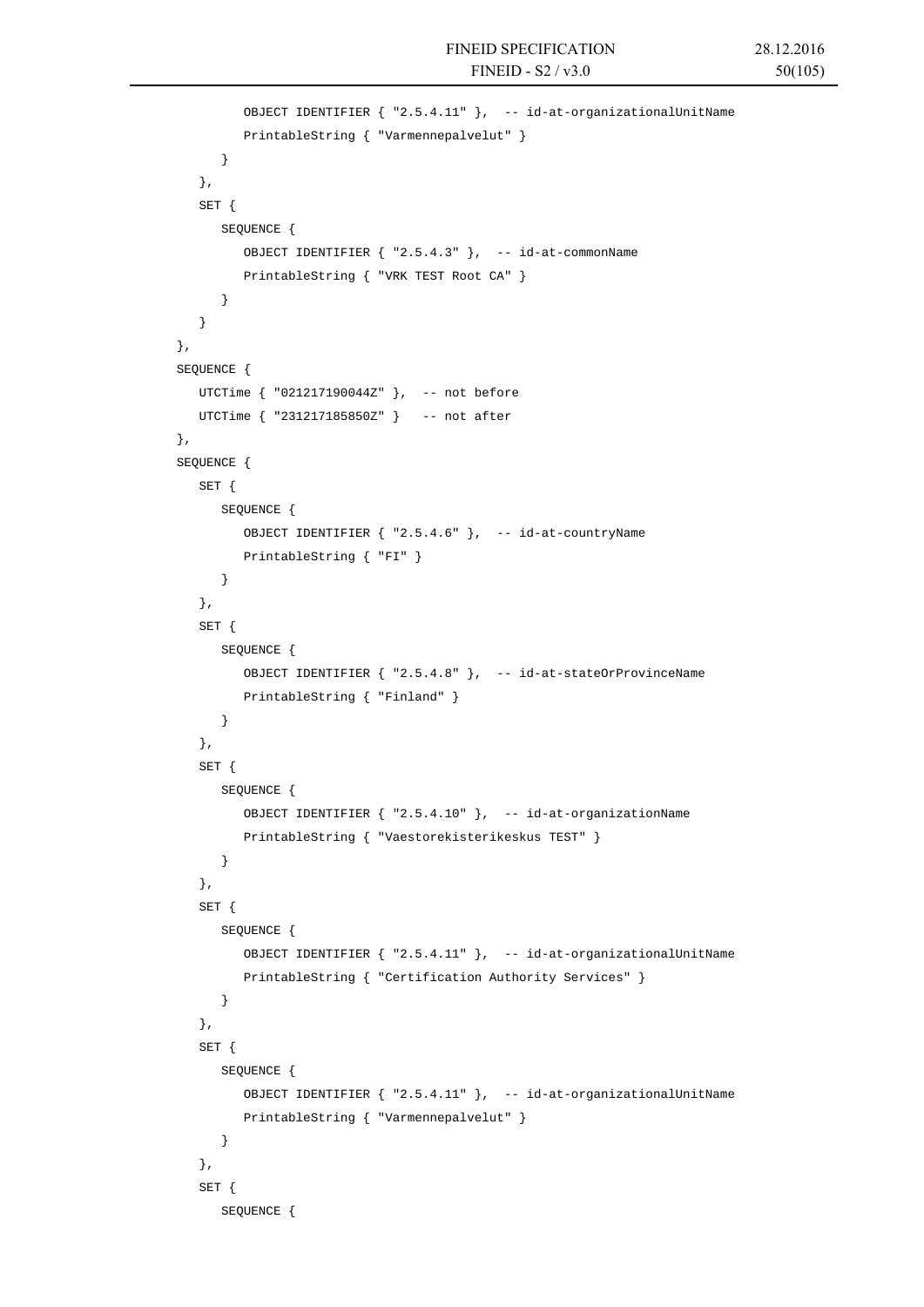```
            OBJECT IDENTIFIER { "2.5.4.11" },  -- id-at-organizationalUnitName
            PrintableString { "Varmennepalvelut" }
         }
      },
      SET {
         SEQUENCE {
            OBJECT IDENTIFIER { "2.5.4.3" },  -- id-at-commonName
            PrintableString { "VRK TEST Root CA" }
         }
      }
   },
   SEQUENCE {
      UTCTime { "021217190044Z" },  -- not before
      UTCTime { "231217185850Z" }   -- not after
   },
   SEQUENCE {
      SET {
         SEQUENCE {
            OBJECT IDENTIFIER { "2.5.4.6" },  -- id-at-countryName
            PrintableString { "FI" }
         }
      },
      SET {
         SEQUENCE {
            OBJECT IDENTIFIER { "2.5.4.8" },  -- id-at-stateOrProvinceName
            PrintableString { "Finland" }
         }
      },
      SET {
         SEQUENCE {
            OBJECT IDENTIFIER { "2.5.4.10" },  -- id-at-organizationName
            PrintableString { "Vaestorekisterikeskus TEST" }
         }
      },
      SET {
         SEQUENCE {
            OBJECT IDENTIFIER { "2.5.4.11" },  -- id-at-organizationalUnitName
            PrintableString { "Certification Authority Services" }
         }
      },
      SET {
         SEQUENCE {
            OBJECT IDENTIFIER { "2.5.4.11" },  -- id-at-organizationalUnitName
            PrintableString { "Varmennepalvelut" }
         }
      },
      SET {
         SEQUENCE {
```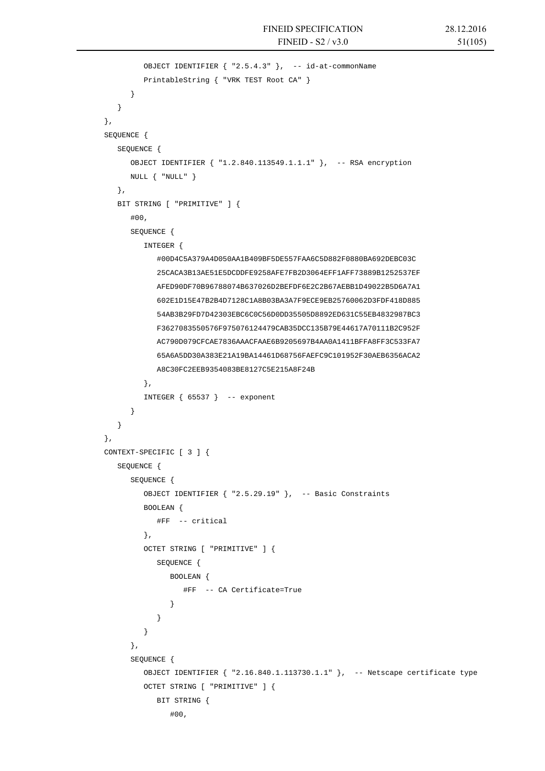```
            OBJECT IDENTIFIER { "2.5.4.3" },  -- id-at-commonName
            PrintableString { "VRK TEST Root CA" }
         }
      }
   },
   SEQUENCE {
      SEQUENCE {
         OBJECT IDENTIFIER { "1.2.840.113549.1.1.1" },  -- RSA encryption
         NULL { "NULL" }
      },
      BIT STRING [ "PRIMITIVE" ] {
         #00,
         SEQUENCE {
            INTEGER {
               #00D4C5A379A4D050AA1B409BF5DE557FAA6C5D882F0880BA692DEBC03C
               25CACA3B13AE51E5DCDDFE9258AFE7FB2D3064EFF1AFF73889B1252537EF
               AFED90DF70B96788074B637026D2BEFDF6E2C2B67AEBB1D49022B5D6A7A1
               602E1D15E47B2B4D7128C1A8B03BA3A7F9ECE9EB25760062D3FDF418D885
               54AB3B29FD7D42303EBC6C0C56D0DD35505D8892ED631C55EB4832987BC3
               F3627083550576F975076124479CAB35DCC135B79E44617A70111B2C952F
               AC790D079CFCAE7836AAACFAAE6B9205697B4AA0A1411BFFA8FF3C533FA7
               65A6A5DD30A383E21A19BA14461D68756FAEFC9C101952F30AEB6356ACA2
               A8C30FC2EEB9354083BE8127C5E215A8F24B
            },
            INTEGER { 65537 }  -- exponent
         }
      }
   },
   CONTEXT-SPECIFIC [ 3 ] {
      SEQUENCE {
         SEQUENCE {
            OBJECT IDENTIFIER { "2.5.29.19" },  -- Basic Constraints
            BOOLEAN {
               #FF  -- critical
            },
            OCTET STRING [ "PRIMITIVE" ] {
               SEQUENCE {
                  BOOLEAN {
                     #FF  -- CA Certificate=True
                  }
               }
            }
         },
         SEQUENCE {
            OBJECT IDENTIFIER { "2.16.840.1.113730.1.1" },  -- Netscape certificate type
            OCTET STRING [ "PRIMITIVE" ] {
               BIT STRING {
                  #00,
```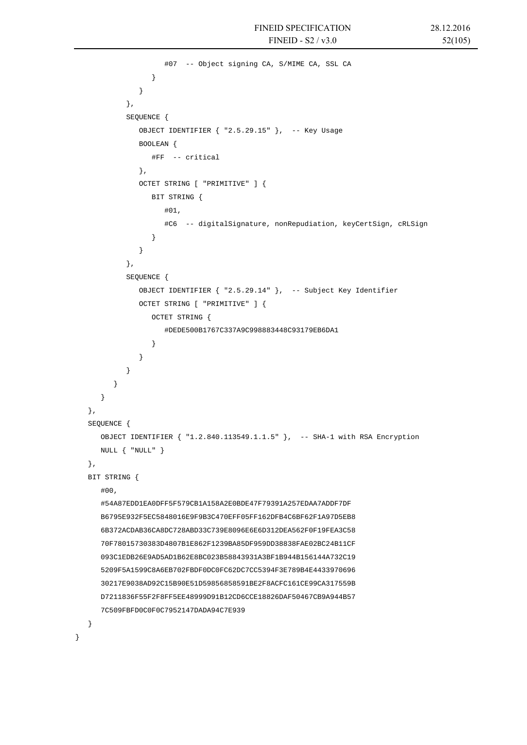```
                  #07  -- Object signing CA, S/MIME CA, SSL CA
               }
            }
         },
         SEQUENCE {
            OBJECT IDENTIFIER { "2.5.29.15" },  -- Key Usage
            BOOLEAN {
               #FF  -- critical
            },
            OCTET STRING [ "PRIMITIVE" ] {
               BIT STRING {
                  #01,
                  #C6  -- digitalSignature, nonRepudiation, keyCertSign, cRLSign
               }
            }
         },
         SEQUENCE {
            OBJECT IDENTIFIER { "2.5.29.14" },  -- Subject Key Identifier
            OCTET STRING [ "PRIMITIVE" ] {
               OCTET STRING {
                  #DEDE500B1767C337A9C998883448C93179EB6DA1
               }
            }
         }
      }
    }
  },
  SEQUENCE {
     OBJECT IDENTIFIER { "1.2.840.113549.1.1.5" },  -- SHA-1 with RSA Encryption
     NULL { "NULL" }
  },
  BIT STRING {
     #00,
     #54A87EDD1EA0DFF5F579CB1A158A2E0BDE47F79391A257EDAA7ADDF7DF
     B6795E932F5EC5848016E9F9B3C470EFF05FF162DFB4C6BF62F1A97D5EB8
     6B372ACDAB36CA8DC728ABD33C739E8096E6E6D312DEA562F0F19FEA3C58
     70F78015730383D4807B1E862F1239BA85DF959DD38838FAE02BC24B11CF
     093C1EDB26E9AD5AD1B62E8BC023B58843931A3BF1B944B156144A732C19
     5209F5A1599C8A6EB702FBDF0DC0FC62DC7CC5394F3E789B4E4433970696
     30217E9038AD92C15B90E51D59856858591BE2F8ACFC161CE99CA317559B
     D7211836F55F2F8FF5EE48999D91B12CD6CCE18826DAF50467CB9A944B57
     7C509FBFD0C0F0C7952147DADA94C7E939
  }
}
```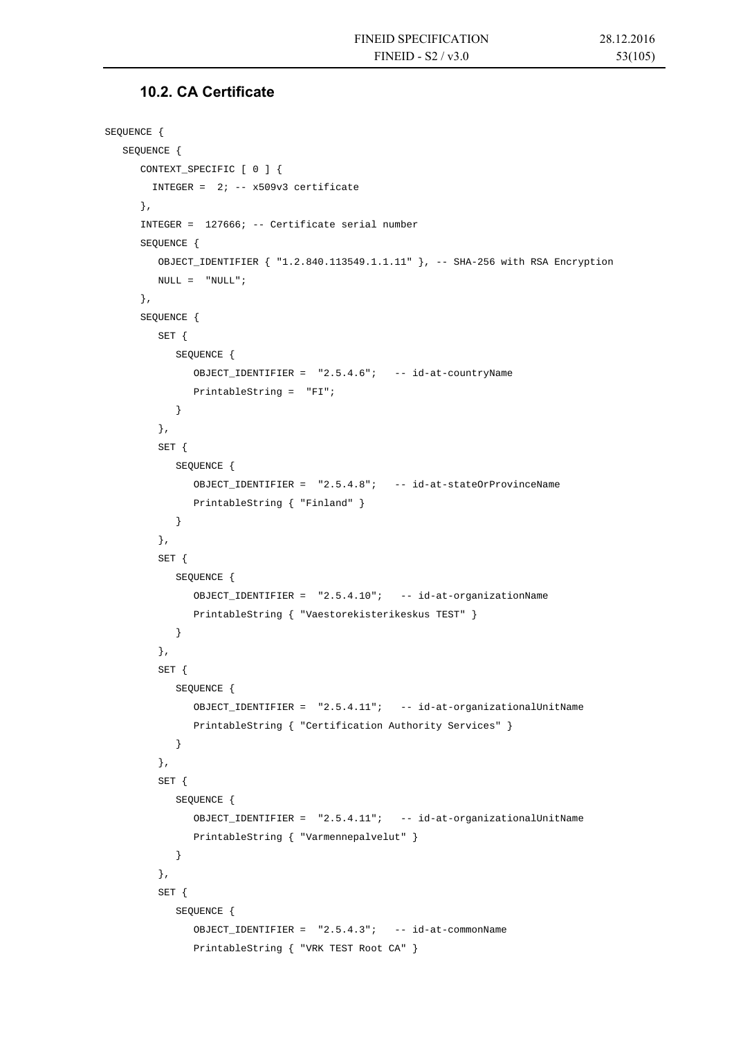## 10.2. CA Certificate

```
SEQUENCE {
   SEQUENCE {
      CONTEXT_SPECIFIC [ 0 ] {
        INTEGER =  2; -- x509v3 certificate
      },
      INTEGER =  127666; -- Certificate serial number
      SEQUENCE {
         OBJECT_IDENTIFIER { "1.2.840.113549.1.1.11" }, -- SHA-256 with RSA Encryption
         NULL =  "NULL";
      },
      SEQUENCE {
         SET {
            SEQUENCE {
               OBJECT_IDENTIFIER =  "2.5.4.6";   -- id-at-countryName
               PrintableString =  "FI";
            }
         },
         SET {
            SEQUENCE {
               OBJECT_IDENTIFIER =  "2.5.4.8";   -- id-at-stateOrProvinceName
               PrintableString { "Finland" }
            }
         },
         SET {
            SEQUENCE {
               OBJECT_IDENTIFIER =  "2.5.4.10";   -- id-at-organizationName
               PrintableString { "Vaestorekisterikeskus TEST" }
            }
         },
         SET {
            SEQUENCE {
               OBJECT_IDENTIFIER =  "2.5.4.11";   -- id-at-organizationalUnitName
               PrintableString { "Certification Authority Services" }
            }
         },
         SET {
            SEQUENCE {
               OBJECT_IDENTIFIER =  "2.5.4.11";   -- id-at-organizationalUnitName
               PrintableString { "Varmennepalvelut" }
            }
         },
         SET {
            SEQUENCE {
               OBJECT_IDENTIFIER =  "2.5.4.3";   -- id-at-commonName
               PrintableString { "VRK TEST Root CA" }
```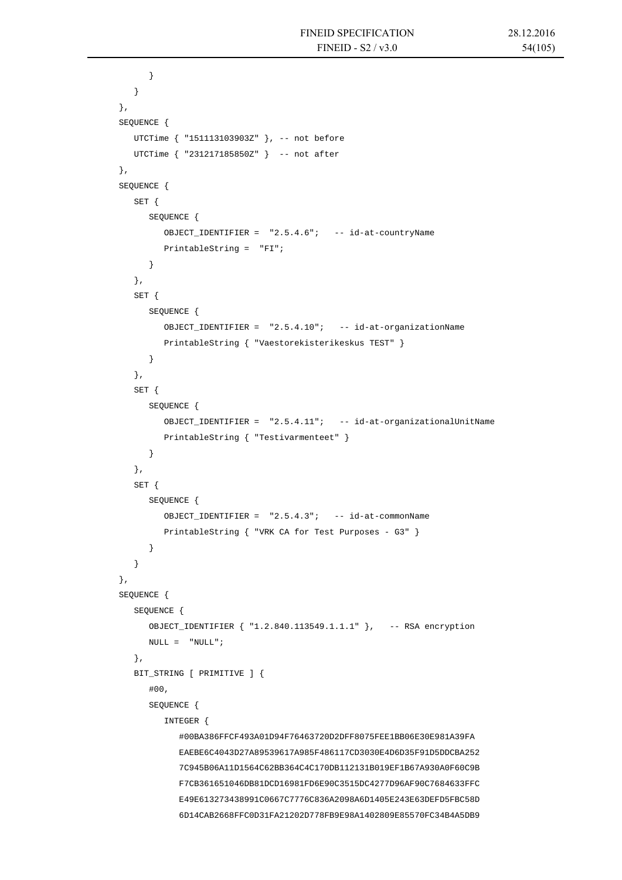```
      }
    }
  },
  SEQUENCE {
    UTCTime { "151113103903Z" }, -- not before
    UTCTime { "231217185850Z" }  -- not after
  },
  SEQUENCE {
    SET {
      SEQUENCE {
        OBJECT_IDENTIFIER =  "2.5.4.6";   -- id-at-countryName
        PrintableString =  "FI";
      }
    },
    SET {
      SEQUENCE {
        OBJECT_IDENTIFIER =  "2.5.4.10";   -- id-at-organizationName
        PrintableString { "Vaestorekisterikeskus TEST" }
      }
    },
    SET {
      SEQUENCE {
        OBJECT_IDENTIFIER =  "2.5.4.11";   -- id-at-organizationalUnitName
        PrintableString { "Testivarmenteet" }
      }
    },
    SET {
      SEQUENCE {
        OBJECT_IDENTIFIER =  "2.5.4.3";   -- id-at-commonName
        PrintableString { "VRK CA for Test Purposes - G3" }
      }
    }
  },
  SEQUENCE {
    SEQUENCE {
      OBJECT_IDENTIFIER { "1.2.840.113549.1.1.1" },   -- RSA encryption
      NULL =  "NULL";
    },
    BIT_STRING [ PRIMITIVE ] {
      #00,
      SEQUENCE {
        INTEGER {
          #00BA386FFCF493A01D94F76463720D2DFF8075FEE1BB06E30E981A39FA
          EAEBE6C4043D27A89539617A985F486117CD3030E4D6D35F91D5DDCBA252
          7C945B06A11D1564C62BB364C4C170DB112131B019EF1B67A930A0F60C9B
          F7CB361651046DB81DCD16981FD6E90C3515DC4277D96AF90C7684633FFC
          E49E613273438991C0667C7776C836A2098A6D1405E243E63DEFD5FBC58D
          6D14CAB2668FFC0D31FA21202D778FB9E98A1402809E85570FC34B4A5DB9
```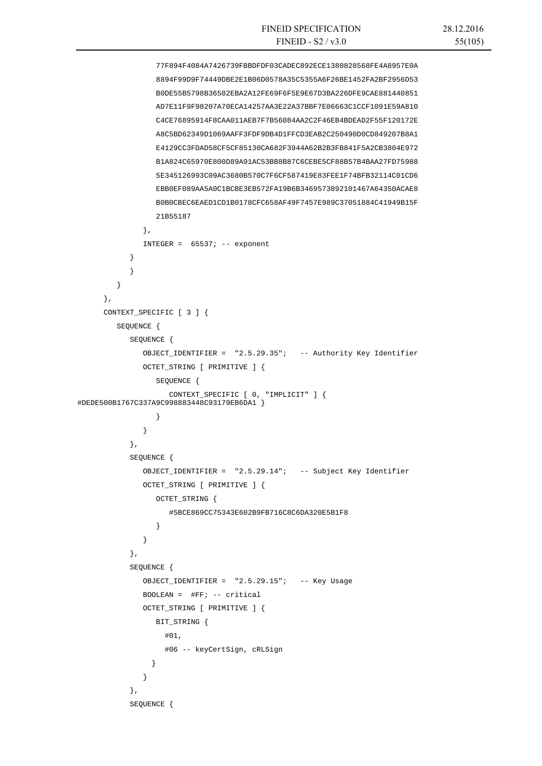```
              77F894F4084A7426739FBBDFDF03CADEC892ECE1380828568FE4A8957E0A
              8894F99D9F74449DBE2E1B06D0578A35C5355A6F26BE1452FA2BF2956D53
              B0DE55B5798B36502EBA2A12FE69F6F5E9E67D3BA226DFE9CAE881440851
              AD7E11F9F98207A70ECA14257AA3E22A37BBF7E06663C1CCF1091E59A810
              C4CE76895914F8CAA011AEB7F7B56084AA2C2F46EB4BDEAD2F55F120172E
              A8C5BD62349D1069AAFF3FDF9DB4D1FFCD3EAB2C250490D0CD849207B8A1
              E4129CC3FDAD58CF5CF85130CA682F3944A62B2B3FB841F5A2CB3804E972
              B1A824C65970E800D89A91AC53BB8B87C6CEBE5CF88B57B4BAA27FD75988
              5E345126993C09AC3680B570C7F6CF587419E83FEE1F74BFB32114C01CD6
              EBB0EF089AA5A0C1BCBE3EB572FA19B6B3469573892101467A64350ACAE8
              B0B0CBEC6EAED1CD1B0178CFC658AF49F7457E989C37051884C41949B15F
              21B55187
            },
            INTEGER =  65537; -- exponent
          }
          }
        }
      },
      CONTEXT_SPECIFIC [ 3 ] {
        SEQUENCE {
          SEQUENCE {
            OBJECT_IDENTIFIER =  "2.5.29.35";   -- Authority Key Identifier
            OCTET_STRING [ PRIMITIVE ] {
              SEQUENCE {
                CONTEXT_SPECIFIC [ 0, "IMPLICIT" ] {
#DEDE500B1767C337A9C998883448C93179EB6DA1 }
              }
            }
          },
          SEQUENCE {
            OBJECT_IDENTIFIER =  "2.5.29.14";   -- Subject Key Identifier
            OCTET_STRING [ PRIMITIVE ] {
              OCTET_STRING {
                #5BCE869CC75343E602B9FB716C8C6DA320E5B1F8
              }
            }
          },
          SEQUENCE {
            OBJECT_IDENTIFIER =  "2.5.29.15";   -- Key Usage
            BOOLEAN =  #FF; -- critical
            OCTET_STRING [ PRIMITIVE ] {
              BIT_STRING {
                #01,
                #06 -- keyCertSign, cRLSign
              }
            }
          },
          SEQUENCE {
```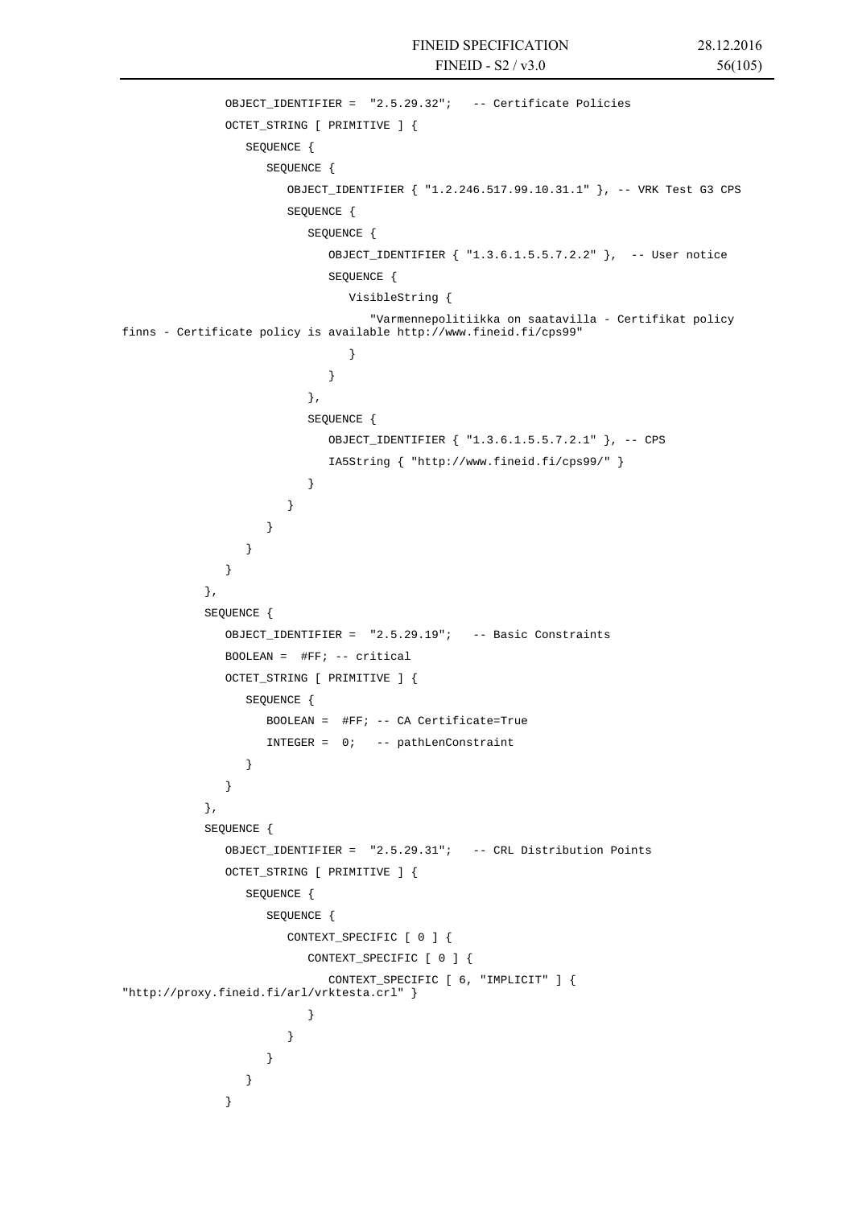```
            OBJECT_IDENTIFIER =  "2.5.29.32";   -- Certificate Policies
            OCTET_STRING [ PRIMITIVE ] {
               SEQUENCE {
                  SEQUENCE {
                     OBJECT_IDENTIFIER { "1.2.246.517.99.10.31.1" }, -- VRK Test G3 CPS
                     SEQUENCE {
                        SEQUENCE {
                           OBJECT_IDENTIFIER { "1.3.6.1.5.5.7.2.2" },  -- User notice
                           SEQUENCE {
                              VisibleString {
                                 "Varmennepolitiikka on saatavilla - Certifikat policy
finns - Certificate policy is available http://www.fineid.fi/cps99"
                              }
                           }
                        },
                        SEQUENCE {
                           OBJECT_IDENTIFIER { "1.3.6.1.5.5.7.2.1" }, -- CPS
                           IA5String { "http://www.fineid.fi/cps99/" }
                        }
                     }
                  }
               }
            }
         },
         SEQUENCE {
            OBJECT_IDENTIFIER =  "2.5.29.19";   -- Basic Constraints
            BOOLEAN =  #FF; -- critical
            OCTET_STRING [ PRIMITIVE ] {
               SEQUENCE {
                  BOOLEAN =  #FF; -- CA Certificate=True
                  INTEGER =  0;   -- pathLenConstraint
               }
            }
         },
         SEQUENCE {
            OBJECT_IDENTIFIER =  "2.5.29.31";   -- CRL Distribution Points
            OCTET_STRING [ PRIMITIVE ] {
               SEQUENCE {
                  SEQUENCE {
                     CONTEXT_SPECIFIC [ 0 ] {
                        CONTEXT_SPECIFIC [ 0 ] {
                           CONTEXT_SPECIFIC [ 6, "IMPLICIT" ] {
"http://proxy.fineid.fi/arl/vrktesta.crl" }
                        }
                     }
                  }
               }
            }
```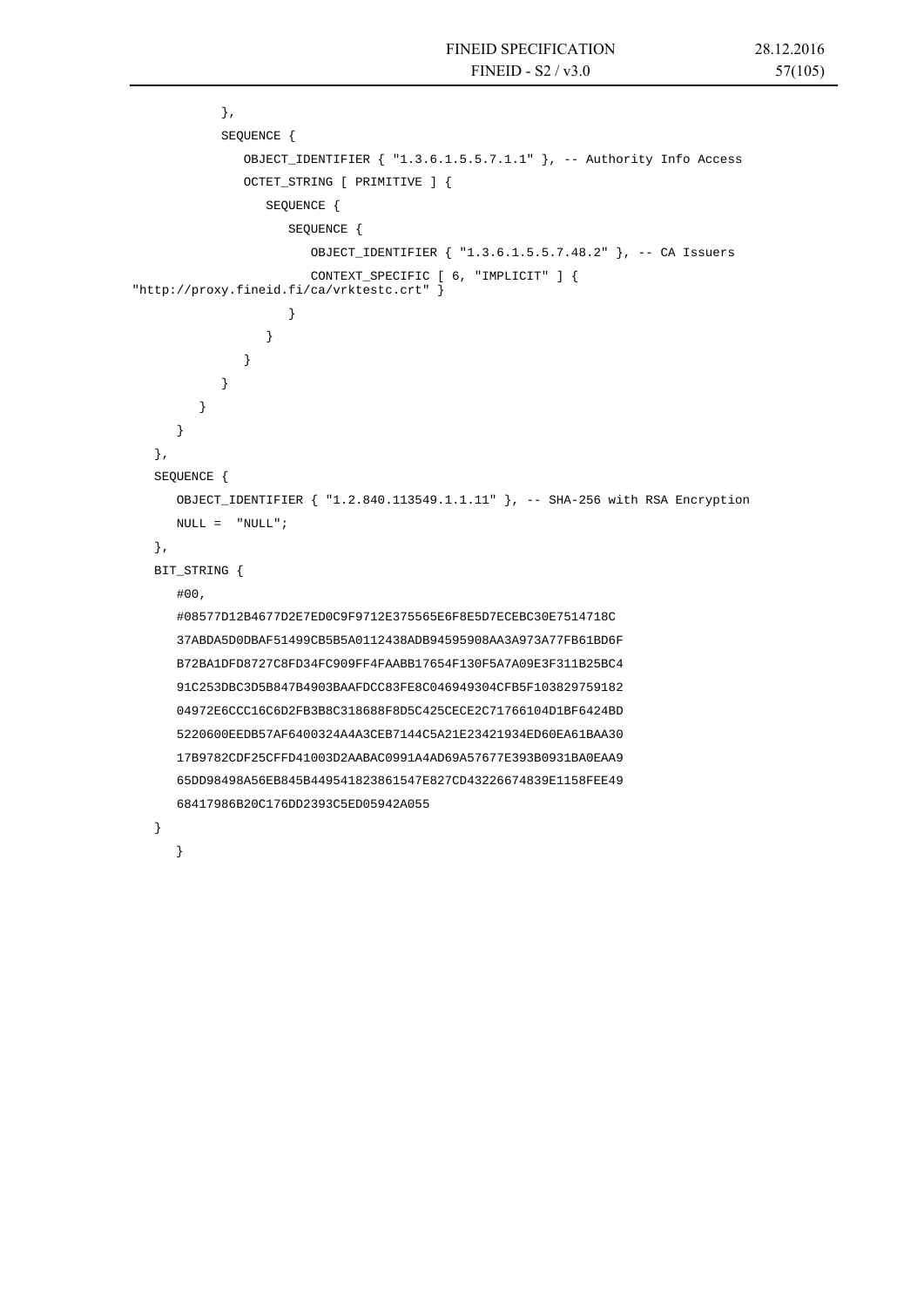```
            },
            SEQUENCE {
               OBJECT_IDENTIFIER { "1.3.6.1.5.5.7.1.1" }, -- Authority Info Access
               OCTET_STRING [ PRIMITIVE ] {
                  SEQUENCE {
                     SEQUENCE {
                        OBJECT_IDENTIFIER { "1.3.6.1.5.5.7.48.2" }, -- CA Issuers
                        CONTEXT_SPECIFIC [ 6, "IMPLICIT" ] {
"http://proxy.fineid.fi/ca/vrktestc.crt" }
                     }
                  }
               }
            }
         }
      }
   },
   SEQUENCE {
      OBJECT_IDENTIFIER { "1.2.840.113549.1.1.11" }, -- SHA-256 with RSA Encryption
      NULL =  "NULL";
   },
   BIT_STRING {
      #00,
      #08577D12B4677D2E7ED0C9F9712E375565E6F8E5D7ECEBC30E7514718C
      37ABDA5D0DBAF51499CB5B5A0112438ADB94595908AA3A973A77FB61BD6F
      B72BA1DFD8727C8FD34FC909FF4FAABB17654F130F5A7A09E3F311B25BC4
      91C253DBC3D5B847B4903BAAFDCC83FE8C046949304CFB5F103829759182
      04972E6CCC16C6D2FB3B8C318688F8D5C425CECE2C71766104D1BF6424BD
      5220600EEDB57AF6400324A4A3CEB7144C5A21E23421934ED60EA61BAA30
      17B9782CDF25CFFD41003D2AABAC0991A4AD69A57677E393B0931BA0EAA9
      65DD98498A56EB845B449541823861547E827CD43226674839E1158FEE49
      68417986B20C176DD2393C5ED05942A055
   }
      }
```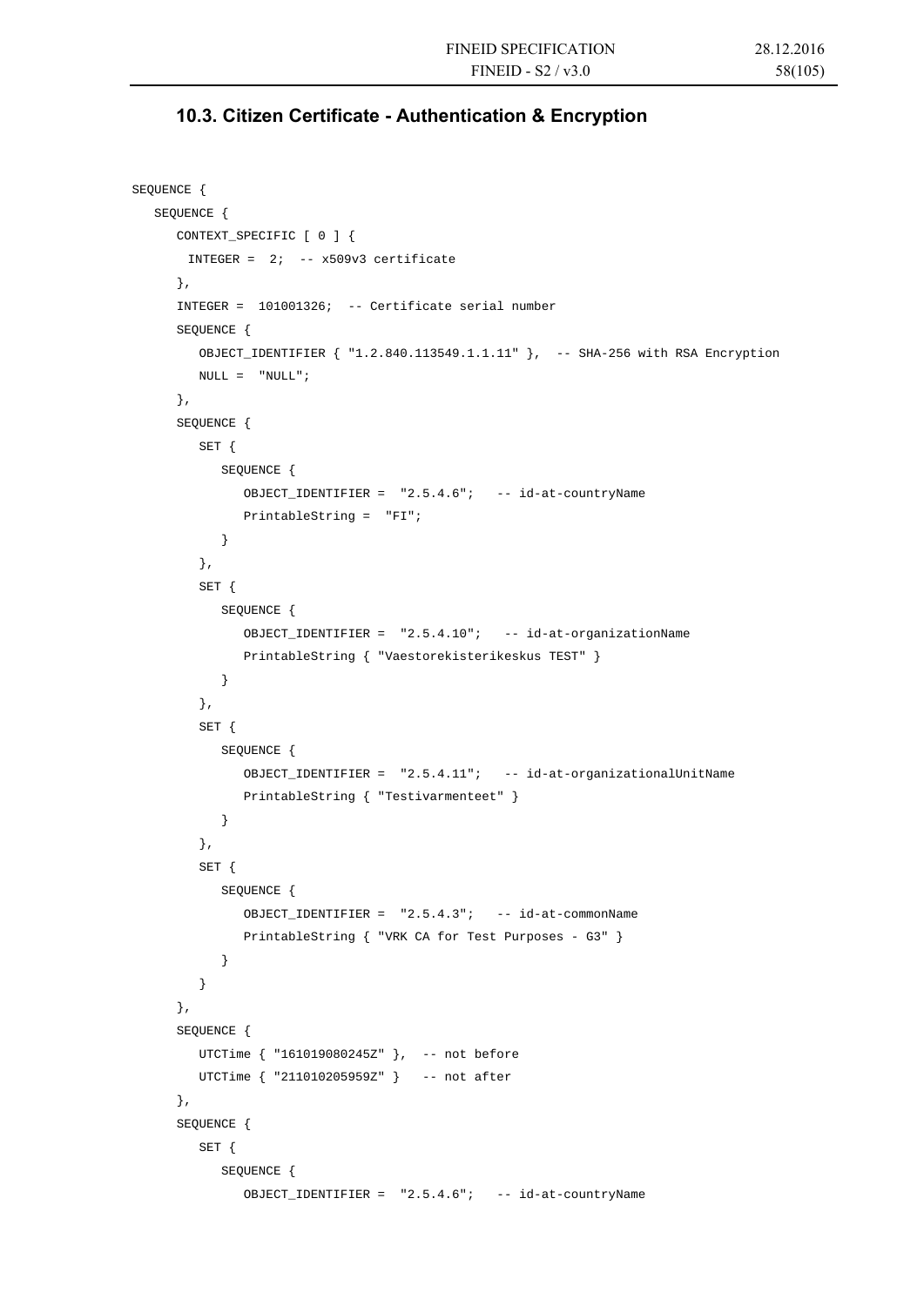## 10.3. Citizen Certificate - Authentication & Encryption

```
SEQUENCE {
   SEQUENCE {
      CONTEXT_SPECIFIC [ 0 ] {
       INTEGER =  2;  -- x509v3 certificate
      },
      INTEGER =  101001326;  -- Certificate serial number
      SEQUENCE {
         OBJECT_IDENTIFIER { "1.2.840.113549.1.1.11" },  -- SHA-256 with RSA Encryption
         NULL =  "NULL";
      },
      SEQUENCE {
         SET {
            SEQUENCE {
               OBJECT_IDENTIFIER =  "2.5.4.6";   -- id-at-countryName
               PrintableString =  "FI";
            }
         },
         SET {
            SEQUENCE {
               OBJECT_IDENTIFIER =  "2.5.4.10";   -- id-at-organizationName
               PrintableString { "Vaestorekisterikeskus TEST" }
            }
         },
         SET {
            SEQUENCE {
               OBJECT_IDENTIFIER =  "2.5.4.11";   -- id-at-organizationalUnitName
               PrintableString { "Testivarmenteet" }
            }
         },
         SET {
            SEQUENCE {
               OBJECT_IDENTIFIER =  "2.5.4.3";   -- id-at-commonName
               PrintableString { "VRK CA for Test Purposes - G3" }
            }
         }
      },
      SEQUENCE {
         UTCTime { "161019080245Z" },  -- not before
         UTCTime { "211010205959Z" }   -- not after
      },
      SEQUENCE {
         SET {
            SEQUENCE {
               OBJECT_IDENTIFIER =  "2.5.4.6";   -- id-at-countryName
```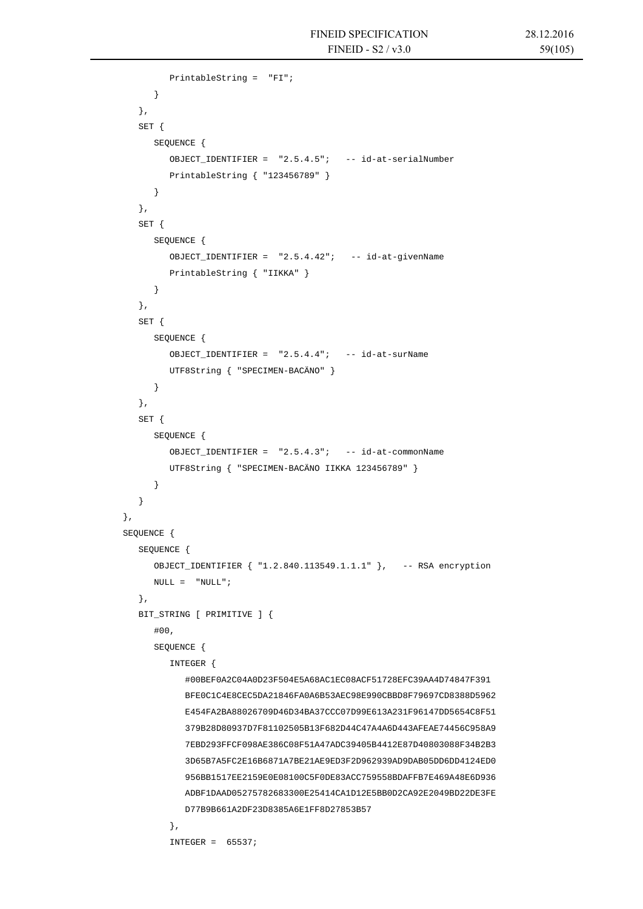```
            PrintableString =  "FI";
         }
      },
      SET {
         SEQUENCE {
            OBJECT_IDENTIFIER =  "2.5.4.5";   -- id-at-serialNumber
            PrintableString { "123456789" }
         }
      },
      SET {
         SEQUENCE {
            OBJECT_IDENTIFIER =  "2.5.4.42";   -- id-at-givenName
            PrintableString { "IIKKA" }
         }
      },
      SET {
         SEQUENCE {
            OBJECT_IDENTIFIER =  "2.5.4.4";   -- id-at-surName
            UTF8String { "SPECIMEN-BACÄNO" }
         }
      },
      SET {
         SEQUENCE {
            OBJECT_IDENTIFIER =  "2.5.4.3";   -- id-at-commonName
            UTF8String { "SPECIMEN-BACÄNO IIKKA 123456789" }
         }
      }
   },
   SEQUENCE {
      SEQUENCE {
         OBJECT_IDENTIFIER { "1.2.840.113549.1.1.1" },   -- RSA encryption
         NULL =  "NULL";
      },
      BIT_STRING [ PRIMITIVE ] {
         #00,
         SEQUENCE {
            INTEGER {
               #00BEF0A2C04A0D23F504E5A68AC1EC08ACF51728EFC39AA4D74847F391
               BFE0C1C4E8CEC5DA21846FA0A6B53AEC98E990CBBD8F79697CD8388D5962
               E454FA2BA88026709D46D34BA37CCC07D99E613A231F96147DD5654C8F51
               379B28D80937D7F81102505B13F682D44C47A4A6D443AFEAE74456C958A9
               7EBD293FFCF098AE386C08F51A47ADC39405B4412E87D40803088F34B2B3
               3D65B7A5FC2E16B6871A7BE21AE9ED3F2D962939AD9DAB05DD6DD4124ED0
               956BB1517EE2159E0E08100C5F0DE83ACC759558BDAFFB7E469A48E6D936
               ADBF1DAAD05275782683300E25414CA1D12E5BB0D2CA92E2049BD22DE3FE
               D77B9B661A2DF23D8385A6E1FF8D27853B57
            },
            INTEGER =  65537;
```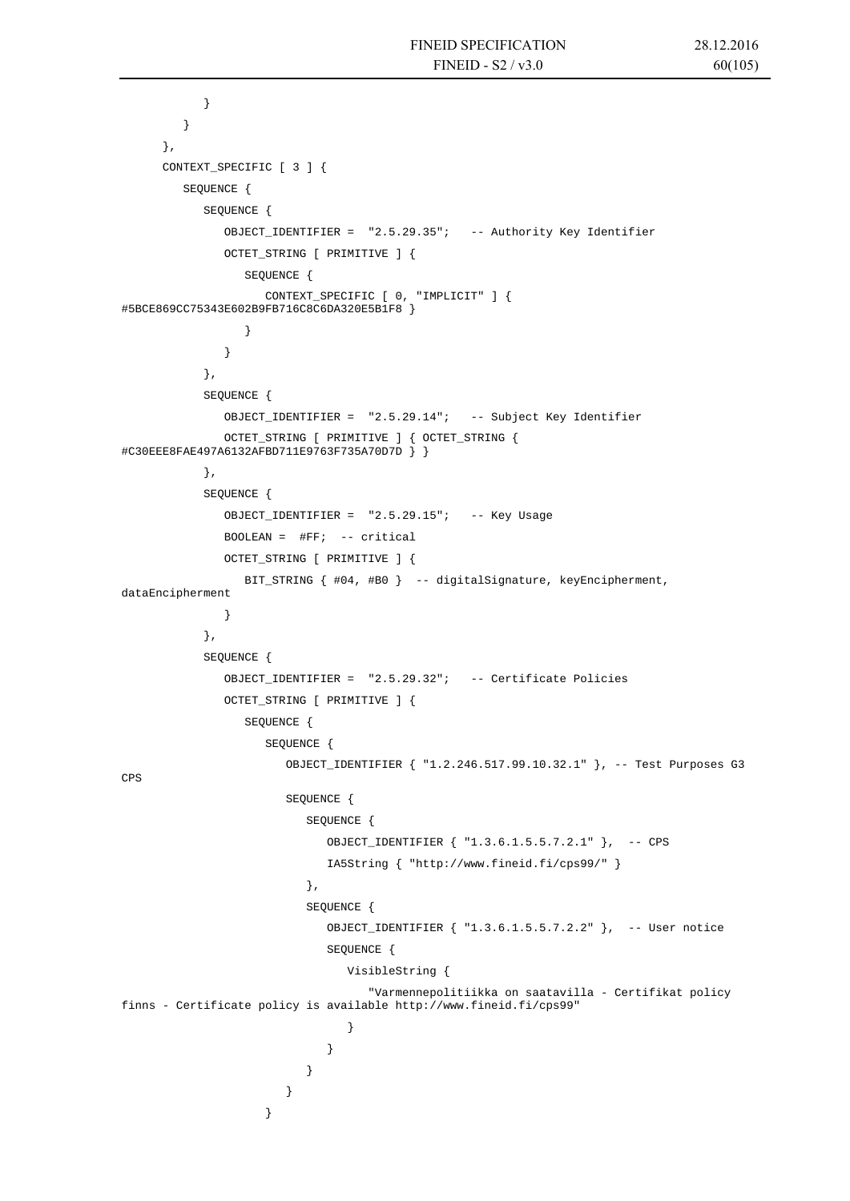```
          }
        }
      },
      CONTEXT_SPECIFIC [ 3 ] {
        SEQUENCE {
          SEQUENCE {
            OBJECT_IDENTIFIER =  "2.5.29.35";   -- Authority Key Identifier
            OCTET_STRING [ PRIMITIVE ] {
              SEQUENCE {
                CONTEXT_SPECIFIC [ 0, "IMPLICIT" ] {
#5BCE869CC75343E602B9FB716C8C6DA320E5B1F8 }
              }
            }
          },
          SEQUENCE {
            OBJECT_IDENTIFIER =  "2.5.29.14";   -- Subject Key Identifier
            OCTET_STRING [ PRIMITIVE ] { OCTET_STRING {
#C30EEE8FAE497A6132AFBD711E9763F735A70D7D } }
          },
          SEQUENCE {
            OBJECT_IDENTIFIER =  "2.5.29.15";   -- Key Usage
            BOOLEAN =  #FF;  -- critical
            OCTET_STRING [ PRIMITIVE ] {
              BIT_STRING { #04, #B0 }  -- digitalSignature, keyEncipherment,
dataEncipherment
            }
          },
          SEQUENCE {
            OBJECT_IDENTIFIER =  "2.5.29.32";   -- Certificate Policies
            OCTET_STRING [ PRIMITIVE ] {
              SEQUENCE {
                SEQUENCE {
                  OBJECT_IDENTIFIER { "1.2.246.517.99.10.32.1" }, -- Test Purposes G3
CPS
                  SEQUENCE {
                    SEQUENCE {
                      OBJECT_IDENTIFIER { "1.3.6.1.5.5.7.2.1" },  -- CPS
                      IA5String { "http://www.fineid.fi/cps99/" }
                    },
                    SEQUENCE {
                      OBJECT_IDENTIFIER { "1.3.6.1.5.5.7.2.2" },  -- User notice
                      SEQUENCE {
                        VisibleString {
                          "Varmennepolitiikka on saatavilla - Certifikat policy
finns - Certificate policy is available http://www.fineid.fi/cps99"
                        }
                      }
                    }
                  }
                }
```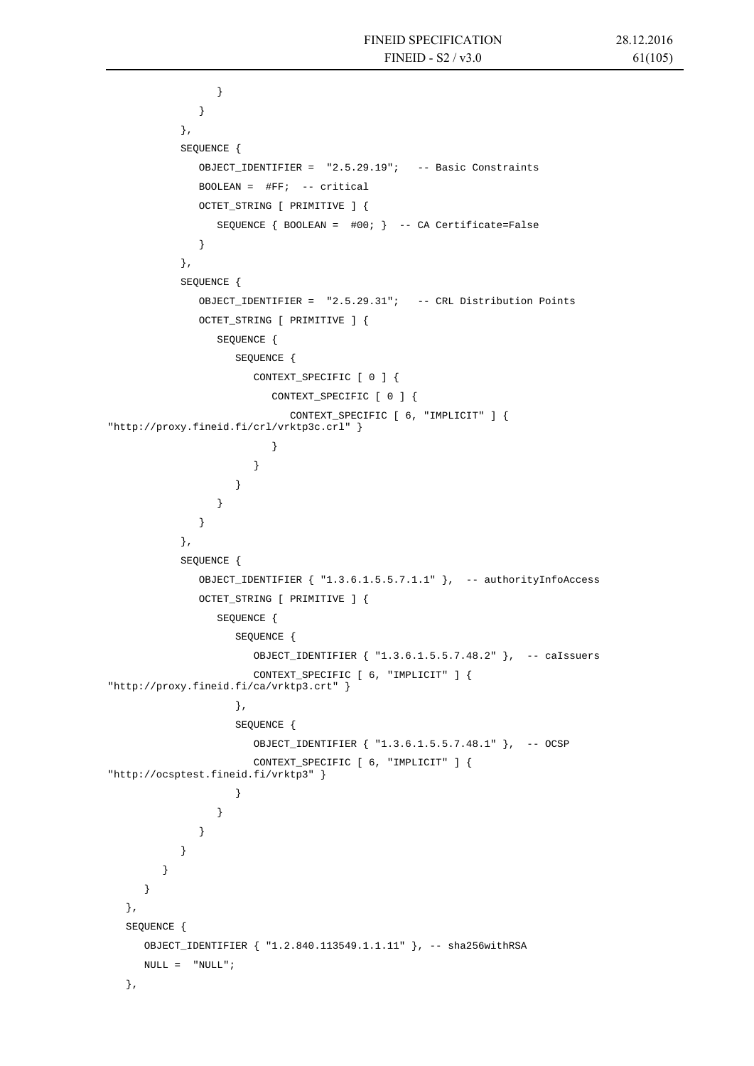```
                }
            }
        },
        SEQUENCE {
            OBJECT_IDENTIFIER =  "2.5.29.19";   -- Basic Constraints
            BOOLEAN =  #FF;  -- critical
            OCTET_STRING [ PRIMITIVE ] {
                SEQUENCE { BOOLEAN =  #00; }  -- CA Certificate=False
            }
        },
        SEQUENCE {
            OBJECT_IDENTIFIER =  "2.5.29.31";   -- CRL Distribution Points
            OCTET_STRING [ PRIMITIVE ] {
                SEQUENCE {
                    SEQUENCE {
                        CONTEXT_SPECIFIC [ 0 ] {
                            CONTEXT_SPECIFIC [ 0 ] {
                                CONTEXT_SPECIFIC [ 6, "IMPLICIT" ] {
"http://proxy.fineid.fi/crl/vrktp3c.crl" }
                            }
                        }
                    }
                }
            }
        },
        SEQUENCE {
            OBJECT_IDENTIFIER { "1.3.6.1.5.5.7.1.1" },  -- authorityInfoAccess
            OCTET_STRING [ PRIMITIVE ] {
                SEQUENCE {
                    SEQUENCE {
                        OBJECT_IDENTIFIER { "1.3.6.1.5.5.7.48.2" },  -- caIssuers
                        CONTEXT_SPECIFIC [ 6, "IMPLICIT" ] {
"http://proxy.fineid.fi/ca/vrktp3.crt" }
                    },
                    SEQUENCE {
                        OBJECT_IDENTIFIER { "1.3.6.1.5.5.7.48.1" },  -- OCSP
                        CONTEXT_SPECIFIC [ 6, "IMPLICIT" ] {
"http://ocsptest.fineid.fi/vrktp3" }
                    }
                }
            }
        }
      }
    }
  },
  SEQUENCE {
    OBJECT_IDENTIFIER { "1.2.840.113549.1.1.11" }, -- sha256withRSA
    NULL =  "NULL";
  },
```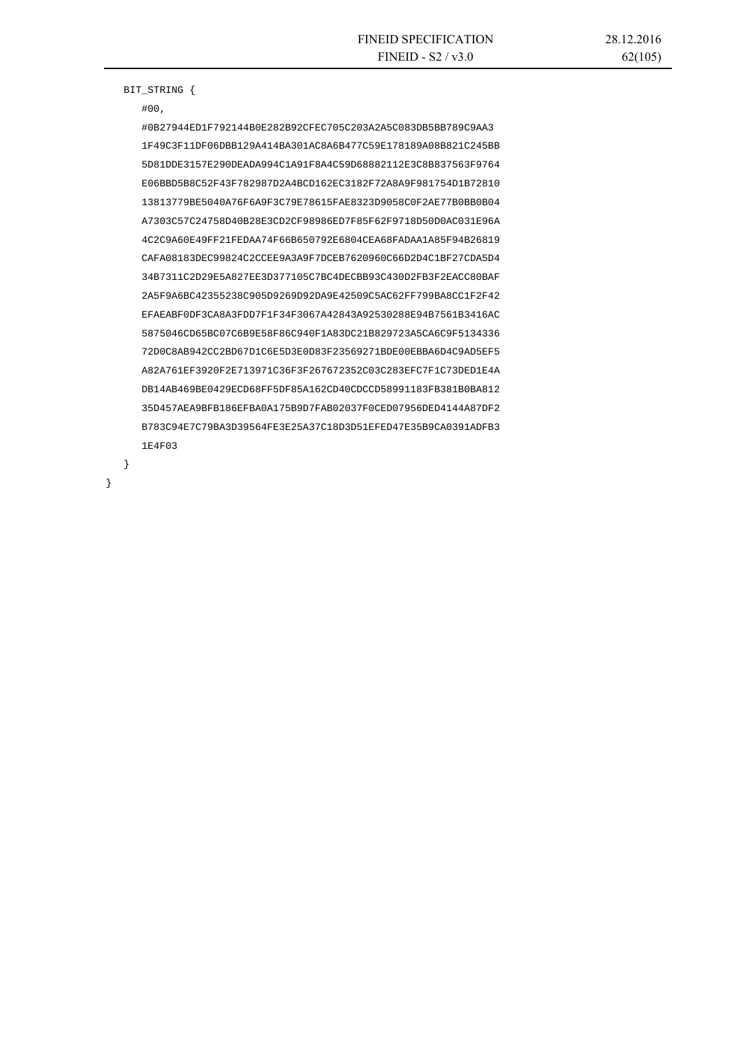```
   BIT_STRING {
      #00,
      #0B27944ED1F792144B0E282B92CFEC705C203A2A5C083DB5BB789C9AA3
      1F49C3F11DF06DBB129A414BA301AC8A6B477C59E178189A08B821C245BB
      5D81DDE3157E290DEADA994C1A91F8A4C59D68882112E3C8B837563F9764
      E06BBD5B8C52F43F782987D2A4BCD162EC3182F72A8A9F981754D1B72810
      13813779BE5040A76F6A9F3C79E78615FAE8323D9058C0F2AE77B0BB0B04
      A7303C57C24758D40B28E3CD2CF98986ED7F85F62F9718D50D0AC031E96A
      4C2C9A60E49FF21FEDAA74F66B650792E6804CEA68FADAA1A85F94B26819
      CAFA08183DEC99824C2CCEE9A3A9F7DCEB7620960C66D2D4C1BF27CDA5D4
      34B7311C2D29E5A827EE3D377105C7BC4DECBB93C430D2FB3F2EACC80BAF
      2A5F9A6BC42355238C905D9269D92DA9E42509C5AC62FF799BA8CC1F2F42
      EFAEABF0DF3CA8A3FDD7F1F34F3067A42843A92530288E94B7561B3416AC
      5875046CD65BC07C6B9E58F86C940F1A83DC21B829723A5CA6C9F5134336
      72D0C8AB942CC2BD67D1C6E5D3E0D83F23569271BDE00EBBA6D4C9AD5EF5
      A82A761EF3920F2E713971C36F3F267672352C03C283EFC7F1C73DED1E4A
      DB14AB469BE0429ECD68FF5DF85A162CD40CDCCD58991183FB381B0BA812
      35D457AEA9BFB186EFBA0A175B9D7FAB02037F0CED07956DED4144A87DF2
      B783C94E7C79BA3D39564FE3E25A37C18D3D51EFED47E35B9CA0391ADFB3
      1E4F03
   }
}
```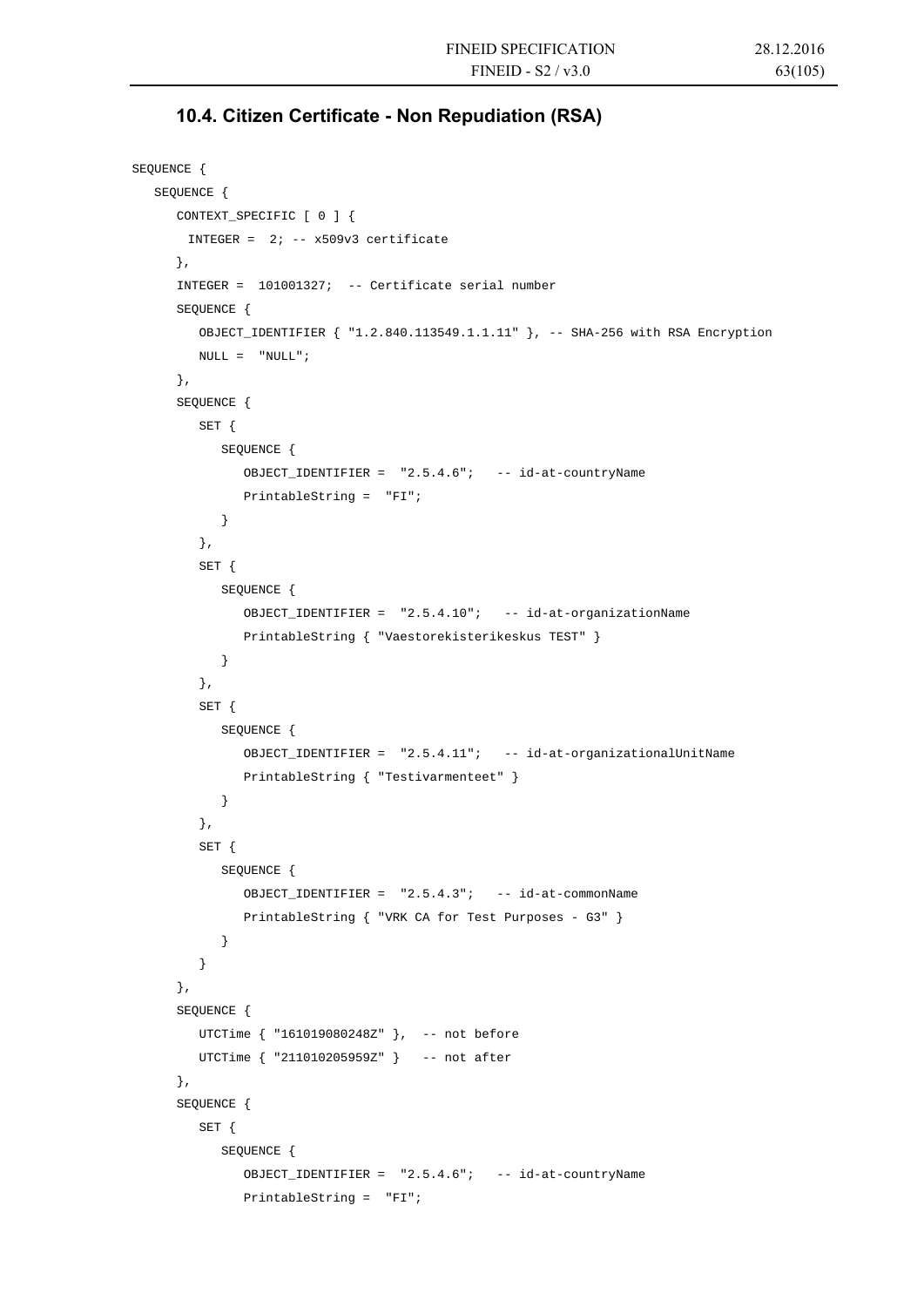## 10.4. Citizen Certificate - Non Repudiation (RSA)

```
SEQUENCE {
   SEQUENCE {
      CONTEXT_SPECIFIC [ 0 ] {
       INTEGER =  2; -- x509v3 certificate
      },
      INTEGER =  101001327;  -- Certificate serial number
      SEQUENCE {
         OBJECT_IDENTIFIER { "1.2.840.113549.1.1.11" }, -- SHA-256 with RSA Encryption
         NULL =  "NULL";
      },
      SEQUENCE {
         SET {
            SEQUENCE {
               OBJECT_IDENTIFIER =  "2.5.4.6";   -- id-at-countryName
               PrintableString =  "FI";
            }
         },
         SET {
            SEQUENCE {
               OBJECT_IDENTIFIER =  "2.5.4.10";   -- id-at-organizationName
               PrintableString { "Vaestorekisterikeskus TEST" }
            }
         },
         SET {
            SEQUENCE {
               OBJECT_IDENTIFIER =  "2.5.4.11";   -- id-at-organizationalUnitName
               PrintableString { "Testivarmenteet" }
            }
         },
         SET {
            SEQUENCE {
               OBJECT_IDENTIFIER =  "2.5.4.3";   -- id-at-commonName
               PrintableString { "VRK CA for Test Purposes - G3" }
            }
         }
      },
      SEQUENCE {
         UTCTime { "161019080248Z" },  -- not before
         UTCTime { "211010205959Z" }   -- not after
      },
      SEQUENCE {
         SET {
            SEQUENCE {
               OBJECT_IDENTIFIER =  "2.5.4.6";   -- id-at-countryName
               PrintableString =  "FI";
```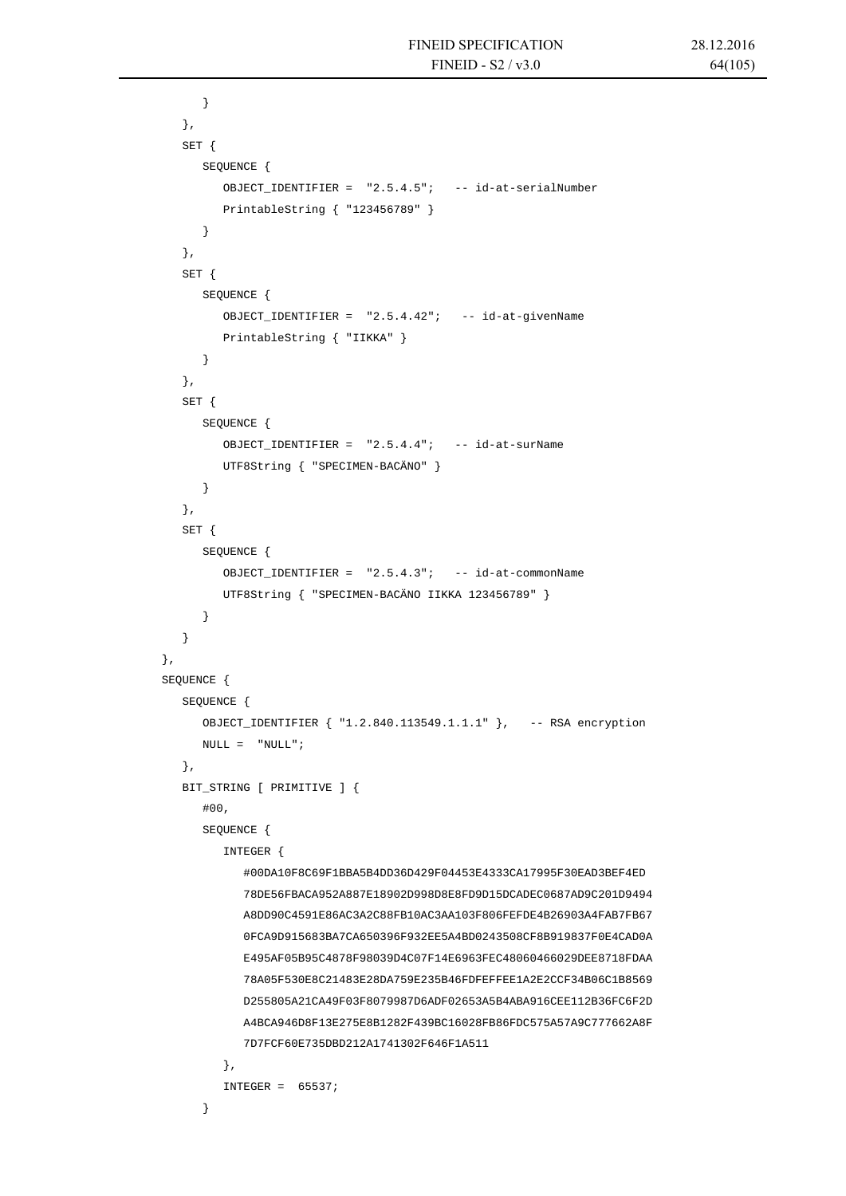```
         }
      },
      SET {
         SEQUENCE {
            OBJECT_IDENTIFIER =  "2.5.4.5";   -- id-at-serialNumber
            PrintableString { "123456789" }
         }
      },
      SET {
         SEQUENCE {
            OBJECT_IDENTIFIER =  "2.5.4.42";   -- id-at-givenName
            PrintableString { "IIKKA" }
         }
      },
      SET {
         SEQUENCE {
            OBJECT_IDENTIFIER =  "2.5.4.4";   -- id-at-surName
            UTF8String { "SPECIMEN-BACÄNO" }
         }
      },
      SET {
         SEQUENCE {
            OBJECT_IDENTIFIER =  "2.5.4.3";   -- id-at-commonName
            UTF8String { "SPECIMEN-BACÄNO IIKKA 123456789" }
         }
      }
   },
   SEQUENCE {
      SEQUENCE {
         OBJECT_IDENTIFIER { "1.2.840.113549.1.1.1" },   -- RSA encryption
         NULL =  "NULL";
      },
      BIT_STRING [ PRIMITIVE ] {
         #00,
         SEQUENCE {
            INTEGER {
               #00DA10F8C69F1BBA5B4DD36D429F04453E4333CA17995F30EAD3BEF4ED
               78DE56FBACA952A887E18902D998D8E8FD9D15DCADEC0687AD9C201D9494
               A8DD90C4591E86AC3A2C88FB10AC3AA103F806FEFDE4B26903A4FAB7FB67
               0FCA9D915683BA7CA650396F932EE5A4BD0243508CF8B919837F0E4CAD0A
               E495AF05B95C4878F98039D4C07F14E6963FEC48060466029DEE8718FDAA
               78A05F530E8C21483E28DA759E235B46FDFEFFEE1A2E2CCF34B06C1B8569
               D255805A21CA49F03F8079987D6ADF02653A5B4ABA916CEE112B36FC6F2D
               A4BCA946D8F13E275E8B1282F439BC16028FB86FDC575A57A9C777662A8F
               7D7FCF60E735DBD212A1741302F646F1A511
            },
            INTEGER =  65537;
         }
```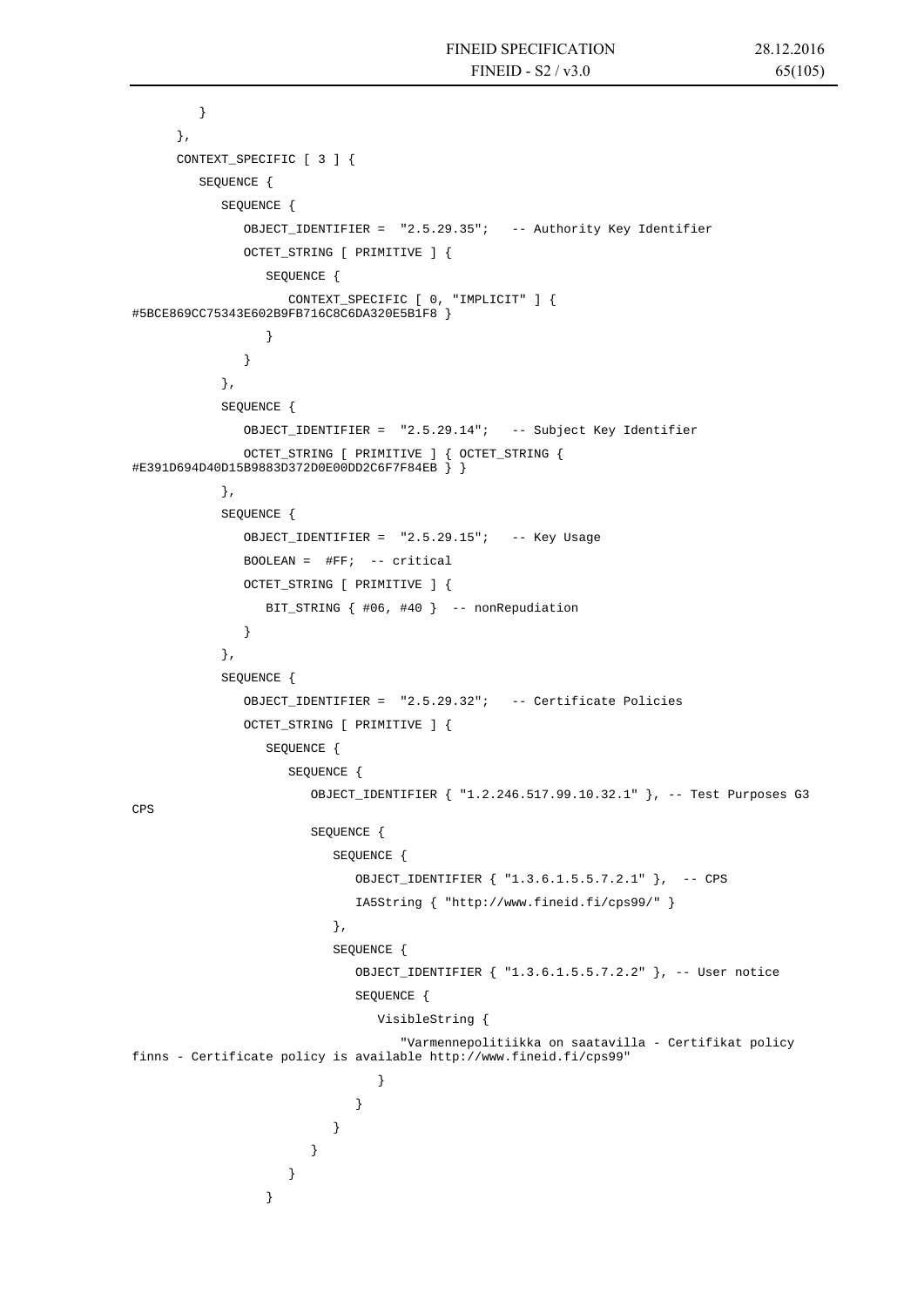```
      }
   },
   CONTEXT_SPECIFIC [ 3 ] {
      SEQUENCE {
         SEQUENCE {
            OBJECT_IDENTIFIER =  "2.5.29.35";   -- Authority Key Identifier
            OCTET_STRING [ PRIMITIVE ] {
               SEQUENCE {
                  CONTEXT_SPECIFIC [ 0, "IMPLICIT" ] {
#5BCE869CC75343E602B9FB716C8C6DA320E5B1F8 }
               }
            }
         },
         SEQUENCE {
            OBJECT_IDENTIFIER =  "2.5.29.14";   -- Subject Key Identifier
            OCTET_STRING [ PRIMITIVE ] { OCTET_STRING {
#E391D694D40D15B9883D372D0E00DD2C6F7F84EB } }
         },
         SEQUENCE {
            OBJECT_IDENTIFIER =  "2.5.29.15";   -- Key Usage
            BOOLEAN =  #FF;  -- critical
            OCTET_STRING [ PRIMITIVE ] {
               BIT_STRING { #06, #40 }  -- nonRepudiation
            }
         },
         SEQUENCE {
            OBJECT_IDENTIFIER =  "2.5.29.32";   -- Certificate Policies
            OCTET_STRING [ PRIMITIVE ] {
               SEQUENCE {
                  SEQUENCE {
                     OBJECT_IDENTIFIER { "1.2.246.517.99.10.32.1" }, -- Test Purposes G3
CPS
                     SEQUENCE {
                        SEQUENCE {
                           OBJECT_IDENTIFIER { "1.3.6.1.5.5.7.2.1" },  -- CPS
                           IA5String { "http://www.fineid.fi/cps99/" }
                        },
                        SEQUENCE {
                           OBJECT_IDENTIFIER { "1.3.6.1.5.5.7.2.2" }, -- User notice
                           SEQUENCE {
                              VisibleString {
                                 "Varmennepolitiikka on saatavilla - Certifikat policy
finns - Certificate policy is available http://www.fineid.fi/cps99"
                              }
                           }
                        }
                     }
                  }
               }
```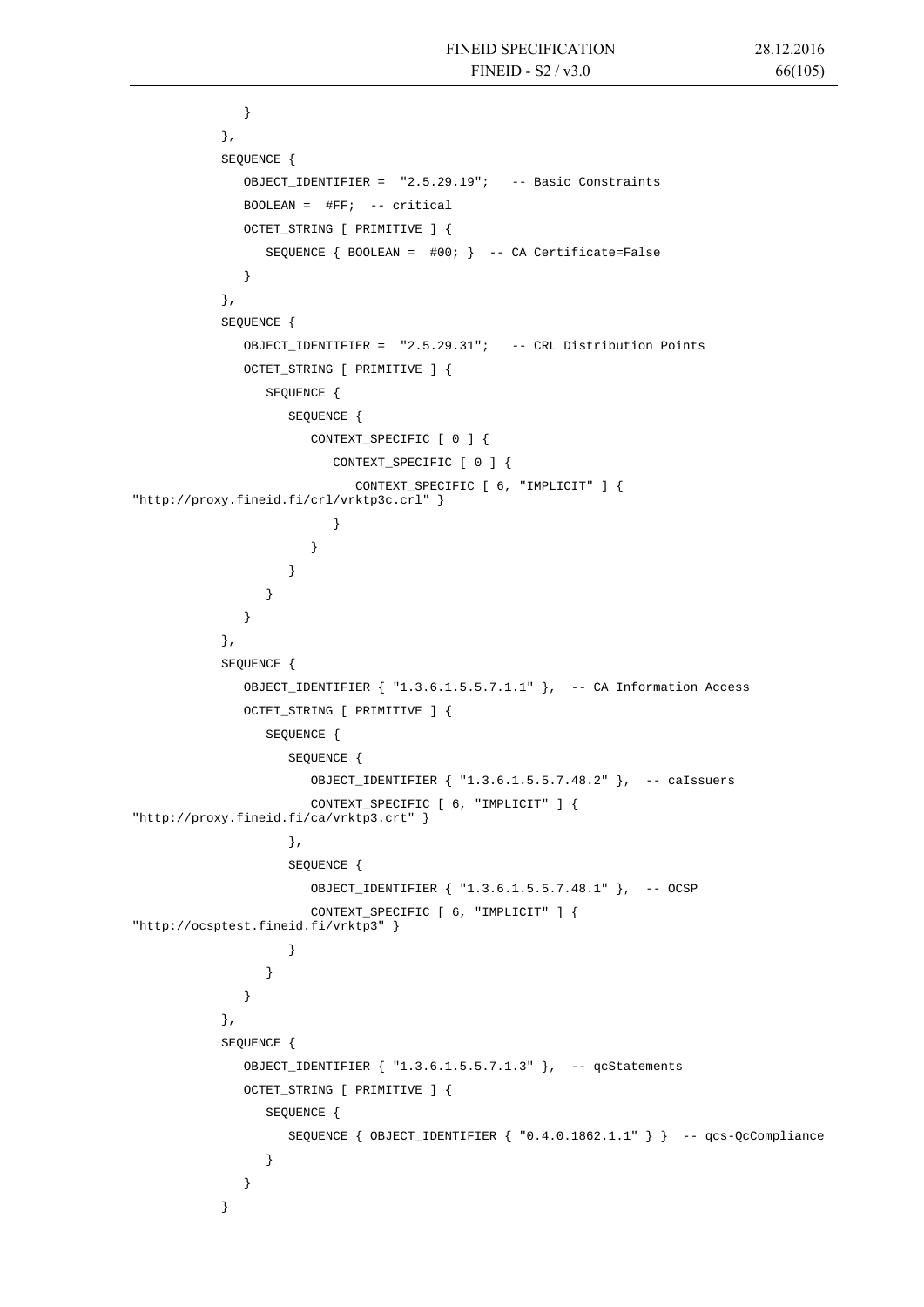```
            }
        },
        SEQUENCE {
            OBJECT_IDENTIFIER =  "2.5.29.19";   -- Basic Constraints
            BOOLEAN =  #FF;  -- critical
            OCTET_STRING [ PRIMITIVE ] {
                SEQUENCE { BOOLEAN =  #00; }  -- CA Certificate=False
            }
        },
        SEQUENCE {
            OBJECT_IDENTIFIER =  "2.5.29.31";   -- CRL Distribution Points
            OCTET_STRING [ PRIMITIVE ] {
                SEQUENCE {
                    SEQUENCE {
                        CONTEXT_SPECIFIC [ 0 ] {
                            CONTEXT_SPECIFIC [ 0 ] {
                                CONTEXT_SPECIFIC [ 6, "IMPLICIT" ] {
"http://proxy.fineid.fi/crl/vrktp3c.crl" }
                            }
                        }
                    }
                }
            }
        },
        SEQUENCE {
            OBJECT_IDENTIFIER { "1.3.6.1.5.5.7.1.1" },  -- CA Information Access
            OCTET_STRING [ PRIMITIVE ] {
                SEQUENCE {
                    SEQUENCE {
                        OBJECT_IDENTIFIER { "1.3.6.1.5.5.7.48.2" },  -- caIssuers
                        CONTEXT_SPECIFIC [ 6, "IMPLICIT" ] {
"http://proxy.fineid.fi/ca/vrktp3.crt" }
                    },
                    SEQUENCE {
                        OBJECT_IDENTIFIER { "1.3.6.1.5.5.7.48.1" },  -- OCSP
                        CONTEXT_SPECIFIC [ 6, "IMPLICIT" ] {
"http://ocsptest.fineid.fi/vrktp3" }
                    }
                }
            }
        },
        SEQUENCE {
            OBJECT_IDENTIFIER { "1.3.6.1.5.5.7.1.3" },  -- qcStatements
            OCTET_STRING [ PRIMITIVE ] {
                SEQUENCE {
                    SEQUENCE { OBJECT_IDENTIFIER { "0.4.0.1862.1.1" } }  -- qcs-QcCompliance
                }
            }
        }
```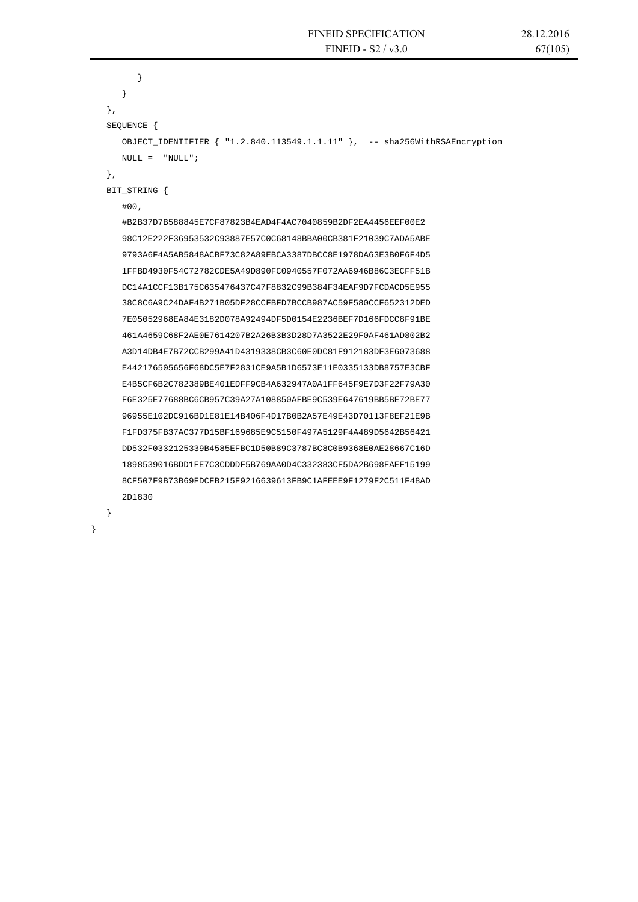```
        }
      }
   },
   SEQUENCE {
      OBJECT_IDENTIFIER { "1.2.840.113549.1.1.11" },  -- sha256WithRSAEncryption
      NULL =  "NULL";
   },
   BIT_STRING {
      #00,
      #B2B37D7B588845E7CF87823B4EAD4F4AC7040859B2DF2EA4456EEF00E2
      98C12E222F36953532C93887E57C0C68148BBA00CB381F21039C7ADA5ABE
      9793A6F4A5AB5848ACBF73C82A89EBCA3387DBCC8E1978DA63E3B0F6F4D5
      1FFBD4930F54C72782CDE5A49D890FC0940557F072AA6946B86C3ECFF51B
      DC14A1CCF13B175C635476437C47F8832C99B384F34EAF9D7FCDACD5E955
      38C8C6A9C24DAF4B271B05DF28CCFBFD7BCCB987AC59F580CCF652312DED
      7E05052968EA84E3182D078A92494DF5D0154E2236BEF7D166FDCC8F91BE
      461A4659C68F2AE0E7614207B2A26B3B3D28D7A3522E29F0AF461AD802B2
      A3D14DB4E7B72CCB299A41D4319338CB3C60E0DC81F912183DF3E6073688
      E442176505656F68DC5E7F2831CE9A5B1D6573E11E0335133DB8757E3CBF
      E4B5CF6B2C782389BE401EDFF9CB4A632947A0A1FF645F9E7D3F22F79A30
      F6E325E77688BC6CB957C39A27A108850AFBE9C539E647619BB5BE72BE77
      96955E102DC916BD1E81E14B406F4D17B0B2A57E49E43D70113F8EF21E9B
      F1FD375FB37AC377D15BF169685E9C5150F497A5129F4A489D5642B56421
      DD532F0332125339B4585EFBC1D50B89C3787BC8C0B9368E0AE28667C16D
      1898539016BDD1FE7C3CDDDF5B769AA0D4C332383CF5DA2B698FAEF15199
      8CF507F9B73B69FDCFB215F9216639613FB9C1AFEEE9F1279F2C511F48AD
      2D1830
   }
}
```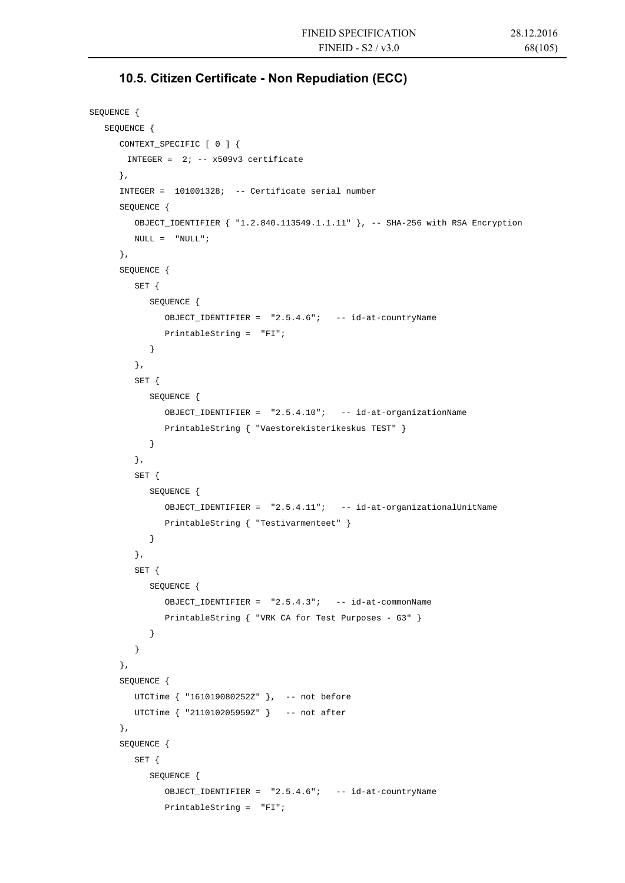### 10.5. Citizen Certificate - Non Repudiation (ECC)

```
SEQUENCE {
   SEQUENCE {
      CONTEXT_SPECIFIC [ 0 ] {
       INTEGER =  2; -- x509v3 certificate
      },
      INTEGER =  101001328;  -- Certificate serial number
      SEQUENCE {
         OBJECT_IDENTIFIER { "1.2.840.113549.1.1.11" }, -- SHA-256 with RSA Encryption
         NULL =  "NULL";
      },
      SEQUENCE {
         SET {
            SEQUENCE {
               OBJECT_IDENTIFIER =  "2.5.4.6";   -- id-at-countryName
               PrintableString =  "FI";
            }
         },
         SET {
            SEQUENCE {
               OBJECT_IDENTIFIER =  "2.5.4.10";   -- id-at-organizationName
               PrintableString { "Vaestorekisterikeskus TEST" }
            }
         },
         SET {
            SEQUENCE {
               OBJECT_IDENTIFIER =  "2.5.4.11";   -- id-at-organizationalUnitName
               PrintableString { "Testivarmenteet" }
            }
         },
         SET {
            SEQUENCE {
               OBJECT_IDENTIFIER =  "2.5.4.3";   -- id-at-commonName
               PrintableString { "VRK CA for Test Purposes - G3" }
            }
         }
      },
      SEQUENCE {
         UTCTime { "161019080252Z" },  -- not before
         UTCTime { "211010205959Z" }   -- not after
      },
      SEQUENCE {
         SET {
            SEQUENCE {
               OBJECT_IDENTIFIER =  "2.5.4.6";   -- id-at-countryName
               PrintableString =  "FI";
```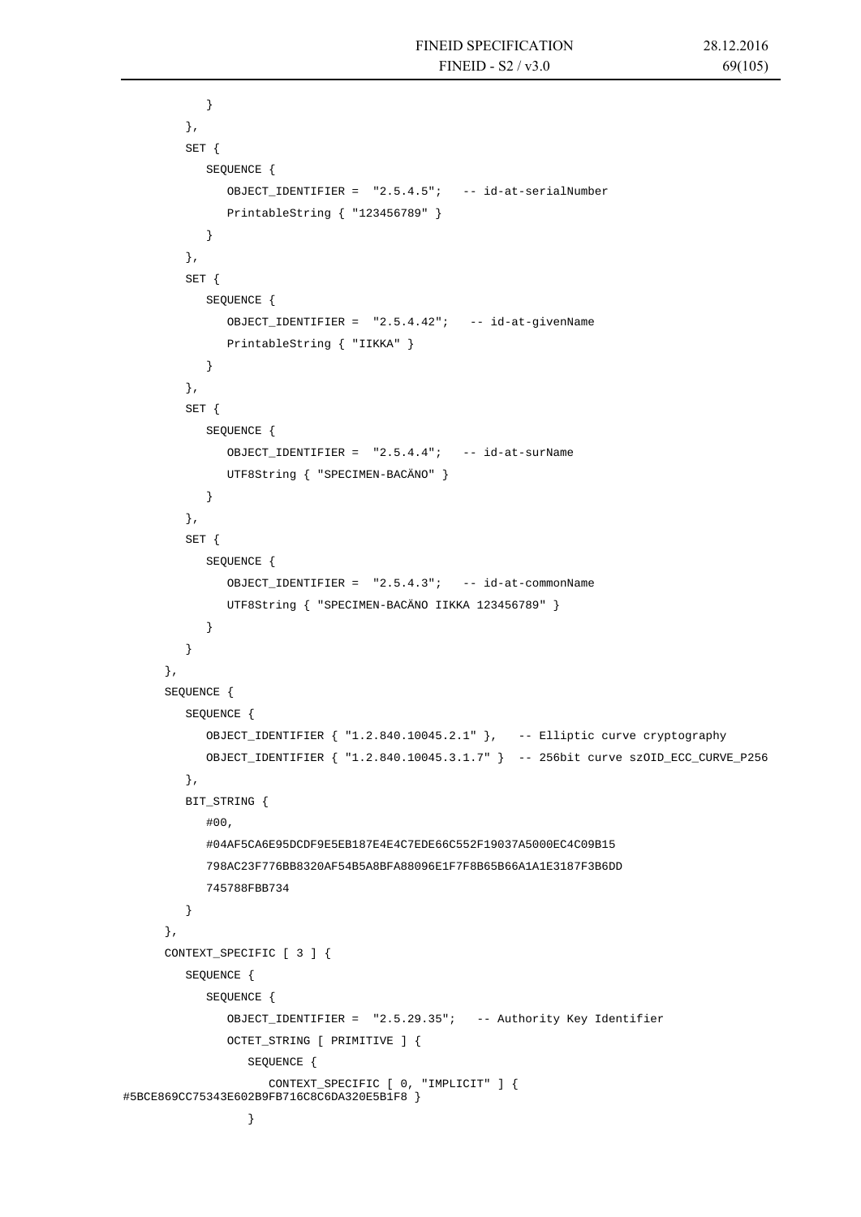```
            }
         },
         SET {
            SEQUENCE {
               OBJECT_IDENTIFIER =  "2.5.4.5";   -- id-at-serialNumber
               PrintableString { "123456789" }
            }
         },
         SET {
            SEQUENCE {
               OBJECT_IDENTIFIER =  "2.5.4.42";   -- id-at-givenName
               PrintableString { "IIKKA" }
            }
         },
         SET {
            SEQUENCE {
               OBJECT_IDENTIFIER =  "2.5.4.4";   -- id-at-surName
               UTF8String { "SPECIMEN-BACÄNO" }
            }
         },
         SET {
            SEQUENCE {
               OBJECT_IDENTIFIER =  "2.5.4.3";   -- id-at-commonName
               UTF8String { "SPECIMEN-BACÄNO IIKKA 123456789" }
            }
         }
      },
      SEQUENCE {
         SEQUENCE {
            OBJECT_IDENTIFIER { "1.2.840.10045.2.1" },   -- Elliptic curve cryptography
            OBJECT_IDENTIFIER { "1.2.840.10045.3.1.7" }  -- 256bit curve szOID_ECC_CURVE_P256
         },
         BIT_STRING {
            #00,
            #04AF5CA6E95DCDF9E5EB187E4E4C7EDE66C552F19037A5000EC4C09B15
            798AC23F776BB8320AF54B5A8BFA88096E1F7F8B65B66A1A1E3187F3B6DD
            745788FBB734
         }
      },
      CONTEXT_SPECIFIC [ 3 ] {
         SEQUENCE {
            SEQUENCE {
               OBJECT_IDENTIFIER =  "2.5.29.35";   -- Authority Key Identifier
               OCTET_STRING [ PRIMITIVE ] {
                  SEQUENCE {
                     CONTEXT_SPECIFIC [ 0, "IMPLICIT" ] {
#5BCE869CC75343E602B9FB716C8C6DA320E5B1F8 }
                  }
```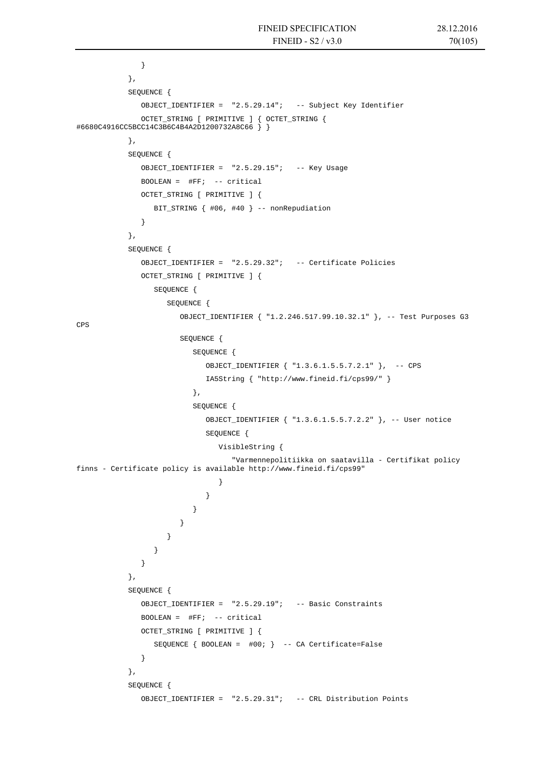```
            }
         },
         SEQUENCE {
            OBJECT_IDENTIFIER =  "2.5.29.14";   -- Subject Key Identifier
            OCTET_STRING [ PRIMITIVE ] { OCTET_STRING {
#6680C4916CC5BCC14C3B6C4B4A2D1200732A8C66 } }
         },
         SEQUENCE {
            OBJECT_IDENTIFIER =  "2.5.29.15";   -- Key Usage
            BOOLEAN =  #FF;  -- critical
            OCTET_STRING [ PRIMITIVE ] {
               BIT_STRING { #06, #40 } -- nonRepudiation
            }
         },
         SEQUENCE {
            OBJECT_IDENTIFIER =  "2.5.29.32";   -- Certificate Policies
            OCTET_STRING [ PRIMITIVE ] {
               SEQUENCE {
                  SEQUENCE {
                     OBJECT_IDENTIFIER { "1.2.246.517.99.10.32.1" }, -- Test Purposes G3
CPS
                     SEQUENCE {
                        SEQUENCE {
                           OBJECT_IDENTIFIER { "1.3.6.1.5.5.7.2.1" },  -- CPS
                           IA5String { "http://www.fineid.fi/cps99/" }
                        },
                        SEQUENCE {
                           OBJECT_IDENTIFIER { "1.3.6.1.5.5.7.2.2" }, -- User notice
                           SEQUENCE {
                              VisibleString {
                                 "Varmennepolitiikka on saatavilla - Certifikat policy
 finns - Certificate policy is available http://www.fineid.fi/cps99"
                              }
                           }
                        }
                     }
                  }
               }
            }
         },
         SEQUENCE {
            OBJECT_IDENTIFIER =  "2.5.29.19";   -- Basic Constraints
            BOOLEAN =  #FF;  -- critical
            OCTET_STRING [ PRIMITIVE ] {
               SEQUENCE { BOOLEAN =  #00; }  -- CA Certificate=False
            }
         },
         SEQUENCE {
            OBJECT_IDENTIFIER =  "2.5.29.31";   -- CRL Distribution Points
```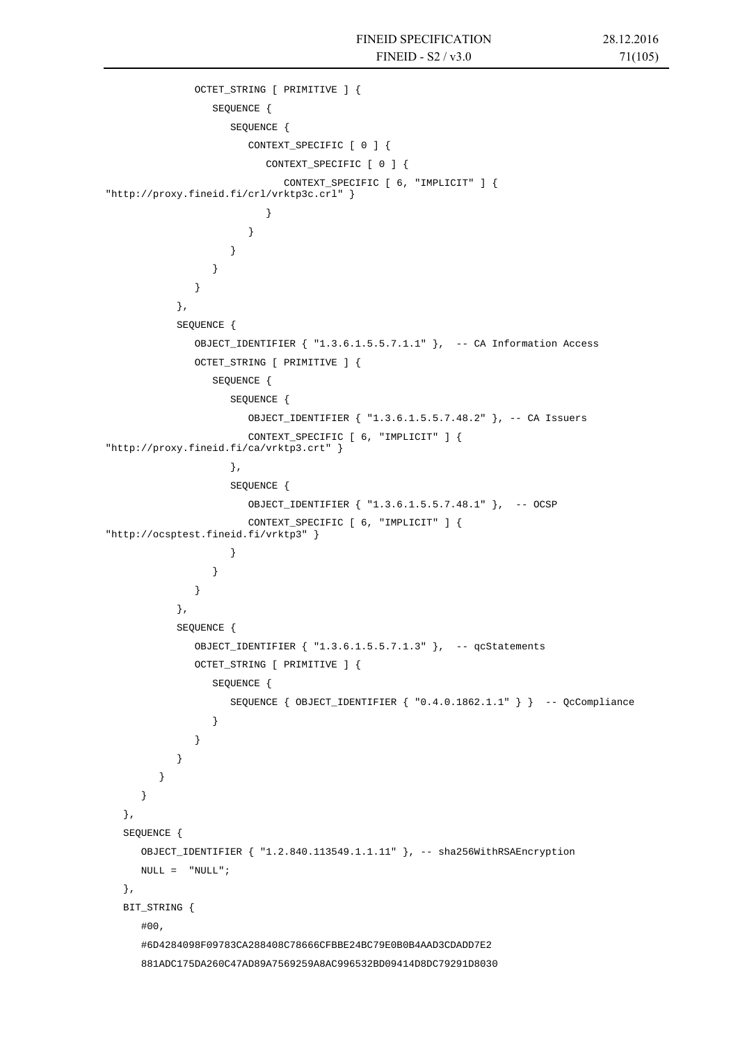```
              OCTET_STRING [ PRIMITIVE ] {
                 SEQUENCE {
                    SEQUENCE {
                       CONTEXT_SPECIFIC [ 0 ] {
                          CONTEXT_SPECIFIC [ 0 ] {
                             CONTEXT_SPECIFIC [ 6, "IMPLICIT" ] {
"http://proxy.fineid.fi/crl/vrktp3c.crl" }
                          }
                       }
                    }
                 }
              }
           },
           SEQUENCE {
              OBJECT_IDENTIFIER { "1.3.6.1.5.5.7.1.1" },  -- CA Information Access
              OCTET_STRING [ PRIMITIVE ] {
                 SEQUENCE {
                    SEQUENCE {
                       OBJECT_IDENTIFIER { "1.3.6.1.5.5.7.48.2" }, -- CA Issuers
                       CONTEXT_SPECIFIC [ 6, "IMPLICIT" ] {
"http://proxy.fineid.fi/ca/vrktp3.crt" }
                    },
                    SEQUENCE {
                       OBJECT_IDENTIFIER { "1.3.6.1.5.5.7.48.1" },  -- OCSP
                       CONTEXT_SPECIFIC [ 6, "IMPLICIT" ] {
"http://ocsptest.fineid.fi/vrktp3" }
                    }
                 }
              }
           },
           SEQUENCE {
              OBJECT_IDENTIFIER { "1.3.6.1.5.5.7.1.3" },  -- qcStatements
              OCTET_STRING [ PRIMITIVE ] {
                 SEQUENCE {
                    SEQUENCE { OBJECT_IDENTIFIER { "0.4.0.1862.1.1" } }  -- QcCompliance
                 }
              }
           }
        }
     }
  },
  SEQUENCE {
     OBJECT_IDENTIFIER { "1.2.840.113549.1.1.11" }, -- sha256WithRSAEncryption
     NULL =  "NULL";
  },
  BIT_STRING {
     #00,
     #6D4284098F09783CA288408C78666CFBBE24BC79E0B0B4AAD3CDADD7E2
     881ADC175DA260C47AD89A7569259A8AC996532BD09414D8DC79291D8030
```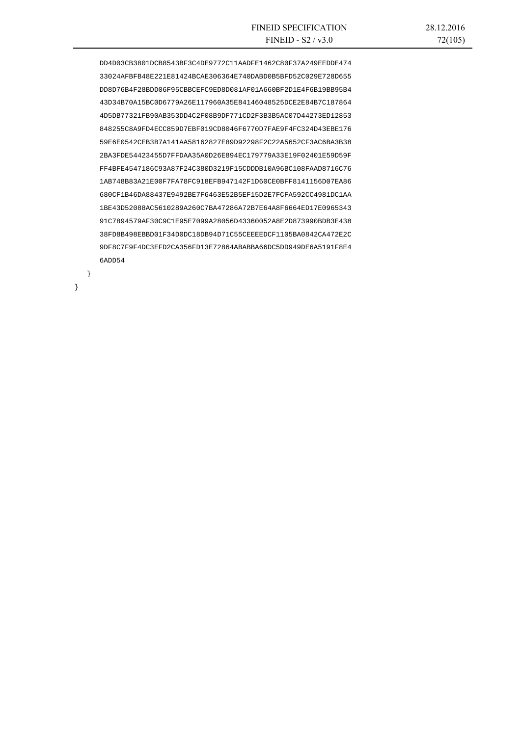```
        DD4D03CB3801DCB8543BF3C4DE9772C11AADFE1462C80F37A249EEDDE474
        33024AFBFB48E221E81424BCAE306364E740DABD0B5BFD52C029E728D655
        DD8D76B4F28BDD06F95CBBCEFC9ED8D081AF01A660BF2D1E4F6B19BB95B4
        43D34B70A15BC0D6779A26E117960A35E84146048525DCE2E84B7C187864
        4D5DB77321FB90AB353DD4C2F08B9DF771CD2F3B3B5AC07D44273ED12853
        848255C8A9FD4ECC859D7EBF019CD8046F6770D7FAE9F4FC324D43EBE176
        59E6E0542CEB3B7A141AA58162827E89D92298F2C22A5652CF3AC6BA3B38
        2BA3FDE54423455D7FFDAA35A0D26E894EC179779A33E19F02401E59D59F
        FF4BFE4547186C93A87F24C380D3219F15CDDDB10A96BC108FAAD8716C76
        1AB748B83A21E00F7FA78FC918EFB947142F1D60CE0BFF8141156D07EA86
        680CF1B46DA88437E9492BE7F6463E52B5EF15D2E7FCFA592CC4981DC1AA
        1BE43D52088AC5610289A260C7BA47286A72B7E64A8F6664ED17E0965343
        91C7894579AF30C9C1E95E7099A28056D43360052A8E2D873990BDB3E438
        38FD8B498EBBD01F34D0DC18DB94D71C55CEEEEDCF1105BA0842CA472E2C
        9DF8C7F9F4DC3EFD2CA356FD13E72864ABABBA66DC5DD949DE6A5191F8E4
        6ADD54
    }
}
```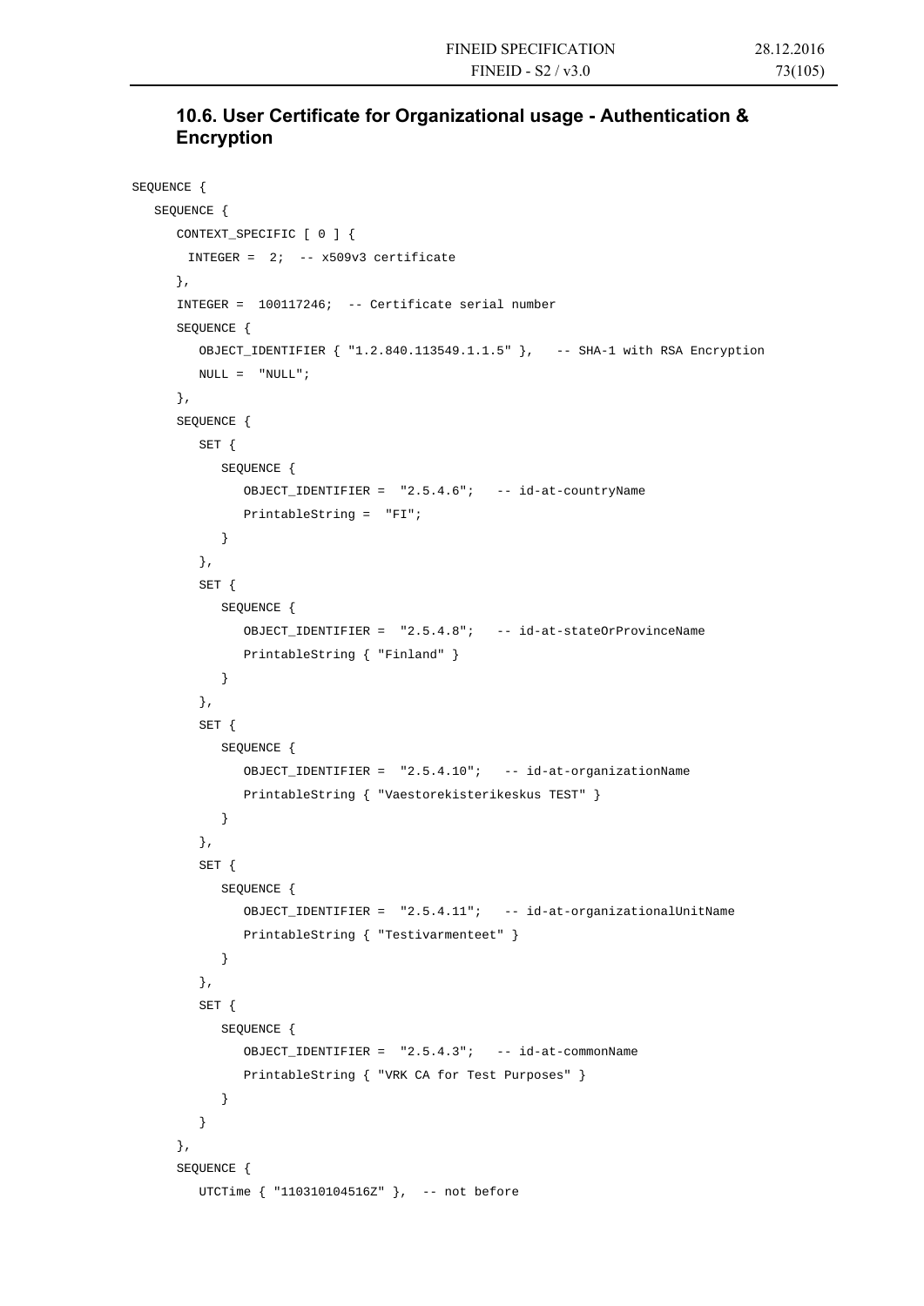## 10.6. User Certificate for Organizational usage - Authentication & Encryption

```
SEQUENCE {
   SEQUENCE {
      CONTEXT_SPECIFIC [ 0 ] {
        INTEGER =  2;  -- x509v3 certificate
      },
      INTEGER =  100117246;  -- Certificate serial number
      SEQUENCE {
         OBJECT_IDENTIFIER { "1.2.840.113549.1.1.5" },   -- SHA-1 with RSA Encryption
         NULL =  "NULL";
      },
      SEQUENCE {
         SET {
            SEQUENCE {
               OBJECT_IDENTIFIER =  "2.5.4.6";   -- id-at-countryName
               PrintableString =  "FI";
            }
         },
         SET {
            SEQUENCE {
               OBJECT_IDENTIFIER =  "2.5.4.8";   -- id-at-stateOrProvinceName
               PrintableString { "Finland" }
            }
         },
         SET {
            SEQUENCE {
               OBJECT_IDENTIFIER =  "2.5.4.10";   -- id-at-organizationName
               PrintableString { "Vaestorekisterikeskus TEST" }
            }
         },
         SET {
            SEQUENCE {
               OBJECT_IDENTIFIER =  "2.5.4.11";   -- id-at-organizationalUnitName
               PrintableString { "Testivarmenteet" }
            }
         },
         SET {
            SEQUENCE {
               OBJECT_IDENTIFIER =  "2.5.4.3";   -- id-at-commonName
               PrintableString { "VRK CA for Test Purposes" }
            }
         }
      },
      SEQUENCE {
         UTCTime { "110310104516Z" },  -- not before
```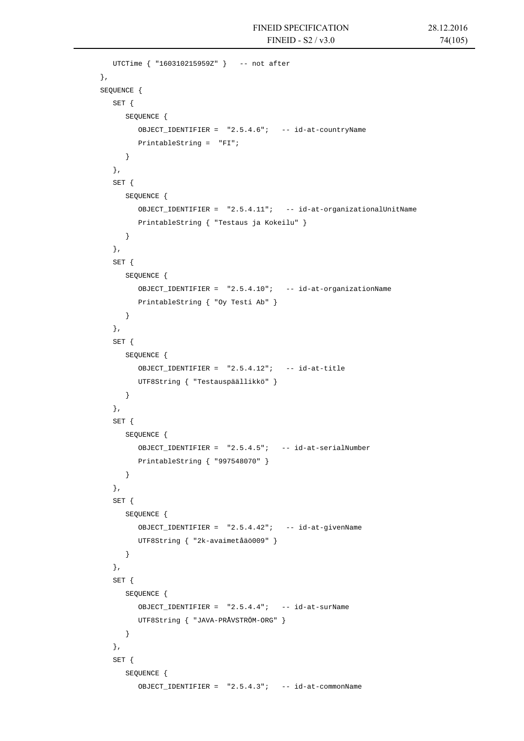```
      UTCTime { "160310215959Z" }   -- not after
   },
   SEQUENCE {
      SET {
         SEQUENCE {
            OBJECT_IDENTIFIER =  "2.5.4.6";   -- id-at-countryName
            PrintableString =  "FI";
         }
      },
      SET {
         SEQUENCE {
            OBJECT_IDENTIFIER =  "2.5.4.11";   -- id-at-organizationalUnitName
            PrintableString { "Testaus ja Kokeilu" }
         }
      },
      SET {
         SEQUENCE {
            OBJECT_IDENTIFIER =  "2.5.4.10";   -- id-at-organizationName
            PrintableString { "Oy Testi Ab" }
         }
      },
      SET {
         SEQUENCE {
            OBJECT_IDENTIFIER =  "2.5.4.12";   -- id-at-title
            UTF8String { "Testauspäällikkö" }
         }
      },
      SET {
         SEQUENCE {
            OBJECT_IDENTIFIER =  "2.5.4.5";   -- id-at-serialNumber
            PrintableString { "997548070" }
         }
      },
      SET {
         SEQUENCE {
            OBJECT_IDENTIFIER =  "2.5.4.42";   -- id-at-givenName
            UTF8String { "2k-avaimetåäö009" }
         }
      },
      SET {
         SEQUENCE {
            OBJECT_IDENTIFIER =  "2.5.4.4";   -- id-at-surName
            UTF8String { "JAVA-PRÅVSTRÖM-ORG" }
         }
      },
      SET {
         SEQUENCE {
            OBJECT_IDENTIFIER =  "2.5.4.3";   -- id-at-commonName
```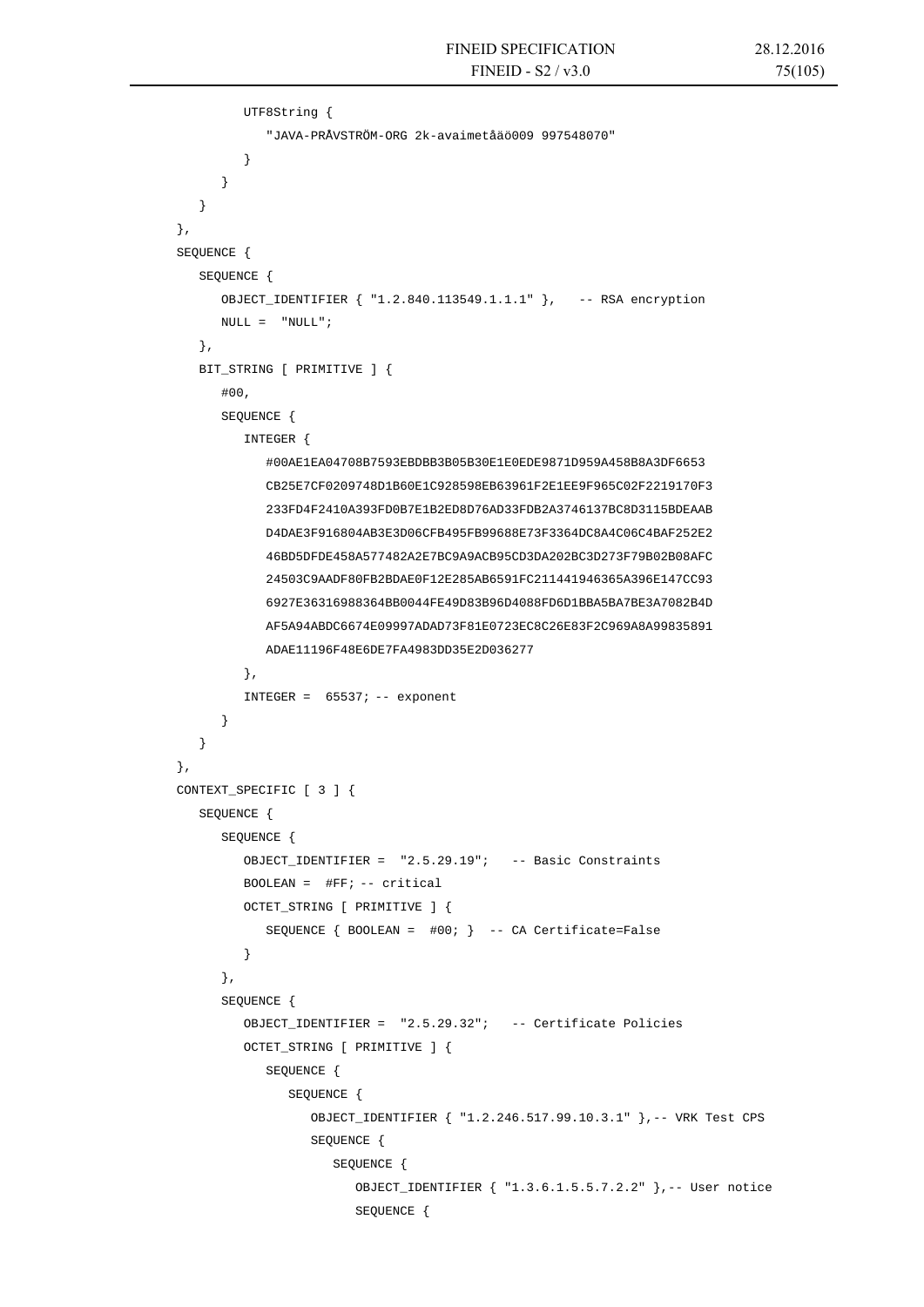```
            UTF8String {
               "JAVA-PRÅVSTRÖM-ORG 2k-avaimetåäö009 997548070"
            }
         }
      }
   },
   SEQUENCE {
      SEQUENCE {
         OBJECT_IDENTIFIER { "1.2.840.113549.1.1.1" },   -- RSA encryption
         NULL =  "NULL";
      },
      BIT_STRING [ PRIMITIVE ] {
         #00,
         SEQUENCE {
            INTEGER {
               #00AE1EA04708B7593EBDBB3B05B30E1E0EDE9871D959A458B8A3DF6653
               CB25E7CF0209748D1B60E1C928598EB63961F2E1EE9F965C02F2219170F3
               233FD4F2410A393FD0B7E1B2ED8D76AD33FDB2A3746137BC8D3115BDEAAB
               D4DAE3F916804AB3E3D06CFB495FB99688E73F3364DC8A4C06C4BAF252E2
               46BD5DFDE458A577482A2E7BC9A9ACB95CD3DA202BC3D273F79B02B08AFC
               24503C9AADF80FB2BDAE0F12E285AB6591FC211441946365A396E147CC93
               6927E36316988364BB0044FE49D83B96D4088FD6D1BBA5BA7BE3A7082B4D
               AF5A94ABDC6674E09997ADAD73F81E0723EC8C26E83F2C969A8A99835891
               ADAE11196F48E6DE7FA4983DD35E2D036277
            },
            INTEGER =  65537; -- exponent
         }
      }
   },
   CONTEXT_SPECIFIC [ 3 ] {
      SEQUENCE {
         SEQUENCE {
            OBJECT_IDENTIFIER =  "2.5.29.19";   -- Basic Constraints
            BOOLEAN =  #FF; -- critical
            OCTET_STRING [ PRIMITIVE ] {
               SEQUENCE { BOOLEAN =  #00; }  -- CA Certificate=False
            }
         },
         SEQUENCE {
            OBJECT_IDENTIFIER =  "2.5.29.32";   -- Certificate Policies
            OCTET_STRING [ PRIMITIVE ] {
               SEQUENCE {
                  SEQUENCE {
                     OBJECT_IDENTIFIER { "1.2.246.517.99.10.3.1" },-- VRK Test CPS
                     SEQUENCE {
                        SEQUENCE {
                           OBJECT_IDENTIFIER { "1.3.6.1.5.5.7.2.2" },-- User notice
                           SEQUENCE {
```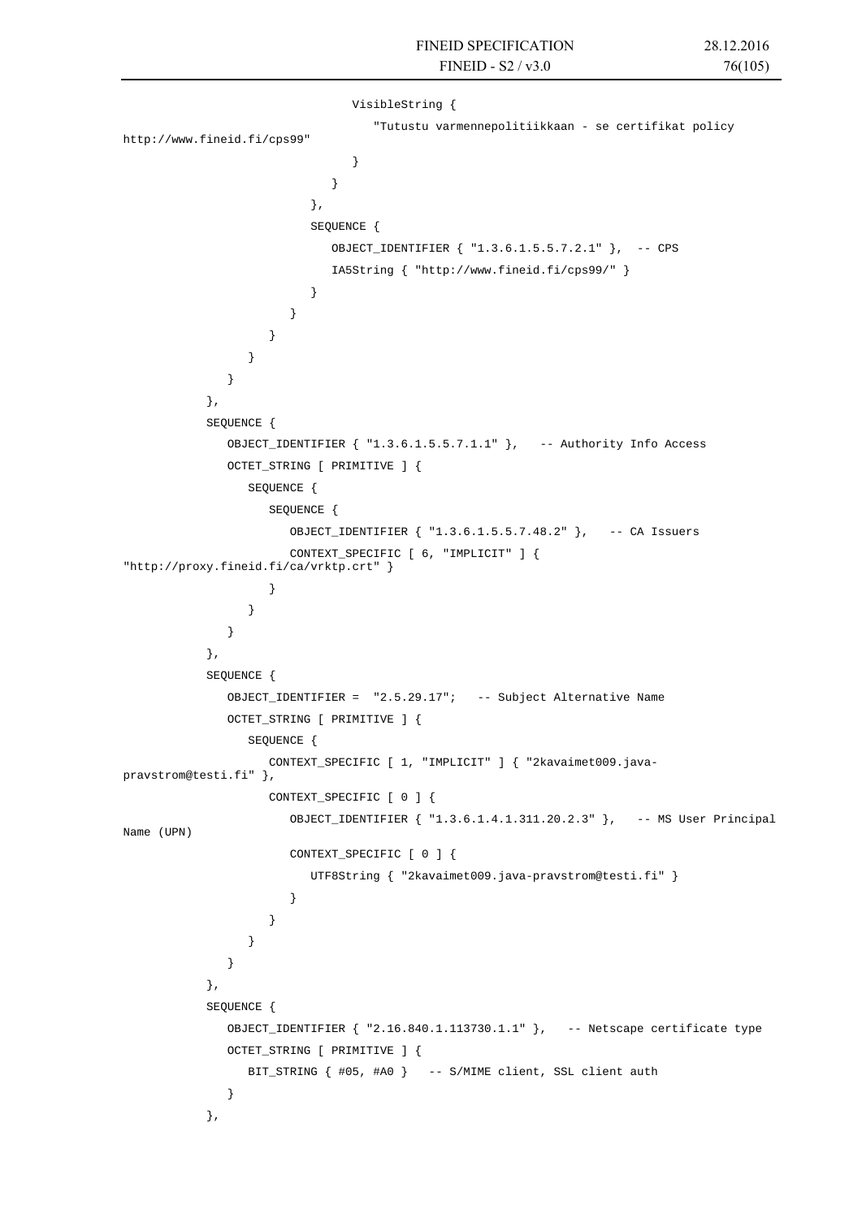```
                              VisibleString {
                                 "Tutustu varmennepolitiikkaan - se certifikat policy
http://www.fineid.fi/cps99"
                              }
                           }
                        },
                        SEQUENCE {
                           OBJECT_IDENTIFIER { "1.3.6.1.5.5.7.2.1" },  -- CPS
                           IA5String { "http://www.fineid.fi/cps99/" }
                        }
                     }
                  }
               }
            }
         },
         SEQUENCE {
            OBJECT_IDENTIFIER { "1.3.6.1.5.5.7.1.1" },   -- Authority Info Access
            OCTET_STRING [ PRIMITIVE ] {
               SEQUENCE {
                  SEQUENCE {
                     OBJECT_IDENTIFIER { "1.3.6.1.5.5.7.48.2" },   -- CA Issuers
                     CONTEXT_SPECIFIC [ 6, "IMPLICIT" ] {
"http://proxy.fineid.fi/ca/vrktp.crt" }
                  }
               }
            }
         },
         SEQUENCE {
            OBJECT_IDENTIFIER =  "2.5.29.17";   -- Subject Alternative Name
            OCTET_STRING [ PRIMITIVE ] {
               SEQUENCE {
                  CONTEXT_SPECIFIC [ 1, "IMPLICIT" ] { "2kavaimet009.java-
pravstrom@testi.fi" },
                  CONTEXT_SPECIFIC [ 0 ] {
                     OBJECT_IDENTIFIER { "1.3.6.1.4.1.311.20.2.3" },   -- MS User Principal
Name (UPN)
                     CONTEXT_SPECIFIC [ 0 ] {
                        UTF8String { "2kavaimet009.java-pravstrom@testi.fi" }
                     }
                  }
               }
            }
         },
         SEQUENCE {
            OBJECT_IDENTIFIER { "2.16.840.1.113730.1.1" },   -- Netscape certificate type
            OCTET_STRING [ PRIMITIVE ] {
               BIT_STRING { #05, #A0 }   -- S/MIME client, SSL client auth
            }
         },
```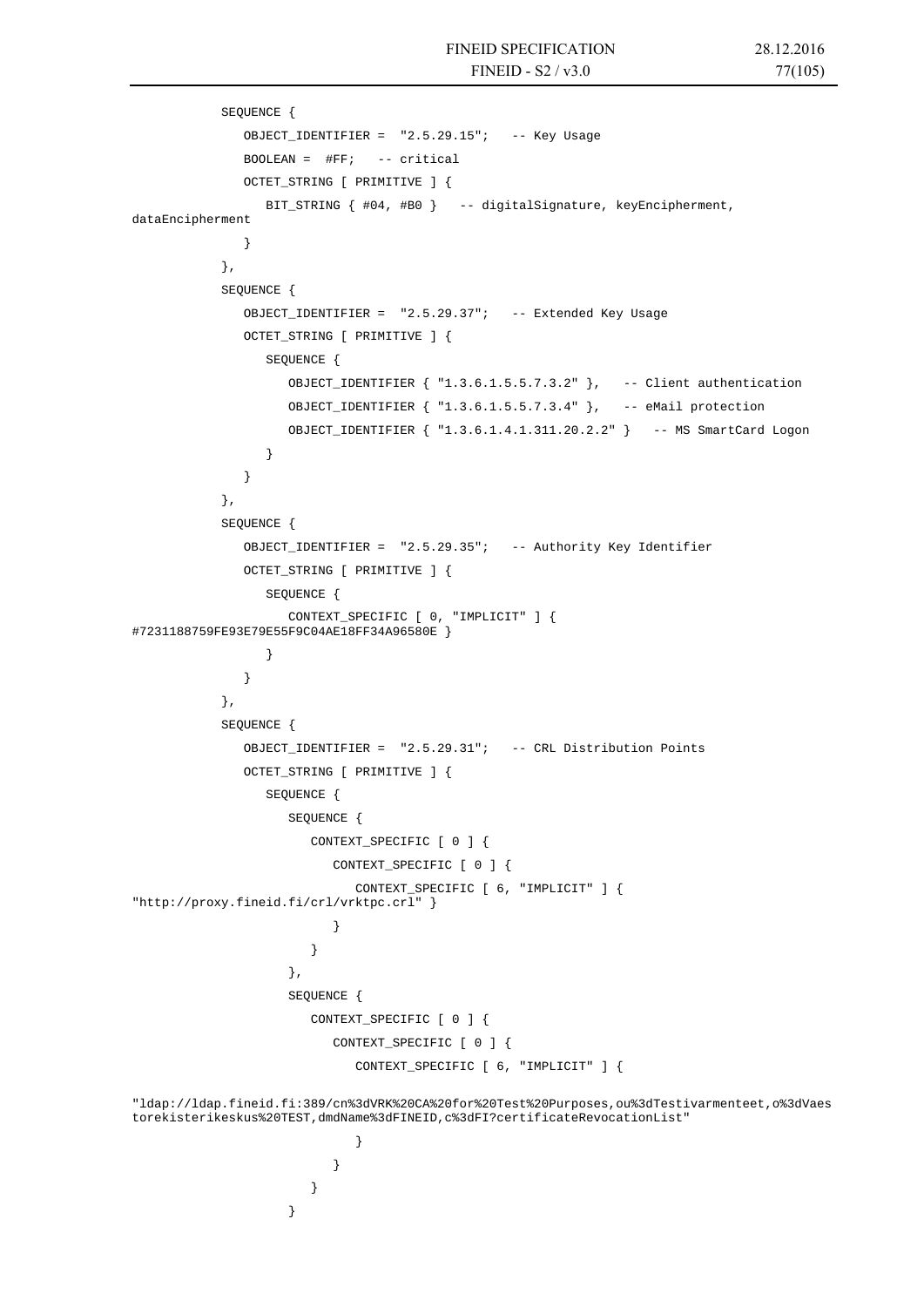```
            SEQUENCE {
               OBJECT_IDENTIFIER =  "2.5.29.15";   -- Key Usage
               BOOLEAN =  #FF;   -- critical
               OCTET_STRING [ PRIMITIVE ] {
                  BIT_STRING { #04, #B0 }   -- digitalSignature, keyEncipherment, 
dataEncipherment
               }
            },
            SEQUENCE {
               OBJECT_IDENTIFIER =  "2.5.29.37";   -- Extended Key Usage
               OCTET_STRING [ PRIMITIVE ] {
                  SEQUENCE {
                     OBJECT_IDENTIFIER { "1.3.6.1.5.5.7.3.2" },   -- Client authentication
                     OBJECT_IDENTIFIER { "1.3.6.1.5.5.7.3.4" },   -- eMail protection
                     OBJECT_IDENTIFIER { "1.3.6.1.4.1.311.20.2.2" }   -- MS SmartCard Logon
                  }
               }
            },
            SEQUENCE {
               OBJECT_IDENTIFIER =  "2.5.29.35";   -- Authority Key Identifier
               OCTET_STRING [ PRIMITIVE ] {
                  SEQUENCE {
                     CONTEXT_SPECIFIC [ 0, "IMPLICIT" ] { 
#7231188759FE93E79E55F9C04AE18FF34A96580E }
                  }
               }
            },
            SEQUENCE {
               OBJECT_IDENTIFIER =  "2.5.29.31";   -- CRL Distribution Points
               OCTET_STRING [ PRIMITIVE ] {
                  SEQUENCE {
                     SEQUENCE {
                        CONTEXT_SPECIFIC [ 0 ] {
                           CONTEXT_SPECIFIC [ 0 ] {
                              CONTEXT_SPECIFIC [ 6, "IMPLICIT" ] { 
"http://proxy.fineid.fi/crl/vrktpc.crl" }
                           }
                        }
                     },
                     SEQUENCE {
                        CONTEXT_SPECIFIC [ 0 ] {
                           CONTEXT_SPECIFIC [ 0 ] {
                              CONTEXT_SPECIFIC [ 6, "IMPLICIT" ] { 

"ldap://ldap.fineid.fi:389/cn%3dVRK%20CA%20for%20Test%20Purposes,ou%3dTestivarmenteet,o%3dVaes
torekisterikeskus%20TEST,dmdName%3dFINEID,c%3dFI?certificateRevocationList"
                              }
                           }
                        }
                     }
```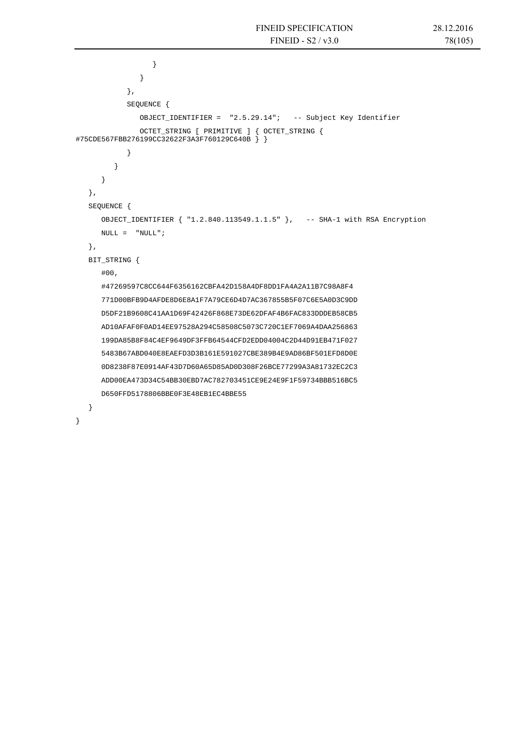```
                }
            }
        },
        SEQUENCE {
            OBJECT_IDENTIFIER =  "2.5.29.14";   -- Subject Key Identifier
            OCTET_STRING [ PRIMITIVE ] { OCTET_STRING {
#75CDE567FBB276199CC32622F3A3F760129C640B } }
        }
      }
    }
  },
  SEQUENCE {
    OBJECT_IDENTIFIER { "1.2.840.113549.1.1.5" },   -- SHA-1 with RSA Encryption
    NULL =  "NULL";
  },
  BIT_STRING {
    #00,
    #47269597C8CC644F6356162CBFA42D158A4DF8DD1FA4A2A11B7C98A8F4
    771D00BFB9D4AFDE8D6E8A1F7A79CE6D4D7AC367855B5F07C6E5A0D3C9DD
    D5DF21B9608C41AA1D69F42426F868E73DE62DFAF4B6FAC833DDDEB58CB5
    AD10AFAF0F0AD14EE97528A294C58508C5073C720C1EF7069A4DAA256863
    199DA85B8F84C4EF9649DF3FFB64544CFD2EDD04004C2D44D91EB471F027
    5483B67ABD040E8EAEFD3D3B161E591027CBE389B4E9AD86BF501EFD8D0E
    0D8238F87E0914AF43D7D60A65D85AD0D308F26BCE77299A3A81732EC2C3
    ADD00EA473D34C54BB30EBD7AC782703451CE9E24E9F1F59734BBB516BC5
    D650FFD5178806BBE0F3E48EB1EC4BBE55
  }
}
```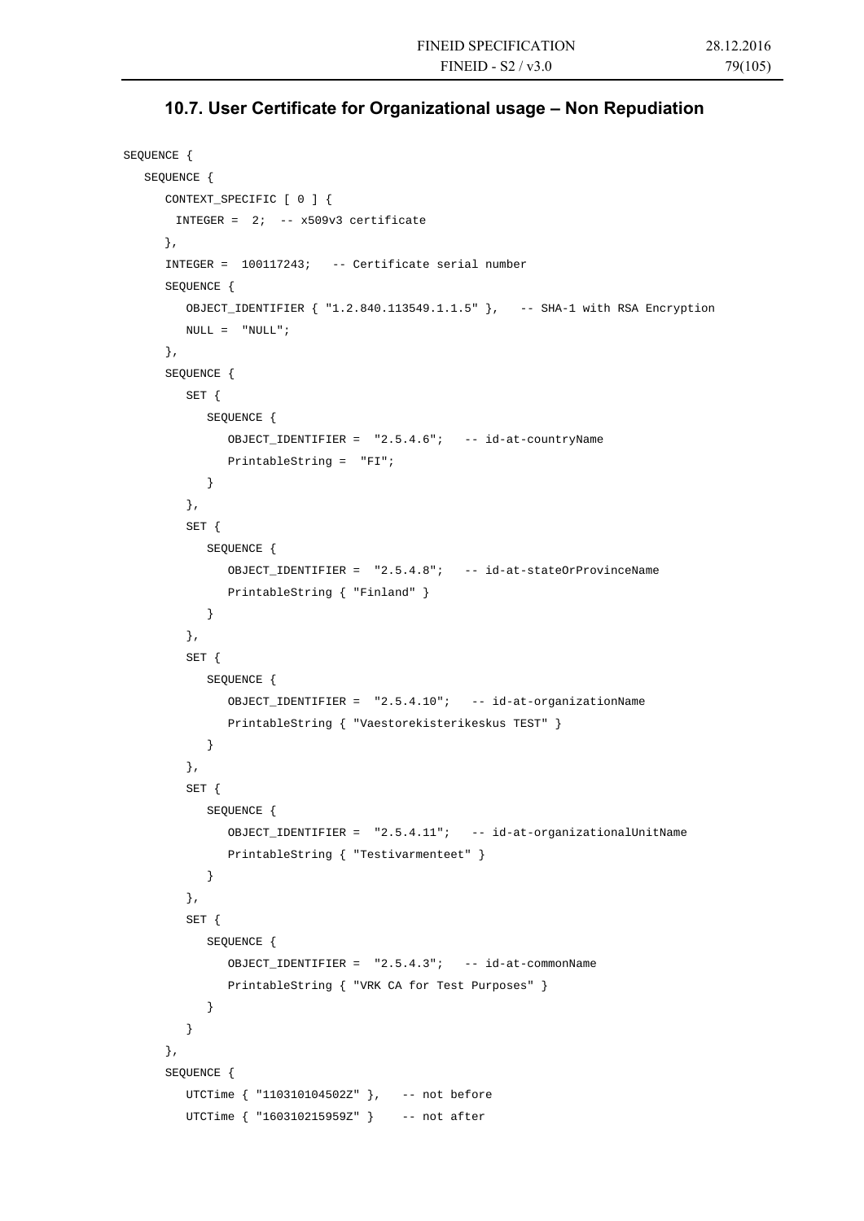## 10.7. User Certificate for Organizational usage – Non Repudiation

```
SEQUENCE {
   SEQUENCE {
      CONTEXT_SPECIFIC [ 0 ] {
        INTEGER =  2;  -- x509v3 certificate
      },
      INTEGER =  100117243;   -- Certificate serial number
      SEQUENCE {
         OBJECT_IDENTIFIER { "1.2.840.113549.1.1.5" },   -- SHA-1 with RSA Encryption
         NULL =  "NULL";
      },
      SEQUENCE {
         SET {
            SEQUENCE {
               OBJECT_IDENTIFIER =  "2.5.4.6";   -- id-at-countryName
               PrintableString =  "FI";
            }
         },
         SET {
            SEQUENCE {
               OBJECT_IDENTIFIER =  "2.5.4.8";   -- id-at-stateOrProvinceName
               PrintableString { "Finland" }
            }
         },
         SET {
            SEQUENCE {
               OBJECT_IDENTIFIER =  "2.5.4.10";   -- id-at-organizationName
               PrintableString { "Vaestorekisterikeskus TEST" }
            }
         },
         SET {
            SEQUENCE {
               OBJECT_IDENTIFIER =  "2.5.4.11";   -- id-at-organizationalUnitName
               PrintableString { "Testivarmenteet" }
            }
         },
         SET {
            SEQUENCE {
               OBJECT_IDENTIFIER =  "2.5.4.3";   -- id-at-commonName
               PrintableString { "VRK CA for Test Purposes" }
            }
         }
      },
      SEQUENCE {
         UTCTime { "110310104502Z" },   -- not before
         UTCTime { "160310215959Z" }    -- not after
```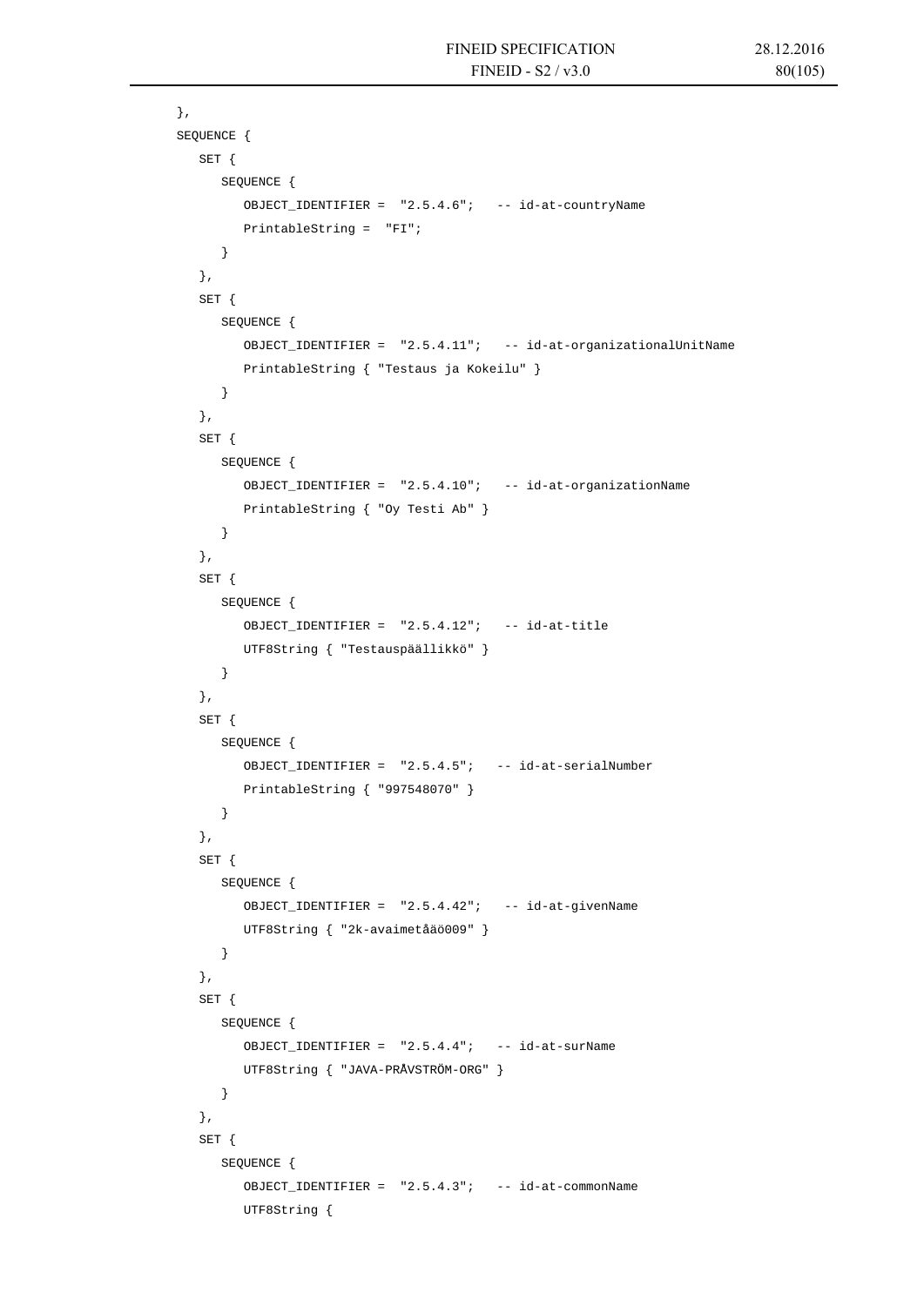```
},
SEQUENCE {
   SET {
      SEQUENCE {
         OBJECT_IDENTIFIER =  "2.5.4.6";   -- id-at-countryName
         PrintableString =  "FI";
      }
   },
   SET {
      SEQUENCE {
         OBJECT_IDENTIFIER =  "2.5.4.11";   -- id-at-organizationalUnitName
         PrintableString { "Testaus ja Kokeilu" }
      }
   },
   SET {
      SEQUENCE {
         OBJECT_IDENTIFIER =  "2.5.4.10";   -- id-at-organizationName
         PrintableString { "Oy Testi Ab" }
      }
   },
   SET {
      SEQUENCE {
         OBJECT_IDENTIFIER =  "2.5.4.12";   -- id-at-title
         UTF8String { "Testauspäällikkö" }
      }
   },
   SET {
      SEQUENCE {
         OBJECT_IDENTIFIER =  "2.5.4.5";   -- id-at-serialNumber
         PrintableString { "997548070" }
      }
   },
   SET {
      SEQUENCE {
         OBJECT_IDENTIFIER =  "2.5.4.42";   -- id-at-givenName
         UTF8String { "2k-avaimetåäö009" }
      }
   },
   SET {
      SEQUENCE {
         OBJECT_IDENTIFIER =  "2.5.4.4";   -- id-at-surName
         UTF8String { "JAVA-PRÅVSTRÖM-ORG" }
      }
   },
   SET {
      SEQUENCE {
         OBJECT_IDENTIFIER =  "2.5.4.3";   -- id-at-commonName
         UTF8String {
```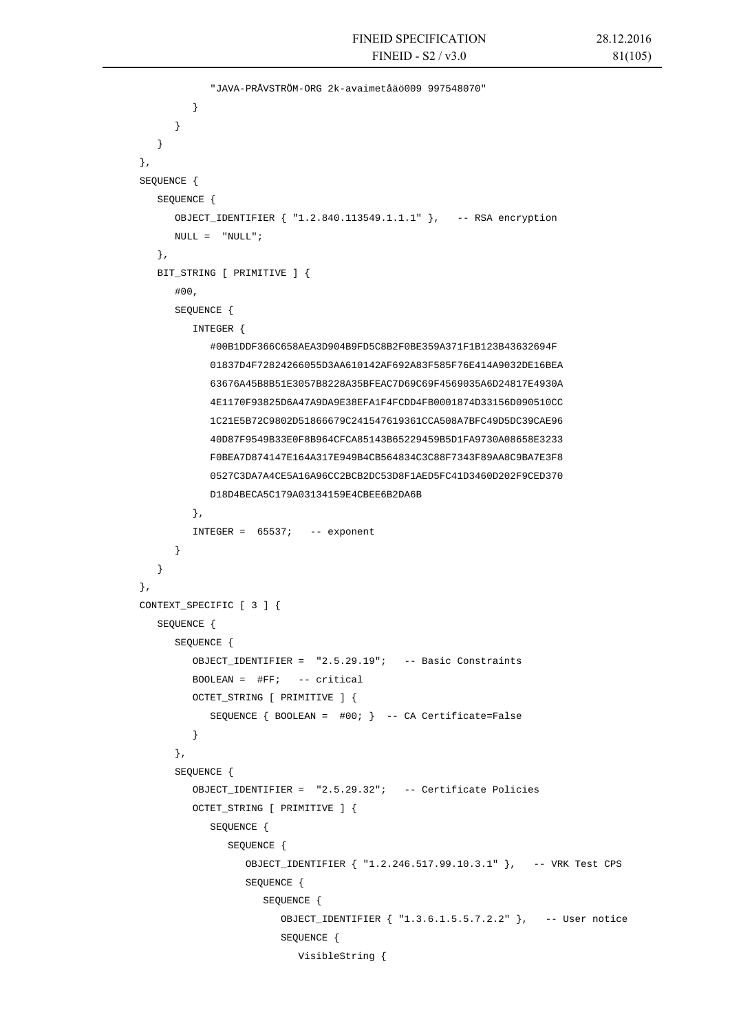```
            "JAVA-PRÅVSTRÖM-ORG 2k-avaimetåäö009 997548070"
         }
      }
   }
},
SEQUENCE {
   SEQUENCE {
      OBJECT_IDENTIFIER { "1.2.840.113549.1.1.1" },   -- RSA encryption
      NULL =  "NULL";
   },
   BIT_STRING [ PRIMITIVE ] {
      #00,
      SEQUENCE {
         INTEGER {
            #00B1DDF366C658AEA3D904B9FD5C8B2F0BE359A371F1B123B43632694F
            01837D4F72824266055D3AA610142AF692A83F585F76E414A9032DE16BEA
            63676A45B8B51E3057B8228A35BFEAC7D69C69F4569035A6D24817E4930A
            4E1170F93825D6A47A9DA9E38EFA1F4FCDD4FB0001874D33156D090510CC
            1C21E5B72C9802D51866679C241547619361CCA508A7BFC49D5DC39CAE96
            40D87F9549B33E0F8B964CFCA85143B65229459B5D1FA9730A08658E3233
            F0BEA7D874147E164A317E949B4CB564834C3C88F7343F89AA8C9BA7E3F8
            0527C3DA7A4CE5A16A96CC2BCB2DC53D8F1AED5FC41D3460D202F9CED370
            D18D4BECA5C179A03134159E4CBEE6B2DA6B
         },
         INTEGER =  65537;   -- exponent
      }
   }
},
CONTEXT_SPECIFIC [ 3 ] {
   SEQUENCE {
      SEQUENCE {
         OBJECT_IDENTIFIER =  "2.5.29.19";   -- Basic Constraints
         BOOLEAN =  #FF;   -- critical
         OCTET_STRING [ PRIMITIVE ] {
            SEQUENCE { BOOLEAN =  #00; }  -- CA Certificate=False
         }
      },
      SEQUENCE {
         OBJECT_IDENTIFIER =  "2.5.29.32";   -- Certificate Policies
         OCTET_STRING [ PRIMITIVE ] {
            SEQUENCE {
               SEQUENCE {
                  OBJECT_IDENTIFIER { "1.2.246.517.99.10.3.1" },   -- VRK Test CPS
                  SEQUENCE {
                     SEQUENCE {
                        OBJECT_IDENTIFIER { "1.3.6.1.5.5.7.2.2" },   -- User notice
                        SEQUENCE {
                           VisibleString {
```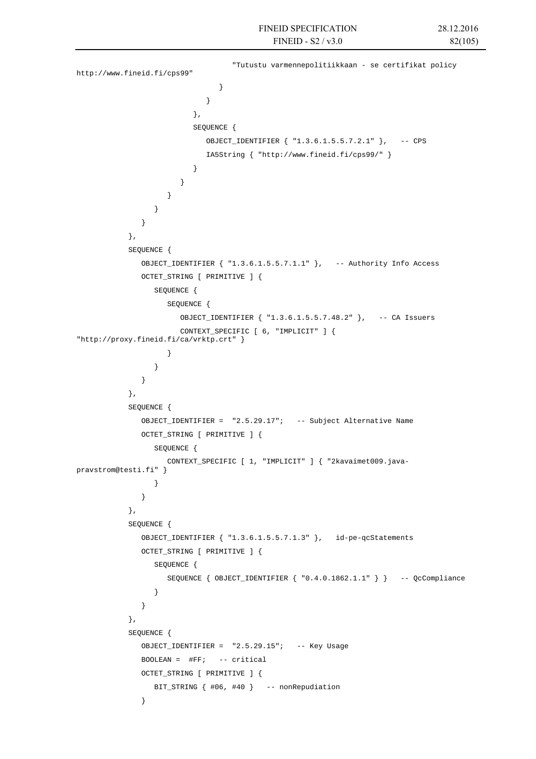```
                                    "Tutustu varmennepolitiikkaan - se certifikat policy
http://www.fineid.fi/cps99"
                                 }
                              }
                           },
                           SEQUENCE {
                              OBJECT_IDENTIFIER { "1.3.6.1.5.5.7.2.1" },   -- CPS
                              IA5String { "http://www.fineid.fi/cps99/" }
                           }
                        }
                     }
                  }
               }
            },
            SEQUENCE {
               OBJECT_IDENTIFIER { "1.3.6.1.5.5.7.1.1" },   -- Authority Info Access
               OCTET_STRING [ PRIMITIVE ] {
                  SEQUENCE {
                     SEQUENCE {
                        OBJECT_IDENTIFIER { "1.3.6.1.5.5.7.48.2" },   -- CA Issuers
                        CONTEXT_SPECIFIC [ 6, "IMPLICIT" ] {
"http://proxy.fineid.fi/ca/vrktp.crt" }
                     }
                  }
               }
            },
            SEQUENCE {
               OBJECT_IDENTIFIER =  "2.5.29.17";   -- Subject Alternative Name
               OCTET_STRING [ PRIMITIVE ] {
                  SEQUENCE {
                     CONTEXT_SPECIFIC [ 1, "IMPLICIT" ] { "2kavaimet009.java-
pravstrom@testi.fi" }
                  }
               }
            },
            SEQUENCE {
               OBJECT_IDENTIFIER { "1.3.6.1.5.5.7.1.3" },   id-pe-qcStatements
               OCTET_STRING [ PRIMITIVE ] {
                  SEQUENCE {
                     SEQUENCE { OBJECT_IDENTIFIER { "0.4.0.1862.1.1" } }   -- QcCompliance
                  }
               }
            },
            SEQUENCE {
               OBJECT_IDENTIFIER =  "2.5.29.15";   -- Key Usage
               BOOLEAN =  #FF;   -- critical
               OCTET_STRING [ PRIMITIVE ] {
                  BIT_STRING { #06, #40 }   -- nonRepudiation
               }
```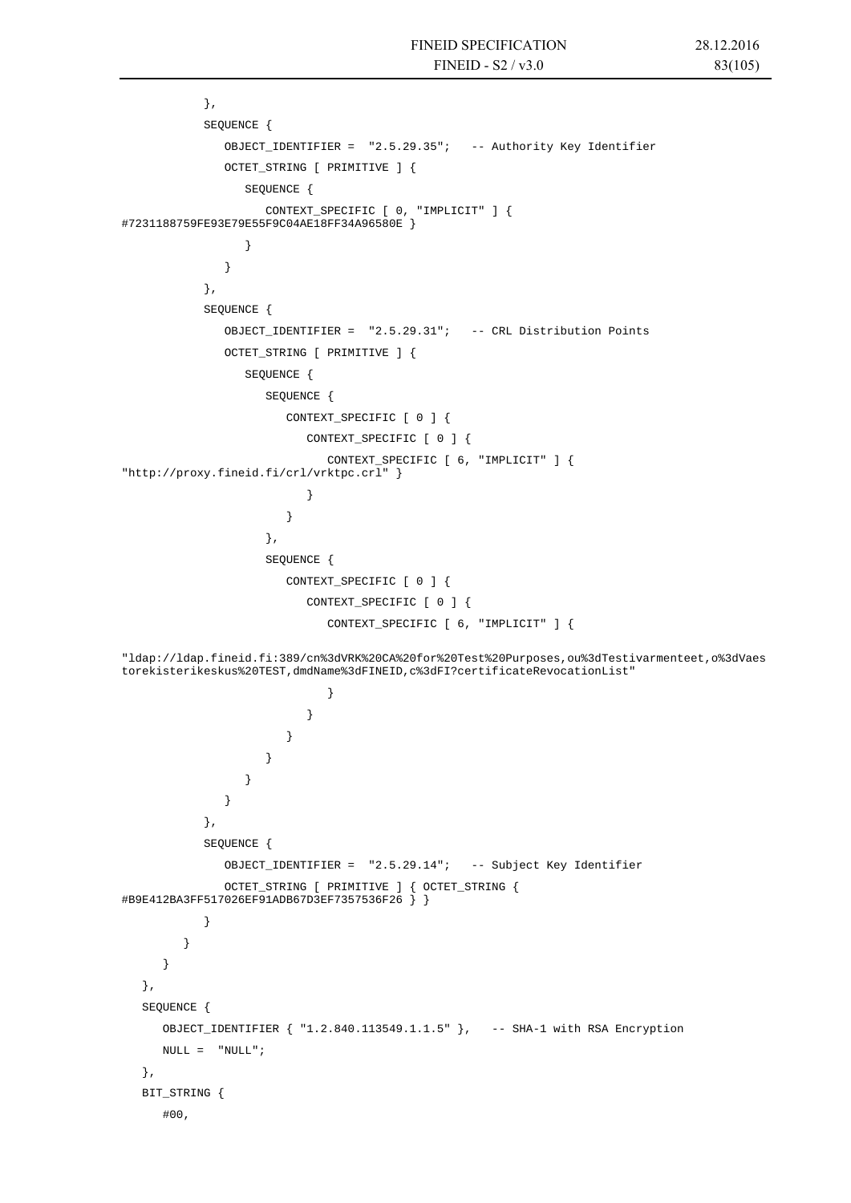```
            },
            SEQUENCE {
               OBJECT_IDENTIFIER =  "2.5.29.35";   -- Authority Key Identifier
               OCTET_STRING [ PRIMITIVE ] {
                  SEQUENCE {
                     CONTEXT_SPECIFIC [ 0, "IMPLICIT" ] {
#7231188759FE93E79E55F9C04AE18FF34A96580E }
                  }
               }
            },
            SEQUENCE {
               OBJECT_IDENTIFIER =  "2.5.29.31";   -- CRL Distribution Points
               OCTET_STRING [ PRIMITIVE ] {
                  SEQUENCE {
                     SEQUENCE {
                        CONTEXT_SPECIFIC [ 0 ] {
                           CONTEXT_SPECIFIC [ 0 ] {
                              CONTEXT_SPECIFIC [ 6, "IMPLICIT" ] {
"http://proxy.fineid.fi/crl/vrktpc.crl" }
                           }
                        }
                     },
                     SEQUENCE {
                        CONTEXT_SPECIFIC [ 0 ] {
                           CONTEXT_SPECIFIC [ 0 ] {
                              CONTEXT_SPECIFIC [ 6, "IMPLICIT" ] {

"ldap://ldap.fineid.fi:389/cn%3dVRK%20CA%20for%20Test%20Purposes,ou%3dTestivarmenteet,o%3dVaes
torekisterikeskus%20TEST,dmdName%3dFINEID,c%3dFI?certificateRevocationList"
                              }
                           }
                        }
                     }
                  }
               }
            },
            SEQUENCE {
               OBJECT_IDENTIFIER =  "2.5.29.14";   -- Subject Key Identifier
               OCTET_STRING [ PRIMITIVE ] { OCTET_STRING {
#B9E412BA3FF517026EF91ADB67D3EF7357536F26 } }
            }
         }
      }
   },
   SEQUENCE {
      OBJECT_IDENTIFIER { "1.2.840.113549.1.1.5" },   -- SHA-1 with RSA Encryption
      NULL =  "NULL";
   },
   BIT_STRING {
      #00,
```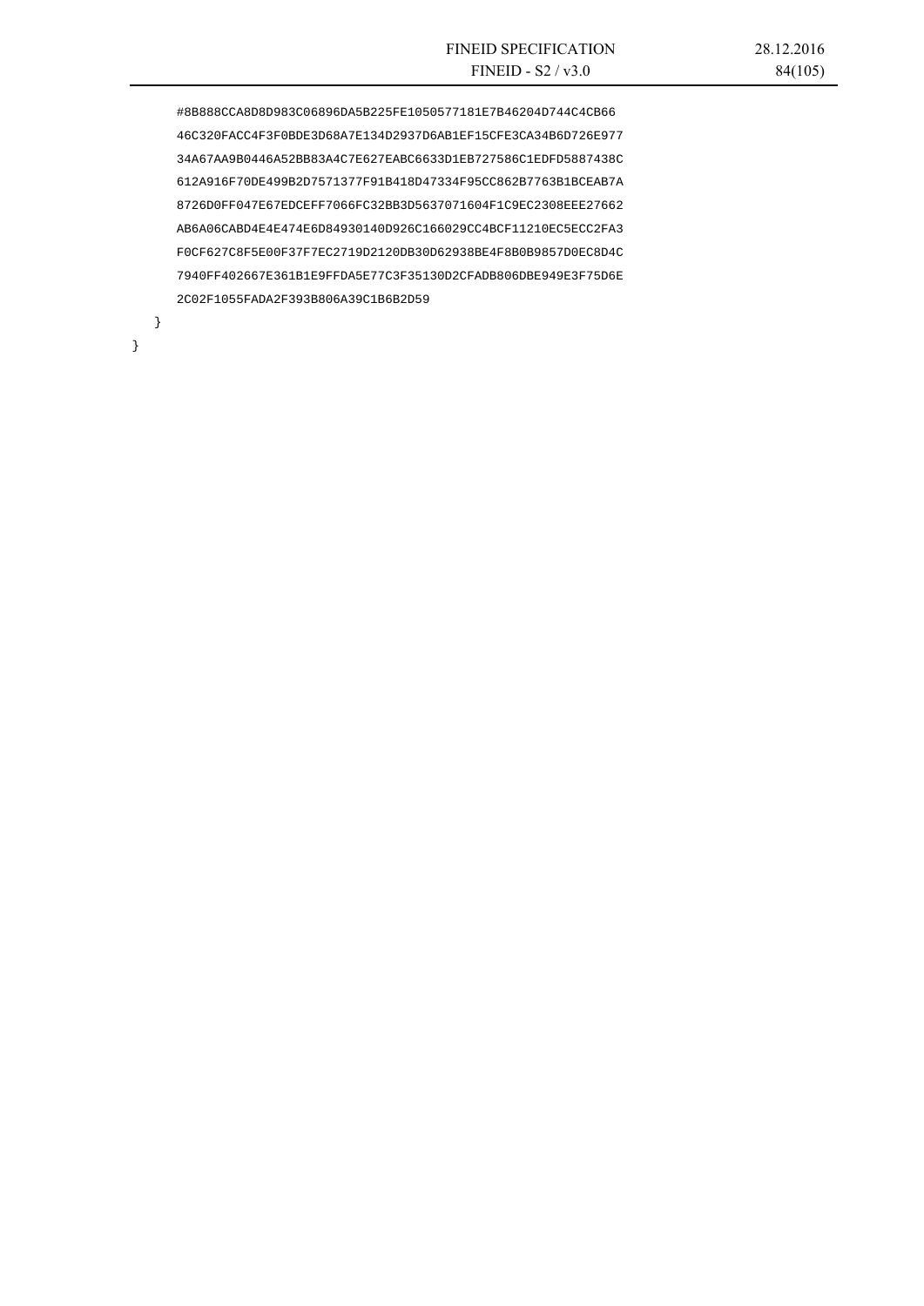```
        #8B888CCA8D8D983C06896DA5B225FE1050577181E7B46204D744C4CB66
        46C320FACC4F3F0BDE3D68A7E134D2937D6AB1EF15CFE3CA34B6D726E977
        34A67AA9B0446A52BB83A4C7E627EABC6633D1EB727586C1EDFD5887438C
        612A916F70DE499B2D7571377F91B418D47334F95CC862B7763B1BCEAB7A
        8726D0FF047E67EDCEFF7066FC32BB3D5637071604F1C9EC2308EEE27662
        AB6A06CABD4E4E474E6D84930140D926C166029CC4BCF11210EC5ECC2FA3
        F0CF627C8F5E00F37F7EC2719D2120DB30D62938BE4F8B0B9857D0EC8D4C
        7940FF402667E361B1E9FFDA5E77C3F35130D2CFADB806DBE949E3F75D6E
        2C02F1055FADA2F393B806A39C1B6B2D59
    }
}
```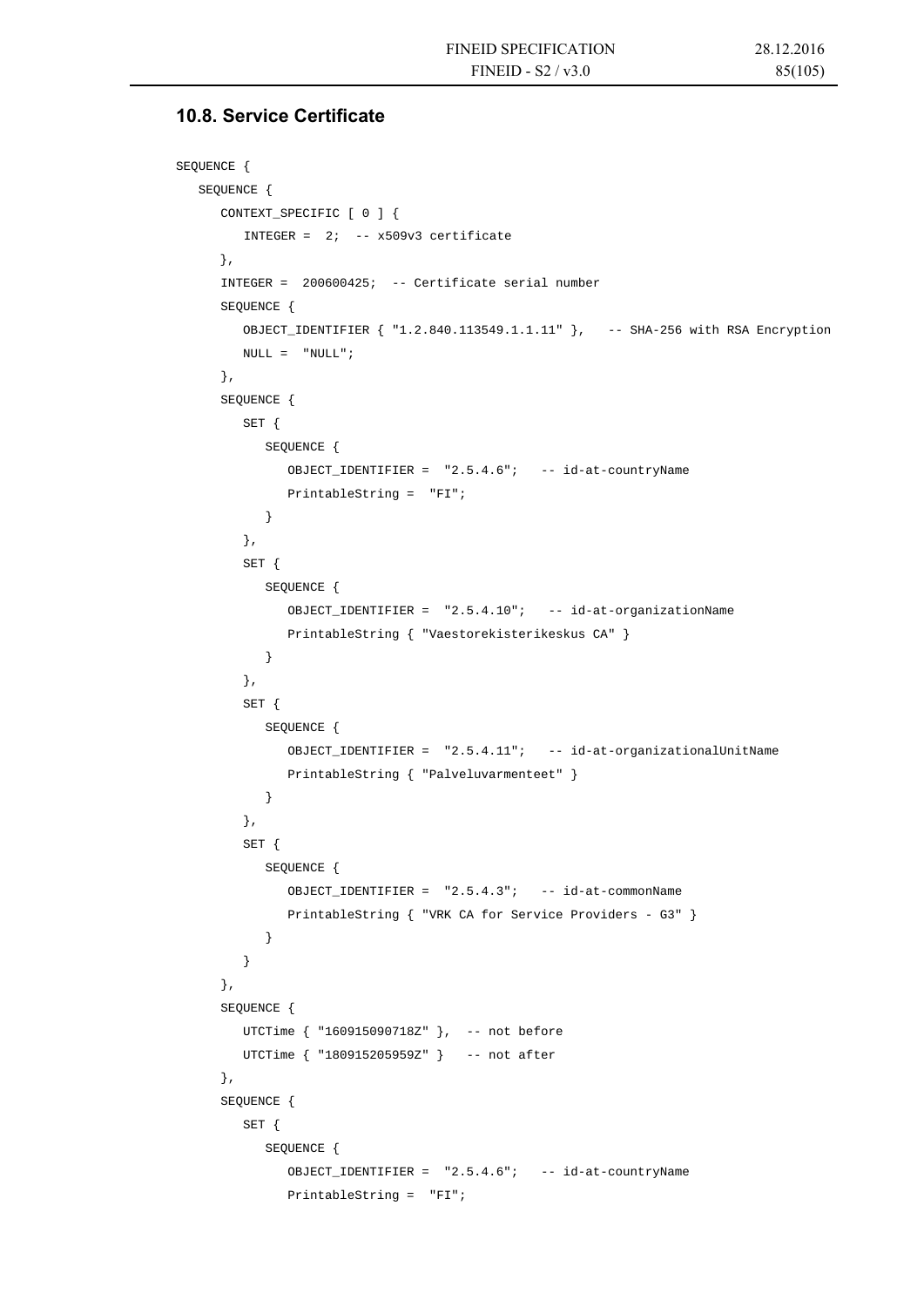## 10.8. Service Certificate

```
SEQUENCE {
   SEQUENCE {
      CONTEXT_SPECIFIC [ 0 ] {
         INTEGER =  2;  -- x509v3 certificate
      },
      INTEGER =  200600425;  -- Certificate serial number
      SEQUENCE {
         OBJECT_IDENTIFIER { "1.2.840.113549.1.1.11" },   -- SHA-256 with RSA Encryption
         NULL =  "NULL";
      },
      SEQUENCE {
         SET {
            SEQUENCE {
               OBJECT_IDENTIFIER =  "2.5.4.6";   -- id-at-countryName
               PrintableString =  "FI";
            }
         },
         SET {
            SEQUENCE {
               OBJECT_IDENTIFIER =  "2.5.4.10";   -- id-at-organizationName
               PrintableString { "Vaestorekisterikeskus CA" }
            }
         },
         SET {
            SEQUENCE {
               OBJECT_IDENTIFIER =  "2.5.4.11";   -- id-at-organizationalUnitName
               PrintableString { "Palveluvarmenteet" }
            }
         },
         SET {
            SEQUENCE {
               OBJECT_IDENTIFIER =  "2.5.4.3";   -- id-at-commonName
               PrintableString { "VRK CA for Service Providers - G3" }
            }
         }
      },
      SEQUENCE {
         UTCTime { "160915090718Z" },  -- not before
         UTCTime { "180915205959Z" }   -- not after
      },
      SEQUENCE {
         SET {
            SEQUENCE {
               OBJECT_IDENTIFIER =  "2.5.4.6";   -- id-at-countryName
               PrintableString =  "FI";
```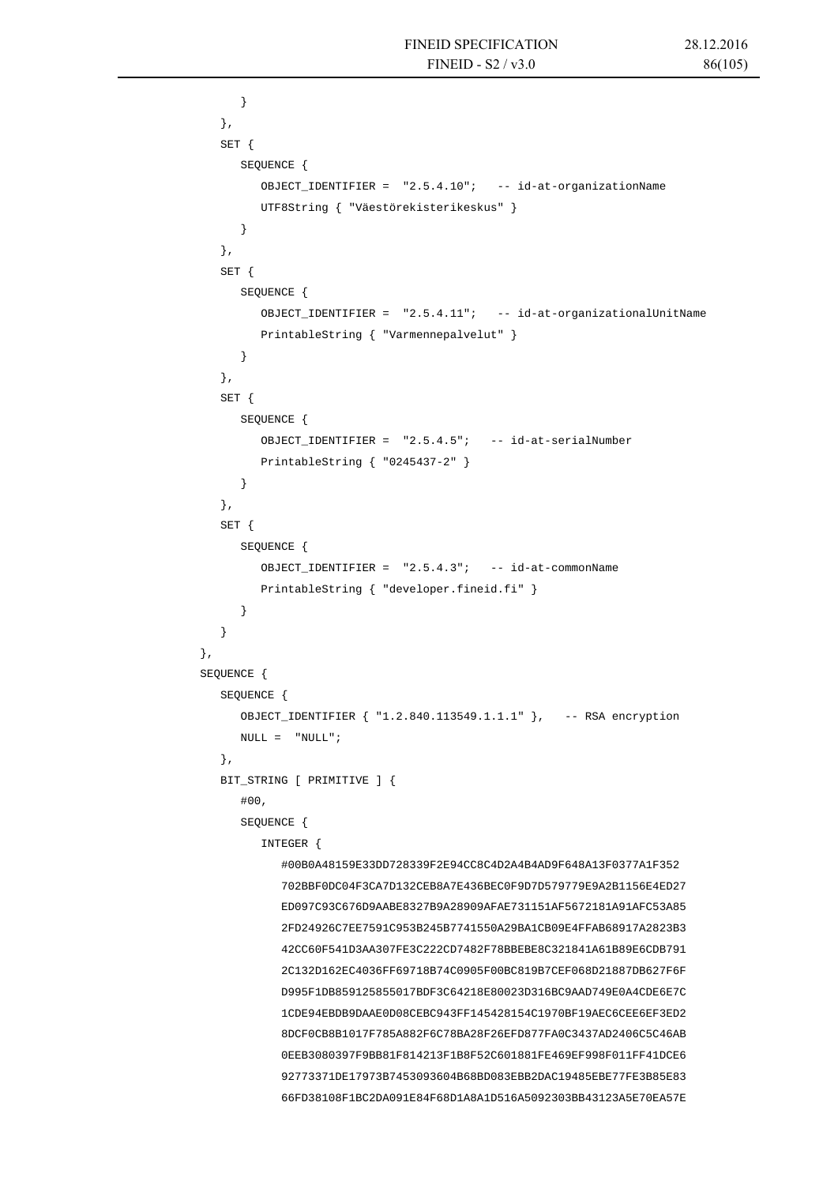```
            }
         },
         SET {
            SEQUENCE {
               OBJECT_IDENTIFIER =  "2.5.4.10";   -- id-at-organizationName
               UTF8String { "Väestörekisterikeskus" }
            }
         },
         SET {
            SEQUENCE {
               OBJECT_IDENTIFIER =  "2.5.4.11";   -- id-at-organizationalUnitName
               PrintableString { "Varmennepalvelut" }
            }
         },
         SET {
            SEQUENCE {
               OBJECT_IDENTIFIER =  "2.5.4.5";   -- id-at-serialNumber
               PrintableString { "0245437-2" }
            }
         },
         SET {
            SEQUENCE {
               OBJECT_IDENTIFIER =  "2.5.4.3";   -- id-at-commonName
               PrintableString { "developer.fineid.fi" }
            }
         }
      },
      SEQUENCE {
         SEQUENCE {
            OBJECT_IDENTIFIER { "1.2.840.113549.1.1.1" },   -- RSA encryption
            NULL =  "NULL";
         },
         BIT_STRING [ PRIMITIVE ] {
            #00,
            SEQUENCE {
               INTEGER {
                  #00B0A48159E33DD728339F2E94CC8C4D2A4B4AD9F648A13F0377A1F352
                  702BBF0DC04F3CA7D132CEB8A7E436BEC0F9D7D579779E9A2B1156E4ED27
                  ED097C93C676D9AABE8327B9A28909AFAE731151AF5672181A91AFC53A85
                  2FD24926C7EE7591C953B245B7741550A29BA1CB09E4FFAB68917A2823B3
                  42CC60F541D3AA307FE3C222CD7482F78BBEBE8C321841A61B89E6CDB791
                  2C132D162EC4036FF69718B74C0905F00BC819B7CEF068D21887DB627F6F
                  D995F1DB859125855017BDF3C64218E80023D316BC9AAD749E0A4CDE6E7C
                  1CDE94EBDB9DAAE0D08CEBC943FF145428154C1970BF19AEC6CEE6EF3ED2
                  8DCF0CB8B1017F785A882F6C78BA28F26EFD877FA0C3437AD2406C5C46AB
                  0EEB3080397F9BB81F814213F1B8F52C601881FE469EF998F011FF41DCE6
                  92773371DE17973B7453093604B68BD083EBB2DAC19485EBE77FE3B85E83
                  66FD38108F1BC2DA091E84F68D1A8A1D516A5092303BB43123A5E70EA57E
```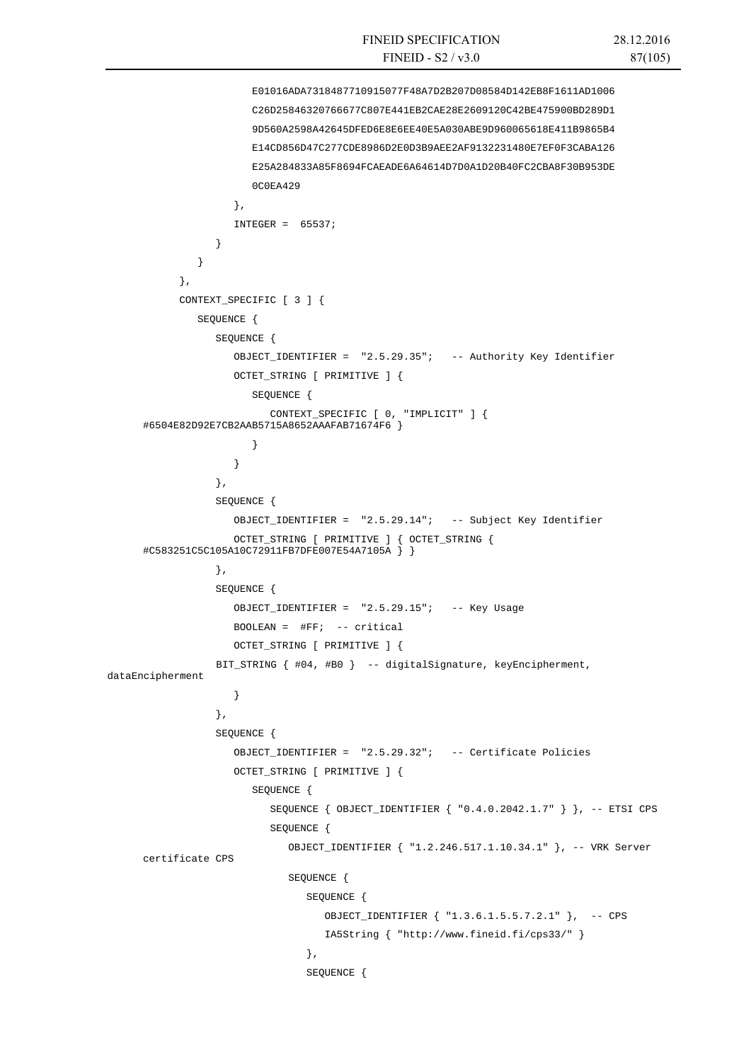```
                E01016ADA7318487710915077F48A7D2B207D08584D142EB8F1611AD1006
                C26D25846320766677C807E441EB2CAE28E2609120C42BE475900BD289D1
                9D560A2598A42645DFED6E8E6EE40E5A030ABE9D960065618E411B9865B4
                E14CD856D47C277CDE8986D2E0D3B9AEE2AF9132231480E7EF0F3CABA126
                E25A284833A85F8694FCAEADE6A64614D7D0A1D20B40FC2CBA8F30B953DE
                0C0EA429
            },
            INTEGER =  65537;
         }
      }
   },
   CONTEXT_SPECIFIC [ 3 ] {
      SEQUENCE {
         SEQUENCE {
            OBJECT_IDENTIFIER =  "2.5.29.35";   -- Authority Key Identifier
            OCTET_STRING [ PRIMITIVE ] {
               SEQUENCE {
                  CONTEXT_SPECIFIC [ 0, "IMPLICIT" ] {
#6504E82D92E7CB2AAB5715A8652AAAFAB71674F6 }
               }
            }
         },
         SEQUENCE {
            OBJECT_IDENTIFIER =  "2.5.29.14";   -- Subject Key Identifier
            OCTET_STRING [ PRIMITIVE ] { OCTET_STRING {
#C583251C5C105A10C72911FB7DFE007E54A7105A } }
         },
         SEQUENCE {
            OBJECT_IDENTIFIER =  "2.5.29.15";   -- Key Usage
            BOOLEAN =  #FF;  -- critical
            OCTET_STRING [ PRIMITIVE ] {
            BIT_STRING { #04, #B0 }  -- digitalSignature, keyEncipherment,
dataEncipherment
            }
         },
         SEQUENCE {
            OBJECT_IDENTIFIER =  "2.5.29.32";   -- Certificate Policies
            OCTET_STRING [ PRIMITIVE ] {
               SEQUENCE {
                  SEQUENCE { OBJECT_IDENTIFIER { "0.4.0.2042.1.7" } }, -- ETSI CPS
                  SEQUENCE {
                     OBJECT_IDENTIFIER { "1.2.246.517.1.10.34.1" }, -- VRK Server
certificate CPS
                     SEQUENCE {
                        SEQUENCE {
                           OBJECT_IDENTIFIER { "1.3.6.1.5.5.7.2.1" },  -- CPS
                           IA5String { "http://www.fineid.fi/cps33/" }
                        },
                        SEQUENCE {
```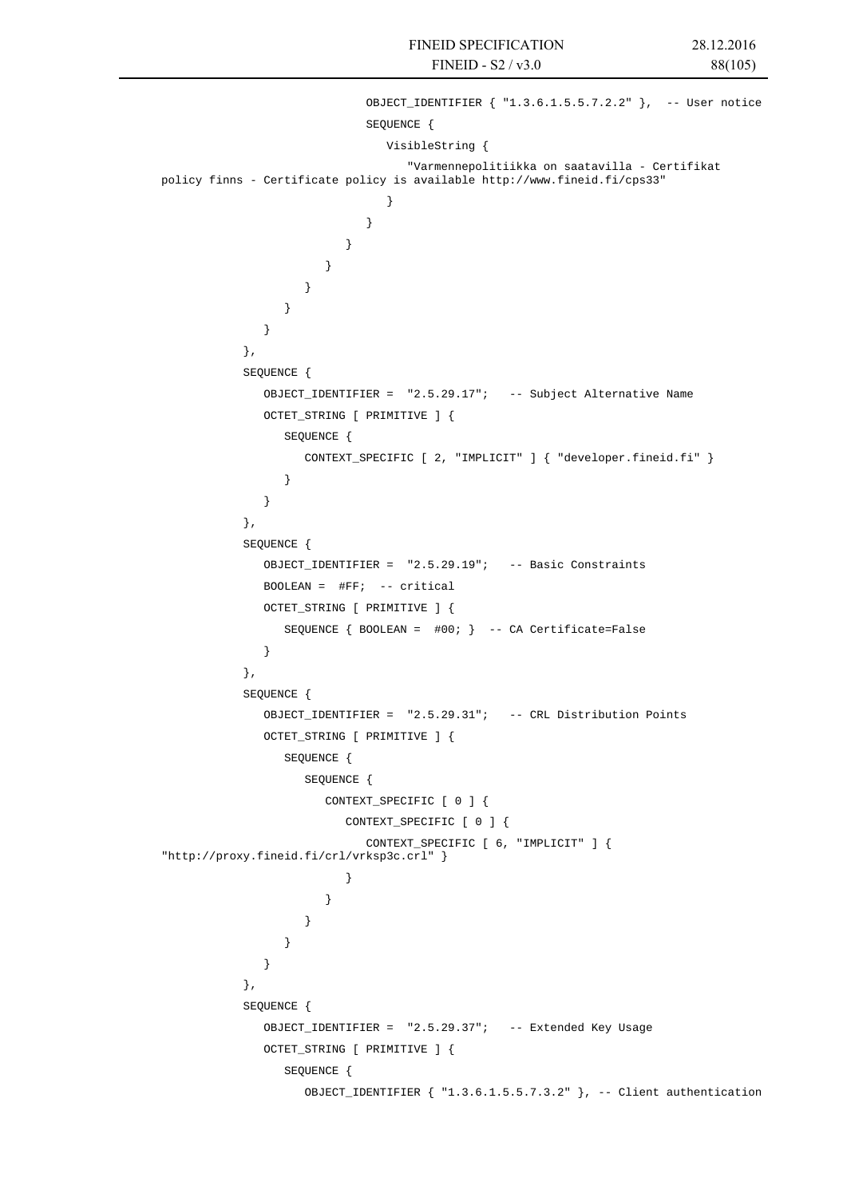```
                              OBJECT_IDENTIFIER { "1.3.6.1.5.5.7.2.2" },  -- User notice
                              SEQUENCE {
                                 VisibleString {
                                    "Varmennepolitiikka on saatavilla - Certifikat
policy finns - Certificate policy is available http://www.fineid.fi/cps33"
                                 }
                              }
                           }
                        }
                     }
                  }
               }
            },
            SEQUENCE {
               OBJECT_IDENTIFIER =  "2.5.29.17";   -- Subject Alternative Name
               OCTET_STRING [ PRIMITIVE ] {
                  SEQUENCE {
                     CONTEXT_SPECIFIC [ 2, "IMPLICIT" ] { "developer.fineid.fi" }
                  }
               }
            },
            SEQUENCE {
               OBJECT_IDENTIFIER =  "2.5.29.19";   -- Basic Constraints
               BOOLEAN =  #FF;  -- critical
               OCTET_STRING [ PRIMITIVE ] {
                  SEQUENCE { BOOLEAN =  #00; }  -- CA Certificate=False
               }
            },
            SEQUENCE {
               OBJECT_IDENTIFIER =  "2.5.29.31";   -- CRL Distribution Points
               OCTET_STRING [ PRIMITIVE ] {
                  SEQUENCE {
                     SEQUENCE {
                        CONTEXT_SPECIFIC [ 0 ] {
                           CONTEXT_SPECIFIC [ 0 ] {
                              CONTEXT_SPECIFIC [ 6, "IMPLICIT" ] {
"http://proxy.fineid.fi/crl/vrksp3c.crl" }
                           }
                        }
                     }
                  }
               }
            },
            SEQUENCE {
               OBJECT_IDENTIFIER =  "2.5.29.37";   -- Extended Key Usage
               OCTET_STRING [ PRIMITIVE ] {
                  SEQUENCE {
                     OBJECT_IDENTIFIER { "1.3.6.1.5.5.7.3.2" }, -- Client authentication
```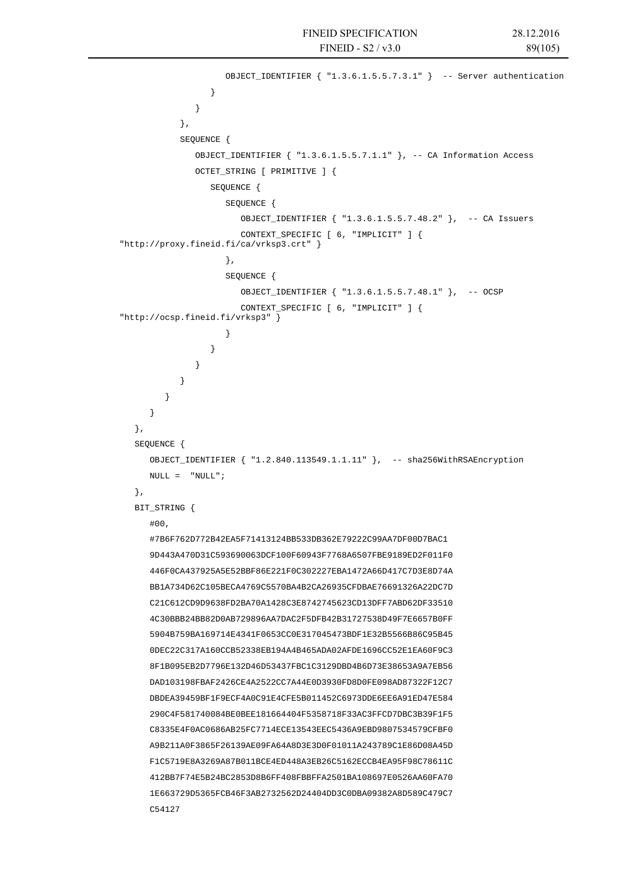```
                    OBJECT_IDENTIFIER { "1.3.6.1.5.5.7.3.1" }  -- Server authentication
                  }
               }
            },
            SEQUENCE {
               OBJECT_IDENTIFIER { "1.3.6.1.5.5.7.1.1" }, -- CA Information Access
               OCTET_STRING [ PRIMITIVE ] {
                  SEQUENCE {
                     SEQUENCE {
                        OBJECT_IDENTIFIER { "1.3.6.1.5.5.7.48.2" },  -- CA Issuers
                        CONTEXT_SPECIFIC [ 6, "IMPLICIT" ] {
"http://proxy.fineid.fi/ca/vrksp3.crt" }
                     },
                     SEQUENCE {
                        OBJECT_IDENTIFIER { "1.3.6.1.5.5.7.48.1" },  -- OCSP
                        CONTEXT_SPECIFIC [ 6, "IMPLICIT" ] {
"http://ocsp.fineid.fi/vrksp3" }
                     }
                  }
               }
            }
         }
      }
   },
   SEQUENCE {
      OBJECT_IDENTIFIER { "1.2.840.113549.1.1.11" },  -- sha256WithRSAEncryption
      NULL =  "NULL";
   },
   BIT_STRING {
      #00,
      #7B6F762D772B42EA5F71413124BB533DB362E79222C99AA7DF00D7BAC1
      9D443A470D31C593690063DCF100F60943F7768A6507FBE9189ED2F011F0
      446F0CA437925A5E52BBF86E221F0C302227EBA1472A66D417C7D3E8D74A
      BB1A734D62C105BECA4769C5570BA4B2CA26935CFDBAE76691326A22DC7D
      C21C612CD9D9638FD2BA70A1428C3E8742745623CD13DFF7ABD62DF33510
      4C30BBB24BB82D0AB729896AA7DAC2F5DFB42B31727538D49F7E6657B0FF
      5904B759BA169714E4341F0653CC0E317045473BDF1E32B5566B86C95B45
      0DEC22C317A160CCB52338EB194A4B465ADA02AFDE1696CC52E1EA60F9C3
      8F1B095EB2D7796E132D46D53437FBC1C3129DBD4B6D73E38653A9A7EB56
      DAD103198FBAF2426CE4A2522CC7A44E0D3930FD8D0FE098AD87322F12C7
      DBDEA39459BF1F9ECF4A0C91E4CFE5B011452C6973DDE6EE6A91ED47E584
      290C4F581740084BE0BEE181664404F5358718F33AC3FFCD7DBC3B39F1F5
      C8335E4F0AC0686AB25FC7714ECE13543EEC5436A9EBD9807534579CFBF0
      A9B211A0F3865F26139AE09FA64A8D3E3D0F01011A243789C1E86D08A45D
      F1C5719E8A3269A87B011BCE4ED448A3EB26C5162ECCB4EA95F98C78611C
      412BB7F74E5B24BC2853D8B6FF408FBBFFA2501BA108697E0526AA60FA70
      1E663729D5365FCB46F3AB2732562D24404DD3C0DBA09382A8D589C479C7
      C54127
```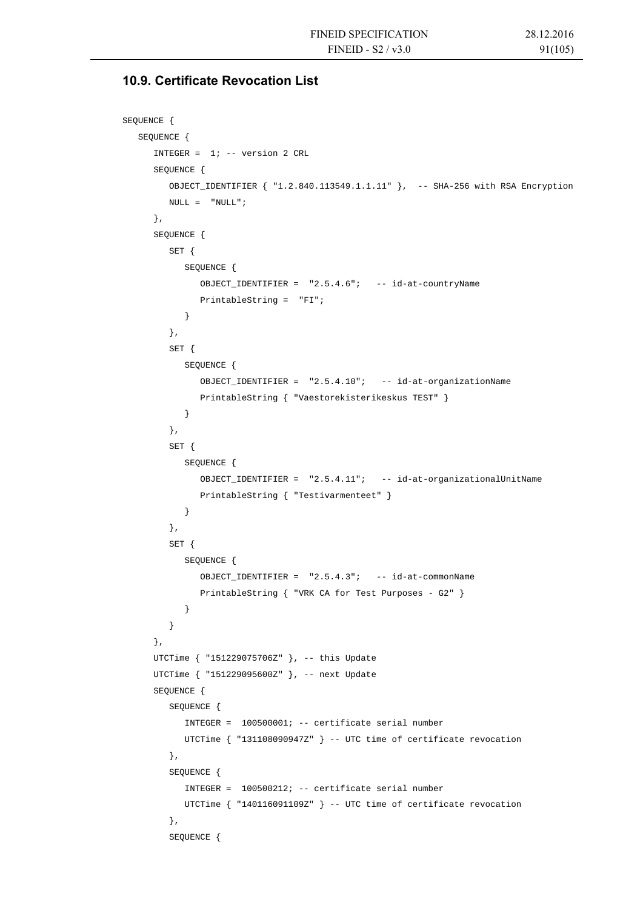## 10.9. Certificate Revocation List

```
SEQUENCE {
   SEQUENCE {
      INTEGER =  1; -- version 2 CRL
      SEQUENCE {
         OBJECT_IDENTIFIER { "1.2.840.113549.1.1.11" },  -- SHA-256 with RSA Encryption
         NULL =  "NULL";
      },
      SEQUENCE {
         SET {
            SEQUENCE {
               OBJECT_IDENTIFIER =  "2.5.4.6";   -- id-at-countryName
               PrintableString =  "FI";
            }
         },
         SET {
            SEQUENCE {
               OBJECT_IDENTIFIER =  "2.5.4.10";   -- id-at-organizationName
               PrintableString { "Vaestorekisterikeskus TEST" }
            }
         },
         SET {
            SEQUENCE {
               OBJECT_IDENTIFIER =  "2.5.4.11";   -- id-at-organizationalUnitName
               PrintableString { "Testivarmenteet" }
            }
         },
         SET {
            SEQUENCE {
               OBJECT_IDENTIFIER =  "2.5.4.3";   -- id-at-commonName
               PrintableString { "VRK CA for Test Purposes - G2" }
            }
         }
      },
      UTCTime { "151229075706Z" }, -- this Update
      UTCTime { "151229095600Z" }, -- next Update
      SEQUENCE {
         SEQUENCE {
            INTEGER =  100500001; -- certificate serial number
            UTCTime { "131108090947Z" } -- UTC time of certificate revocation
         },
         SEQUENCE {
            INTEGER =  100500212; -- certificate serial number
            UTCTime { "140116091109Z" } -- UTC time of certificate revocation
         },
         SEQUENCE {
```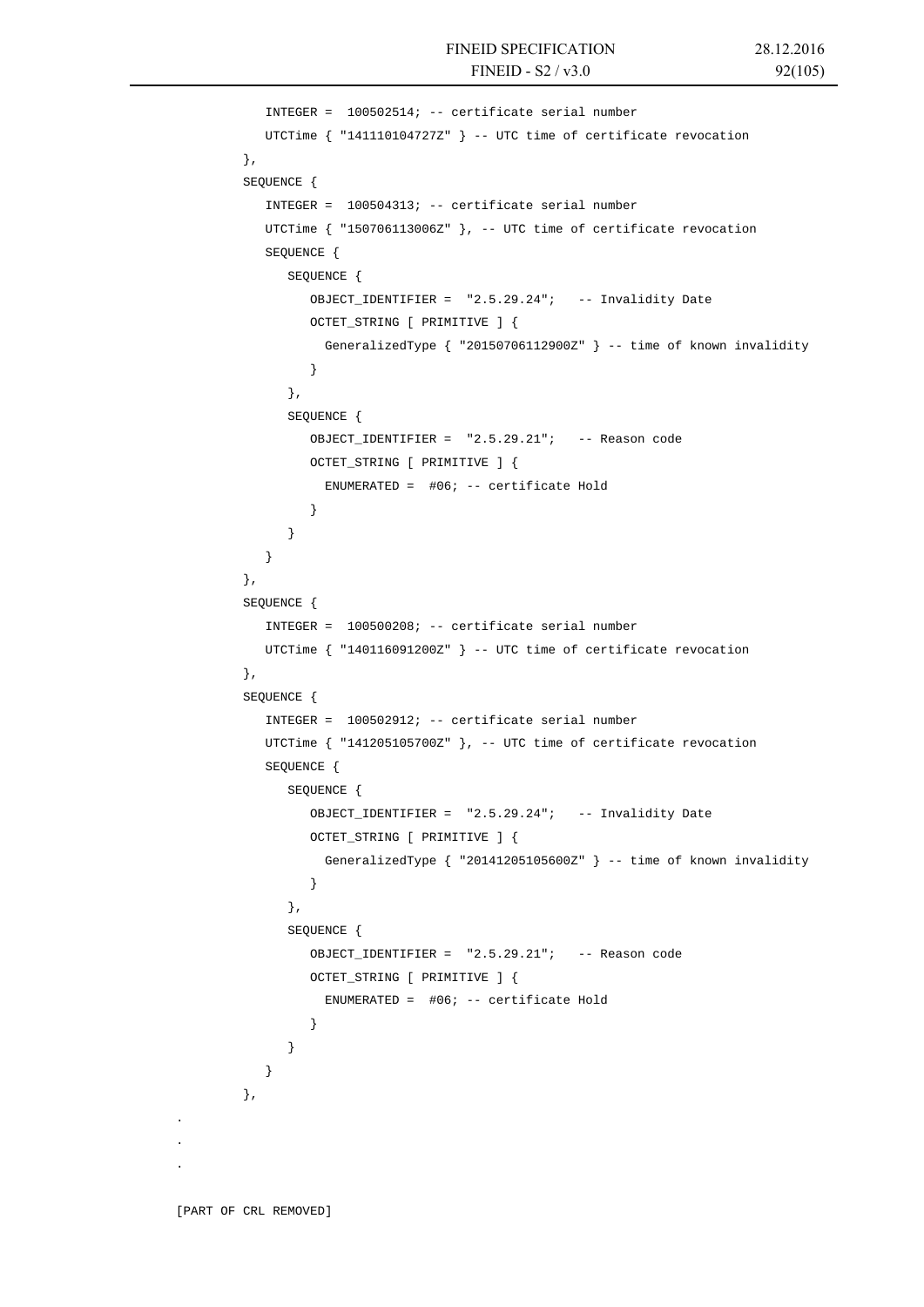```
            INTEGER =  100502514; -- certificate serial number
            UTCTime { "141110104727Z" } -- UTC time of certificate revocation
         },
         SEQUENCE {
            INTEGER =  100504313; -- certificate serial number
            UTCTime { "150706113006Z" }, -- UTC time of certificate revocation
            SEQUENCE {
               SEQUENCE {
                  OBJECT_IDENTIFIER =  "2.5.29.24";   -- Invalidity Date
                  OCTET_STRING [ PRIMITIVE ] {
                    GeneralizedType { "20150706112900Z" } -- time of known invalidity
                  }
               },
               SEQUENCE {
                  OBJECT_IDENTIFIER =  "2.5.29.21";   -- Reason code
                  OCTET_STRING [ PRIMITIVE ] {
                    ENUMERATED =  #06; -- certificate Hold
                  }
               }
            }
         },
         SEQUENCE {
            INTEGER =  100500208; -- certificate serial number
            UTCTime { "140116091200Z" } -- UTC time of certificate revocation
         },
         SEQUENCE {
            INTEGER =  100502912; -- certificate serial number
            UTCTime { "141205105700Z" }, -- UTC time of certificate revocation
            SEQUENCE {
               SEQUENCE {
                  OBJECT_IDENTIFIER =  "2.5.29.24";   -- Invalidity Date
                  OCTET_STRING [ PRIMITIVE ] {
                    GeneralizedType { "20141205105600Z" } -- time of known invalidity
                  }
               },
               SEQUENCE {
                  OBJECT_IDENTIFIER =  "2.5.29.21";   -- Reason code
                  OCTET_STRING [ PRIMITIVE ] {
                    ENUMERATED =  #06; -- certificate Hold
                  }
               }
            }
         },
.
.
.

[PART OF CRL REMOVED]
```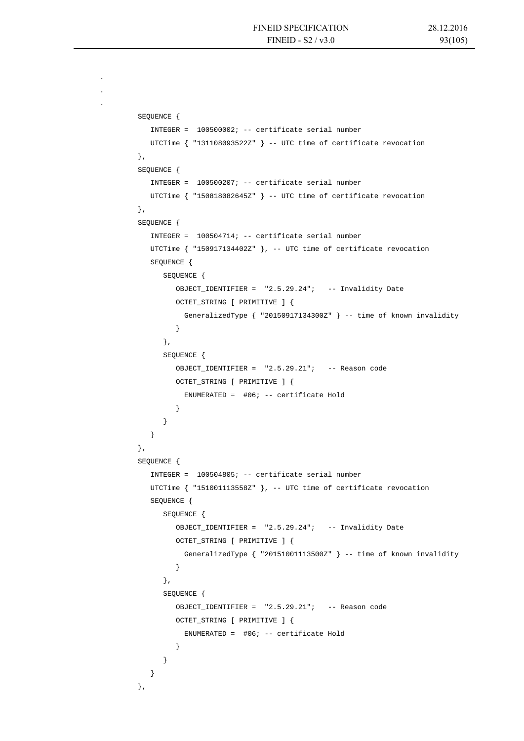.

.

.

```
SEQUENCE {
   INTEGER =  100500002; -- certificate serial number
   UTCTime { "131108093522Z" } -- UTC time of certificate revocation
},
SEQUENCE {
   INTEGER =  100500207; -- certificate serial number
   UTCTime { "150818082645Z" } -- UTC time of certificate revocation
},
SEQUENCE {
   INTEGER =  100504714; -- certificate serial number
   UTCTime { "150917134402Z" }, -- UTC time of certificate revocation
   SEQUENCE {
      SEQUENCE {
         OBJECT_IDENTIFIER =  "2.5.29.24";   -- Invalidity Date
         OCTET_STRING [ PRIMITIVE ] {
           GeneralizedType { "20150917134300Z" } -- time of known invalidity
         }
      },
      SEQUENCE {
         OBJECT_IDENTIFIER =  "2.5.29.21";   -- Reason code
         OCTET_STRING [ PRIMITIVE ] {
           ENUMERATED =  #06; -- certificate Hold
         }
      }
   }
},
SEQUENCE {
   INTEGER =  100504805; -- certificate serial number
   UTCTime { "151001113558Z" }, -- UTC time of certificate revocation
   SEQUENCE {
      SEQUENCE {
         OBJECT_IDENTIFIER =  "2.5.29.24";   -- Invalidity Date
         OCTET_STRING [ PRIMITIVE ] {
           GeneralizedType { "20151001113500Z" } -- time of known invalidity
         }
      },
      SEQUENCE {
         OBJECT_IDENTIFIER =  "2.5.29.21";   -- Reason code
         OCTET_STRING [ PRIMITIVE ] {
           ENUMERATED =  #06; -- certificate Hold
         }
      }
   }
},
```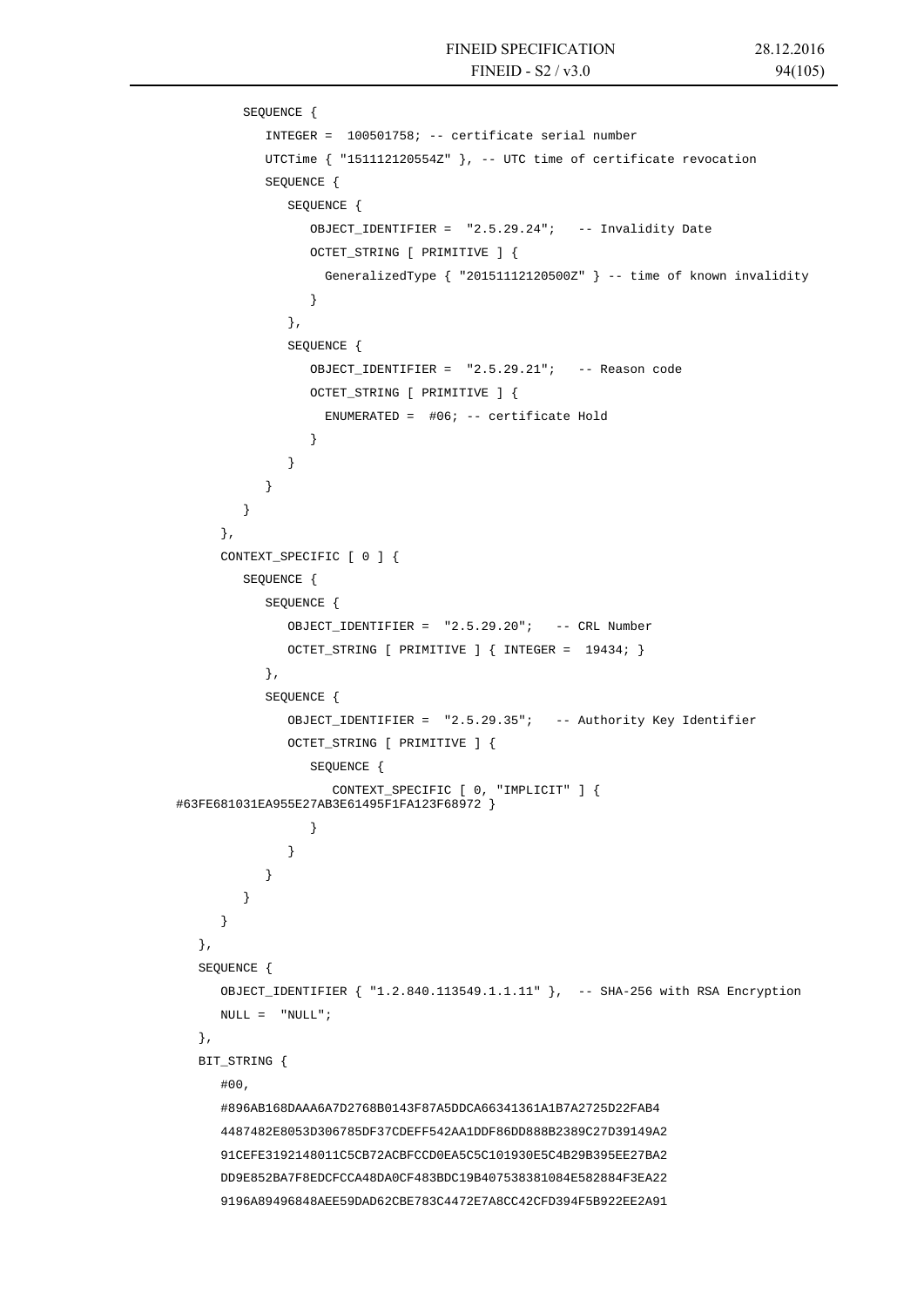```
         SEQUENCE {
            INTEGER =  100501758; -- certificate serial number
            UTCTime { "151112120554Z" }, -- UTC time of certificate revocation
            SEQUENCE {
               SEQUENCE {
                  OBJECT_IDENTIFIER =  "2.5.29.24";   -- Invalidity Date
                  OCTET_STRING [ PRIMITIVE ] {
                    GeneralizedType { "20151112120500Z" } -- time of known invalidity
                  }
               },
               SEQUENCE {
                  OBJECT_IDENTIFIER =  "2.5.29.21";   -- Reason code
                  OCTET_STRING [ PRIMITIVE ] {
                    ENUMERATED =  #06; -- certificate Hold
                  }
               }
            }
         }
      },
      CONTEXT_SPECIFIC [ 0 ] {
         SEQUENCE {
            SEQUENCE {
               OBJECT_IDENTIFIER =  "2.5.29.20";   -- CRL Number
               OCTET_STRING [ PRIMITIVE ] { INTEGER =  19434; }
            },
            SEQUENCE {
               OBJECT_IDENTIFIER =  "2.5.29.35";   -- Authority Key Identifier
               OCTET_STRING [ PRIMITIVE ] {
                  SEQUENCE {
                     CONTEXT_SPECIFIC [ 0, "IMPLICIT" ] {
#63FE681031EA955E27AB3E61495F1FA123F68972 }
                  }
               }
            }
         }
      }
   },
   SEQUENCE {
      OBJECT_IDENTIFIER { "1.2.840.113549.1.1.11" },  -- SHA-256 with RSA Encryption
      NULL =  "NULL";
   },
   BIT_STRING {
      #00,
      #896AB168DAAA6A7D2768B0143F87A5DDCA66341361A1B7A2725D22FAB4
      4487482E8053D306785DF37CDEFF542AA1DDF86DD888B2389C27D39149A2
      91CEFE3192148011C5CB72ACBFCCD0EA5C5C101930E5C4B29B395EE27BA2
      DD9E852BA7F8EDCFCCA48DA0CF483BDC19B407538381084E582884F3EA22
      9196A89496848AEE59DAD62CBE783C4472E7A8CC42CFD394F5B922EE2A91
```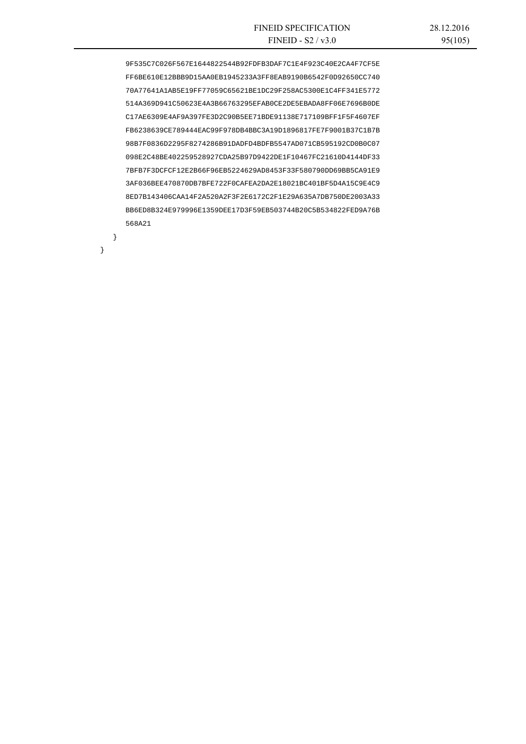```
      9F535C7C026F567E1644822544B92FDFB3DAF7C1E4F923C40E2CA4F7CF5E
      FF6BE610E12BBB9D15AA0EB1945233A3FF8EAB9190B6542F0D92650CC740
      70A77641A1AB5E19FF77059C65621BE1DC29F258AC5300E1C4FF341E5772
      514A369D941C50623E4A3B66763295EFAB0CE2DE5EBADA8FF06E7696B0DE
      C17AE6309E4AF9A397FE3D2C90B5EE71BDE91138E717109BFF1F5F4607EF
      FB6238639CE789444EAC99F978DB4BBC3A19D1896817FE7F9001B37C1B7B
      98B7F0836D2295F8274286B91DADFD4BDFB5547AD071CB595192CD0B0C07
      098E2C48BE402259528927CDA25B97D9422DE1F10467FC21610D4144DF33
      7BFB7F3DCFCF12E2B66F96EB5224629AD8453F33F580790DD69BB5CA91E9
      3AF036BEE470870DB7BFE722F0CAFEA2DA2E18021BC401BF5D4A15C9E4C9
      8ED7B143406CAA14F2A520A2F3F2E6172C2F1E29A635A7DB750DE2003A33
      BB6ED8B324E979996E1359DEE17D3F59EB503744B20C5B534822FED9A76B
      568A21
    }
  }
```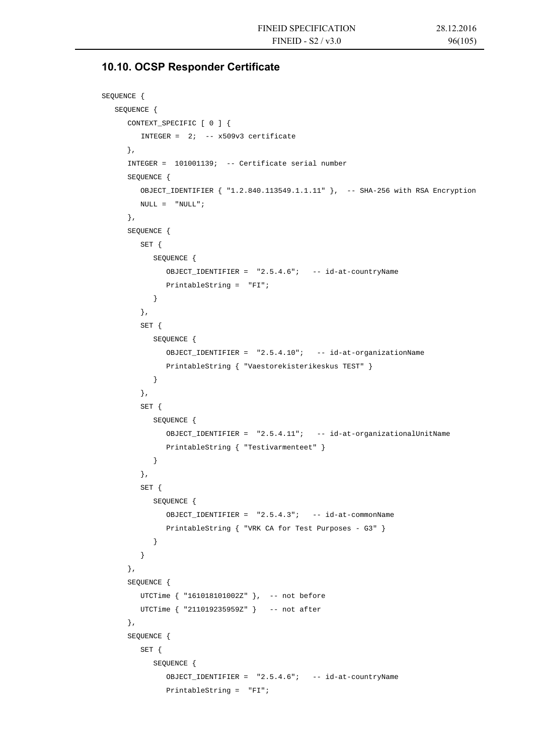## 10.10. OCSP Responder Certificate

```
SEQUENCE {
   SEQUENCE {
      CONTEXT_SPECIFIC [ 0 ] {
         INTEGER =  2;  -- x509v3 certificate
      },
      INTEGER =  101001139;  -- Certificate serial number
      SEQUENCE {
         OBJECT_IDENTIFIER { "1.2.840.113549.1.1.11" },  -- SHA-256 with RSA Encryption
         NULL =  "NULL";
      },
      SEQUENCE {
         SET {
            SEQUENCE {
               OBJECT_IDENTIFIER =  "2.5.4.6";   -- id-at-countryName
               PrintableString =  "FI";
            }
         },
         SET {
            SEQUENCE {
               OBJECT_IDENTIFIER =  "2.5.4.10";   -- id-at-organizationName
               PrintableString { "Vaestorekisterikeskus TEST" }
            }
         },
         SET {
            SEQUENCE {
               OBJECT_IDENTIFIER =  "2.5.4.11";   -- id-at-organizationalUnitName
               PrintableString { "Testivarmenteet" }
            }
         },
         SET {
            SEQUENCE {
               OBJECT_IDENTIFIER =  "2.5.4.3";   -- id-at-commonName
               PrintableString { "VRK CA for Test Purposes - G3" }
            }
         }
      },
      SEQUENCE {
         UTCTime { "161018101002Z" },  -- not before
         UTCTime { "211019235959Z" }   -- not after
      },
      SEQUENCE {
         SET {
            SEQUENCE {
               OBJECT_IDENTIFIER =  "2.5.4.6";   -- id-at-countryName
               PrintableString =  "FI";
```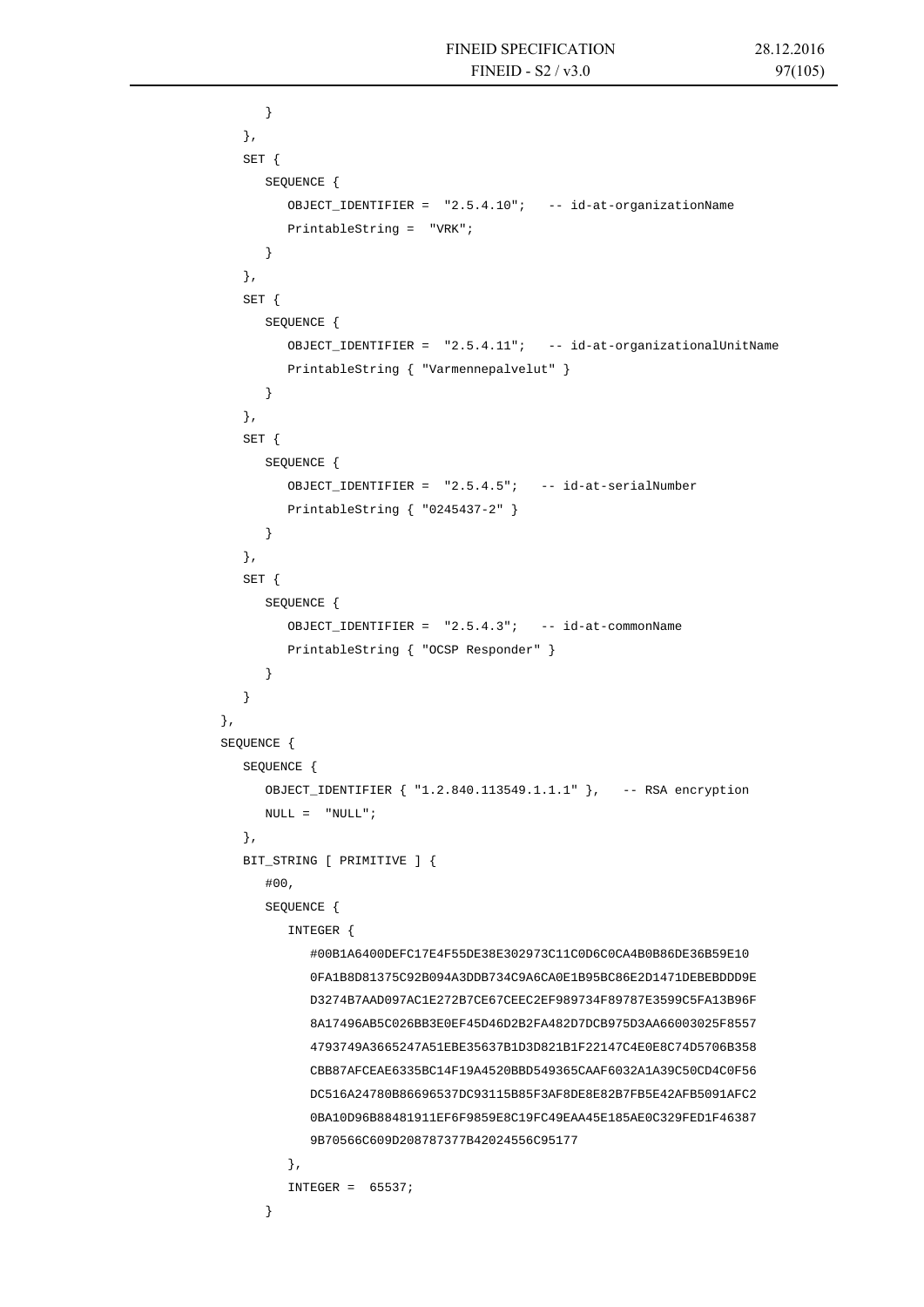```
            }
         },
         SET {
            SEQUENCE {
               OBJECT_IDENTIFIER =  "2.5.4.10";   -- id-at-organizationName
               PrintableString =  "VRK";
            }
         },
         SET {
            SEQUENCE {
               OBJECT_IDENTIFIER =  "2.5.4.11";   -- id-at-organizationalUnitName
               PrintableString { "Varmennepalvelut" }
            }
         },
         SET {
            SEQUENCE {
               OBJECT_IDENTIFIER =  "2.5.4.5";   -- id-at-serialNumber
               PrintableString { "0245437-2" }
            }
         },
         SET {
            SEQUENCE {
               OBJECT_IDENTIFIER =  "2.5.4.3";   -- id-at-commonName
               PrintableString { "OCSP Responder" }
            }
         }
      },
      SEQUENCE {
         SEQUENCE {
            OBJECT_IDENTIFIER { "1.2.840.113549.1.1.1" },   -- RSA encryption
            NULL =  "NULL";
         },
         BIT_STRING [ PRIMITIVE ] {
            #00,
            SEQUENCE {
               INTEGER {
                  #00B1A6400DEFC17E4F55DE38E302973C11C0D6C0CA4B0B86DE36B59E10
                  0FA1B8D81375C92B094A3DDB734C9A6CA0E1B95BC86E2D1471DEBEBDDD9E
                  D3274B7AAD097AC1E272B7CE67CEEC2EF989734F89787E3599C5FA13B96F
                  8A17496AB5C026BB3E0EF45D46D2B2FA482D7DCB975D3AA66003025F8557
                  4793749A3665247A51EBE35637B1D3D821B1F22147C4E0E8C74D5706B358
                  CBB87AFCEAE6335BC14F19A4520BBD549365CAAF6032A1A39C50CD4C0F56
                  DC516A24780B86696537DC93115B85F3AF8DE8E82B7FB5E42AFB5091AFC2
                  0BA10D96B88481911EF6F9859E8C19FC49EAA45E185AE0C329FED1F46387
                  9B70566C609D208787377B42024556C95177
               },
               INTEGER =  65537;
            }
```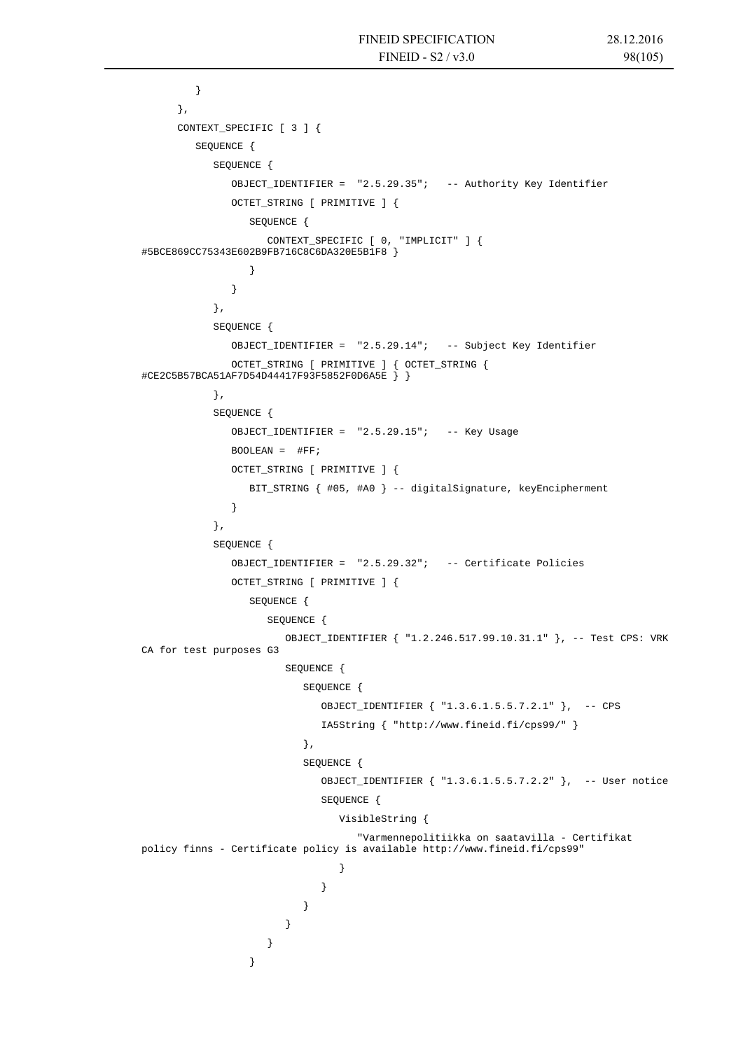```
        }
      },
      CONTEXT_SPECIFIC [ 3 ] {
        SEQUENCE {
          SEQUENCE {
            OBJECT_IDENTIFIER =  "2.5.29.35";   -- Authority Key Identifier
            OCTET_STRING [ PRIMITIVE ] {
              SEQUENCE {
                CONTEXT_SPECIFIC [ 0, "IMPLICIT" ] {
#5BCE869CC75343E602B9FB716C8C6DA320E5B1F8 }
              }
            }
          },
          SEQUENCE {
            OBJECT_IDENTIFIER =  "2.5.29.14";   -- Subject Key Identifier
            OCTET_STRING [ PRIMITIVE ] { OCTET_STRING {
#CE2C5B57BCA51AF7D54D44417F93F5852F0D6A5E } }
          },
          SEQUENCE {
            OBJECT_IDENTIFIER =  "2.5.29.15";   -- Key Usage
            BOOLEAN =  #FF;
            OCTET_STRING [ PRIMITIVE ] {
              BIT_STRING { #05, #A0 } -- digitalSignature, keyEncipherment
            }
          },
          SEQUENCE {
            OBJECT_IDENTIFIER =  "2.5.29.32";   -- Certificate Policies
            OCTET_STRING [ PRIMITIVE ] {
              SEQUENCE {
                SEQUENCE {
                  OBJECT_IDENTIFIER { "1.2.246.517.99.10.31.1" }, -- Test CPS: VRK
CA for test purposes G3
                  SEQUENCE {
                    SEQUENCE {
                      OBJECT_IDENTIFIER { "1.3.6.1.5.5.7.2.1" },  -- CPS
                      IA5String { "http://www.fineid.fi/cps99/" }
                    },
                    SEQUENCE {
                      OBJECT_IDENTIFIER { "1.3.6.1.5.5.7.2.2" },  -- User notice
                      SEQUENCE {
                        VisibleString {
                          "Varmennepolitiikka on saatavilla - Certifikat
policy finns - Certificate policy is available http://www.fineid.fi/cps99"
                        }
                      }
                    }
                  }
                }
              }
```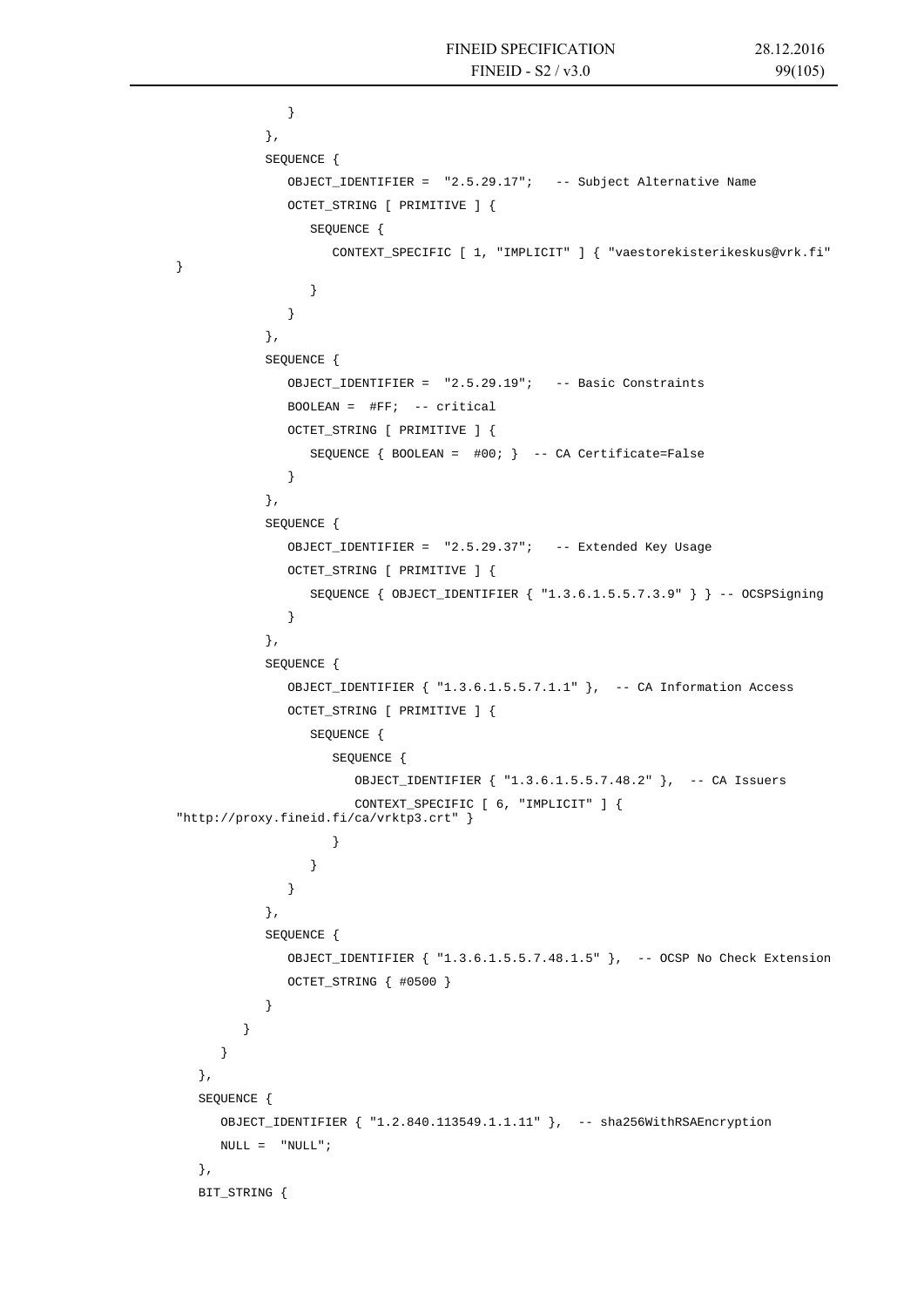```
            }
         },
         SEQUENCE {
            OBJECT_IDENTIFIER =  "2.5.29.17";   -- Subject Alternative Name
            OCTET_STRING [ PRIMITIVE ] {
               SEQUENCE {
                  CONTEXT_SPECIFIC [ 1, "IMPLICIT" ] { "vaestorekisterikeskus@vrk.fi"
}
               }
            }
         },
         SEQUENCE {
            OBJECT_IDENTIFIER =  "2.5.29.19";   -- Basic Constraints
            BOOLEAN =  #FF;  -- critical
            OCTET_STRING [ PRIMITIVE ] {
               SEQUENCE { BOOLEAN =  #00; }  -- CA Certificate=False
            }
         },
         SEQUENCE {
            OBJECT_IDENTIFIER =  "2.5.29.37";   -- Extended Key Usage
            OCTET_STRING [ PRIMITIVE ] {
               SEQUENCE { OBJECT_IDENTIFIER { "1.3.6.1.5.5.7.3.9" } } -- OCSPSigning
            }
         },
         SEQUENCE {
            OBJECT_IDENTIFIER { "1.3.6.1.5.5.7.1.1" },  -- CA Information Access
            OCTET_STRING [ PRIMITIVE ] {
               SEQUENCE {
                  SEQUENCE {
                     OBJECT_IDENTIFIER { "1.3.6.1.5.5.7.48.2" },  -- CA Issuers
                     CONTEXT_SPECIFIC [ 6, "IMPLICIT" ] {
"http://proxy.fineid.fi/ca/vrktp3.crt" }
                  }
               }
            }
         },
         SEQUENCE {
            OBJECT_IDENTIFIER { "1.3.6.1.5.5.7.48.1.5" },  -- OCSP No Check Extension
            OCTET_STRING { #0500 }
         }
      }
   }
},
SEQUENCE {
   OBJECT_IDENTIFIER { "1.2.840.113549.1.1.11" },  -- sha256WithRSAEncryption
   NULL =  "NULL";
},
BIT_STRING {
```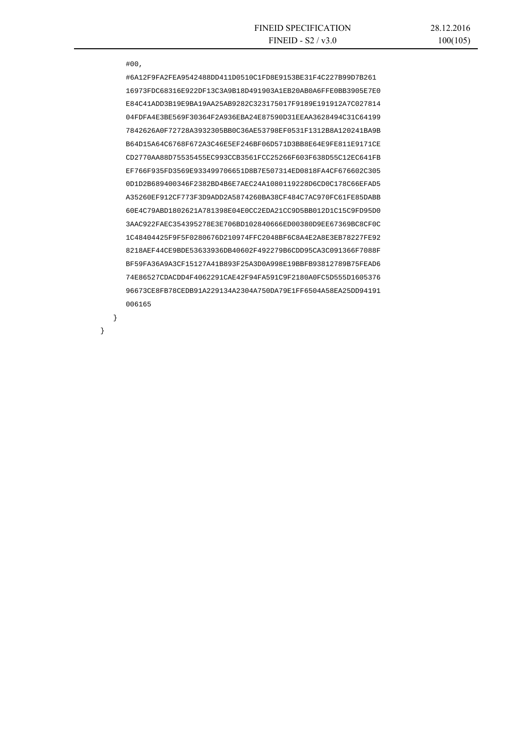```
        #00,
        #6A12F9FA2FEA9542488DD411D0510C1FD8E9153BE31F4C227B99D7B261
        16973FDC68316E922DF13C3A9B18D491903A1EB20AB0A6FFE0BB3905E7E0
        E84C41ADD3B19E9BA19AA25AB9282C323175017F9189E191912A7C027814
        04FDFA4E3BE569F30364F2A936EBA24E87590D31EEAA3628494C31C64199
        7842626A0F72728A3932305BB0C36AE53798EF0531F1312B8A120241BA9B
        B64D15A64C6768F672A3C46E5EF246BF06D571D3BB8E64E9FE811E9171CE
        CD2770AA88D75535455EC993CCB3561FCC25266F603F638D55C12EC641FB
        EF766F935FD3569E933499706651D8B7E507314ED0818FA4CF676602C305
        0D1D2B689400346F2382BD4B6E7AEC24A1080119228D6CD0C178C66EFAD5
        A35260EF912CF773F3D9ADD2A5874260BA38CF484C7AC970FC61FE85DABB
        60E4C79ABD1802621A781398E04E0CC2EDA21CC9D5BB012D1C15C9FD95D0
        3AAC922FAEC354395278E3E706BD102840666ED00380D9EE67369BC8CF0C
        1C48404425F9F5F0280676D210974FFC2048BF6C8A4E2A8E3EB78227FE92
        8218AEF44CE9BDE53633936DB40602F492279B6CDD95CA3C091366F7088F
        BF59FA36A9A3CF15127A41B893F25A3D0A998E19BBFB93812789B75FEAD6
        74E86527CDACDD4F4062291CAE42F94FA591C9F2180A0FC5D555D1605376
        96673CE8FB78CEDB91A229134A2304A750DA79E1FF6504A58EA25DD94191
        006165
    }
}
```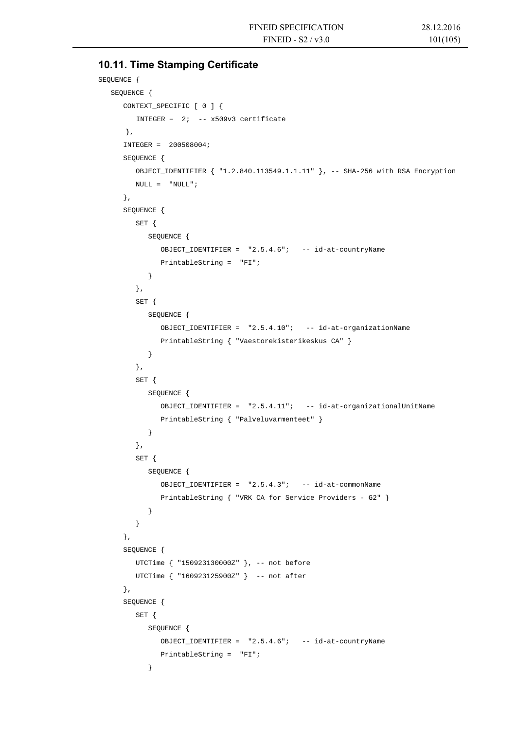## 10.11. Time Stamping Certificate

```
SEQUENCE {
   SEQUENCE {
      CONTEXT_SPECIFIC [ 0 ] {
         INTEGER =  2;  -- x509v3 certificate
       },
      INTEGER =  200508004;
      SEQUENCE {
         OBJECT_IDENTIFIER { "1.2.840.113549.1.1.11" }, -- SHA-256 with RSA Encryption
         NULL =  "NULL";
      },
      SEQUENCE {
         SET {
            SEQUENCE {
               OBJECT_IDENTIFIER =  "2.5.4.6";   -- id-at-countryName
               PrintableString =  "FI";
            }
         },
         SET {
            SEQUENCE {
               OBJECT_IDENTIFIER =  "2.5.4.10";   -- id-at-organizationName
               PrintableString { "Vaestorekisterikeskus CA" }
            }
         },
         SET {
            SEQUENCE {
               OBJECT_IDENTIFIER =  "2.5.4.11";   -- id-at-organizationalUnitName
               PrintableString { "Palveluvarmenteet" }
            }
         },
         SET {
            SEQUENCE {
               OBJECT_IDENTIFIER =  "2.5.4.3";   -- id-at-commonName
               PrintableString { "VRK CA for Service Providers - G2" }
            }
         }
      },
      SEQUENCE {
         UTCTime { "150923130000Z" }, -- not before
         UTCTime { "160923125900Z" }  -- not after
      },
      SEQUENCE {
         SET {
            SEQUENCE {
               OBJECT_IDENTIFIER =  "2.5.4.6";   -- id-at-countryName
               PrintableString =  "FI";
            }
```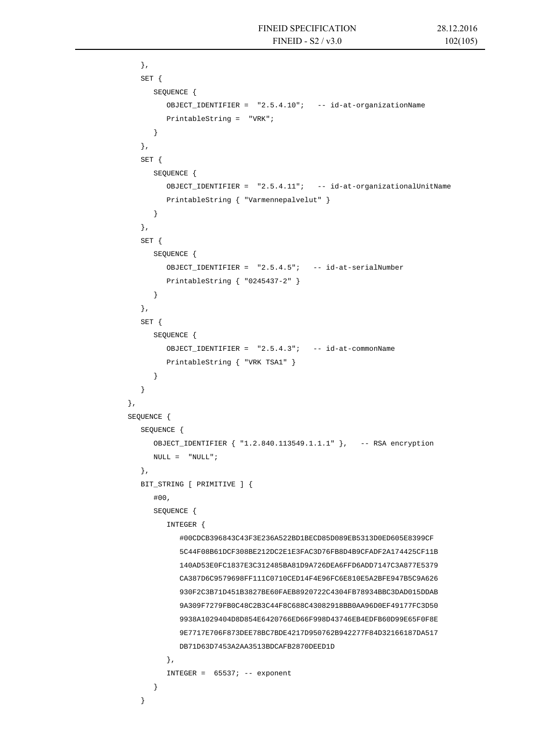```
            },
            SET {
               SEQUENCE {
                  OBJECT_IDENTIFIER =  "2.5.4.10";   -- id-at-organizationName
                  PrintableString =  "VRK";
               }
            },
            SET {
               SEQUENCE {
                  OBJECT_IDENTIFIER =  "2.5.4.11";   -- id-at-organizationalUnitName
                  PrintableString { "Varmennepalvelut" }
               }
            },
            SET {
               SEQUENCE {
                  OBJECT_IDENTIFIER =  "2.5.4.5";   -- id-at-serialNumber
                  PrintableString { "0245437-2" }
               }
            },
            SET {
               SEQUENCE {
                  OBJECT_IDENTIFIER =  "2.5.4.3";   -- id-at-commonName
                  PrintableString { "VRK TSA1" }
               }
            }
         },
         SEQUENCE {
            SEQUENCE {
               OBJECT_IDENTIFIER { "1.2.840.113549.1.1.1" },   -- RSA encryption
               NULL =  "NULL";
            },
            BIT_STRING [ PRIMITIVE ] {
               #00,
               SEQUENCE {
                  INTEGER {
                     #00CDCB396843C43F3E236A522BD1BECD85D089EB5313D0ED605E8399CF
                     5C44F08B61DCF308BE212DC2E1E3FAC3D76FB8D4B9CFADF2A174425CF11B
                     140AD53E0FC1837E3C312485BA81D9A726DEA6FFD6ADD7147C3A877E5379
                     CA387D6C9579698FF111C0710CED14F4E96FC6E810E5A2BFE947B5C9A626
                     930F2C3B71D451B3827BE60FAEB8920722C4304FB78934BBC3DAD015DDAB
                     9A309F7279FB0C48C2B3C44F8C688C43082918BB0AA96D0EF49177FC3D50
                     9938A1029404D8D854E6420766ED66F998D43746EB4EDFB60D99E65F0F8E
                     9E7717E706F873DEE78BC7BDE4217D950762B942277F84D32166187DA517
                     DB71D63D7453A2AA3513BDCAFB2870DEED1D
                  },
                  INTEGER =  65537; -- exponent
               }
            }
```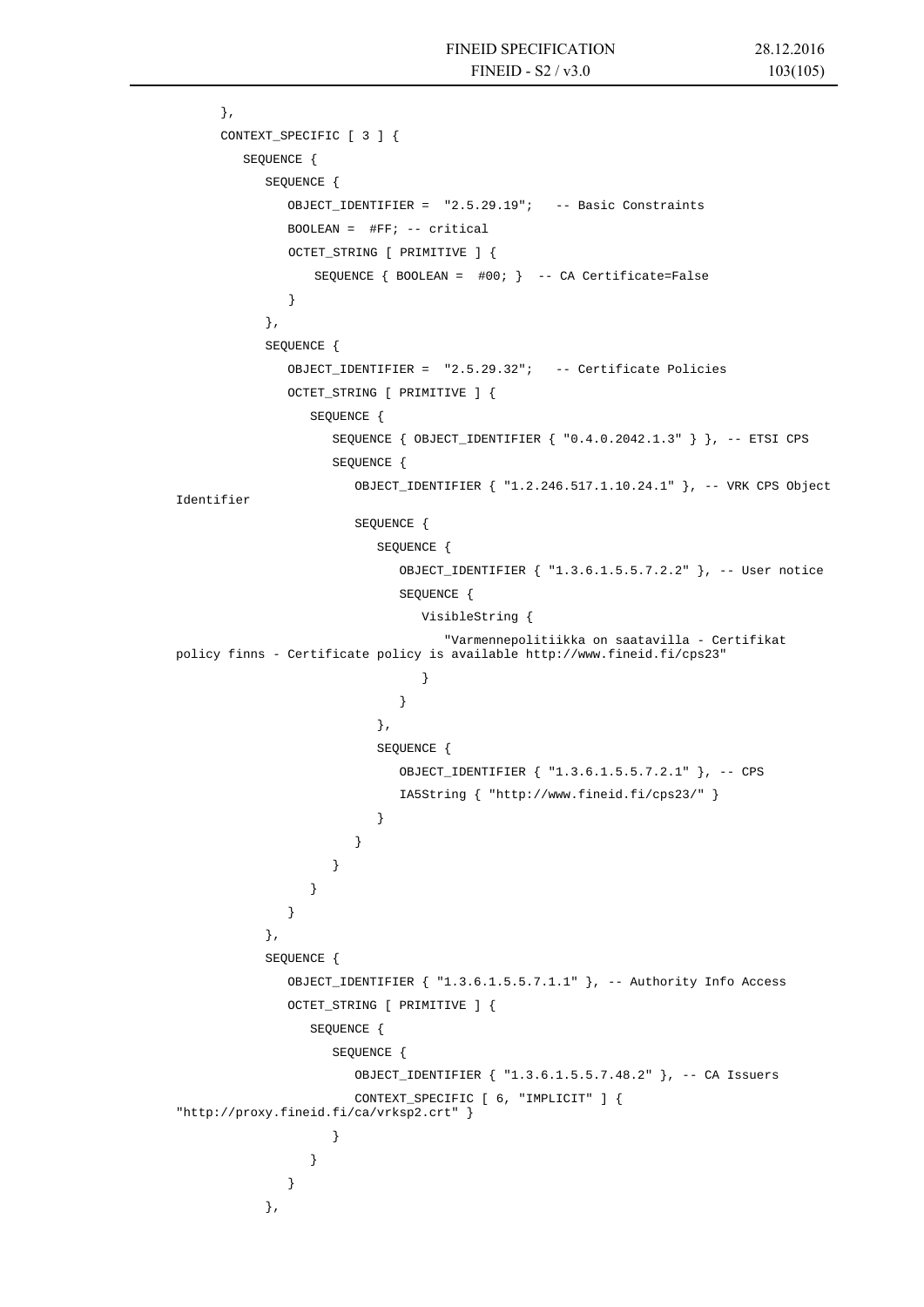```
      },
      CONTEXT_SPECIFIC [ 3 ] {
         SEQUENCE {
            SEQUENCE {
               OBJECT_IDENTIFIER =  "2.5.29.19";   -- Basic Constraints
               BOOLEAN =  #FF; -- critical
               OCTET_STRING [ PRIMITIVE ] {
                   SEQUENCE { BOOLEAN =  #00; }  -- CA Certificate=False
               }
            },
            SEQUENCE {
               OBJECT_IDENTIFIER =  "2.5.29.32";   -- Certificate Policies
               OCTET_STRING [ PRIMITIVE ] {
                  SEQUENCE {
                     SEQUENCE { OBJECT_IDENTIFIER { "0.4.0.2042.1.3" } }, -- ETSI CPS
                     SEQUENCE {
                        OBJECT_IDENTIFIER { "1.2.246.517.1.10.24.1" }, -- VRK CPS Object
Identifier
                        SEQUENCE {
                           SEQUENCE {
                              OBJECT_IDENTIFIER { "1.3.6.1.5.5.7.2.2" }, -- User notice
                              SEQUENCE {
                                 VisibleString {
                                    "Varmennepolitiikka on saatavilla - Certifikat
policy finns - Certificate policy is available http://www.fineid.fi/cps23"
                                 }
                              }
                           },
                           SEQUENCE {
                              OBJECT_IDENTIFIER { "1.3.6.1.5.5.7.2.1" }, -- CPS
                              IA5String { "http://www.fineid.fi/cps23/" }
                           }
                        }
                     }
                  }
               }
            },
            SEQUENCE {
               OBJECT_IDENTIFIER { "1.3.6.1.5.5.7.1.1" }, -- Authority Info Access
               OCTET_STRING [ PRIMITIVE ] {
                  SEQUENCE {
                     SEQUENCE {
                        OBJECT_IDENTIFIER { "1.3.6.1.5.5.7.48.2" }, -- CA Issuers
                        CONTEXT_SPECIFIC [ 6, "IMPLICIT" ] {
"http://proxy.fineid.fi/ca/vrksp2.crt" }
                     }
                  }
               }
            },
```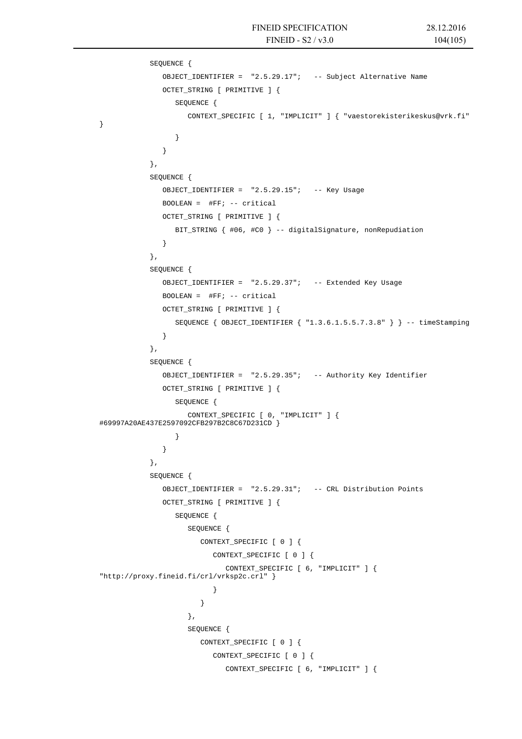```
            SEQUENCE {
               OBJECT_IDENTIFIER =  "2.5.29.17";   -- Subject Alternative Name
               OCTET_STRING [ PRIMITIVE ] {
                  SEQUENCE {
                     CONTEXT_SPECIFIC [ 1, "IMPLICIT" ] { "vaestorekisterikeskus@vrk.fi"
}
                  }
               }
            },
            SEQUENCE {
               OBJECT_IDENTIFIER =  "2.5.29.15";   -- Key Usage
               BOOLEAN =  #FF; -- critical
               OCTET_STRING [ PRIMITIVE ] {
                  BIT_STRING { #06, #C0 } -- digitalSignature, nonRepudiation
               }
            },
            SEQUENCE {
               OBJECT_IDENTIFIER =  "2.5.29.37";   -- Extended Key Usage
               BOOLEAN =  #FF; -- critical
               OCTET_STRING [ PRIMITIVE ] {
                  SEQUENCE { OBJECT_IDENTIFIER { "1.3.6.1.5.5.7.3.8" } } -- timeStamping
               }
            },
            SEQUENCE {
               OBJECT_IDENTIFIER =  "2.5.29.35";   -- Authority Key Identifier
               OCTET_STRING [ PRIMITIVE ] {
                  SEQUENCE {
                     CONTEXT_SPECIFIC [ 0, "IMPLICIT" ] {
#69997A20AE437E2597092CFB297B2C8C67D231CD }
                  }
               }
            },
            SEQUENCE {
               OBJECT_IDENTIFIER =  "2.5.29.31";   -- CRL Distribution Points
               OCTET_STRING [ PRIMITIVE ] {
                  SEQUENCE {
                     SEQUENCE {
                        CONTEXT_SPECIFIC [ 0 ] {
                           CONTEXT_SPECIFIC [ 0 ] {
                              CONTEXT_SPECIFIC [ 6, "IMPLICIT" ] {
"http://proxy.fineid.fi/crl/vrksp2c.crl" }
                           }
                        }
                     },
                     SEQUENCE {
                        CONTEXT_SPECIFIC [ 0 ] {
                           CONTEXT_SPECIFIC [ 0 ] {
                              CONTEXT_SPECIFIC [ 6, "IMPLICIT" ] {
```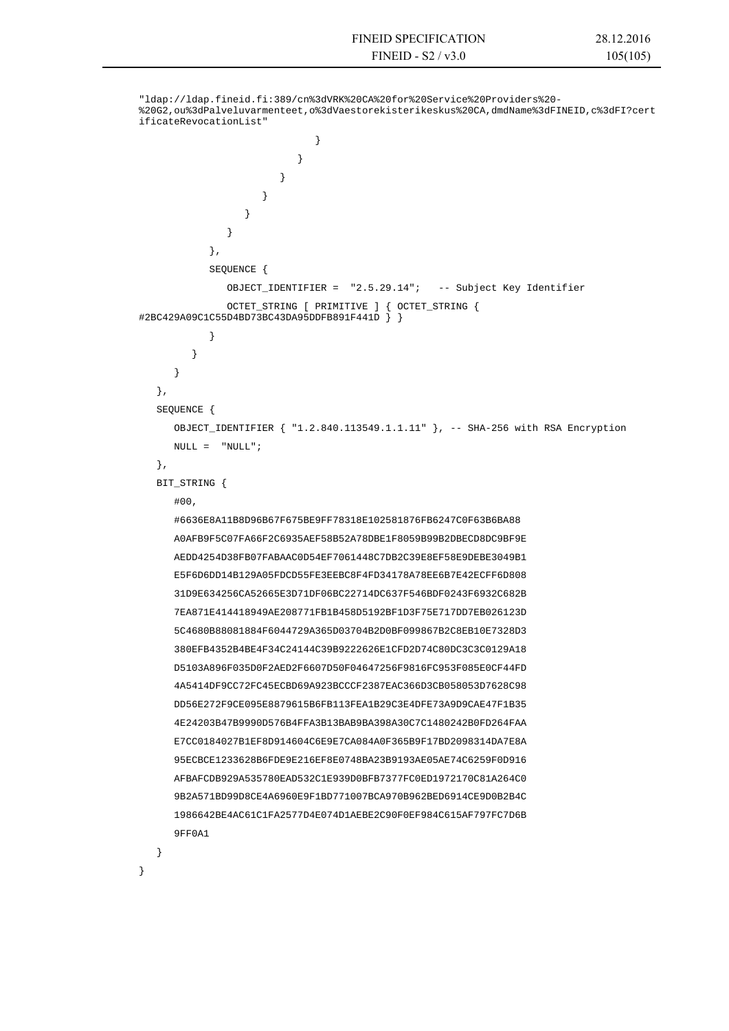```
"ldap://ldap.fineid.fi:389/cn%3dVRK%20CA%20for%20Service%20Providers%20-
%20G2,ou%3dPalveluvarmenteet,o%3dVaestorekisterikeskus%20CA,dmdName%3dFINEID,c%3dFI?cert
ificateRevocationList"
                              }
                           }
                        }
                     }
                  }
               }
            },
            SEQUENCE {
               OBJECT_IDENTIFIER =  "2.5.29.14";   -- Subject Key Identifier
               OCTET_STRING [ PRIMITIVE ] { OCTET_STRING {
#2BC429A09C1C55D4BD73BC43DA95DDFB891F441D } }
            }
         }
      }
   },
   SEQUENCE {
      OBJECT_IDENTIFIER { "1.2.840.113549.1.1.11" }, -- SHA-256 with RSA Encryption
      NULL =  "NULL";
   },
   BIT_STRING {
      #00,
      #6636E8A11B8D96B67F675BE9FF78318E102581876FB6247C0F63B6BA88
      A0AFB9F5C07FA66F2C6935AEF58B52A78DBE1F8059B99B2DBECD8DC9BF9E
      AEDD4254D38FB07FABAAC0D54EF7061448C7DB2C39E8EF58E9DEBE3049B1
      E5F6D6DD14B129A05FDCD55FE3EEBC8F4FD34178A78EE6B7E42ECFF6D808
      31D9E634256CA52665E3D71DF06BC22714DC637F546BDF0243F6932C682B
      7EA871E414418949AE208771FB1B458D5192BF1D3F75E717DD7EB026123D
      5C4680B88081884F6044729A365D03704B2D0BF099867B2C8EB10E7328D3
      380EFB4352B4BE4F34C24144C39B9222626E1CFD2D74C80DC3C3C0129A18
      D5103A896F035D0F2AED2F6607D50F04647256F9816FC953F085E0CF44FD
      4A5414DF9CC72FC45ECBD69A923BCCCF2387EAC366D3CB058053D7628C98
      DD56E272F9CE095E8879615B6FB113FEA1B29C3E4DFE73A9D9CAE47F1B35
      4E24203B47B9990D576B4FFA3B13BAB9BA398A30C7C1480242B0FD264FAA
      E7CC0184027B1EF8D914604C6E9E7CA084A0F365B9F17BD2098314DA7E8A
      95ECBCE1233628B6FDE9E216EF8E0748BA23B9193AE05AE74C6259F0D916
      AFBAFCDB929A535780EAD532C1E939D0BFB7377FC0ED1972170C81A264C0
      9B2A571BD99D8CE4A6960E9F1BD771007BCA970B962BED6914CE9D0B2B4C
      1986642BE4AC61C1FA2577D4E074D1AEBE2C90F0EF984C615AF797FC7D6B
      9FF0A1
   }
}
```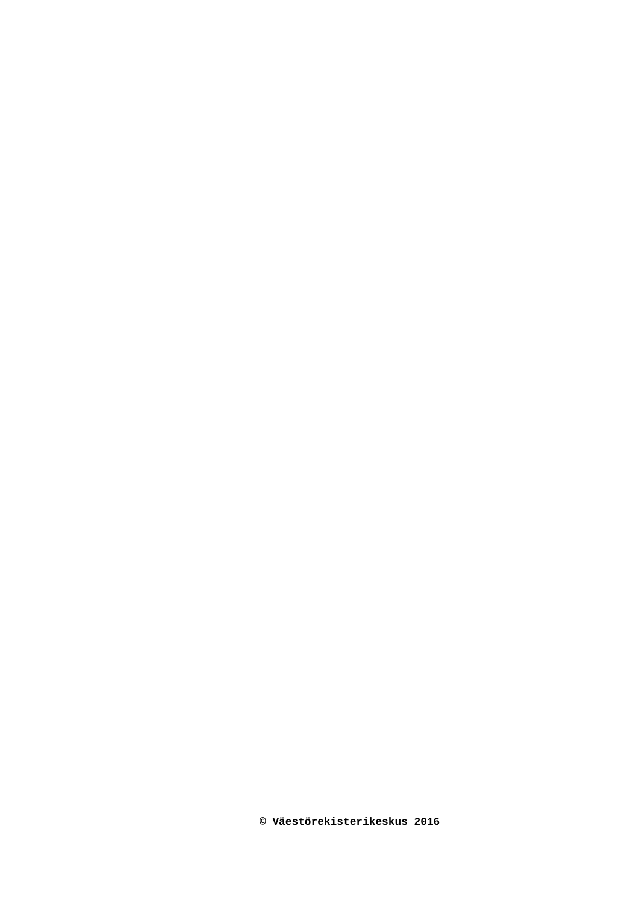**© Väestörekisterikeskus 2016**